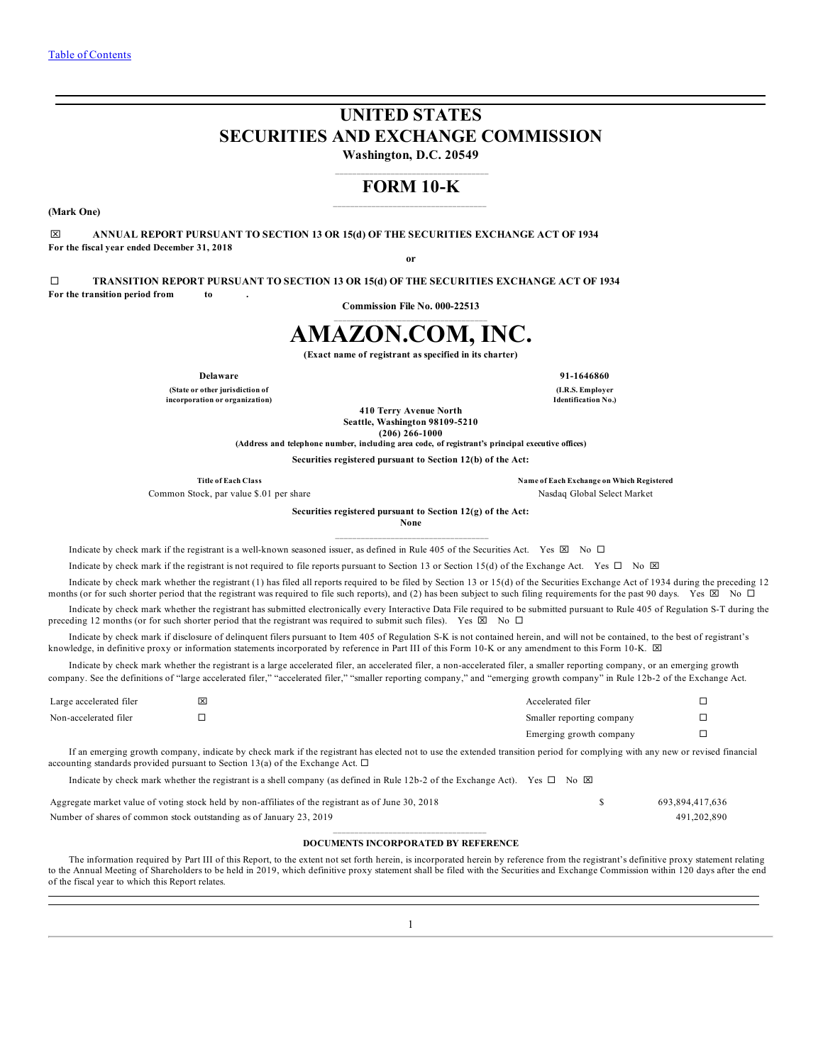Table of Contents

# UNITED STATES
# SECURITIES AND EXCHANGE COMMISSION

**Washington, D.C. 20549**

## FORM 10-K

**(Mark One)**

☒ **ANNUAL REPORT PURSUANT TO SECTION 13 OR 15(d) OF THE SECURITIES EXCHANGE ACT OF 1934**
**For the fiscal year ended December 31, 2018**

**or**

☐ **TRANSITION REPORT PURSUANT TO SECTION 13 OR 15(d) OF THE SECURITIES EXCHANGE ACT OF 1934**
**For the transition period from to .**

**Commission File No. 000-22513**

# AMAZON.COM, INC.

**(Exact name of registrant as specified in its charter)**

| **Delaware** | **91-1646860** |
|---|---|
| **(State or other jurisdiction of incorporation or organization)** | **(I.R.S. Employer Identification No.)** |

**410 Terry Avenue North**
**Seattle, Washington 98109-5210**
**(206) 266-1000**
**(Address and telephone number, including area code, of registrant's principal executive offices)**

**Securities registered pursuant to Section 12(b) of the Act:**

| **Title of Each Class** | **Name of Each Exchange on Which Registered** |
|---|---|
| Common Stock, par value $.01 per share | Nasdaq Global Select Market |

**Securities registered pursuant to Section 12(g) of the Act:**
**None**

Indicate by check mark if the registrant is a well-known seasoned issuer, as defined in Rule 405 of the Securities Act. Yes ☒ No ☐

Indicate by check mark if the registrant is not required to file reports pursuant to Section 13 or Section 15(d) of the Exchange Act. Yes ☐ No ☒

Indicate by check mark whether the registrant (1) has filed all reports required to be filed by Section 13 or 15(d) of the Securities Exchange Act of 1934 during the preceding 12 months (or for such shorter period that the registrant was required to file such reports), and (2) has been subject to such filing requirements for the past 90 days. Yes ☒ No ☐

Indicate by check mark whether the registrant has submitted electronically every Interactive Data File required to be submitted pursuant to Rule 405 of Regulation S-T during the preceding 12 months (or for such shorter period that the registrant was required to submit such files). Yes ☒ No ☐

Indicate by check mark if disclosure of delinquent filers pursuant to Item 405 of Regulation S-K is not contained herein, and will not be contained, to the best of registrant's knowledge, in definitive proxy or information statements incorporated by reference in Part III of this Form 10-K or any amendment to this Form 10-K. ☒

Indicate by check mark whether the registrant is a large accelerated filer, an accelerated filer, a non-accelerated filer, a smaller reporting company, or an emerging growth company. See the definitions of "large accelerated filer," "accelerated filer," "smaller reporting company," and "emerging growth company" in Rule 12b-2 of the Exchange Act.

| | | | |
|---|---|---|---|
| Large accelerated filer | ☒ | Accelerated filer | ☐ |
| Non-accelerated filer | ☐ | Smaller reporting company | ☐ |
| | | Emerging growth company | ☐ |

If an emerging growth company, indicate by check mark if the registrant has elected not to use the extended transition period for complying with any new or revised financial accounting standards provided pursuant to Section 13(a) of the Exchange Act. ☐

Indicate by check mark whether the registrant is a shell company (as defined in Rule 12b-2 of the Exchange Act). Yes ☐ No ☒

| | | |
|---|---|---|
| Aggregate market value of voting stock held by non-affiliates of the registrant as of June 30, 2018 | $ | 693,894,417,636 |
| Number of shares of common stock outstanding as of January 23, 2019 | | 491,202,890 |

**DOCUMENTS INCORPORATED BY REFERENCE**

The information required by Part III of this Report, to the extent not set forth herein, is incorporated herein by reference from the registrant's definitive proxy statement relating to the Annual Meeting of Shareholders to be held in 2019, which definitive proxy statement shall be filed with the Securities and Exchange Commission within 120 days after the end of the fiscal year to which this Report relates.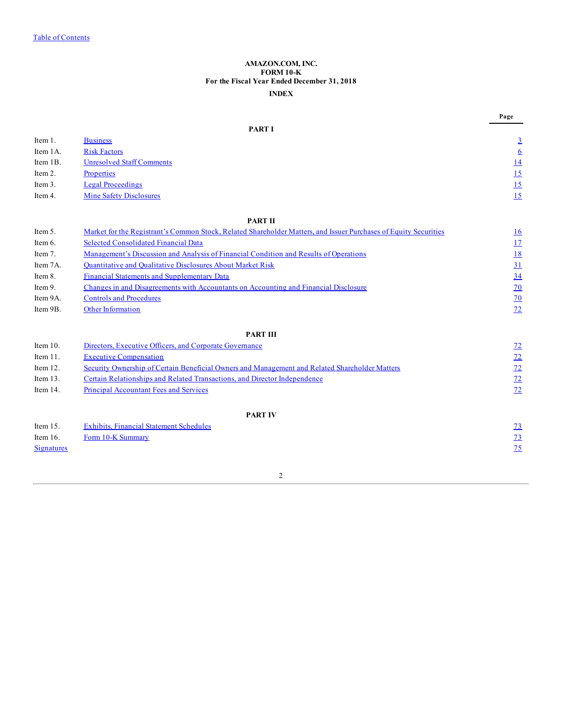Table of Contents

**AMAZON.COM, INC.**
**FORM 10-K**
**For the Fiscal Year Ended December 31, 2018**
**INDEX**

| | | Page |
|---|---|---|
| | **PART I** | |
| Item 1. | Business | 3 |
| Item 1A. | Risk Factors | 6 |
| Item 1B. | Unresolved Staff Comments | 14 |
| Item 2. | Properties | 15 |
| Item 3. | Legal Proceedings | 15 |
| Item 4. | Mine Safety Disclosures | 15 |
| | **PART II** | |
| Item 5. | Market for the Registrant's Common Stock, Related Shareholder Matters, and Issuer Purchases of Equity Securities | 16 |
| Item 6. | Selected Consolidated Financial Data | 17 |
| Item 7. | Management's Discussion and Analysis of Financial Condition and Results of Operations | 18 |
| Item 7A. | Quantitative and Qualitative Disclosures About Market Risk | 31 |
| Item 8. | Financial Statements and Supplementary Data | 34 |
| Item 9. | Changes in and Disagreements with Accountants on Accounting and Financial Disclosure | 70 |
| Item 9A. | Controls and Procedures | 70 |
| Item 9B. | Other Information | 72 |
| | **PART III** | |
| Item 10. | Directors, Executive Officers, and Corporate Governance | 72 |
| Item 11. | Executive Compensation | 72 |
| Item 12. | Security Ownership of Certain Beneficial Owners and Management and Related Shareholder Matters | 72 |
| Item 13. | Certain Relationships and Related Transactions, and Director Independence | 72 |
| Item 14. | Principal Accountant Fees and Services | 72 |
| | **PART IV** | |
| Item 15. | Exhibits, Financial Statement Schedules | 73 |
| Item 16. | Form 10-K Summary | 73 |
| Signatures | | 75 |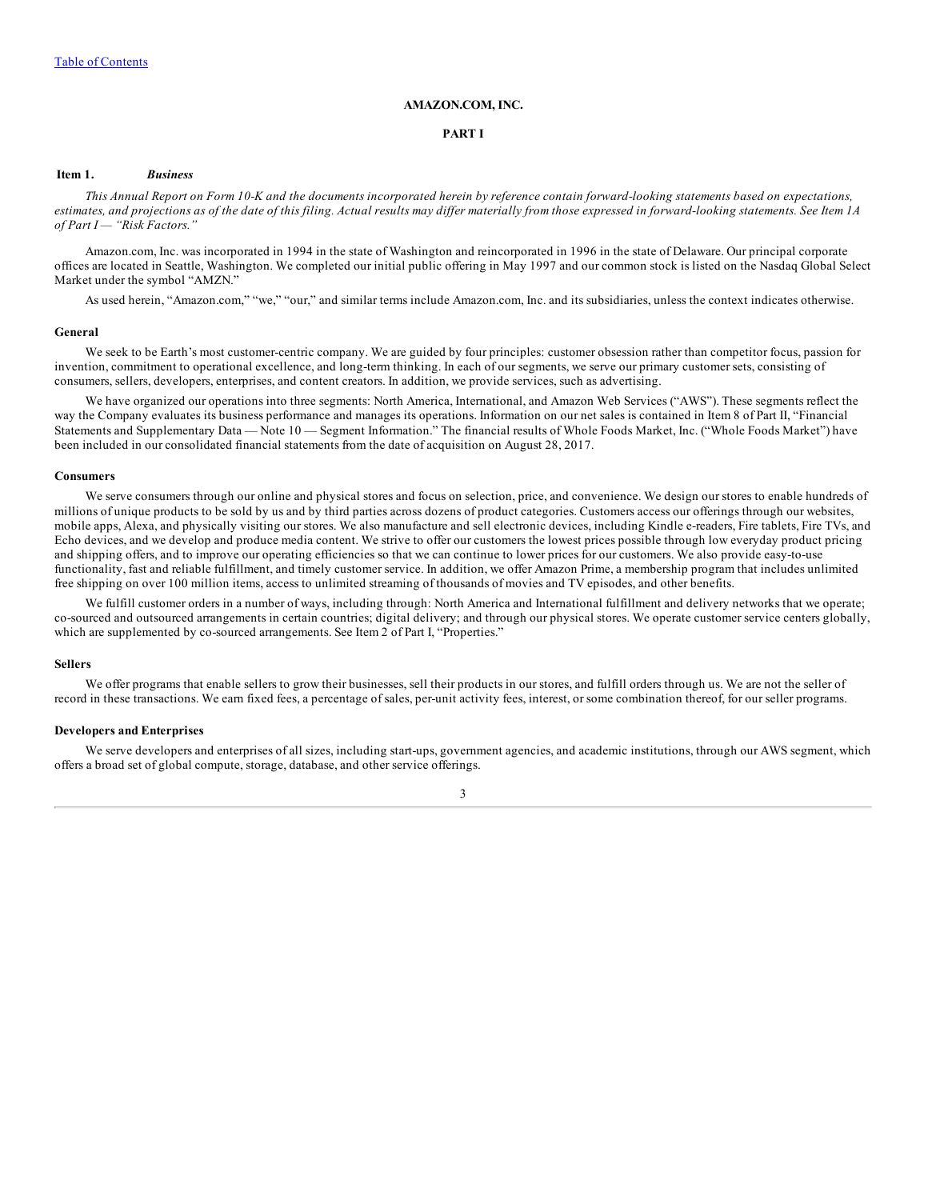# AMAZON.COM, INC.

## PART I

### Item 1. *Business*

*This Annual Report on Form 10-K and the documents incorporated herein by reference contain forward-looking statements based on expectations, estimates, and projections as of the date of this filing. Actual results may differ materially from those expressed in forward-looking statements. See Item 1A of Part I — "Risk Factors."*

Amazon.com, Inc. was incorporated in 1994 in the state of Washington and reincorporated in 1996 in the state of Delaware. Our principal corporate offices are located in Seattle, Washington. We completed our initial public offering in May 1997 and our common stock is listed on the Nasdaq Global Select Market under the symbol "AMZN."

As used herein, "Amazon.com," "we," "our," and similar terms include Amazon.com, Inc. and its subsidiaries, unless the context indicates otherwise.

#### General

We seek to be Earth's most customer-centric company. We are guided by four principles: customer obsession rather than competitor focus, passion for invention, commitment to operational excellence, and long-term thinking. In each of our segments, we serve our primary customer sets, consisting of consumers, sellers, developers, enterprises, and content creators. In addition, we provide services, such as advertising.

We have organized our operations into three segments: North America, International, and Amazon Web Services ("AWS"). These segments reflect the way the Company evaluates its business performance and manages its operations. Information on our net sales is contained in Item 8 of Part II, "Financial Statements and Supplementary Data — Note 10 — Segment Information." The financial results of Whole Foods Market, Inc. ("Whole Foods Market") have been included in our consolidated financial statements from the date of acquisition on August 28, 2017.

#### Consumers

We serve consumers through our online and physical stores and focus on selection, price, and convenience. We design our stores to enable hundreds of millions of unique products to be sold by us and by third parties across dozens of product categories. Customers access our offerings through our websites, mobile apps, Alexa, and physically visiting our stores. We also manufacture and sell electronic devices, including Kindle e-readers, Fire tablets, Fire TVs, and Echo devices, and we develop and produce media content. We strive to offer our customers the lowest prices possible through low everyday product pricing and shipping offers, and to improve our operating efficiencies so that we can continue to lower prices for our customers. We also provide easy-to-use functionality, fast and reliable fulfillment, and timely customer service. In addition, we offer Amazon Prime, a membership program that includes unlimited free shipping on over 100 million items, access to unlimited streaming of thousands of movies and TV episodes, and other benefits.

We fulfill customer orders in a number of ways, including through: North America and International fulfillment and delivery networks that we operate; co-sourced and outsourced arrangements in certain countries; digital delivery; and through our physical stores. We operate customer service centers globally, which are supplemented by co-sourced arrangements. See Item 2 of Part I, "Properties."

#### Sellers

We offer programs that enable sellers to grow their businesses, sell their products in our stores, and fulfill orders through us. We are not the seller of record in these transactions. We earn fixed fees, a percentage of sales, per-unit activity fees, interest, or some combination thereof, for our seller programs.

#### Developers and Enterprises

We serve developers and enterprises of all sizes, including start-ups, government agencies, and academic institutions, through our AWS segment, which offers a broad set of global compute, storage, database, and other service offerings.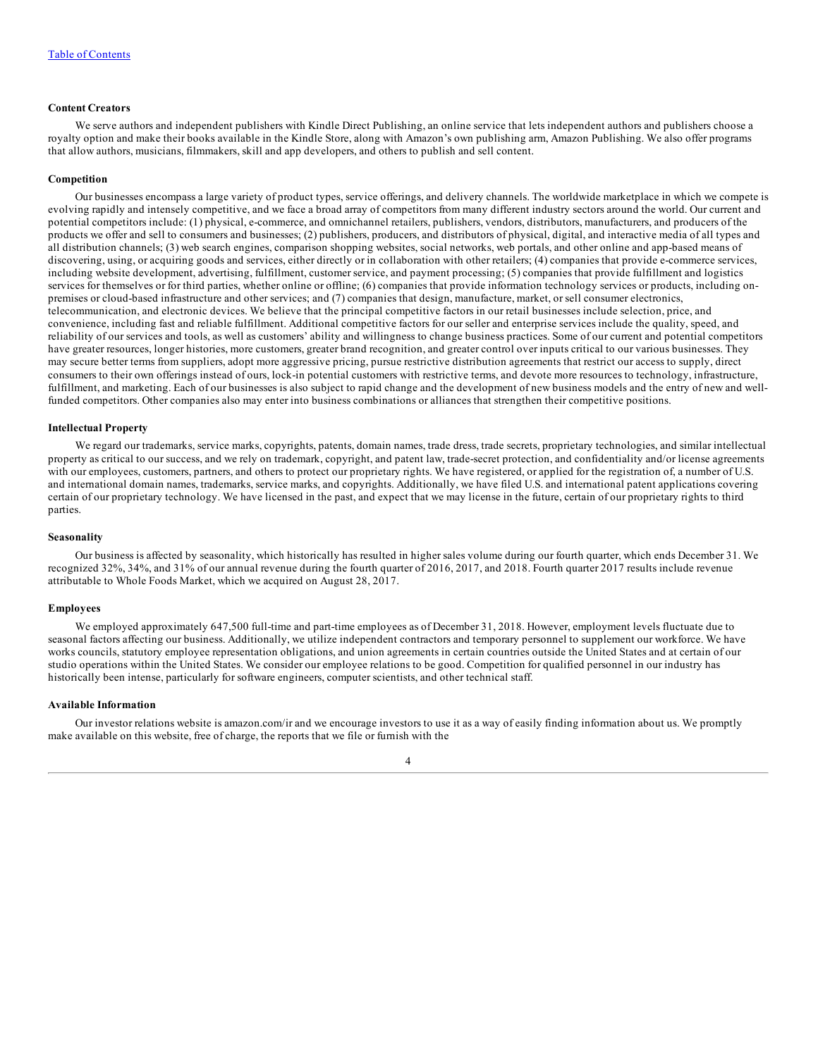#### Content Creators

We serve authors and independent publishers with Kindle Direct Publishing, an online service that lets independent authors and publishers choose a royalty option and make their books available in the Kindle Store, along with Amazon's own publishing arm, Amazon Publishing. We also offer programs that allow authors, musicians, filmmakers, skill and app developers, and others to publish and sell content.

#### Competition

Our businesses encompass a large variety of product types, service offerings, and delivery channels. The worldwide marketplace in which we compete is evolving rapidly and intensely competitive, and we face a broad array of competitors from many different industry sectors around the world. Our current and potential competitors include: (1) physical, e-commerce, and omnichannel retailers, publishers, vendors, distributors, manufacturers, and producers of the products we offer and sell to consumers and businesses; (2) publishers, producers, and distributors of physical, digital, and interactive media of all types and all distribution channels; (3) web search engines, comparison shopping websites, social networks, web portals, and other online and app-based means of discovering, using, or acquiring goods and services, either directly or in collaboration with other retailers; (4) companies that provide e-commerce services, including website development, advertising, fulfillment, customer service, and payment processing; (5) companies that provide fulfillment and logistics services for themselves or for third parties, whether online or offline; (6) companies that provide information technology services or products, including on-premises or cloud-based infrastructure and other services; and (7) companies that design, manufacture, market, or sell consumer electronics, telecommunication, and electronic devices. We believe that the principal competitive factors in our retail businesses include selection, price, and convenience, including fast and reliable fulfillment. Additional competitive factors for our seller and enterprise services include the quality, speed, and reliability of our services and tools, as well as customers' ability and willingness to change business practices. Some of our current and potential competitors have greater resources, longer histories, more customers, greater brand recognition, and greater control over inputs critical to our various businesses. They may secure better terms from suppliers, adopt more aggressive pricing, pursue restrictive distribution agreements that restrict our access to supply, direct consumers to their own offerings instead of ours, lock-in potential customers with restrictive terms, and devote more resources to technology, infrastructure, fulfillment, and marketing. Each of our businesses is also subject to rapid change and the development of new business models and the entry of new and well-funded competitors. Other companies also may enter into business combinations or alliances that strengthen their competitive positions.

#### Intellectual Property

We regard our trademarks, service marks, copyrights, patents, domain names, trade dress, trade secrets, proprietary technologies, and similar intellectual property as critical to our success, and we rely on trademark, copyright, and patent law, trade-secret protection, and confidentiality and/or license agreements with our employees, customers, partners, and others to protect our proprietary rights. We have registered, or applied for the registration of, a number of U.S. and international domain names, trademarks, service marks, and copyrights. Additionally, we have filed U.S. and international patent applications covering certain of our proprietary technology. We have licensed in the past, and expect that we may license in the future, certain of our proprietary rights to third parties.

#### Seasonality

Our business is affected by seasonality, which historically has resulted in higher sales volume during our fourth quarter, which ends December 31. We recognized 32%, 34%, and 31% of our annual revenue during the fourth quarter of 2016, 2017, and 2018. Fourth quarter 2017 results include revenue attributable to Whole Foods Market, which we acquired on August 28, 2017.

#### Employees

We employed approximately 647,500 full-time and part-time employees as of December 31, 2018. However, employment levels fluctuate due to seasonal factors affecting our business. Additionally, we utilize independent contractors and temporary personnel to supplement our workforce. We have works councils, statutory employee representation obligations, and union agreements in certain countries outside the United States and at certain of our studio operations within the United States. We consider our employee relations to be good. Competition for qualified personnel in our industry has historically been intense, particularly for software engineers, computer scientists, and other technical staff.

#### Available Information

Our investor relations website is amazon.com/ir and we encourage investors to use it as a way of easily finding information about us. We promptly make available on this website, free of charge, the reports that we file or furnish with the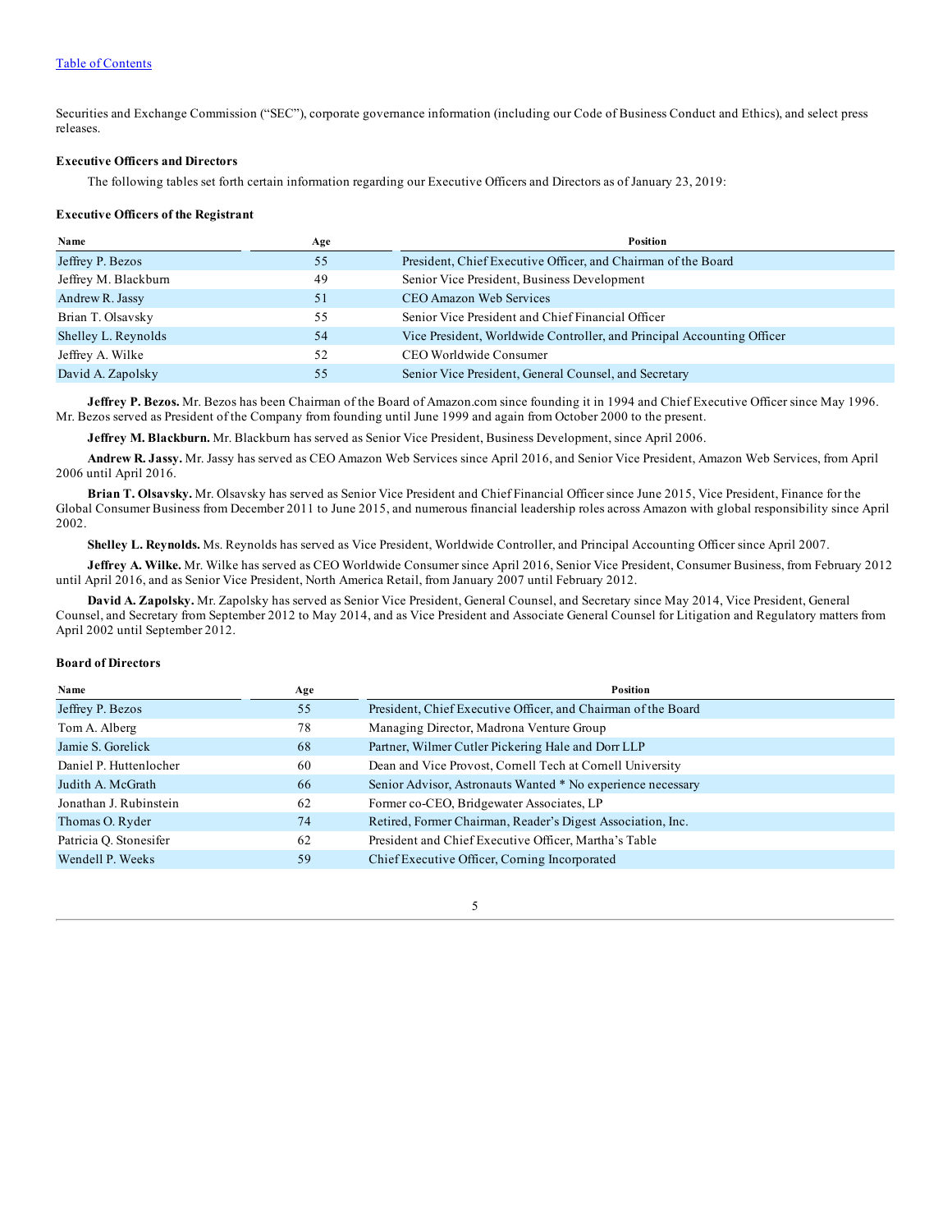Securities and Exchange Commission ("SEC"), corporate governance information (including our Code of Business Conduct and Ethics), and select press releases.

**Executive Officers and Directors**

The following tables set forth certain information regarding our Executive Officers and Directors as of January 23, 2019:

**Executive Officers of the Registrant**

| Name | Age | Position |
|---|---|---|
| Jeffrey P. Bezos | 55 | President, Chief Executive Officer, and Chairman of the Board |
| Jeffrey M. Blackburn | 49 | Senior Vice President, Business Development |
| Andrew R. Jassy | 51 | CEO Amazon Web Services |
| Brian T. Olsavsky | 55 | Senior Vice President and Chief Financial Officer |
| Shelley L. Reynolds | 54 | Vice President, Worldwide Controller, and Principal Accounting Officer |
| Jeffrey A. Wilke | 52 | CEO Worldwide Consumer |
| David A. Zapolsky | 55 | Senior Vice President, General Counsel, and Secretary |

**Jeffrey P. Bezos.** Mr. Bezos has been Chairman of the Board of Amazon.com since founding it in 1994 and Chief Executive Officer since May 1996. Mr. Bezos served as President of the Company from founding until June 1999 and again from October 2000 to the present.

**Jeffrey M. Blackburn.** Mr. Blackburn has served as Senior Vice President, Business Development, since April 2006.

**Andrew R. Jassy.** Mr. Jassy has served as CEO Amazon Web Services since April 2016, and Senior Vice President, Amazon Web Services, from April 2006 until April 2016.

**Brian T. Olsavsky.** Mr. Olsavsky has served as Senior Vice President and Chief Financial Officer since June 2015, Vice President, Finance for the Global Consumer Business from December 2011 to June 2015, and numerous financial leadership roles across Amazon with global responsibility since April 2002.

**Shelley L. Reynolds.** Ms. Reynolds has served as Vice President, Worldwide Controller, and Principal Accounting Officer since April 2007.

**Jeffrey A. Wilke.** Mr. Wilke has served as CEO Worldwide Consumer since April 2016, Senior Vice President, Consumer Business, from February 2012 until April 2016, and as Senior Vice President, North America Retail, from January 2007 until February 2012.

**David A. Zapolsky.** Mr. Zapolsky has served as Senior Vice President, General Counsel, and Secretary since May 2014, Vice President, General Counsel, and Secretary from September 2012 to May 2014, and as Vice President and Associate General Counsel for Litigation and Regulatory matters from April 2002 until September 2012.

**Board of Directors**

| Name | Age | Position |
|---|---|---|
| Jeffrey P. Bezos | 55 | President, Chief Executive Officer, and Chairman of the Board |
| Tom A. Alberg | 78 | Managing Director, Madrona Venture Group |
| Jamie S. Gorelick | 68 | Partner, Wilmer Cutler Pickering Hale and Dorr LLP |
| Daniel P. Huttenlocher | 60 | Dean and Vice Provost, Cornell Tech at Cornell University |
| Judith A. McGrath | 66 | Senior Advisor, Astronauts Wanted * No experience necessary |
| Jonathan J. Rubinstein | 62 | Former co-CEO, Bridgewater Associates, LP |
| Thomas O. Ryder | 74 | Retired, Former Chairman, Reader's Digest Association, Inc. |
| Patricia Q. Stonesifer | 62 | President and Chief Executive Officer, Martha's Table |
| Wendell P. Weeks | 59 | Chief Executive Officer, Corning Incorporated |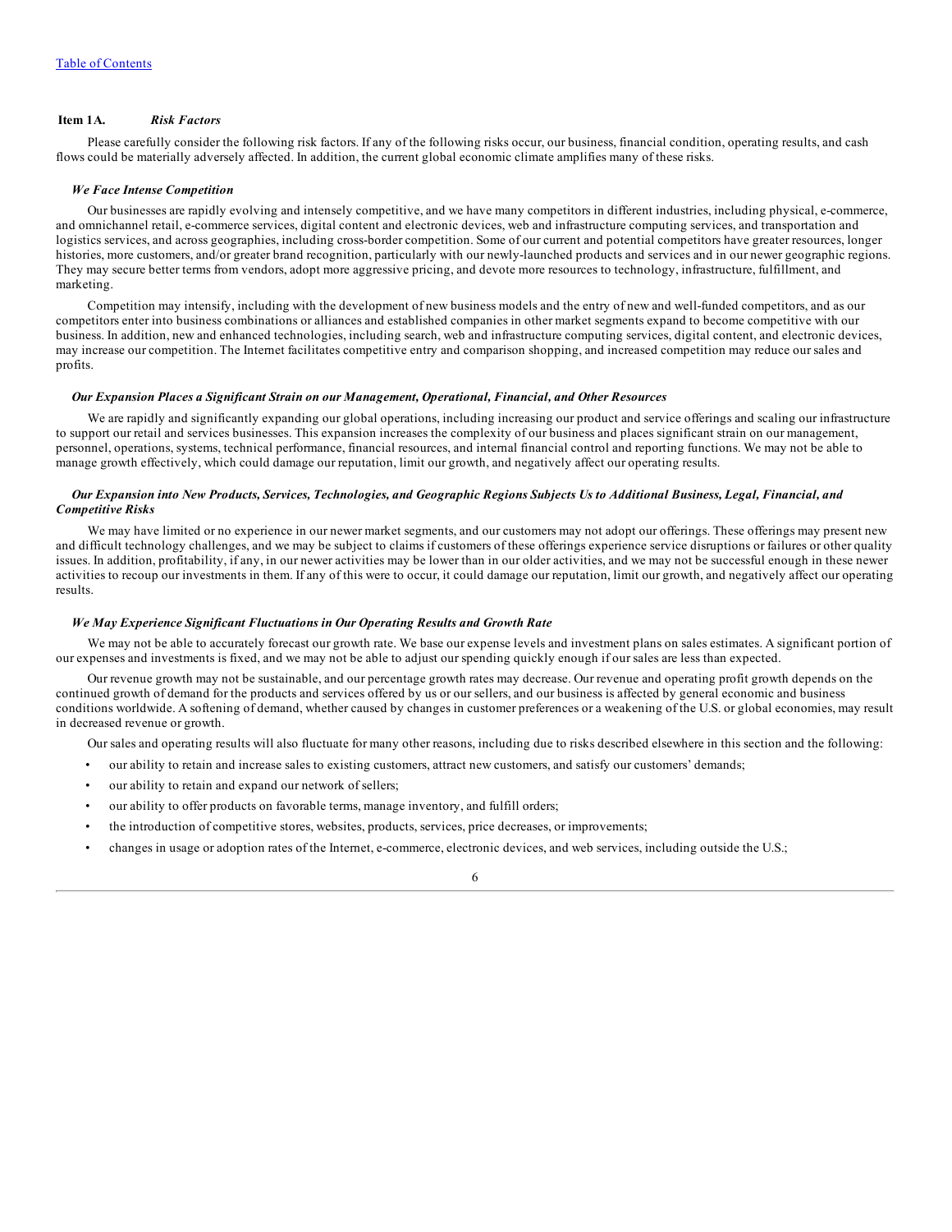[Table of Contents](#)

## Item 1A. *Risk Factors*

Please carefully consider the following risk factors. If any of the following risks occur, our business, financial condition, operating results, and cash flows could be materially adversely affected. In addition, the current global economic climate amplifies many of these risks.

### *We Face Intense Competition*

Our businesses are rapidly evolving and intensely competitive, and we have many competitors in different industries, including physical, e-commerce, and omnichannel retail, e-commerce services, digital content and electronic devices, web and infrastructure computing services, and transportation and logistics services, and across geographies, including cross-border competition. Some of our current and potential competitors have greater resources, longer histories, more customers, and/or greater brand recognition, particularly with our newly-launched products and services and in our newer geographic regions. They may secure better terms from vendors, adopt more aggressive pricing, and devote more resources to technology, infrastructure, fulfillment, and marketing.

Competition may intensify, including with the development of new business models and the entry of new and well-funded competitors, and as our competitors enter into business combinations or alliances and established companies in other market segments expand to become competitive with our business. In addition, new and enhanced technologies, including search, web and infrastructure computing services, digital content, and electronic devices, may increase our competition. The Internet facilitates competitive entry and comparison shopping, and increased competition may reduce our sales and profits.

### *Our Expansion Places a Significant Strain on our Management, Operational, Financial, and Other Resources*

We are rapidly and significantly expanding our global operations, including increasing our product and service offerings and scaling our infrastructure to support our retail and services businesses. This expansion increases the complexity of our business and places significant strain on our management, personnel, operations, systems, technical performance, financial resources, and internal financial control and reporting functions. We may not be able to manage growth effectively, which could damage our reputation, limit our growth, and negatively affect our operating results.

### *Our Expansion into New Products, Services, Technologies, and Geographic Regions Subjects Us to Additional Business, Legal, Financial, and Competitive Risks*

We may have limited or no experience in our newer market segments, and our customers may not adopt our offerings. These offerings may present new and difficult technology challenges, and we may be subject to claims if customers of these offerings experience service disruptions or failures or other quality issues. In addition, profitability, if any, in our newer activities may be lower than in our older activities, and we may not be successful enough in these newer activities to recoup our investments in them. If any of this were to occur, it could damage our reputation, limit our growth, and negatively affect our operating results.

### *We May Experience Significant Fluctuations in Our Operating Results and Growth Rate*

We may not be able to accurately forecast our growth rate. We base our expense levels and investment plans on sales estimates. A significant portion of our expenses and investments is fixed, and we may not be able to adjust our spending quickly enough if our sales are less than expected.

Our revenue growth may not be sustainable, and our percentage growth rates may decrease. Our revenue and operating profit growth depends on the continued growth of demand for the products and services offered by us or our sellers, and our business is affected by general economic and business conditions worldwide. A softening of demand, whether caused by changes in customer preferences or a weakening of the U.S. or global economies, may result in decreased revenue or growth.

Our sales and operating results will also fluctuate for many other reasons, including due to risks described elsewhere in this section and the following:

- our ability to retain and increase sales to existing customers, attract new customers, and satisfy our customers' demands;
- our ability to retain and expand our network of sellers;
- our ability to offer products on favorable terms, manage inventory, and fulfill orders;
- the introduction of competitive stores, websites, products, services, price decreases, or improvements;
- changes in usage or adoption rates of the Internet, e-commerce, electronic devices, and web services, including outside the U.S.;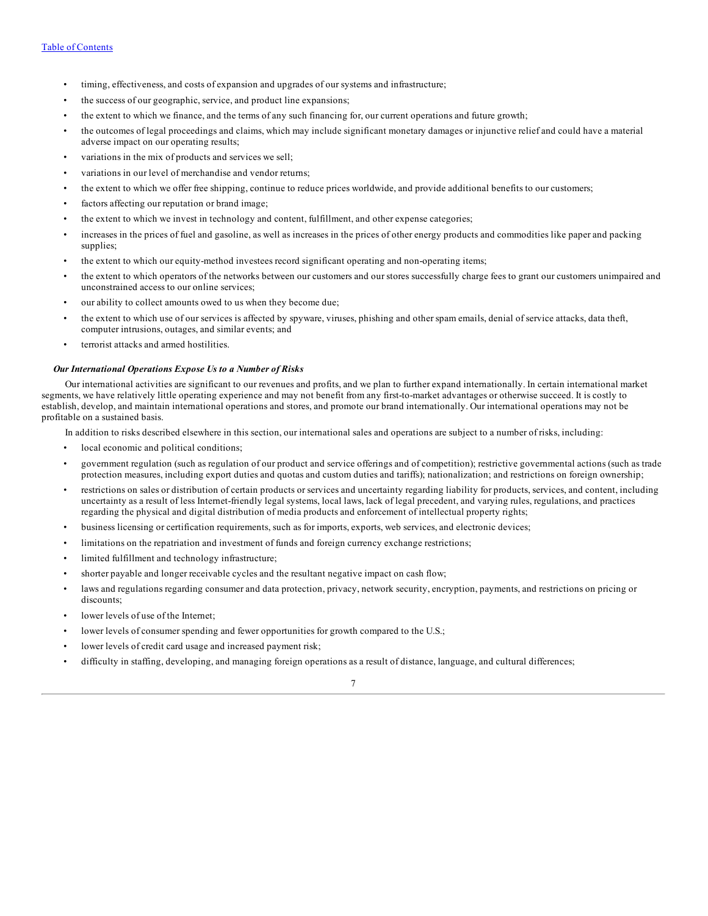- timing, effectiveness, and costs of expansion and upgrades of our systems and infrastructure;
- the success of our geographic, service, and product line expansions;
- the extent to which we finance, and the terms of any such financing for, our current operations and future growth;
- the outcomes of legal proceedings and claims, which may include significant monetary damages or injunctive relief and could have a material adverse impact on our operating results;
- variations in the mix of products and services we sell;
- variations in our level of merchandise and vendor returns;
- the extent to which we offer free shipping, continue to reduce prices worldwide, and provide additional benefits to our customers;
- factors affecting our reputation or brand image;
- the extent to which we invest in technology and content, fulfillment, and other expense categories;
- increases in the prices of fuel and gasoline, as well as increases in the prices of other energy products and commodities like paper and packing supplies;
- the extent to which our equity-method investees record significant operating and non-operating items;
- the extent to which operators of the networks between our customers and our stores successfully charge fees to grant our customers unimpaired and unconstrained access to our online services;
- our ability to collect amounts owed to us when they become due;
- the extent to which use of our services is affected by spyware, viruses, phishing and other spam emails, denial of service attacks, data theft, computer intrusions, outages, and similar events; and
- terrorist attacks and armed hostilities.

***Our International Operations Expose Us to a Number of Risks***

Our international activities are significant to our revenues and profits, and we plan to further expand internationally. In certain international market segments, we have relatively little operating experience and may not benefit from any first-to-market advantages or otherwise succeed. It is costly to establish, develop, and maintain international operations and stores, and promote our brand internationally. Our international operations may not be profitable on a sustained basis.

In addition to risks described elsewhere in this section, our international sales and operations are subject to a number of risks, including:

- local economic and political conditions;
- government regulation (such as regulation of our product and service offerings and of competition); restrictive governmental actions (such as trade protection measures, including export duties and quotas and custom duties and tariffs); nationalization; and restrictions on foreign ownership;
- restrictions on sales or distribution of certain products or services and uncertainty regarding liability for products, services, and content, including uncertainty as a result of less Internet-friendly legal systems, local laws, lack of legal precedent, and varying rules, regulations, and practices regarding the physical and digital distribution of media products and enforcement of intellectual property rights;
- business licensing or certification requirements, such as for imports, exports, web services, and electronic devices;
- limitations on the repatriation and investment of funds and foreign currency exchange restrictions;
- limited fulfillment and technology infrastructure;
- shorter payable and longer receivable cycles and the resultant negative impact on cash flow;
- laws and regulations regarding consumer and data protection, privacy, network security, encryption, payments, and restrictions on pricing or discounts;
- lower levels of use of the Internet;
- lower levels of consumer spending and fewer opportunities for growth compared to the U.S.;
- lower levels of credit card usage and increased payment risk;
- difficulty in staffing, developing, and managing foreign operations as a result of distance, language, and cultural differences;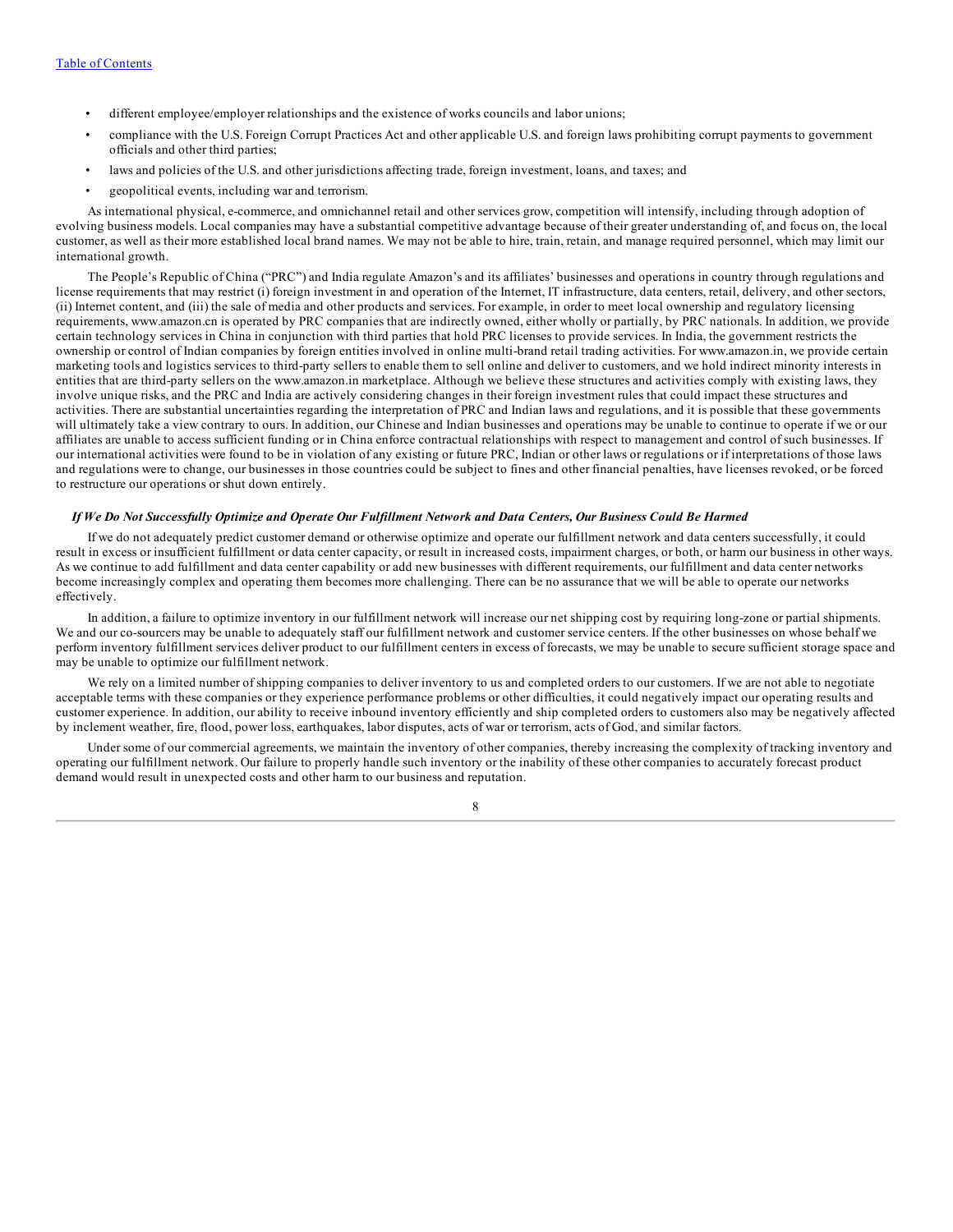- different employee/employer relationships and the existence of works councils and labor unions;
- compliance with the U.S. Foreign Corrupt Practices Act and other applicable U.S. and foreign laws prohibiting corrupt payments to government officials and other third parties;
- laws and policies of the U.S. and other jurisdictions affecting trade, foreign investment, loans, and taxes; and
- geopolitical events, including war and terrorism.

As international physical, e-commerce, and omnichannel retail and other services grow, competition will intensify, including through adoption of evolving business models. Local companies may have a substantial competitive advantage because of their greater understanding of, and focus on, the local customer, as well as their more established local brand names. We may not be able to hire, train, retain, and manage required personnel, which may limit our international growth.

The People's Republic of China ("PRC") and India regulate Amazon's and its affiliates' businesses and operations in country through regulations and license requirements that may restrict (i) foreign investment in and operation of the Internet, IT infrastructure, data centers, retail, delivery, and other sectors, (ii) Internet content, and (iii) the sale of media and other products and services. For example, in order to meet local ownership and regulatory licensing requirements, www.amazon.cn is operated by PRC companies that are indirectly owned, either wholly or partially, by PRC nationals. In addition, we provide certain technology services in China in conjunction with third parties that hold PRC licenses to provide services. In India, the government restricts the ownership or control of Indian companies by foreign entities involved in online multi-brand retail trading activities. For www.amazon.in, we provide certain marketing tools and logistics services to third-party sellers to enable them to sell online and deliver to customers, and we hold indirect minority interests in entities that are third-party sellers on the www.amazon.in marketplace. Although we believe these structures and activities comply with existing laws, they involve unique risks, and the PRC and India are actively considering changes in their foreign investment rules that could impact these structures and activities. There are substantial uncertainties regarding the interpretation of PRC and Indian laws and regulations, and it is possible that these governments will ultimately take a view contrary to ours. In addition, our Chinese and Indian businesses and operations may be unable to continue to operate if we or our affiliates are unable to access sufficient funding or in China enforce contractual relationships with respect to management and control of such businesses. If our international activities were found to be in violation of any existing or future PRC, Indian or other laws or regulations or if interpretations of those laws and regulations were to change, our businesses in those countries could be subject to fines and other financial penalties, have licenses revoked, or be forced to restructure our operations or shut down entirely.

### *If We Do Not Successfully Optimize and Operate Our Fulfillment Network and Data Centers, Our Business Could Be Harmed*

If we do not adequately predict customer demand or otherwise optimize and operate our fulfillment network and data centers successfully, it could result in excess or insufficient fulfillment or data center capacity, or result in increased costs, impairment charges, or both, or harm our business in other ways. As we continue to add fulfillment and data center capability or add new businesses with different requirements, our fulfillment and data center networks become increasingly complex and operating them becomes more challenging. There can be no assurance that we will be able to operate our networks effectively.

In addition, a failure to optimize inventory in our fulfillment network will increase our net shipping cost by requiring long-zone or partial shipments. We and our co-sourcers may be unable to adequately staff our fulfillment network and customer service centers. If the other businesses on whose behalf we perform inventory fulfillment services deliver product to our fulfillment centers in excess of forecasts, we may be unable to secure sufficient storage space and may be unable to optimize our fulfillment network.

We rely on a limited number of shipping companies to deliver inventory to us and completed orders to our customers. If we are not able to negotiate acceptable terms with these companies or they experience performance problems or other difficulties, it could negatively impact our operating results and customer experience. In addition, our ability to receive inbound inventory efficiently and ship completed orders to customers also may be negatively affected by inclement weather, fire, flood, power loss, earthquakes, labor disputes, acts of war or terrorism, acts of God, and similar factors.

Under some of our commercial agreements, we maintain the inventory of other companies, thereby increasing the complexity of tracking inventory and operating our fulfillment network. Our failure to properly handle such inventory or the inability of these other companies to accurately forecast product demand would result in unexpected costs and other harm to our business and reputation.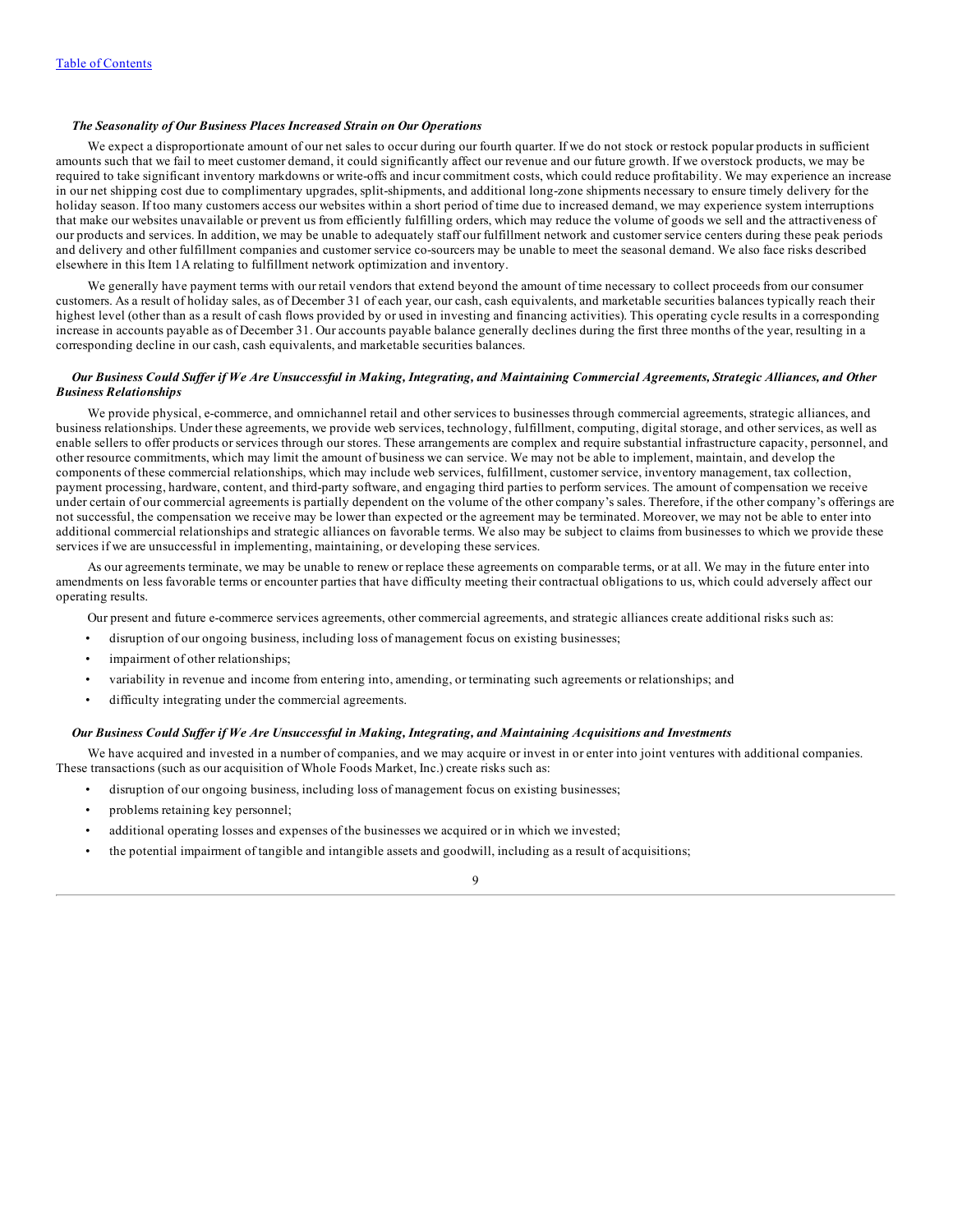### *The Seasonality of Our Business Places Increased Strain on Our Operations*

We expect a disproportionate amount of our net sales to occur during our fourth quarter. If we do not stock or restock popular products in sufficient amounts such that we fail to meet customer demand, it could significantly affect our revenue and our future growth. If we overstock products, we may be required to take significant inventory markdowns or write-offs and incur commitment costs, which could reduce profitability. We may experience an increase in our net shipping cost due to complimentary upgrades, split-shipments, and additional long-zone shipments necessary to ensure timely delivery for the holiday season. If too many customers access our websites within a short period of time due to increased demand, we may experience system interruptions that make our websites unavailable or prevent us from efficiently fulfilling orders, which may reduce the volume of goods we sell and the attractiveness of our products and services. In addition, we may be unable to adequately staff our fulfillment network and customer service centers during these peak periods and delivery and other fulfillment companies and customer service co-sourcers may be unable to meet the seasonal demand. We also face risks described elsewhere in this Item 1A relating to fulfillment network optimization and inventory.

We generally have payment terms with our retail vendors that extend beyond the amount of time necessary to collect proceeds from our consumer customers. As a result of holiday sales, as of December 31 of each year, our cash, cash equivalents, and marketable securities balances typically reach their highest level (other than as a result of cash flows provided by or used in investing and financing activities). This operating cycle results in a corresponding increase in accounts payable as of December 31. Our accounts payable balance generally declines during the first three months of the year, resulting in a corresponding decline in our cash, cash equivalents, and marketable securities balances.

### *Our Business Could Suffer if We Are Unsuccessful in Making, Integrating, and Maintaining Commercial Agreements, Strategic Alliances, and Other Business Relationships*

We provide physical, e-commerce, and omnichannel retail and other services to businesses through commercial agreements, strategic alliances, and business relationships. Under these agreements, we provide web services, technology, fulfillment, computing, digital storage, and other services, as well as enable sellers to offer products or services through our stores. These arrangements are complex and require substantial infrastructure capacity, personnel, and other resource commitments, which may limit the amount of business we can service. We may not be able to implement, maintain, and develop the components of these commercial relationships, which may include web services, fulfillment, customer service, inventory management, tax collection, payment processing, hardware, content, and third-party software, and engaging third parties to perform services. The amount of compensation we receive under certain of our commercial agreements is partially dependent on the volume of the other company's sales. Therefore, if the other company's offerings are not successful, the compensation we receive may be lower than expected or the agreement may be terminated. Moreover, we may not be able to enter into additional commercial relationships and strategic alliances on favorable terms. We also may be subject to claims from businesses to which we provide these services if we are unsuccessful in implementing, maintaining, or developing these services.

As our agreements terminate, we may be unable to renew or replace these agreements on comparable terms, or at all. We may in the future enter into amendments on less favorable terms or encounter parties that have difficulty meeting their contractual obligations to us, which could adversely affect our operating results.

Our present and future e-commerce services agreements, other commercial agreements, and strategic alliances create additional risks such as:

- disruption of our ongoing business, including loss of management focus on existing businesses;
- impairment of other relationships;
- variability in revenue and income from entering into, amending, or terminating such agreements or relationships; and
- difficulty integrating under the commercial agreements.

### *Our Business Could Suffer if We Are Unsuccessful in Making, Integrating, and Maintaining Acquisitions and Investments*

We have acquired and invested in a number of companies, and we may acquire or invest in or enter into joint ventures with additional companies. These transactions (such as our acquisition of Whole Foods Market, Inc.) create risks such as:

- disruption of our ongoing business, including loss of management focus on existing businesses;
- problems retaining key personnel;
- additional operating losses and expenses of the businesses we acquired or in which we invested;
- the potential impairment of tangible and intangible assets and goodwill, including as a result of acquisitions;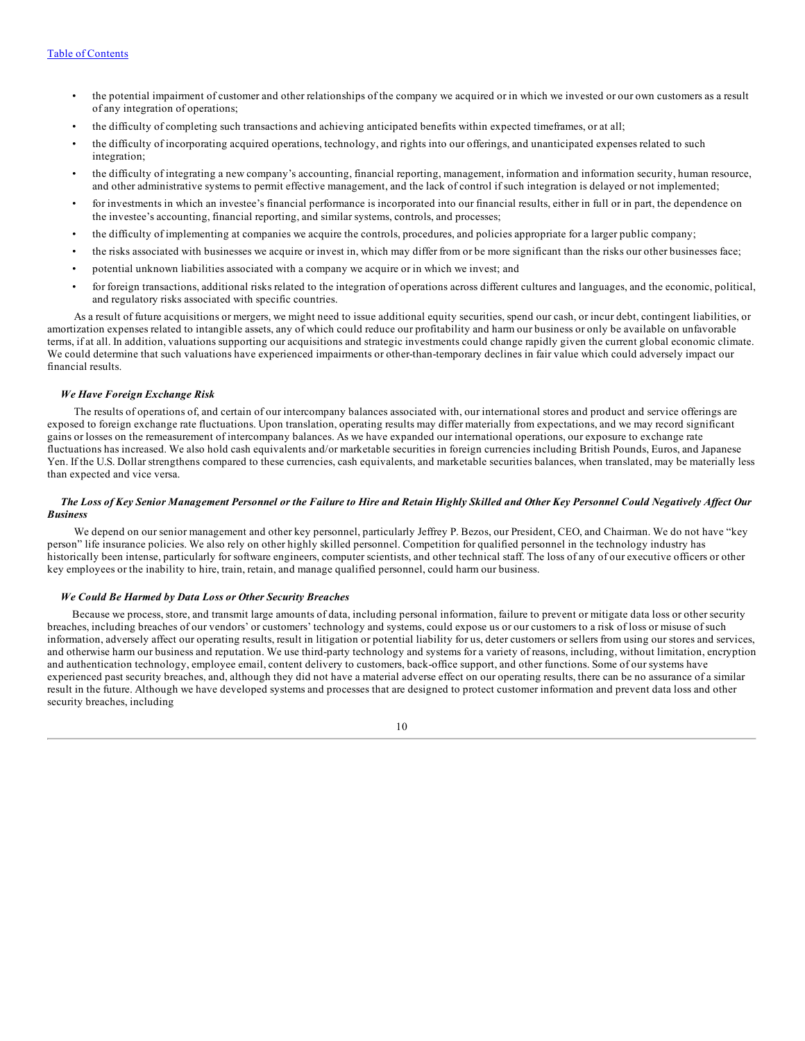- the potential impairment of customer and other relationships of the company we acquired or in which we invested or our own customers as a result of any integration of operations;
- the difficulty of completing such transactions and achieving anticipated benefits within expected timeframes, or at all;
- the difficulty of incorporating acquired operations, technology, and rights into our offerings, and unanticipated expenses related to such integration;
- the difficulty of integrating a new company's accounting, financial reporting, management, information and information security, human resource, and other administrative systems to permit effective management, and the lack of control if such integration is delayed or not implemented;
- for investments in which an investee's financial performance is incorporated into our financial results, either in full or in part, the dependence on the investee's accounting, financial reporting, and similar systems, controls, and processes;
- the difficulty of implementing at companies we acquire the controls, procedures, and policies appropriate for a larger public company;
- the risks associated with businesses we acquire or invest in, which may differ from or be more significant than the risks our other businesses face;
- potential unknown liabilities associated with a company we acquire or in which we invest; and
- for foreign transactions, additional risks related to the integration of operations across different cultures and languages, and the economic, political, and regulatory risks associated with specific countries.

As a result of future acquisitions or mergers, we might need to issue additional equity securities, spend our cash, or incur debt, contingent liabilities, or amortization expenses related to intangible assets, any of which could reduce our profitability and harm our business or only be available on unfavorable terms, if at all. In addition, valuations supporting our acquisitions and strategic investments could change rapidly given the current global economic climate. We could determine that such valuations have experienced impairments or other-than-temporary declines in fair value which could adversely impact our financial results.

***We Have Foreign Exchange Risk***

The results of operations of, and certain of our intercompany balances associated with, our international stores and product and service offerings are exposed to foreign exchange rate fluctuations. Upon translation, operating results may differ materially from expectations, and we may record significant gains or losses on the remeasurement of intercompany balances. As we have expanded our international operations, our exposure to exchange rate fluctuations has increased. We also hold cash equivalents and/or marketable securities in foreign currencies including British Pounds, Euros, and Japanese Yen. If the U.S. Dollar strengthens compared to these currencies, cash equivalents, and marketable securities balances, when translated, may be materially less than expected and vice versa.

***The Loss of Key Senior Management Personnel or the Failure to Hire and Retain Highly Skilled and Other Key Personnel Could Negatively Affect Our Business***

We depend on our senior management and other key personnel, particularly Jeffrey P. Bezos, our President, CEO, and Chairman. We do not have "key person" life insurance policies. We also rely on other highly skilled personnel. Competition for qualified personnel in the technology industry has historically been intense, particularly for software engineers, computer scientists, and other technical staff. The loss of any of our executive officers or other key employees or the inability to hire, train, retain, and manage qualified personnel, could harm our business.

***We Could Be Harmed by Data Loss or Other Security Breaches***

Because we process, store, and transmit large amounts of data, including personal information, failure to prevent or mitigate data loss or other security breaches, including breaches of our vendors' or customers' technology and systems, could expose us or our customers to a risk of loss or misuse of such information, adversely affect our operating results, result in litigation or potential liability for us, deter customers or sellers from using our stores and services, and otherwise harm our business and reputation. We use third-party technology and systems for a variety of reasons, including, without limitation, encryption and authentication technology, employee email, content delivery to customers, back-office support, and other functions. Some of our systems have experienced past security breaches, and, although they did not have a material adverse effect on our operating results, there can be no assurance of a similar result in the future. Although we have developed systems and processes that are designed to protect customer information and prevent data loss and other security breaches, including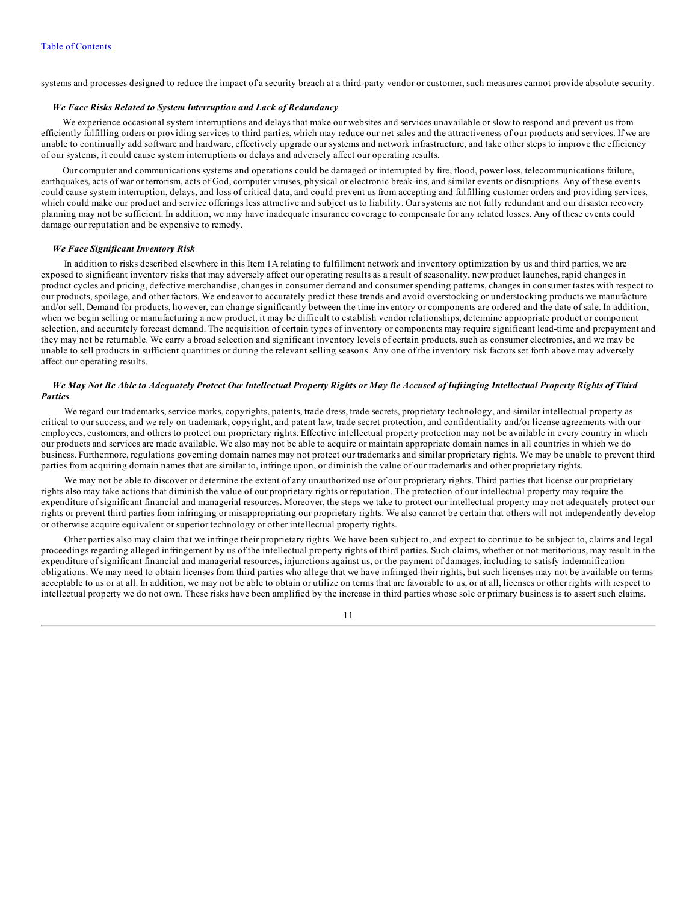systems and processes designed to reduce the impact of a security breach at a third-party vendor or customer, such measures cannot provide absolute security.

***We Face Risks Related to System Interruption and Lack of Redundancy***

We experience occasional system interruptions and delays that make our websites and services unavailable or slow to respond and prevent us from efficiently fulfilling orders or providing services to third parties, which may reduce our net sales and the attractiveness of our products and services. If we are unable to continually add software and hardware, effectively upgrade our systems and network infrastructure, and take other steps to improve the efficiency of our systems, it could cause system interruptions or delays and adversely affect our operating results.

Our computer and communications systems and operations could be damaged or interrupted by fire, flood, power loss, telecommunications failure, earthquakes, acts of war or terrorism, acts of God, computer viruses, physical or electronic break-ins, and similar events or disruptions. Any of these events could cause system interruption, delays, and loss of critical data, and could prevent us from accepting and fulfilling customer orders and providing services, which could make our product and service offerings less attractive and subject us to liability. Our systems are not fully redundant and our disaster recovery planning may not be sufficient. In addition, we may have inadequate insurance coverage to compensate for any related losses. Any of these events could damage our reputation and be expensive to remedy.

***We Face Significant Inventory Risk***

In addition to risks described elsewhere in this Item 1A relating to fulfillment network and inventory optimization by us and third parties, we are exposed to significant inventory risks that may adversely affect our operating results as a result of seasonality, new product launches, rapid changes in product cycles and pricing, defective merchandise, changes in consumer demand and consumer spending patterns, changes in consumer tastes with respect to our products, spoilage, and other factors. We endeavor to accurately predict these trends and avoid overstocking or understocking products we manufacture and/or sell. Demand for products, however, can change significantly between the time inventory or components are ordered and the date of sale. In addition, when we begin selling or manufacturing a new product, it may be difficult to establish vendor relationships, determine appropriate product or component selection, and accurately forecast demand. The acquisition of certain types of inventory or components may require significant lead-time and prepayment and they may not be returnable. We carry a broad selection and significant inventory levels of certain products, such as consumer electronics, and we may be unable to sell products in sufficient quantities or during the relevant selling seasons. Any one of the inventory risk factors set forth above may adversely affect our operating results.

***We May Not Be Able to Adequately Protect Our Intellectual Property Rights or May Be Accused of Infringing Intellectual Property Rights of Third Parties***

We regard our trademarks, service marks, copyrights, patents, trade dress, trade secrets, proprietary technology, and similar intellectual property as critical to our success, and we rely on trademark, copyright, and patent law, trade secret protection, and confidentiality and/or license agreements with our employees, customers, and others to protect our proprietary rights. Effective intellectual property protection may not be available in every country in which our products and services are made available. We also may not be able to acquire or maintain appropriate domain names in all countries in which we do business. Furthermore, regulations governing domain names may not protect our trademarks and similar proprietary rights. We may be unable to prevent third parties from acquiring domain names that are similar to, infringe upon, or diminish the value of our trademarks and other proprietary rights.

We may not be able to discover or determine the extent of any unauthorized use of our proprietary rights. Third parties that license our proprietary rights also may take actions that diminish the value of our proprietary rights or reputation. The protection of our intellectual property may require the expenditure of significant financial and managerial resources. Moreover, the steps we take to protect our intellectual property may not adequately protect our rights or prevent third parties from infringing or misappropriating our proprietary rights. We also cannot be certain that others will not independently develop or otherwise acquire equivalent or superior technology or other intellectual property rights.

Other parties also may claim that we infringe their proprietary rights. We have been subject to, and expect to continue to be subject to, claims and legal proceedings regarding alleged infringement by us of the intellectual property rights of third parties. Such claims, whether or not meritorious, may result in the expenditure of significant financial and managerial resources, injunctions against us, or the payment of damages, including to satisfy indemnification obligations. We may need to obtain licenses from third parties who allege that we have infringed their rights, but such licenses may not be available on terms acceptable to us or at all. In addition, we may not be able to obtain or utilize on terms that are favorable to us, or at all, licenses or other rights with respect to intellectual property we do not own. These risks have been amplified by the increase in third parties whose sole or primary business is to assert such claims.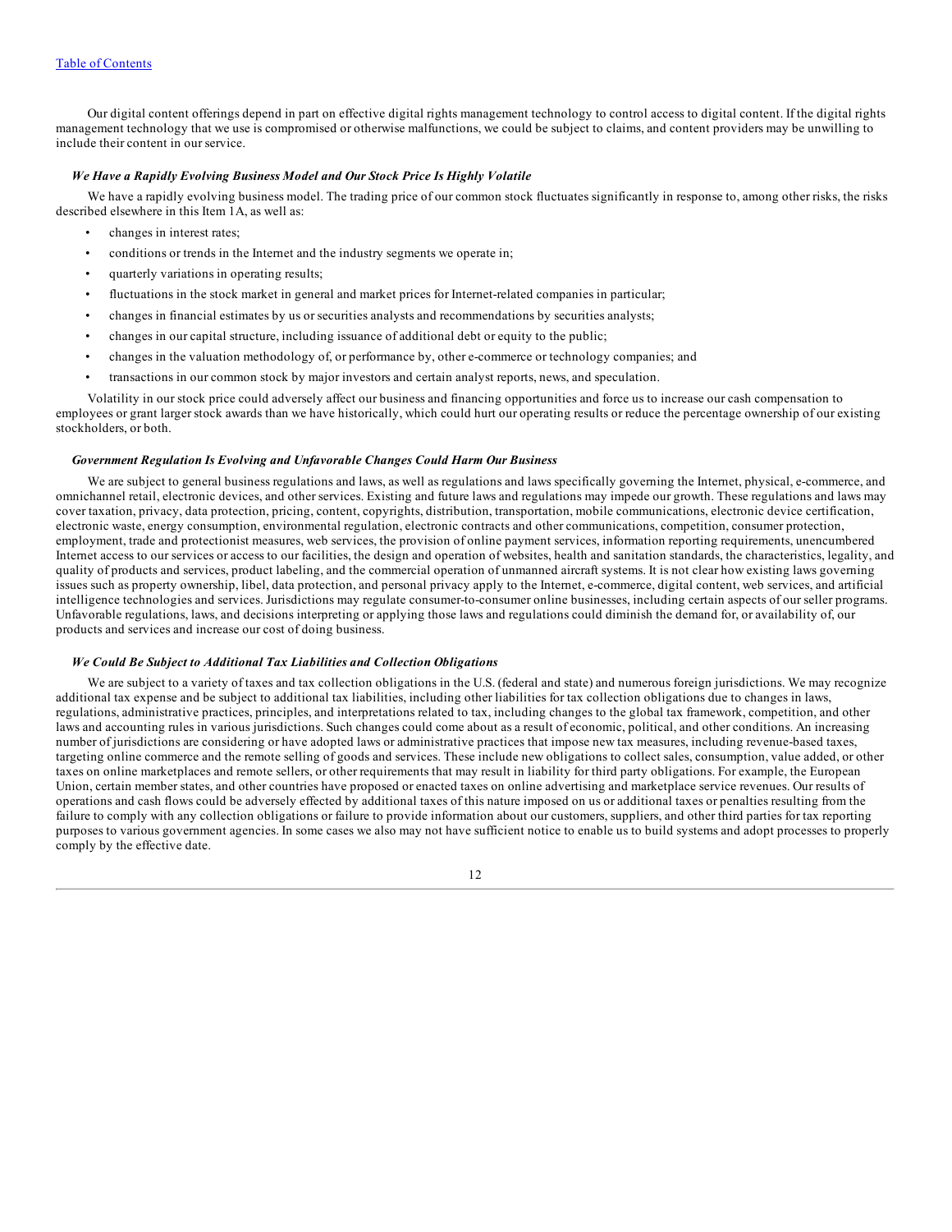Our digital content offerings depend in part on effective digital rights management technology to control access to digital content. If the digital rights management technology that we use is compromised or otherwise malfunctions, we could be subject to claims, and content providers may be unwilling to include their content in our service.

### *We Have a Rapidly Evolving Business Model and Our Stock Price Is Highly Volatile*

We have a rapidly evolving business model. The trading price of our common stock fluctuates significantly in response to, among other risks, the risks described elsewhere in this Item 1A, as well as:

- changes in interest rates;
- conditions or trends in the Internet and the industry segments we operate in;
- quarterly variations in operating results;
- fluctuations in the stock market in general and market prices for Internet-related companies in particular;
- changes in financial estimates by us or securities analysts and recommendations by securities analysts;
- changes in our capital structure, including issuance of additional debt or equity to the public;
- changes in the valuation methodology of, or performance by, other e-commerce or technology companies; and
- transactions in our common stock by major investors and certain analyst reports, news, and speculation.

Volatility in our stock price could adversely affect our business and financing opportunities and force us to increase our cash compensation to employees or grant larger stock awards than we have historically, which could hurt our operating results or reduce the percentage ownership of our existing stockholders, or both.

### *Government Regulation Is Evolving and Unfavorable Changes Could Harm Our Business*

We are subject to general business regulations and laws, as well as regulations and laws specifically governing the Internet, physical, e-commerce, and omnichannel retail, electronic devices, and other services. Existing and future laws and regulations may impede our growth. These regulations and laws may cover taxation, privacy, data protection, pricing, content, copyrights, distribution, transportation, mobile communications, electronic device certification, electronic waste, energy consumption, environmental regulation, electronic contracts and other communications, competition, consumer protection, employment, trade and protectionist measures, web services, the provision of online payment services, information reporting requirements, unencumbered Internet access to our services or access to our facilities, the design and operation of websites, health and sanitation standards, the characteristics, legality, and quality of products and services, product labeling, and the commercial operation of unmanned aircraft systems. It is not clear how existing laws governing issues such as property ownership, libel, data protection, and personal privacy apply to the Internet, e-commerce, digital content, web services, and artificial intelligence technologies and services. Jurisdictions may regulate consumer-to-consumer online businesses, including certain aspects of our seller programs. Unfavorable regulations, laws, and decisions interpreting or applying those laws and regulations could diminish the demand for, or availability of, our products and services and increase our cost of doing business.

### *We Could Be Subject to Additional Tax Liabilities and Collection Obligations*

We are subject to a variety of taxes and tax collection obligations in the U.S. (federal and state) and numerous foreign jurisdictions. We may recognize additional tax expense and be subject to additional tax liabilities, including other liabilities for tax collection obligations due to changes in laws, regulations, administrative practices, principles, and interpretations related to tax, including changes to the global tax framework, competition, and other laws and accounting rules in various jurisdictions. Such changes could come about as a result of economic, political, and other conditions. An increasing number of jurisdictions are considering or have adopted laws or administrative practices that impose new tax measures, including revenue-based taxes, targeting online commerce and the remote selling of goods and services. These include new obligations to collect sales, consumption, value added, or other taxes on online marketplaces and remote sellers, or other requirements that may result in liability for third party obligations. For example, the European Union, certain member states, and other countries have proposed or enacted taxes on online advertising and marketplace service revenues. Our results of operations and cash flows could be adversely effected by additional taxes of this nature imposed on us or additional taxes or penalties resulting from the failure to comply with any collection obligations or failure to provide information about our customers, suppliers, and other third parties for tax reporting purposes to various government agencies. In some cases we also may not have sufficient notice to enable us to build systems and adopt processes to properly comply by the effective date.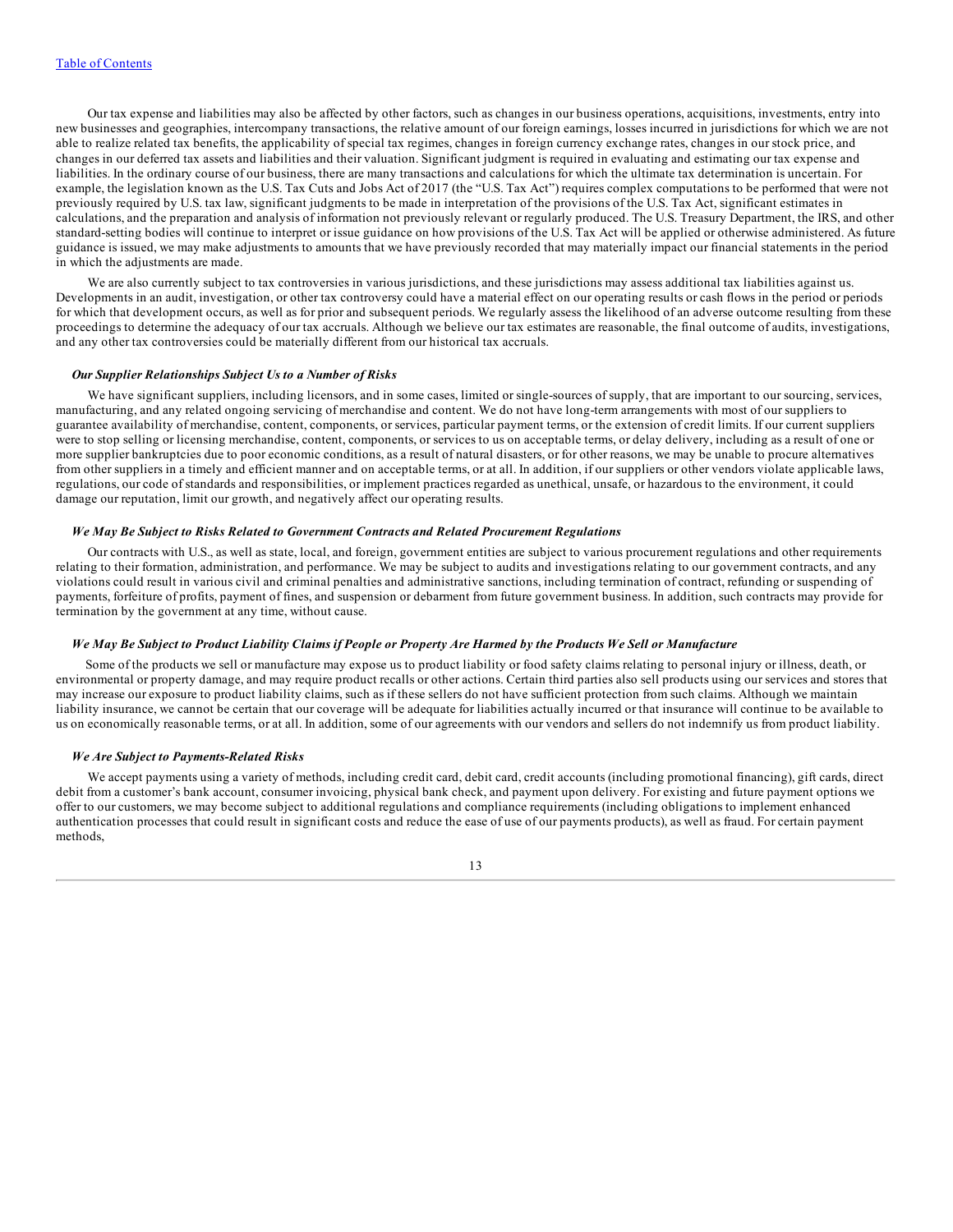Our tax expense and liabilities may also be affected by other factors, such as changes in our business operations, acquisitions, investments, entry into new businesses and geographies, intercompany transactions, the relative amount of our foreign earnings, losses incurred in jurisdictions for which we are not able to realize related tax benefits, the applicability of special tax regimes, changes in foreign currency exchange rates, changes in our stock price, and changes in our deferred tax assets and liabilities and their valuation. Significant judgment is required in evaluating and estimating our tax expense and liabilities. In the ordinary course of our business, there are many transactions and calculations for which the ultimate tax determination is uncertain. For example, the legislation known as the U.S. Tax Cuts and Jobs Act of 2017 (the "U.S. Tax Act") requires complex computations to be performed that were not previously required by U.S. tax law, significant judgments to be made in interpretation of the provisions of the U.S. Tax Act, significant estimates in calculations, and the preparation and analysis of information not previously relevant or regularly produced. The U.S. Treasury Department, the IRS, and other standard-setting bodies will continue to interpret or issue guidance on how provisions of the U.S. Tax Act will be applied or otherwise administered. As future guidance is issued, we may make adjustments to amounts that we have previously recorded that may materially impact our financial statements in the period in which the adjustments are made.

We are also currently subject to tax controversies in various jurisdictions, and these jurisdictions may assess additional tax liabilities against us. Developments in an audit, investigation, or other tax controversy could have a material effect on our operating results or cash flows in the period or periods for which that development occurs, as well as for prior and subsequent periods. We regularly assess the likelihood of an adverse outcome resulting from these proceedings to determine the adequacy of our tax accruals. Although we believe our tax estimates are reasonable, the final outcome of audits, investigations, and any other tax controversies could be materially different from our historical tax accruals.

***Our Supplier Relationships Subject Us to a Number of Risks***

We have significant suppliers, including licensors, and in some cases, limited or single-sources of supply, that are important to our sourcing, services, manufacturing, and any related ongoing servicing of merchandise and content. We do not have long-term arrangements with most of our suppliers to guarantee availability of merchandise, content, components, or services, particular payment terms, or the extension of credit limits. If our current suppliers were to stop selling or licensing merchandise, content, components, or services to us on acceptable terms, or delay delivery, including as a result of one or more supplier bankruptcies due to poor economic conditions, as a result of natural disasters, or for other reasons, we may be unable to procure alternatives from other suppliers in a timely and efficient manner and on acceptable terms, or at all. In addition, if our suppliers or other vendors violate applicable laws, regulations, our code of standards and responsibilities, or implement practices regarded as unethical, unsafe, or hazardous to the environment, it could damage our reputation, limit our growth, and negatively affect our operating results.

***We May Be Subject to Risks Related to Government Contracts and Related Procurement Regulations***

Our contracts with U.S., as well as state, local, and foreign, government entities are subject to various procurement regulations and other requirements relating to their formation, administration, and performance. We may be subject to audits and investigations relating to our government contracts, and any violations could result in various civil and criminal penalties and administrative sanctions, including termination of contract, refunding or suspending of payments, forfeiture of profits, payment of fines, and suspension or debarment from future government business. In addition, such contracts may provide for termination by the government at any time, without cause.

***We May Be Subject to Product Liability Claims if People or Property Are Harmed by the Products We Sell or Manufacture***

Some of the products we sell or manufacture may expose us to product liability or food safety claims relating to personal injury or illness, death, or environmental or property damage, and may require product recalls or other actions. Certain third parties also sell products using our services and stores that may increase our exposure to product liability claims, such as if these sellers do not have sufficient protection from such claims. Although we maintain liability insurance, we cannot be certain that our coverage will be adequate for liabilities actually incurred or that insurance will continue to be available to us on economically reasonable terms, or at all. In addition, some of our agreements with our vendors and sellers do not indemnify us from product liability.

***We Are Subject to Payments-Related Risks***

We accept payments using a variety of methods, including credit card, debit card, credit accounts (including promotional financing), gift cards, direct debit from a customer's bank account, consumer invoicing, physical bank check, and payment upon delivery. For existing and future payment options we offer to our customers, we may become subject to additional regulations and compliance requirements (including obligations to implement enhanced authentication processes that could result in significant costs and reduce the ease of use of our payments products), as well as fraud. For certain payment methods,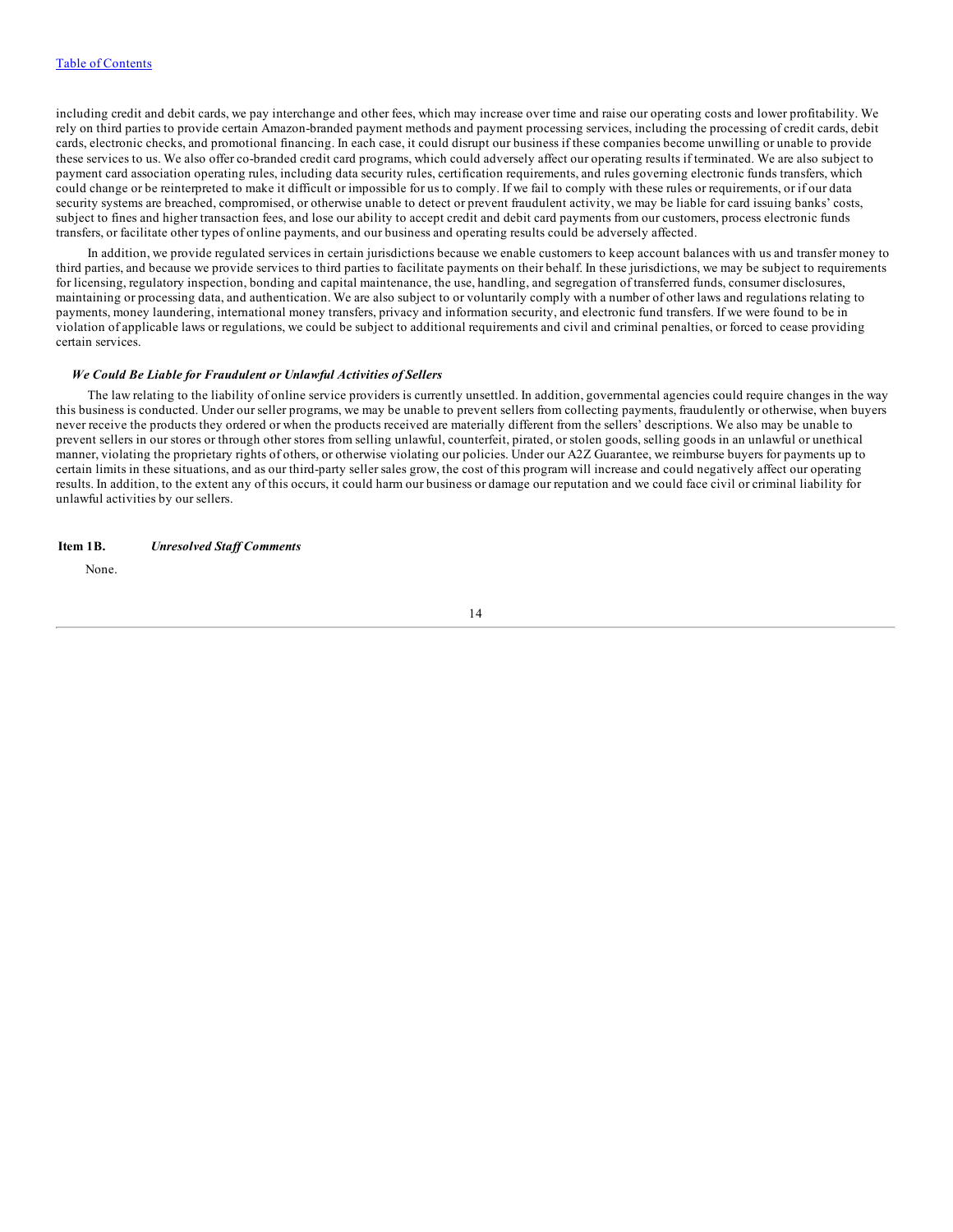including credit and debit cards, we pay interchange and other fees, which may increase over time and raise our operating costs and lower profitability. We rely on third parties to provide certain Amazon-branded payment methods and payment processing services, including the processing of credit cards, debit cards, electronic checks, and promotional financing. In each case, it could disrupt our business if these companies become unwilling or unable to provide these services to us. We also offer co-branded credit card programs, which could adversely affect our operating results if terminated. We are also subject to payment card association operating rules, including data security rules, certification requirements, and rules governing electronic funds transfers, which could change or be reinterpreted to make it difficult or impossible for us to comply. If we fail to comply with these rules or requirements, or if our data security systems are breached, compromised, or otherwise unable to detect or prevent fraudulent activity, we may be liable for card issuing banks' costs, subject to fines and higher transaction fees, and lose our ability to accept credit and debit card payments from our customers, process electronic funds transfers, or facilitate other types of online payments, and our business and operating results could be adversely affected.

In addition, we provide regulated services in certain jurisdictions because we enable customers to keep account balances with us and transfer money to third parties, and because we provide services to third parties to facilitate payments on their behalf. In these jurisdictions, we may be subject to requirements for licensing, regulatory inspection, bonding and capital maintenance, the use, handling, and segregation of transferred funds, consumer disclosures, maintaining or processing data, and authentication. We are also subject to or voluntarily comply with a number of other laws and regulations relating to payments, money laundering, international money transfers, privacy and information security, and electronic fund transfers. If we were found to be in violation of applicable laws or regulations, we could be subject to additional requirements and civil and criminal penalties, or forced to cease providing certain services.

### *We Could Be Liable for Fraudulent or Unlawful Activities of Sellers*

The law relating to the liability of online service providers is currently unsettled. In addition, governmental agencies could require changes in the way this business is conducted. Under our seller programs, we may be unable to prevent sellers from collecting payments, fraudulently or otherwise, when buyers never receive the products they ordered or when the products received are materially different from the sellers' descriptions. We also may be unable to prevent sellers in our stores or through other stores from selling unlawful, counterfeit, pirated, or stolen goods, selling goods in an unlawful or unethical manner, violating the proprietary rights of others, or otherwise violating our policies. Under our A2Z Guarantee, we reimburse buyers for payments up to certain limits in these situations, and as our third-party seller sales grow, the cost of this program will increase and could negatively affect our operating results. In addition, to the extent any of this occurs, it could harm our business or damage our reputation and we could face civil or criminal liability for unlawful activities by our sellers.

## Item 1B. *Unresolved Staff Comments*

None.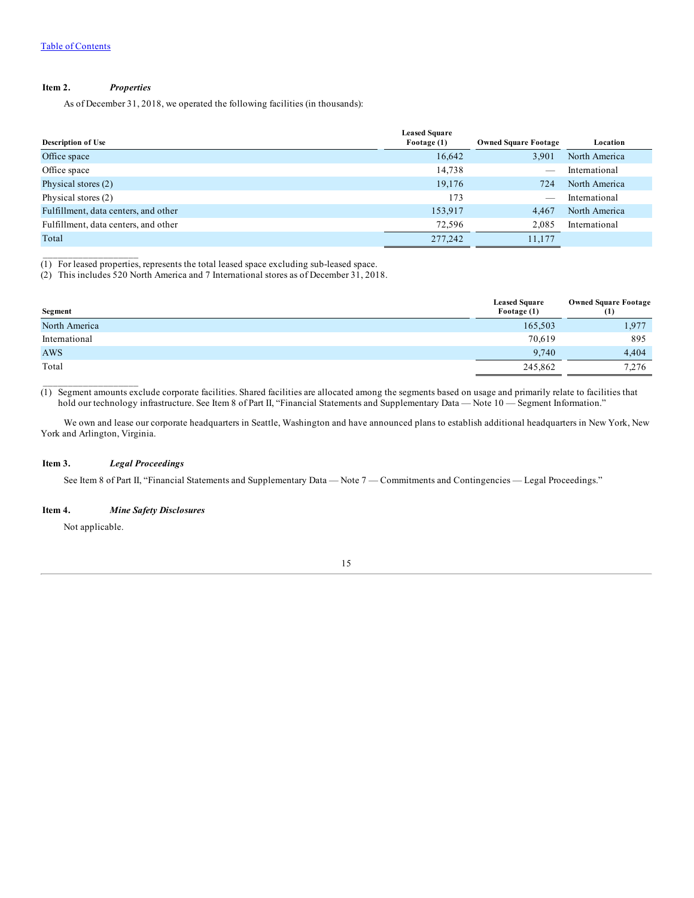Table of Contents

**Item 2.** ***Properties***

As of December 31, 2018, we operated the following facilities (in thousands):

| Description of Use | Leased Square Footage (1) | Owned Square Footage | Location |
|---|---|---|---|
| Office space | 16,642 | 3,901 | North America |
| Office space | 14,738 | — | International |
| Physical stores (2) | 19,176 | 724 | North America |
| Physical stores (2) | 173 | — | International |
| Fulfillment, data centers, and other | 153,917 | 4,467 | North America |
| Fulfillment, data centers, and other | 72,596 | 2,085 | International |
| Total | 277,242 | 11,177 | |

(1) For leased properties, represents the total leased space excluding sub-leased space.
(2) This includes 520 North America and 7 International stores as of December 31, 2018.

| Segment | Leased Square Footage (1) | Owned Square Footage (1) |
|---|---|---|
| North America | 165,503 | 1,977 |
| International | 70,619 | 895 |
| AWS | 9,740 | 4,404 |
| Total | 245,862 | 7,276 |

(1) Segment amounts exclude corporate facilities. Shared facilities are allocated among the segments based on usage and primarily relate to facilities that hold our technology infrastructure. See Item 8 of Part II, "Financial Statements and Supplementary Data — Note 10 — Segment Information."

We own and lease our corporate headquarters in Seattle, Washington and have announced plans to establish additional headquarters in New York, New York and Arlington, Virginia.

**Item 3.** ***Legal Proceedings***

See Item 8 of Part II, "Financial Statements and Supplementary Data — Note 7 — Commitments and Contingencies — Legal Proceedings."

**Item 4.** ***Mine Safety Disclosures***

Not applicable.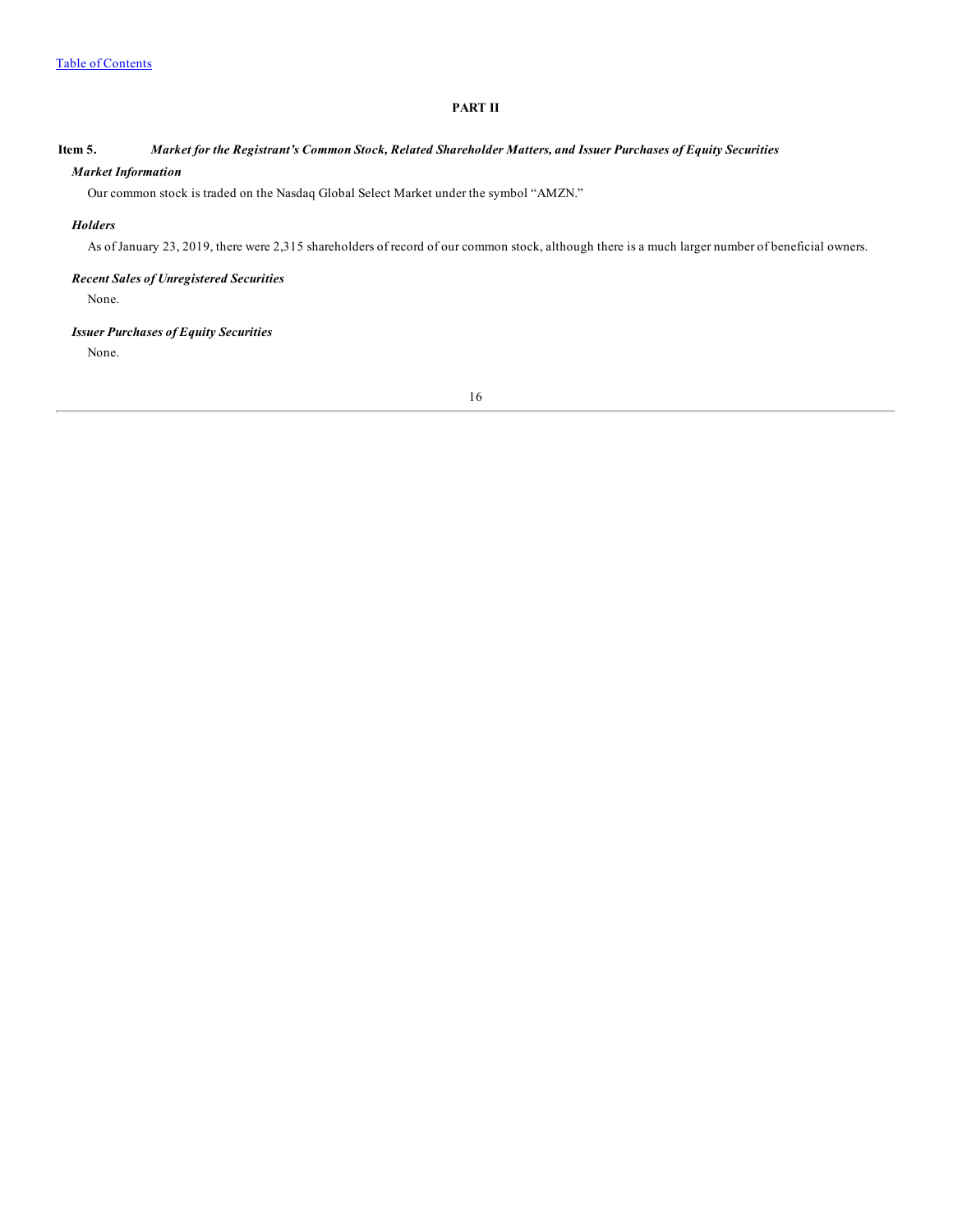# PART II

## Item 5. *Market for the Registrant's Common Stock, Related Shareholder Matters, and Issuer Purchases of Equity Securities*

### *Market Information*

Our common stock is traded on the Nasdaq Global Select Market under the symbol "AMZN."

### *Holders*

As of January 23, 2019, there were 2,315 shareholders of record of our common stock, although there is a much larger number of beneficial owners.

### *Recent Sales of Unregistered Securities*

None.

### *Issuer Purchases of Equity Securities*

None.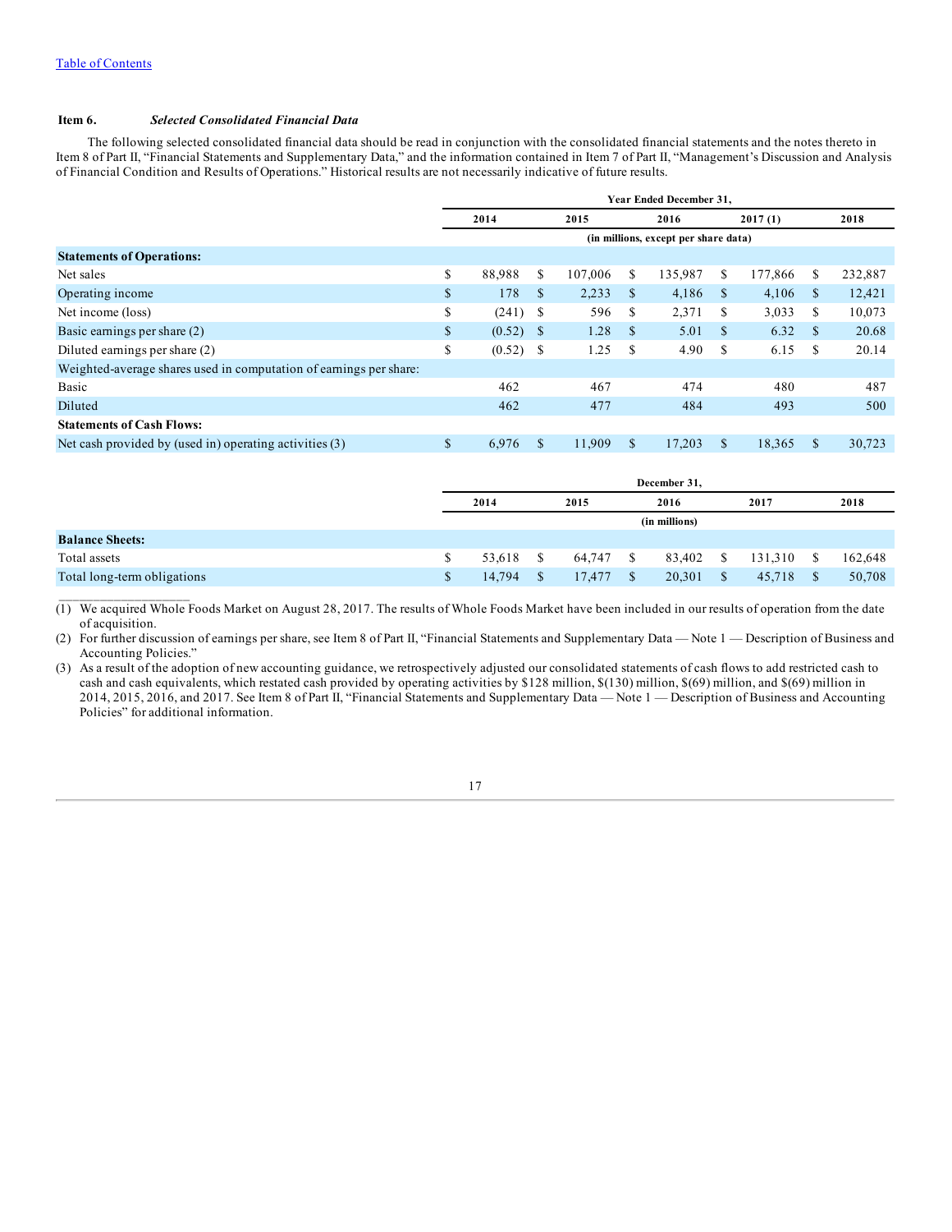Table of Contents

### Item 6. *Selected Consolidated Financial Data*

The following selected consolidated financial data should be read in conjunction with the consolidated financial statements and the notes thereto in Item 8 of Part II, "Financial Statements and Supplementary Data," and the information contained in Item 7 of Part II, "Management's Discussion and Analysis of Financial Condition and Results of Operations." Historical results are not necessarily indicative of future results.

| | Year Ended December 31, | | | | |
|---|---|---|---|---|---|
| | 2014 | 2015 | 2016 | 2017 (1) | 2018 |
| | (in millions, except per share data) | | | | |
| **Statements of Operations:** | | | | | |
| Net sales | $ 88,988 | $ 107,006 | $ 135,987 | $ 177,866 | $ 232,887 |
| Operating income | $ 178 | $ 2,233 | $ 4,186 | $ 4,106 | $ 12,421 |
| Net income (loss) | $ (241) | $ 596 | $ 2,371 | $ 3,033 | $ 10,073 |
| Basic earnings per share (2) | $ (0.52) | $ 1.28 | $ 5.01 | $ 6.32 | $ 20.68 |
| Diluted earnings per share (2) | $ (0.52) | $ 1.25 | $ 4.90 | $ 6.15 | $ 20.14 |
| Weighted-average shares used in computation of earnings per share: | | | | | |
| Basic | 462 | 467 | 474 | 480 | 487 |
| Diluted | 462 | 477 | 484 | 493 | 500 |
| **Statements of Cash Flows:** | | | | | |
| Net cash provided by (used in) operating activities (3) | $ 6,976 | $ 11,909 | $ 17,203 | $ 18,365 | $ 30,723 |

| | December 31, | | | | |
|---|---|---|---|---|---|
| | 2014 | 2015 | 2016 | 2017 | 2018 |
| | (in millions) | | | | |
| **Balance Sheets:** | | | | | |
| Total assets | $ 53,618 | $ 64,747 | $ 83,402 | $ 131,310 | $ 162,648 |
| Total long-term obligations | $ 14,794 | $ 17,477 | $ 20,301 | $ 45,718 | $ 50,708 |

(1) We acquired Whole Foods Market on August 28, 2017. The results of Whole Foods Market have been included in our results of operation from the date of acquisition.

(2) For further discussion of earnings per share, see Item 8 of Part II, "Financial Statements and Supplementary Data — Note 1 — Description of Business and Accounting Policies."

(3) As a result of the adoption of new accounting guidance, we retrospectively adjusted our consolidated statements of cash flows to add restricted cash to cash and cash equivalents, which restated cash provided by operating activities by $128 million, $(130) million, $(69) million, and $(69) million in 2014, 2015, 2016, and 2017. See Item 8 of Part II, "Financial Statements and Supplementary Data — Note 1 — Description of Business and Accounting Policies" for additional information.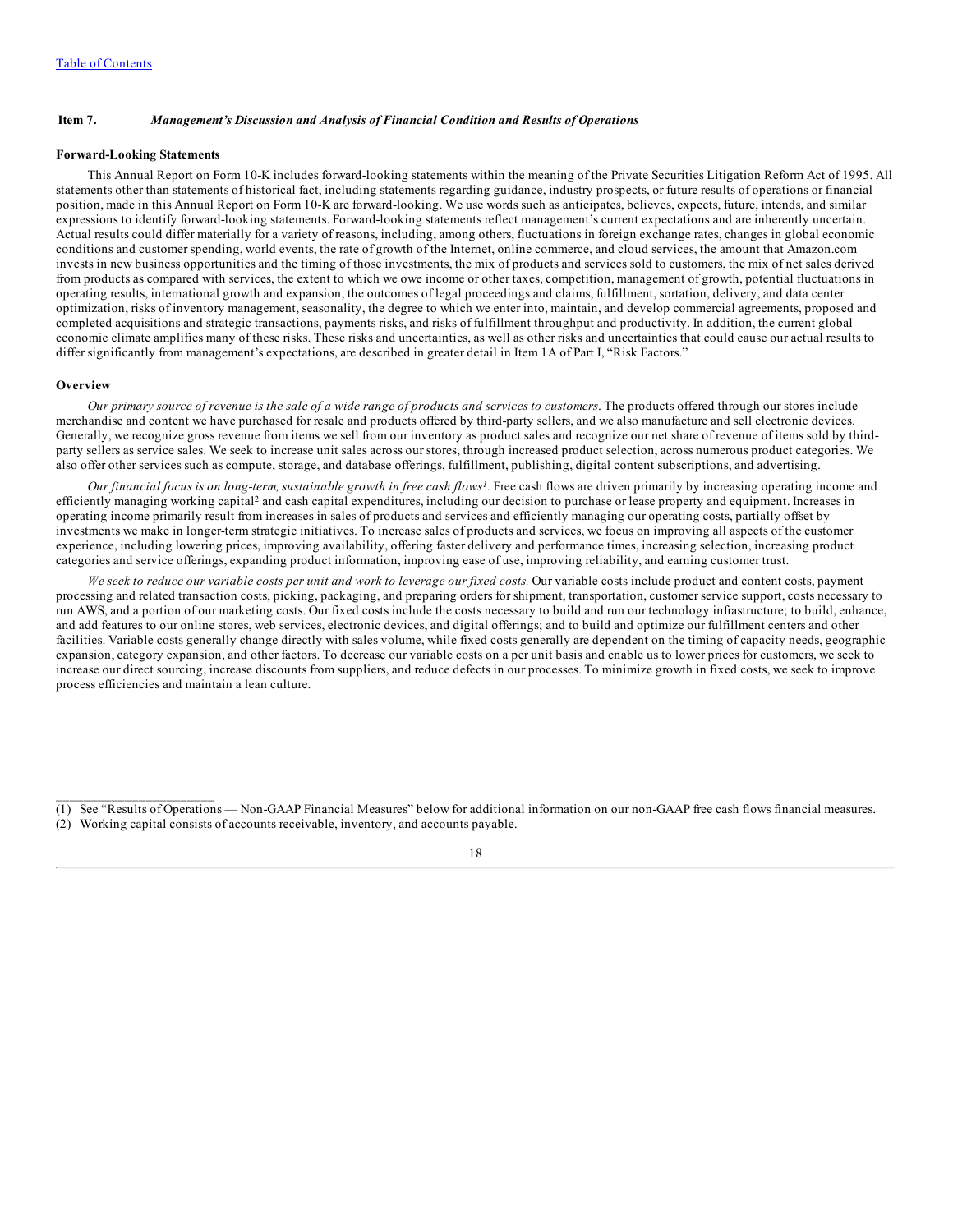[Table of Contents](#)

## Item 7. *Management's Discussion and Analysis of Financial Condition and Results of Operations*

### Forward-Looking Statements

This Annual Report on Form 10-K includes forward-looking statements within the meaning of the Private Securities Litigation Reform Act of 1995. All statements other than statements of historical fact, including statements regarding guidance, industry prospects, or future results of operations or financial position, made in this Annual Report on Form 10-K are forward-looking. We use words such as anticipates, believes, expects, future, intends, and similar expressions to identify forward-looking statements. Forward-looking statements reflect management's current expectations and are inherently uncertain. Actual results could differ materially for a variety of reasons, including, among others, fluctuations in foreign exchange rates, changes in global economic conditions and customer spending, world events, the rate of growth of the Internet, online commerce, and cloud services, the amount that Amazon.com invests in new business opportunities and the timing of those investments, the mix of products and services sold to customers, the mix of net sales derived from products as compared with services, the extent to which we owe income or other taxes, competition, management of growth, potential fluctuations in operating results, international growth and expansion, the outcomes of legal proceedings and claims, fulfillment, sortation, delivery, and data center optimization, risks of inventory management, seasonality, the degree to which we enter into, maintain, and develop commercial agreements, proposed and completed acquisitions and strategic transactions, payments risks, and risks of fulfillment throughput and productivity. In addition, the current global economic climate amplifies many of these risks. These risks and uncertainties, as well as other risks and uncertainties that could cause our actual results to differ significantly from management's expectations, are described in greater detail in Item 1A of Part I, "Risk Factors."

### Overview

*Our primary source of revenue is the sale of a wide range of products and services to customers*. The products offered through our stores include merchandise and content we have purchased for resale and products offered by third-party sellers, and we also manufacture and sell electronic devices. Generally, we recognize gross revenue from items we sell from our inventory as product sales and recognize our net share of revenue of items sold by third-party sellers as service sales. We seek to increase unit sales across our stores, through increased product selection, across numerous product categories. We also offer other services such as compute, storage, and database offerings, fulfillment, publishing, digital content subscriptions, and advertising.

*Our financial focus is on long-term, sustainable growth in free cash flows*[1]. Free cash flows are driven primarily by increasing operating income and efficiently managing working capital[2] and cash capital expenditures, including our decision to purchase or lease property and equipment. Increases in operating income primarily result from increases in sales of products and services and efficiently managing our operating costs, partially offset by investments we make in longer-term strategic initiatives. To increase sales of products and services, we focus on improving all aspects of the customer experience, including lowering prices, improving availability, offering faster delivery and performance times, increasing selection, increasing product categories and service offerings, expanding product information, improving ease of use, improving reliability, and earning customer trust.

*We seek to reduce our variable costs per unit and work to leverage our fixed costs.* Our variable costs include product and content costs, payment processing and related transaction costs, picking, packaging, and preparing orders for shipment, transportation, customer service support, costs necessary to run AWS, and a portion of our marketing costs. Our fixed costs include the costs necessary to build and run our technology infrastructure; to build, enhance, and add features to our online stores, web services, electronic devices, and digital offerings; and to build and optimize our fulfillment centers and other facilities. Variable costs generally change directly with sales volume, while fixed costs generally are dependent on the timing of capacity needs, geographic expansion, category expansion, and other factors. To decrease our variable costs on a per unit basis and enable us to lower prices for customers, we seek to increase our direct sourcing, increase discounts from suppliers, and reduce defects in our processes. To minimize growth in fixed costs, we seek to improve process efficiencies and maintain a lean culture.

---

(1) See "Results of Operations — Non-GAAP Financial Measures" below for additional information on our non-GAAP free cash flows financial measures.

(2) Working capital consists of accounts receivable, inventory, and accounts payable.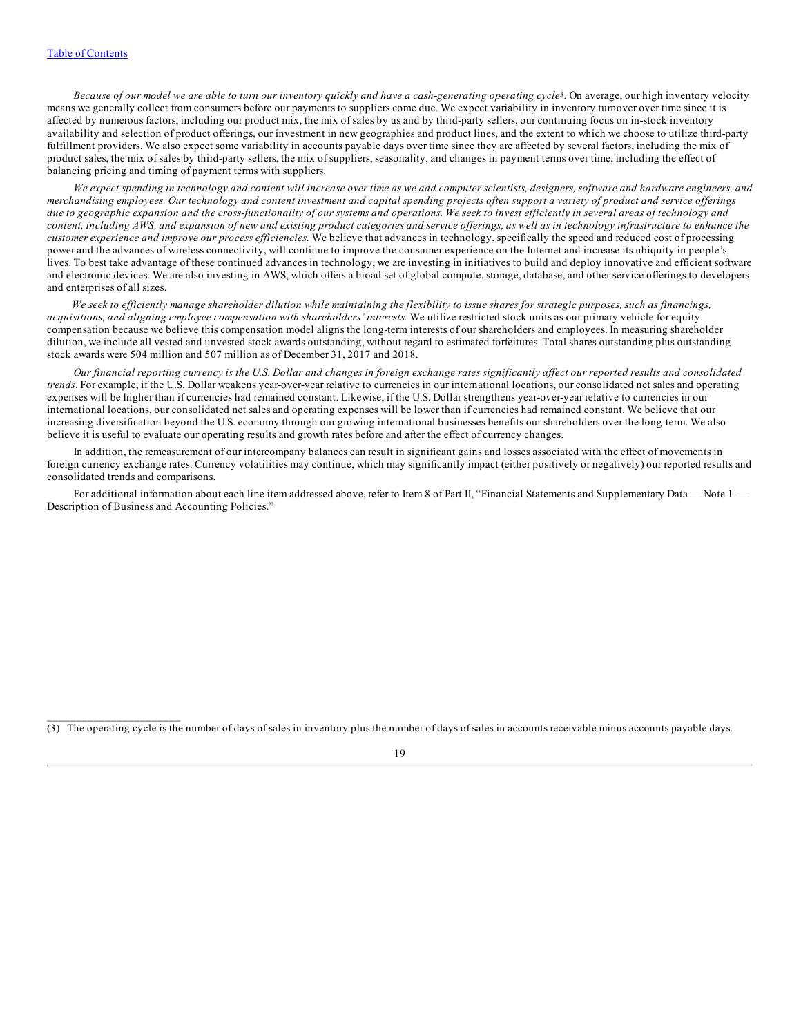*Because of our model we are able to turn our inventory quickly and have a cash-generating operating cycle*[3]. On average, our high inventory velocity means we generally collect from consumers before our payments to suppliers come due. We expect variability in inventory turnover over time since it is affected by numerous factors, including our product mix, the mix of sales by us and by third-party sellers, our continuing focus on in-stock inventory availability and selection of product offerings, our investment in new geographies and product lines, and the extent to which we choose to utilize third-party fulfillment providers. We also expect some variability in accounts payable days over time since they are affected by several factors, including the mix of product sales, the mix of sales by third-party sellers, the mix of suppliers, seasonality, and changes in payment terms over time, including the effect of balancing pricing and timing of payment terms with suppliers.

*We expect spending in technology and content will increase over time as we add computer scientists, designers, software and hardware engineers, and merchandising employees. Our technology and content investment and capital spending projects often support a variety of product and service offerings due to geographic expansion and the cross-functionality of our systems and operations. We seek to invest efficiently in several areas of technology and content, including AWS, and expansion of new and existing product categories and service offerings, as well as in technology infrastructure to enhance the customer experience and improve our process efficiencies.* We believe that advances in technology, specifically the speed and reduced cost of processing power and the advances of wireless connectivity, will continue to improve the consumer experience on the Internet and increase its ubiquity in people's lives. To best take advantage of these continued advances in technology, we are investing in initiatives to build and deploy innovative and efficient software and electronic devices. We are also investing in AWS, which offers a broad set of global compute, storage, database, and other service offerings to developers and enterprises of all sizes.

*We seek to efficiently manage shareholder dilution while maintaining the flexibility to issue shares for strategic purposes, such as financings, acquisitions, and aligning employee compensation with shareholders' interests.* We utilize restricted stock units as our primary vehicle for equity compensation because we believe this compensation model aligns the long-term interests of our shareholders and employees. In measuring shareholder dilution, we include all vested and unvested stock awards outstanding, without regard to estimated forfeitures. Total shares outstanding plus outstanding stock awards were 504 million and 507 million as of December 31, 2017 and 2018.

*Our financial reporting currency is the U.S. Dollar and changes in foreign exchange rates significantly affect our reported results and consolidated trends*. For example, if the U.S. Dollar weakens year-over-year relative to currencies in our international locations, our consolidated net sales and operating expenses will be higher than if currencies had remained constant. Likewise, if the U.S. Dollar strengthens year-over-year relative to currencies in our international locations, our consolidated net sales and operating expenses will be lower than if currencies had remained constant. We believe that our increasing diversification beyond the U.S. economy through our growing international businesses benefits our shareholders over the long-term. We also believe it is useful to evaluate our operating results and growth rates before and after the effect of currency changes.

In addition, the remeasurement of our intercompany balances can result in significant gains and losses associated with the effect of movements in foreign currency exchange rates. Currency volatilities may continue, which may significantly impact (either positively or negatively) our reported results and consolidated trends and comparisons.

For additional information about each line item addressed above, refer to Item 8 of Part II, "Financial Statements and Supplementary Data — Note 1 — Description of Business and Accounting Policies."

---

(3) The operating cycle is the number of days of sales in inventory plus the number of days of sales in accounts receivable minus accounts payable days.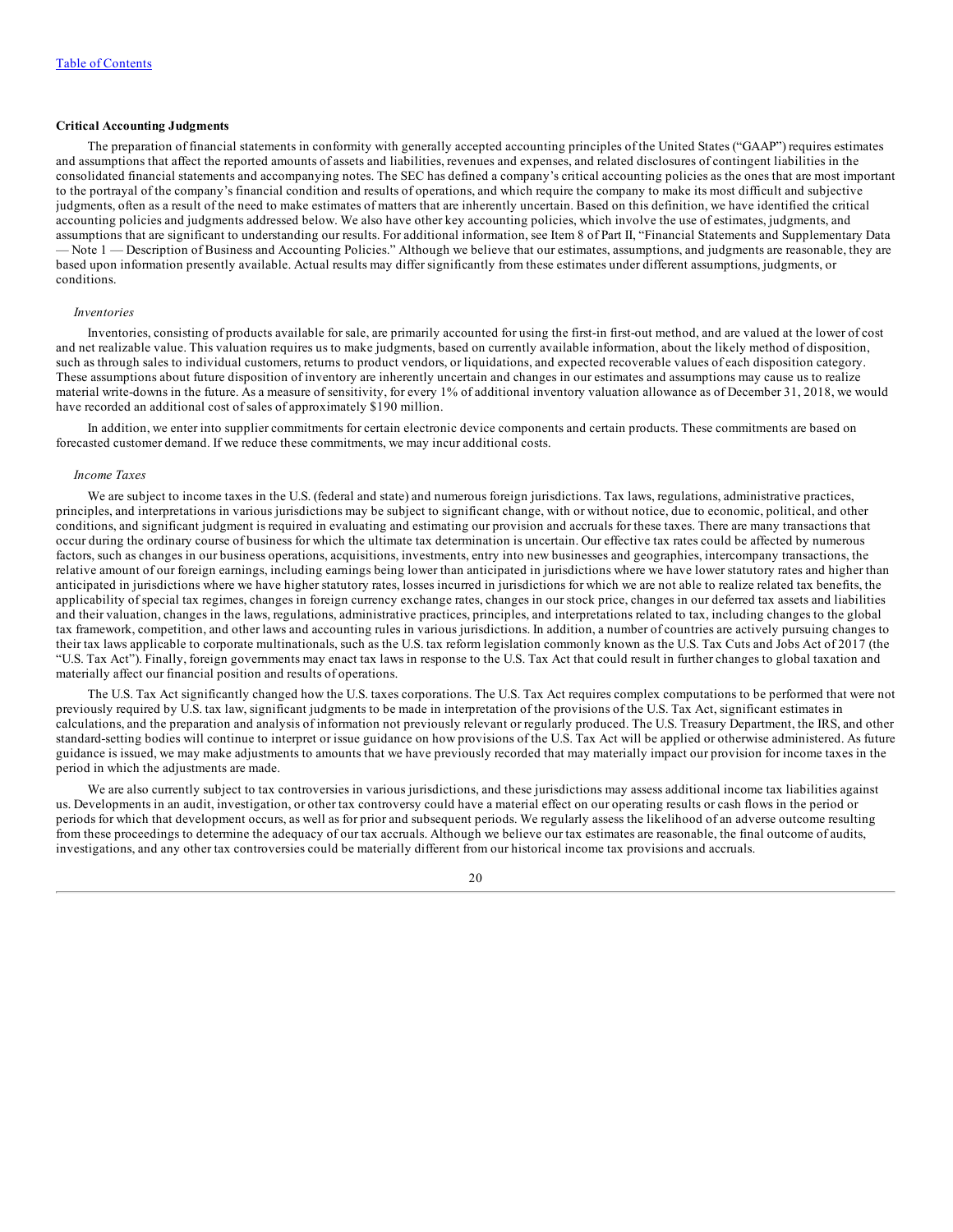**Critical Accounting Judgments**

The preparation of financial statements in conformity with generally accepted accounting principles of the United States ("GAAP") requires estimates and assumptions that affect the reported amounts of assets and liabilities, revenues and expenses, and related disclosures of contingent liabilities in the consolidated financial statements and accompanying notes. The SEC has defined a company's critical accounting policies as the ones that are most important to the portrayal of the company's financial condition and results of operations, and which require the company to make its most difficult and subjective judgments, often as a result of the need to make estimates of matters that are inherently uncertain. Based on this definition, we have identified the critical accounting policies and judgments addressed below. We also have other key accounting policies, which involve the use of estimates, judgments, and assumptions that are significant to understanding our results. For additional information, see Item 8 of Part II, "Financial Statements and Supplementary Data — Note 1 — Description of Business and Accounting Policies." Although we believe that our estimates, assumptions, and judgments are reasonable, they are based upon information presently available. Actual results may differ significantly from these estimates under different assumptions, judgments, or conditions.

*Inventories*

Inventories, consisting of products available for sale, are primarily accounted for using the first-in first-out method, and are valued at the lower of cost and net realizable value. This valuation requires us to make judgments, based on currently available information, about the likely method of disposition, such as through sales to individual customers, returns to product vendors, or liquidations, and expected recoverable values of each disposition category. These assumptions about future disposition of inventory are inherently uncertain and changes in our estimates and assumptions may cause us to realize material write-downs in the future. As a measure of sensitivity, for every 1% of additional inventory valuation allowance as of December 31, 2018, we would have recorded an additional cost of sales of approximately $190 million.

In addition, we enter into supplier commitments for certain electronic device components and certain products. These commitments are based on forecasted customer demand. If we reduce these commitments, we may incur additional costs.

*Income Taxes*

We are subject to income taxes in the U.S. (federal and state) and numerous foreign jurisdictions. Tax laws, regulations, administrative practices, principles, and interpretations in various jurisdictions may be subject to significant change, with or without notice, due to economic, political, and other conditions, and significant judgment is required in evaluating and estimating our provision and accruals for these taxes. There are many transactions that occur during the ordinary course of business for which the ultimate tax determination is uncertain. Our effective tax rates could be affected by numerous factors, such as changes in our business operations, acquisitions, investments, entry into new businesses and geographies, intercompany transactions, the relative amount of our foreign earnings, including earnings being lower than anticipated in jurisdictions where we have lower statutory rates and higher than anticipated in jurisdictions where we have higher statutory rates, losses incurred in jurisdictions for which we are not able to realize related tax benefits, the applicability of special tax regimes, changes in foreign currency exchange rates, changes in our stock price, changes in our deferred tax assets and liabilities and their valuation, changes in the laws, regulations, administrative practices, principles, and interpretations related to tax, including changes to the global tax framework, competition, and other laws and accounting rules in various jurisdictions. In addition, a number of countries are actively pursuing changes to their tax laws applicable to corporate multinationals, such as the U.S. tax reform legislation commonly known as the U.S. Tax Cuts and Jobs Act of 2017 (the "U.S. Tax Act"). Finally, foreign governments may enact tax laws in response to the U.S. Tax Act that could result in further changes to global taxation and materially affect our financial position and results of operations.

The U.S. Tax Act significantly changed how the U.S. taxes corporations. The U.S. Tax Act requires complex computations to be performed that were not previously required by U.S. tax law, significant judgments to be made in interpretation of the provisions of the U.S. Tax Act, significant estimates in calculations, and the preparation and analysis of information not previously relevant or regularly produced. The U.S. Treasury Department, the IRS, and other standard-setting bodies will continue to interpret or issue guidance on how provisions of the U.S. Tax Act will be applied or otherwise administered. As future guidance is issued, we may make adjustments to amounts that we have previously recorded that may materially impact our provision for income taxes in the period in which the adjustments are made.

We are also currently subject to tax controversies in various jurisdictions, and these jurisdictions may assess additional income tax liabilities against us. Developments in an audit, investigation, or other tax controversy could have a material effect on our operating results or cash flows in the period or periods for which that development occurs, as well as for prior and subsequent periods. We regularly assess the likelihood of an adverse outcome resulting from these proceedings to determine the adequacy of our tax accruals. Although we believe our tax estimates are reasonable, the final outcome of audits, investigations, and any other tax controversies could be materially different from our historical income tax provisions and accruals.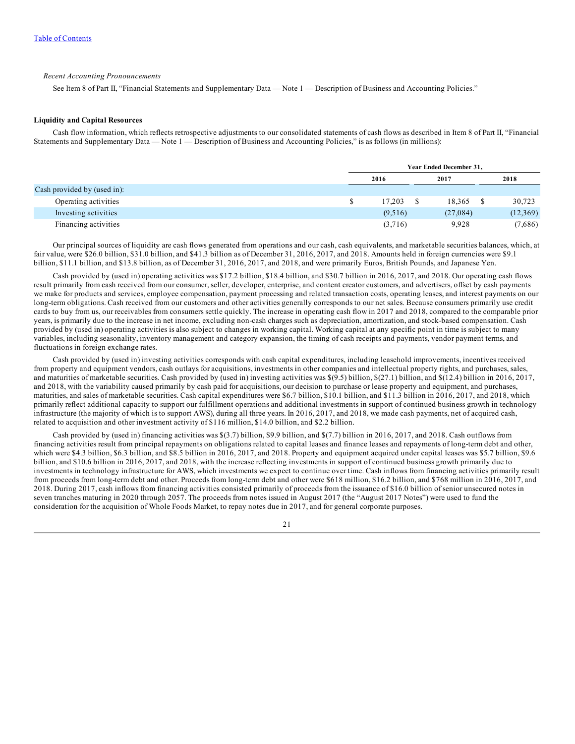[Table of Contents](#)

*Recent Accounting Pronouncements*

See Item 8 of Part II, "Financial Statements and Supplementary Data — Note 1 — Description of Business and Accounting Policies."

**Liquidity and Capital Resources**

Cash flow information, which reflects retrospective adjustments to our consolidated statements of cash flows as described in Item 8 of Part II, "Financial Statements and Supplementary Data — Note 1 — Description of Business and Accounting Policies," is as follows (in millions):

| | Year Ended December 31, | | |
|---|---|---|---|
| | 2016 | 2017 | 2018 |
| Cash provided by (used in): | | | |
| Operating activities | $ 17,203 | $ 18,365 | $ 30,723 |
| Investing activities | (9,516) | (27,084) | (12,369) |
| Financing activities | (3,716) | 9,928 | (7,686) |

Our principal sources of liquidity are cash flows generated from operations and our cash, cash equivalents, and marketable securities balances, which, at fair value, were $26.0 billion, $31.0 billion, and $41.3 billion as of December 31, 2016, 2017, and 2018. Amounts held in foreign currencies were $9.1 billion, $11.1 billion, and $13.8 billion, as of December 31, 2016, 2017, and 2018, and were primarily Euros, British Pounds, and Japanese Yen.

Cash provided by (used in) operating activities was $17.2 billion, $18.4 billion, and $30.7 billion in 2016, 2017, and 2018. Our operating cash flows result primarily from cash received from our consumer, seller, developer, enterprise, and content creator customers, and advertisers, offset by cash payments we make for products and services, employee compensation, payment processing and related transaction costs, operating leases, and interest payments on our long-term obligations. Cash received from our customers and other activities generally corresponds to our net sales. Because consumers primarily use credit cards to buy from us, our receivables from consumers settle quickly. The increase in operating cash flow in 2017 and 2018, compared to the comparable prior years, is primarily due to the increase in net income, excluding non-cash charges such as depreciation, amortization, and stock-based compensation. Cash provided by (used in) operating activities is also subject to changes in working capital. Working capital at any specific point in time is subject to many variables, including seasonality, inventory management and category expansion, the timing of cash receipts and payments, vendor payment terms, and fluctuations in foreign exchange rates.

Cash provided by (used in) investing activities corresponds with cash capital expenditures, including leasehold improvements, incentives received from property and equipment vendors, cash outlays for acquisitions, investments in other companies and intellectual property rights, and purchases, sales, and maturities of marketable securities. Cash provided by (used in) investing activities was $(9.5) billion, $(27.1) billion, and $(12.4) billion in 2016, 2017, and 2018, with the variability caused primarily by cash paid for acquisitions, our decision to purchase or lease property and equipment, and purchases, maturities, and sales of marketable securities. Cash capital expenditures were $6.7 billion, $10.1 billion, and $11.3 billion in 2016, 2017, and 2018, which primarily reflect additional capacity to support our fulfillment operations and additional investments in support of continued business growth in technology infrastructure (the majority of which is to support AWS), during all three years. In 2016, 2017, and 2018, we made cash payments, net of acquired cash, related to acquisition and other investment activity of $116 million, $14.0 billion, and $2.2 billion.

Cash provided by (used in) financing activities was $(3.7) billion, $9.9 billion, and $(7.7) billion in 2016, 2017, and 2018. Cash outflows from financing activities result from principal repayments on obligations related to capital leases and finance leases and repayments of long-term debt and other, which were $4.3 billion, $6.3 billion, and $8.5 billion in 2016, 2017, and 2018. Property and equipment acquired under capital leases was $5.7 billion, $9.6 billion, and $10.6 billion in 2016, 2017, and 2018, with the increase reflecting investments in support of continued business growth primarily due to investments in technology infrastructure for AWS, which investments we expect to continue over time. Cash inflows from financing activities primarily result from proceeds from long-term debt and other. Proceeds from long-term debt and other were $618 million, $16.2 billion, and $768 million in 2016, 2017, and 2018. During 2017, cash inflows from financing activities consisted primarily of proceeds from the issuance of $16.0 billion of senior unsecured notes in seven tranches maturing in 2020 through 2057. The proceeds from notes issued in August 2017 (the "August 2017 Notes") were used to fund the consideration for the acquisition of Whole Foods Market, to repay notes due in 2017, and for general corporate purposes.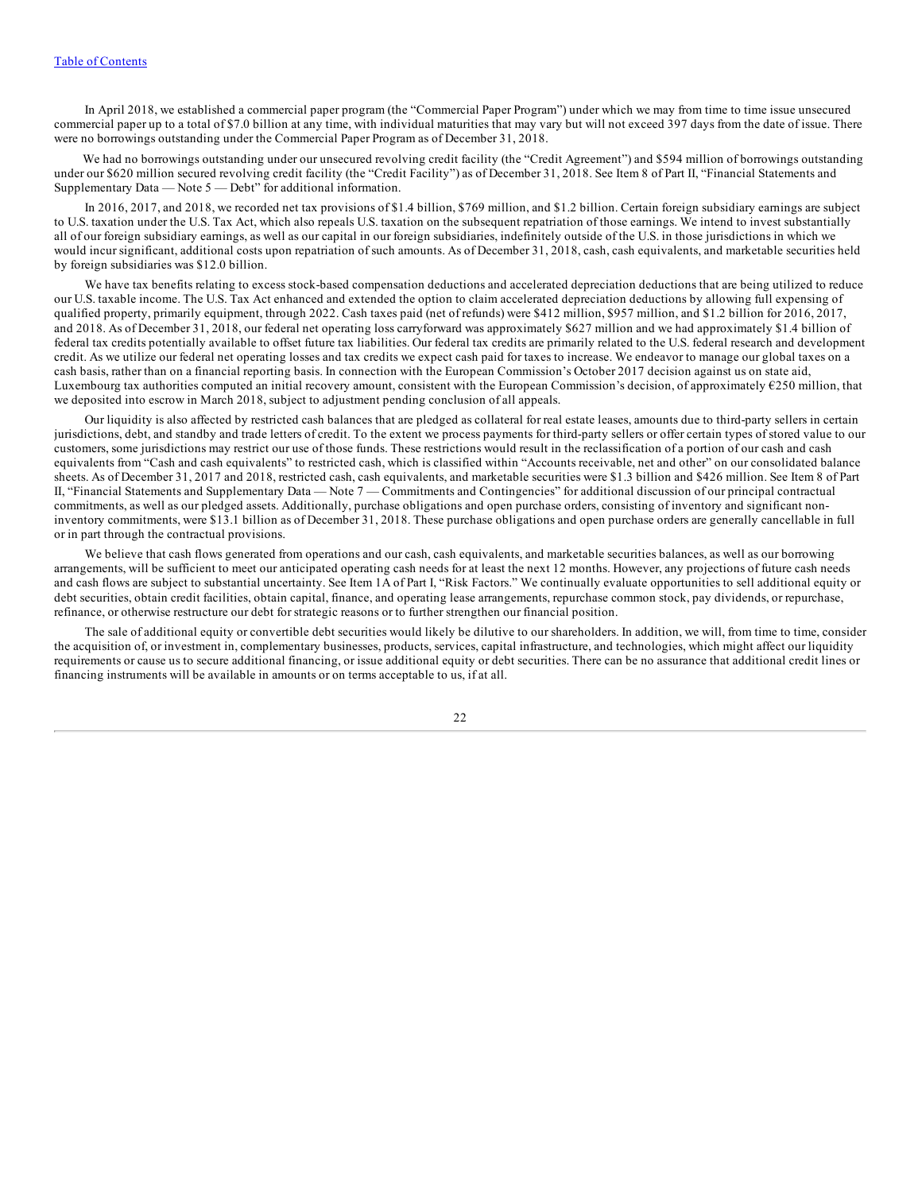In April 2018, we established a commercial paper program (the "Commercial Paper Program") under which we may from time to time issue unsecured commercial paper up to a total of $7.0 billion at any time, with individual maturities that may vary but will not exceed 397 days from the date of issue. There were no borrowings outstanding under the Commercial Paper Program as of December 31, 2018.

We had no borrowings outstanding under our unsecured revolving credit facility (the "Credit Agreement") and $594 million of borrowings outstanding under our $620 million secured revolving credit facility (the "Credit Facility") as of December 31, 2018. See Item 8 of Part II, "Financial Statements and Supplementary Data — Note 5 — Debt" for additional information.

In 2016, 2017, and 2018, we recorded net tax provisions of $1.4 billion, $769 million, and $1.2 billion. Certain foreign subsidiary earnings are subject to U.S. taxation under the U.S. Tax Act, which also repeals U.S. taxation on the subsequent repatriation of those earnings. We intend to invest substantially all of our foreign subsidiary earnings, as well as our capital in our foreign subsidiaries, indefinitely outside of the U.S. in those jurisdictions in which we would incur significant, additional costs upon repatriation of such amounts. As of December 31, 2018, cash, cash equivalents, and marketable securities held by foreign subsidiaries was $12.0 billion.

We have tax benefits relating to excess stock-based compensation deductions and accelerated depreciation deductions that are being utilized to reduce our U.S. taxable income. The U.S. Tax Act enhanced and extended the option to claim accelerated depreciation deductions by allowing full expensing of qualified property, primarily equipment, through 2022. Cash taxes paid (net of refunds) were $412 million, $957 million, and $1.2 billion for 2016, 2017, and 2018. As of December 31, 2018, our federal net operating loss carryforward was approximately $627 million and we had approximately $1.4 billion of federal tax credits potentially available to offset future tax liabilities. Our federal tax credits are primarily related to the U.S. federal research and development credit. As we utilize our federal net operating losses and tax credits we expect cash paid for taxes to increase. We endeavor to manage our global taxes on a cash basis, rather than on a financial reporting basis. In connection with the European Commission's October 2017 decision against us on state aid, Luxembourg tax authorities computed an initial recovery amount, consistent with the European Commission's decision, of approximately €250 million, that we deposited into escrow in March 2018, subject to adjustment pending conclusion of all appeals.

Our liquidity is also affected by restricted cash balances that are pledged as collateral for real estate leases, amounts due to third-party sellers in certain jurisdictions, debt, and standby and trade letters of credit. To the extent we process payments for third-party sellers or offer certain types of stored value to our customers, some jurisdictions may restrict our use of those funds. These restrictions would result in the reclassification of a portion of our cash and cash equivalents from "Cash and cash equivalents" to restricted cash, which is classified within "Accounts receivable, net and other" on our consolidated balance sheets. As of December 31, 2017 and 2018, restricted cash, cash equivalents, and marketable securities were $1.3 billion and $426 million. See Item 8 of Part II, "Financial Statements and Supplementary Data — Note 7 — Commitments and Contingencies" for additional discussion of our principal contractual commitments, as well as our pledged assets. Additionally, purchase obligations and open purchase orders, consisting of inventory and significant non-inventory commitments, were $13.1 billion as of December 31, 2018. These purchase obligations and open purchase orders are generally cancellable in full or in part through the contractual provisions.

We believe that cash flows generated from operations and our cash, cash equivalents, and marketable securities balances, as well as our borrowing arrangements, will be sufficient to meet our anticipated operating cash needs for at least the next 12 months. However, any projections of future cash needs and cash flows are subject to substantial uncertainty. See Item 1A of Part I, "Risk Factors." We continually evaluate opportunities to sell additional equity or debt securities, obtain credit facilities, obtain capital, finance, and operating lease arrangements, repurchase common stock, pay dividends, or repurchase, refinance, or otherwise restructure our debt for strategic reasons or to further strengthen our financial position.

The sale of additional equity or convertible debt securities would likely be dilutive to our shareholders. In addition, we will, from time to time, consider the acquisition of, or investment in, complementary businesses, products, services, capital infrastructure, and technologies, which might affect our liquidity requirements or cause us to secure additional financing, or issue additional equity or debt securities. There can be no assurance that additional credit lines or financing instruments will be available in amounts or on terms acceptable to us, if at all.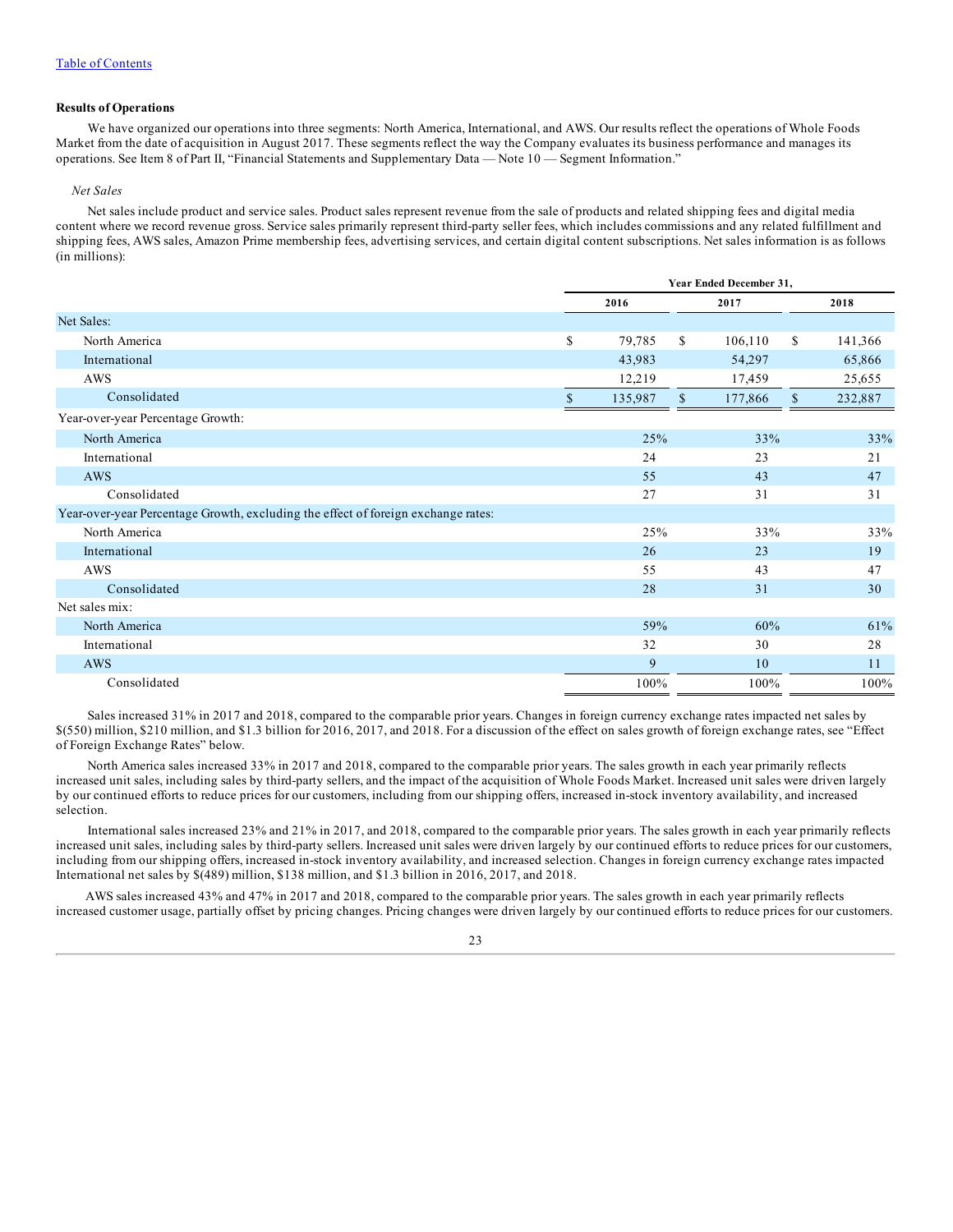Table of Contents

**Results of Operations**

We have organized our operations into three segments: North America, International, and AWS. Our results reflect the operations of Whole Foods Market from the date of acquisition in August 2017. These segments reflect the way the Company evaluates its business performance and manages its operations. See Item 8 of Part II, "Financial Statements and Supplementary Data — Note 10 — Segment Information."

*Net Sales*

Net sales include product and service sales. Product sales represent revenue from the sale of products and related shipping fees and digital media content where we record revenue gross. Service sales primarily represent third-party seller fees, which includes commissions and any related fulfillment and shipping fees, AWS sales, Amazon Prime membership fees, advertising services, and certain digital content subscriptions. Net sales information is as follows (in millions):

| | Year Ended December 31, | | |
|---|---|---|---|
| | 2016 | 2017 | 2018 |
| Net Sales: | | | |
| North America | $ 79,785 | $ 106,110 | $ 141,366 |
| International | 43,983 | 54,297 | 65,866 |
| AWS | 12,219 | 17,459 | 25,655 |
| Consolidated | $ 135,987 | $ 177,866 | $ 232,887 |
| Year-over-year Percentage Growth: | | | |
| North America | 25% | 33% | 33% |
| International | 24 | 23 | 21 |
| AWS | 55 | 43 | 47 |
| Consolidated | 27 | 31 | 31 |
| Year-over-year Percentage Growth, excluding the effect of foreign exchange rates: | | | |
| North America | 25% | 33% | 33% |
| International | 26 | 23 | 19 |
| AWS | 55 | 43 | 47 |
| Consolidated | 28 | 31 | 30 |
| Net sales mix: | | | |
| North America | 59% | 60% | 61% |
| International | 32 | 30 | 28 |
| AWS | 9 | 10 | 11 |
| Consolidated | 100% | 100% | 100% |

Sales increased 31% in 2017 and 2018, compared to the comparable prior years. Changes in foreign currency exchange rates impacted net sales by $(550) million, $210 million, and $1.3 billion for 2016, 2017, and 2018. For a discussion of the effect on sales growth of foreign exchange rates, see "Effect of Foreign Exchange Rates" below.

North America sales increased 33% in 2017 and 2018, compared to the comparable prior years. The sales growth in each year primarily reflects increased unit sales, including sales by third-party sellers, and the impact of the acquisition of Whole Foods Market. Increased unit sales were driven largely by our continued efforts to reduce prices for our customers, including from our shipping offers, increased in-stock inventory availability, and increased selection.

International sales increased 23% and 21% in 2017, and 2018, compared to the comparable prior years. The sales growth in each year primarily reflects increased unit sales, including sales by third-party sellers. Increased unit sales were driven largely by our continued efforts to reduce prices for our customers, including from our shipping offers, increased in-stock inventory availability, and increased selection. Changes in foreign currency exchange rates impacted International net sales by $(489) million, $138 million, and $1.3 billion in 2016, 2017, and 2018.

AWS sales increased 43% and 47% in 2017 and 2018, compared to the comparable prior years. The sales growth in each year primarily reflects increased customer usage, partially offset by pricing changes. Pricing changes were driven largely by our continued efforts to reduce prices for our customers.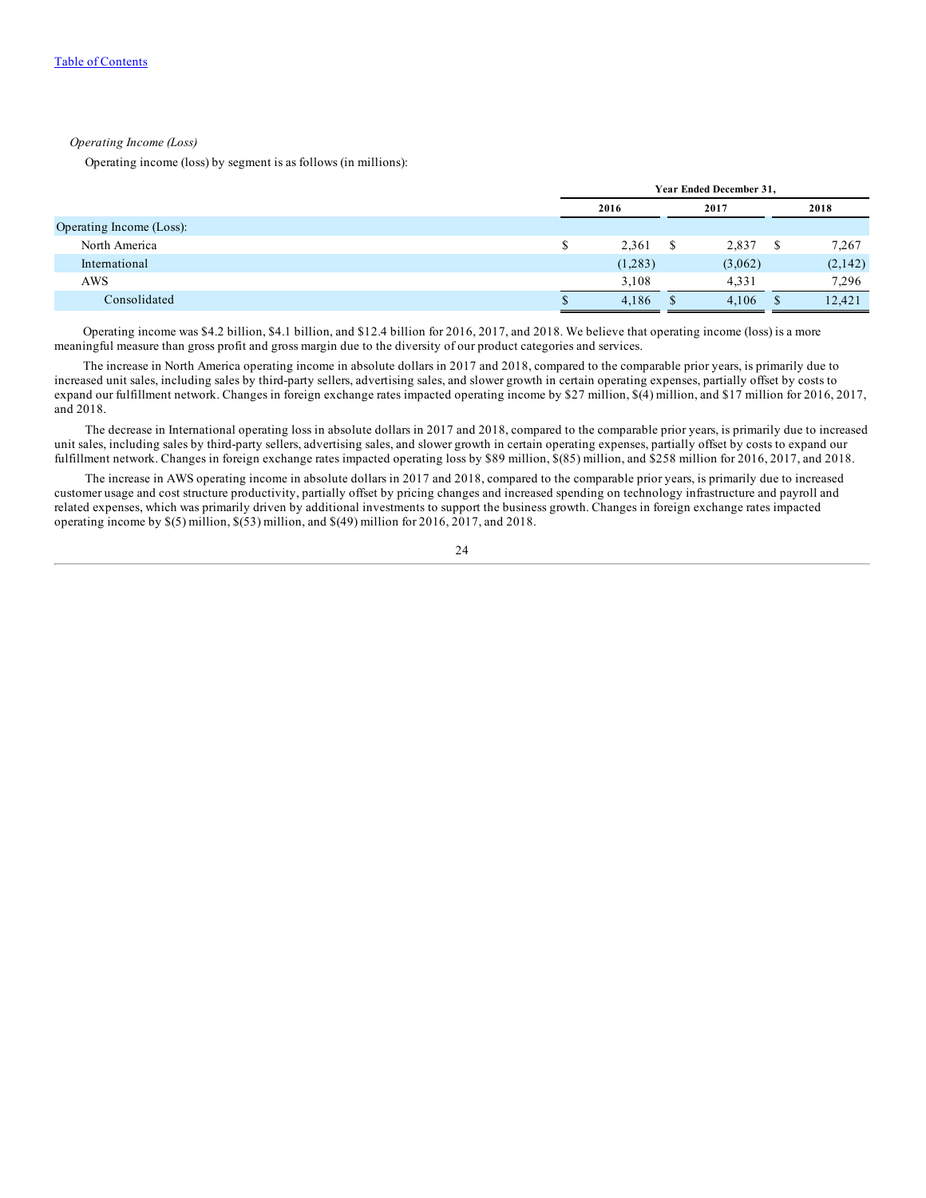*Operating Income (Loss)*

Operating income (loss) by segment is as follows (in millions):

| | Year Ended December 31, | | |
|---|---|---|---|
| | 2016 | 2017 | 2018 |
| Operating Income (Loss): | | | |
| North America | $ 2,361 | $ 2,837 | $ 7,267 |
| International | (1,283) | (3,062) | (2,142) |
| AWS | 3,108 | 4,331 | 7,296 |
| Consolidated | $ 4,186 | $ 4,106 | $ 12,421 |

Operating income was $4.2 billion, $4.1 billion, and $12.4 billion for 2016, 2017, and 2018. We believe that operating income (loss) is a more meaningful measure than gross profit and gross margin due to the diversity of our product categories and services.

The increase in North America operating income in absolute dollars in 2017 and 2018, compared to the comparable prior years, is primarily due to increased unit sales, including sales by third-party sellers, advertising sales, and slower growth in certain operating expenses, partially offset by costs to expand our fulfillment network. Changes in foreign exchange rates impacted operating income by $27 million, $(4) million, and $17 million for 2016, 2017, and 2018.

The decrease in International operating loss in absolute dollars in 2017 and 2018, compared to the comparable prior years, is primarily due to increased unit sales, including sales by third-party sellers, advertising sales, and slower growth in certain operating expenses, partially offset by costs to expand our fulfillment network. Changes in foreign exchange rates impacted operating loss by $89 million, $(85) million, and $258 million for 2016, 2017, and 2018.

The increase in AWS operating income in absolute dollars in 2017 and 2018, compared to the comparable prior years, is primarily due to increased customer usage and cost structure productivity, partially offset by pricing changes and increased spending on technology infrastructure and payroll and related expenses, which was primarily driven by additional investments to support the business growth. Changes in foreign exchange rates impacted operating income by $(5) million, $(53) million, and $(49) million for 2016, 2017, and 2018.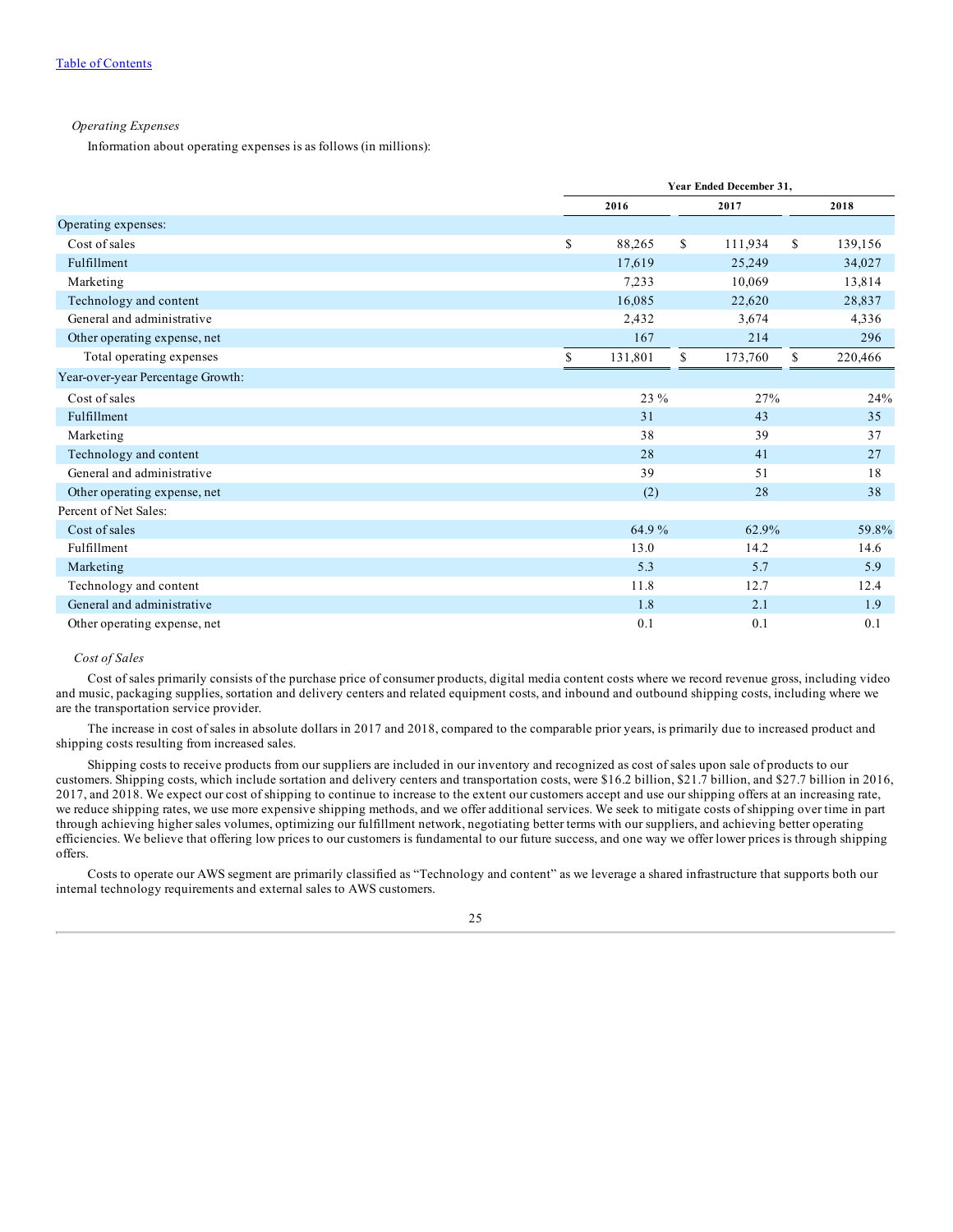*Operating Expenses*

Information about operating expenses is as follows (in millions):

| | Year Ended December 31, | | |
|---|---|---|---|
| | 2016 | 2017 | 2018 |
| Operating expenses: | | | |
| Cost of sales | $ 88,265 | $ 111,934 | $ 139,156 |
| Fulfillment | 17,619 | 25,249 | 34,027 |
| Marketing | 7,233 | 10,069 | 13,814 |
| Technology and content | 16,085 | 22,620 | 28,837 |
| General and administrative | 2,432 | 3,674 | 4,336 |
| Other operating expense, net | 167 | 214 | 296 |
| Total operating expenses | $ 131,801 | $ 173,760 | $ 220,466 |
| Year-over-year Percentage Growth: | | | |
| Cost of sales | 23 % | 27% | 24% |
| Fulfillment | 31 | 43 | 35 |
| Marketing | 38 | 39 | 37 |
| Technology and content | 28 | 41 | 27 |
| General and administrative | 39 | 51 | 18 |
| Other operating expense, net | (2) | 28 | 38 |
| Percent of Net Sales: | | | |
| Cost of sales | 64.9 % | 62.9% | 59.8% |
| Fulfillment | 13.0 | 14.2 | 14.6 |
| Marketing | 5.3 | 5.7 | 5.9 |
| Technology and content | 11.8 | 12.7 | 12.4 |
| General and administrative | 1.8 | 2.1 | 1.9 |
| Other operating expense, net | 0.1 | 0.1 | 0.1 |

*Cost of Sales*

Cost of sales primarily consists of the purchase price of consumer products, digital media content costs where we record revenue gross, including video and music, packaging supplies, sortation and delivery centers and related equipment costs, and inbound and outbound shipping costs, including where we are the transportation service provider.

The increase in cost of sales in absolute dollars in 2017 and 2018, compared to the comparable prior years, is primarily due to increased product and shipping costs resulting from increased sales.

Shipping costs to receive products from our suppliers are included in our inventory and recognized as cost of sales upon sale of products to our customers. Shipping costs, which include sortation and delivery centers and transportation costs, were $16.2 billion, $21.7 billion, and $27.7 billion in 2016, 2017, and 2018. We expect our cost of shipping to continue to increase to the extent our customers accept and use our shipping offers at an increasing rate, we reduce shipping rates, we use more expensive shipping methods, and we offer additional services. We seek to mitigate costs of shipping over time in part through achieving higher sales volumes, optimizing our fulfillment network, negotiating better terms with our suppliers, and achieving better operating efficiencies. We believe that offering low prices to our customers is fundamental to our future success, and one way we offer lower prices is through shipping offers.

Costs to operate our AWS segment are primarily classified as "Technology and content" as we leverage a shared infrastructure that supports both our internal technology requirements and external sales to AWS customers.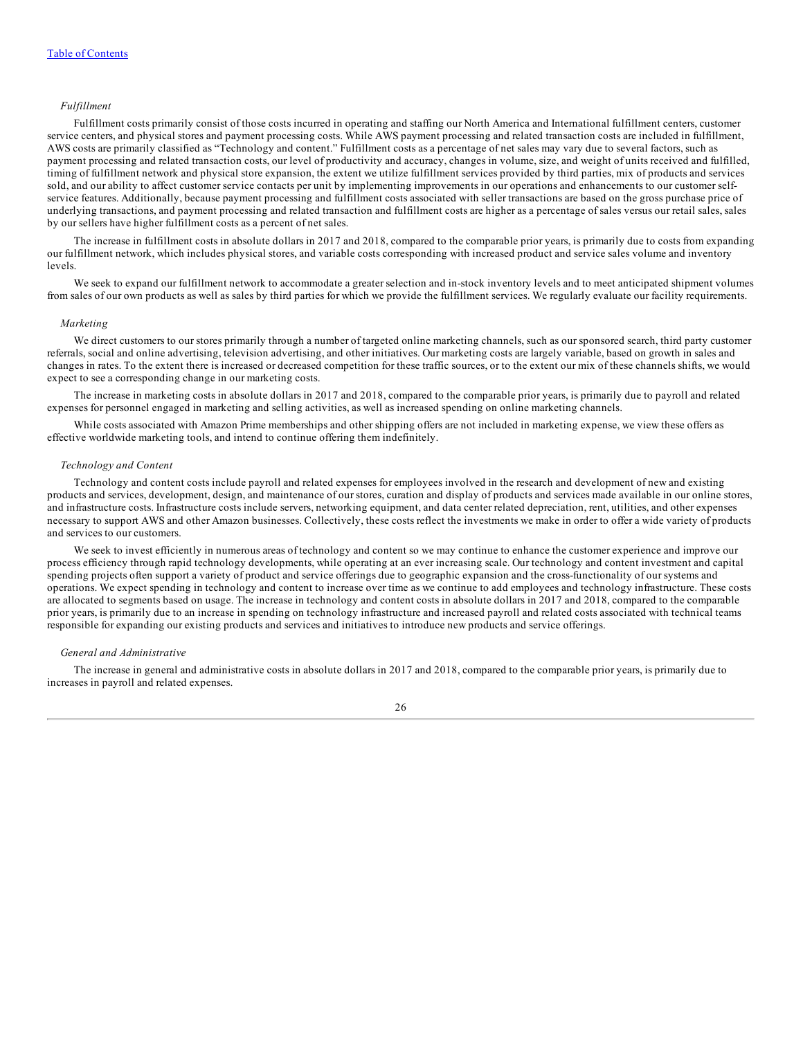*Fulfillment*

Fulfillment costs primarily consist of those costs incurred in operating and staffing our North America and International fulfillment centers, customer service centers, and physical stores and payment processing costs. While AWS payment processing and related transaction costs are included in fulfillment, AWS costs are primarily classified as "Technology and content." Fulfillment costs as a percentage of net sales may vary due to several factors, such as payment processing and related transaction costs, our level of productivity and accuracy, changes in volume, size, and weight of units received and fulfilled, timing of fulfillment network and physical store expansion, the extent we utilize fulfillment services provided by third parties, mix of products and services sold, and our ability to affect customer service contacts per unit by implementing improvements in our operations and enhancements to our customer self-service features. Additionally, because payment processing and fulfillment costs associated with seller transactions are based on the gross purchase price of underlying transactions, and payment processing and related transaction and fulfillment costs are higher as a percentage of sales versus our retail sales, sales by our sellers have higher fulfillment costs as a percent of net sales.

The increase in fulfillment costs in absolute dollars in 2017 and 2018, compared to the comparable prior years, is primarily due to costs from expanding our fulfillment network, which includes physical stores, and variable costs corresponding with increased product and service sales volume and inventory levels.

We seek to expand our fulfillment network to accommodate a greater selection and in-stock inventory levels and to meet anticipated shipment volumes from sales of our own products as well as sales by third parties for which we provide the fulfillment services. We regularly evaluate our facility requirements.

*Marketing*

We direct customers to our stores primarily through a number of targeted online marketing channels, such as our sponsored search, third party customer referrals, social and online advertising, television advertising, and other initiatives. Our marketing costs are largely variable, based on growth in sales and changes in rates. To the extent there is increased or decreased competition for these traffic sources, or to the extent our mix of these channels shifts, we would expect to see a corresponding change in our marketing costs.

The increase in marketing costs in absolute dollars in 2017 and 2018, compared to the comparable prior years, is primarily due to payroll and related expenses for personnel engaged in marketing and selling activities, as well as increased spending on online marketing channels.

While costs associated with Amazon Prime memberships and other shipping offers are not included in marketing expense, we view these offers as effective worldwide marketing tools, and intend to continue offering them indefinitely.

*Technology and Content*

Technology and content costs include payroll and related expenses for employees involved in the research and development of new and existing products and services, development, design, and maintenance of our stores, curation and display of products and services made available in our online stores, and infrastructure costs. Infrastructure costs include servers, networking equipment, and data center related depreciation, rent, utilities, and other expenses necessary to support AWS and other Amazon businesses. Collectively, these costs reflect the investments we make in order to offer a wide variety of products and services to our customers.

We seek to invest efficiently in numerous areas of technology and content so we may continue to enhance the customer experience and improve our process efficiency through rapid technology developments, while operating at an ever increasing scale. Our technology and content investment and capital spending projects often support a variety of product and service offerings due to geographic expansion and the cross-functionality of our systems and operations. We expect spending in technology and content to increase over time as we continue to add employees and technology infrastructure. These costs are allocated to segments based on usage. The increase in technology and content costs in absolute dollars in 2017 and 2018, compared to the comparable prior years, is primarily due to an increase in spending on technology infrastructure and increased payroll and related costs associated with technical teams responsible for expanding our existing products and services and initiatives to introduce new products and service offerings.

*General and Administrative*

The increase in general and administrative costs in absolute dollars in 2017 and 2018, compared to the comparable prior years, is primarily due to increases in payroll and related expenses.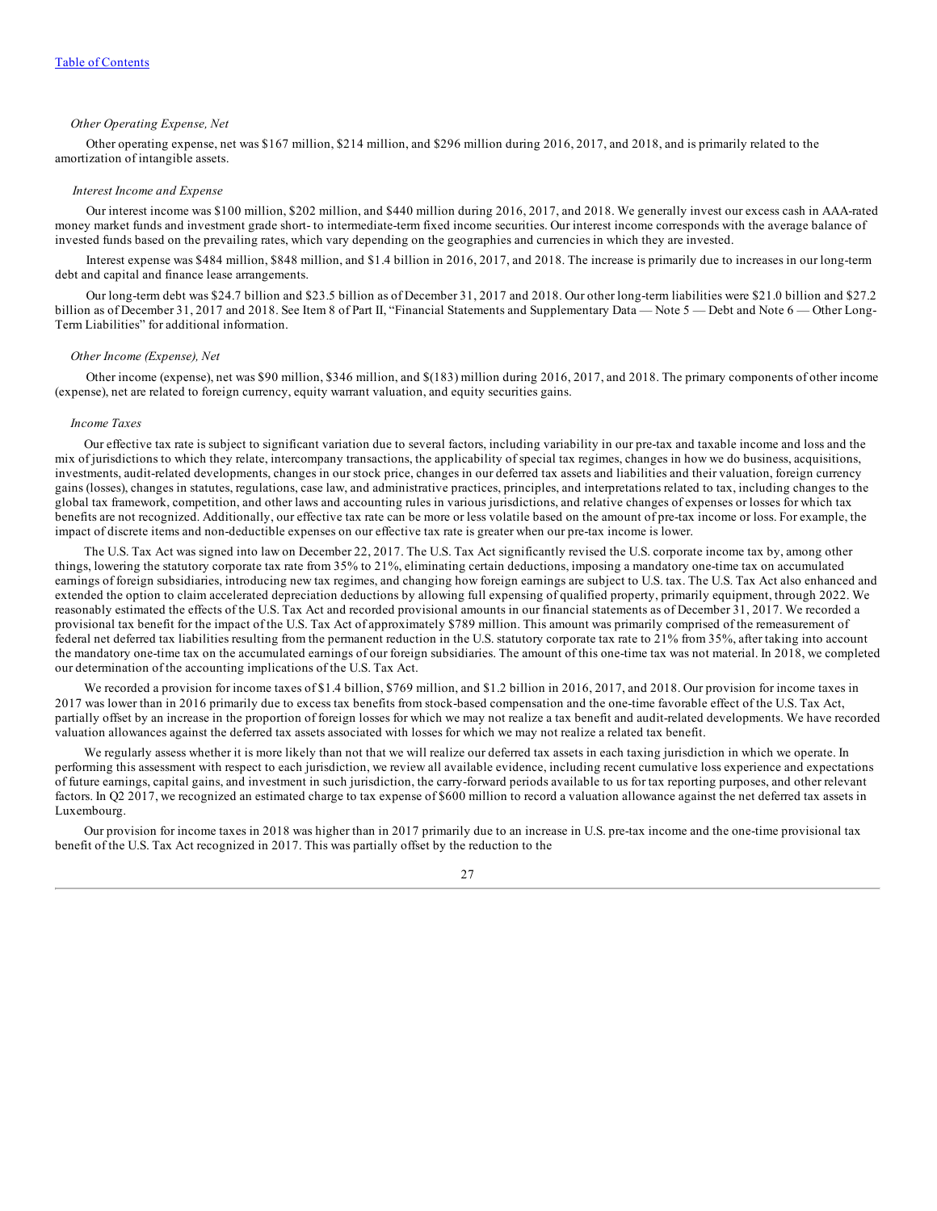*Other Operating Expense, Net*

Other operating expense, net was $167 million, $214 million, and $296 million during 2016, 2017, and 2018, and is primarily related to the amortization of intangible assets.

*Interest Income and Expense*

Our interest income was $100 million, $202 million, and $440 million during 2016, 2017, and 2018. We generally invest our excess cash in AAA-rated money market funds and investment grade short- to intermediate-term fixed income securities. Our interest income corresponds with the average balance of invested funds based on the prevailing rates, which vary depending on the geographies and currencies in which they are invested.

Interest expense was $484 million, $848 million, and $1.4 billion in 2016, 2017, and 2018. The increase is primarily due to increases in our long-term debt and capital and finance lease arrangements.

Our long-term debt was $24.7 billion and $23.5 billion as of December 31, 2017 and 2018. Our other long-term liabilities were $21.0 billion and $27.2 billion as of December 31, 2017 and 2018. See Item 8 of Part II, "Financial Statements and Supplementary Data — Note 5 — Debt and Note 6 — Other Long-Term Liabilities" for additional information.

*Other Income (Expense), Net*

Other income (expense), net was $90 million, $346 million, and $(183) million during 2016, 2017, and 2018. The primary components of other income (expense), net are related to foreign currency, equity warrant valuation, and equity securities gains.

*Income Taxes*

Our effective tax rate is subject to significant variation due to several factors, including variability in our pre-tax and taxable income and loss and the mix of jurisdictions to which they relate, intercompany transactions, the applicability of special tax regimes, changes in how we do business, acquisitions, investments, audit-related developments, changes in our stock price, changes in our deferred tax assets and liabilities and their valuation, foreign currency gains (losses), changes in statutes, regulations, case law, and administrative practices, principles, and interpretations related to tax, including changes to the global tax framework, competition, and other laws and accounting rules in various jurisdictions, and relative changes of expenses or losses for which tax benefits are not recognized. Additionally, our effective tax rate can be more or less volatile based on the amount of pre-tax income or loss. For example, the impact of discrete items and non-deductible expenses on our effective tax rate is greater when our pre-tax income is lower.

The U.S. Tax Act was signed into law on December 22, 2017. The U.S. Tax Act significantly revised the U.S. corporate income tax by, among other things, lowering the statutory corporate tax rate from 35% to 21%, eliminating certain deductions, imposing a mandatory one-time tax on accumulated earnings of foreign subsidiaries, introducing new tax regimes, and changing how foreign earnings are subject to U.S. tax. The U.S. Tax Act also enhanced and extended the option to claim accelerated depreciation deductions by allowing full expensing of qualified property, primarily equipment, through 2022. We reasonably estimated the effects of the U.S. Tax Act and recorded provisional amounts in our financial statements as of December 31, 2017. We recorded a provisional tax benefit for the impact of the U.S. Tax Act of approximately $789 million. This amount was primarily comprised of the remeasurement of federal net deferred tax liabilities resulting from the permanent reduction in the U.S. statutory corporate tax rate to 21% from 35%, after taking into account the mandatory one-time tax on the accumulated earnings of our foreign subsidiaries. The amount of this one-time tax was not material. In 2018, we completed our determination of the accounting implications of the U.S. Tax Act.

We recorded a provision for income taxes of $1.4 billion, $769 million, and $1.2 billion in 2016, 2017, and 2018. Our provision for income taxes in 2017 was lower than in 2016 primarily due to excess tax benefits from stock-based compensation and the one-time favorable effect of the U.S. Tax Act, partially offset by an increase in the proportion of foreign losses for which we may not realize a tax benefit and audit-related developments. We have recorded valuation allowances against the deferred tax assets associated with losses for which we may not realize a related tax benefit.

We regularly assess whether it is more likely than not that we will realize our deferred tax assets in each taxing jurisdiction in which we operate. In performing this assessment with respect to each jurisdiction, we review all available evidence, including recent cumulative loss experience and expectations of future earnings, capital gains, and investment in such jurisdiction, the carry-forward periods available to us for tax reporting purposes, and other relevant factors. In Q2 2017, we recognized an estimated charge to tax expense of $600 million to record a valuation allowance against the net deferred tax assets in Luxembourg.

Our provision for income taxes in 2018 was higher than in 2017 primarily due to an increase in U.S. pre-tax income and the one-time provisional tax benefit of the U.S. Tax Act recognized in 2017. This was partially offset by the reduction to the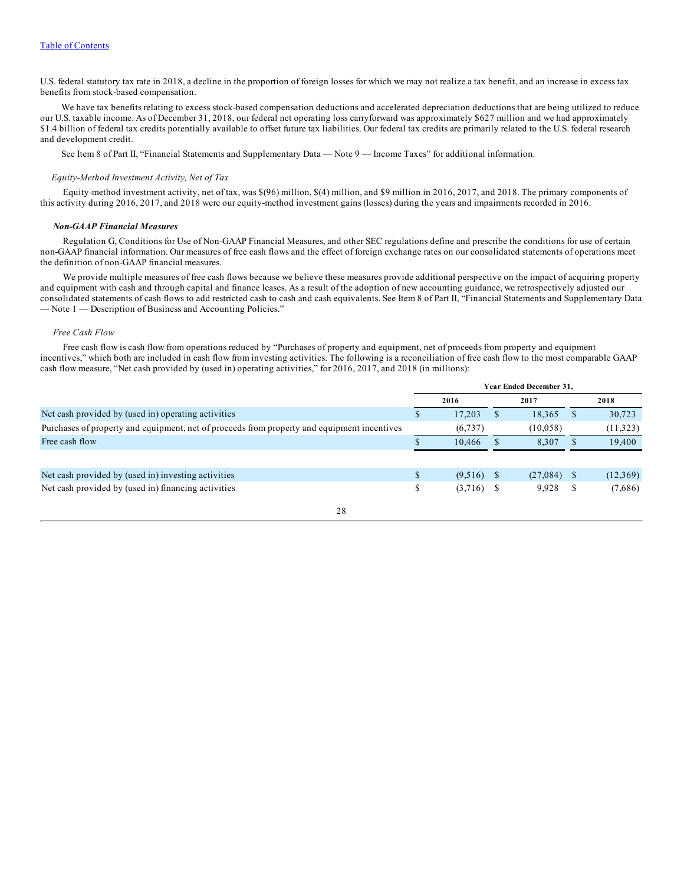U.S. federal statutory tax rate in 2018, a decline in the proportion of foreign losses for which we may not realize a tax benefit, and an increase in excess tax benefits from stock-based compensation.

We have tax benefits relating to excess stock-based compensation deductions and accelerated depreciation deductions that are being utilized to reduce our U.S. taxable income. As of December 31, 2018, our federal net operating loss carryforward was approximately $627 million and we had approximately $1.4 billion of federal tax credits potentially available to offset future tax liabilities. Our federal tax credits are primarily related to the U.S. federal research and development credit.

See Item 8 of Part II, "Financial Statements and Supplementary Data — Note 9 — Income Taxes" for additional information.

*Equity-Method Investment Activity, Net of Tax*

Equity-method investment activity, net of tax, was $(96) million, $(4) million, and $9 million in 2016, 2017, and 2018. The primary components of this activity during 2016, 2017, and 2018 were our equity-method investment gains (losses) during the years and impairments recorded in 2016.

***Non-GAAP Financial Measures***

Regulation G, Conditions for Use of Non-GAAP Financial Measures, and other SEC regulations define and prescribe the conditions for use of certain non-GAAP financial information. Our measures of free cash flows and the effect of foreign exchange rates on our consolidated statements of operations meet the definition of non-GAAP financial measures.

We provide multiple measures of free cash flows because we believe these measures provide additional perspective on the impact of acquiring property and equipment with cash and through capital and finance leases. As a result of the adoption of new accounting guidance, we retrospectively adjusted our consolidated statements of cash flows to add restricted cash to cash and cash equivalents. See Item 8 of Part II, "Financial Statements and Supplementary Data — Note 1 — Description of Business and Accounting Policies."

*Free Cash Flow*

Free cash flow is cash flow from operations reduced by "Purchases of property and equipment, net of proceeds from property and equipment incentives," which both are included in cash flow from investing activities. The following is a reconciliation of free cash flow to the most comparable GAAP cash flow measure, "Net cash provided by (used in) operating activities," for 2016, 2017, and 2018 (in millions):

| | Year Ended December 31, | | |
|---|---|---|---|
| | 2016 | 2017 | 2018 |
| Net cash provided by (used in) operating activities | $ 17,203 | $ 18,365 | $ 30,723 |
| Purchases of property and equipment, net of proceeds from property and equipment incentives | (6,737) | (10,058) | (11,323) |
| Free cash flow | $ 10,466 | $ 8,307 | $ 19,400 |
| | | | |
| Net cash provided by (used in) investing activities | $ (9,516) | $ (27,084) | $ (12,369) |
| Net cash provided by (used in) financing activities | $ (3,716) | $ 9,928 | $ (7,686) |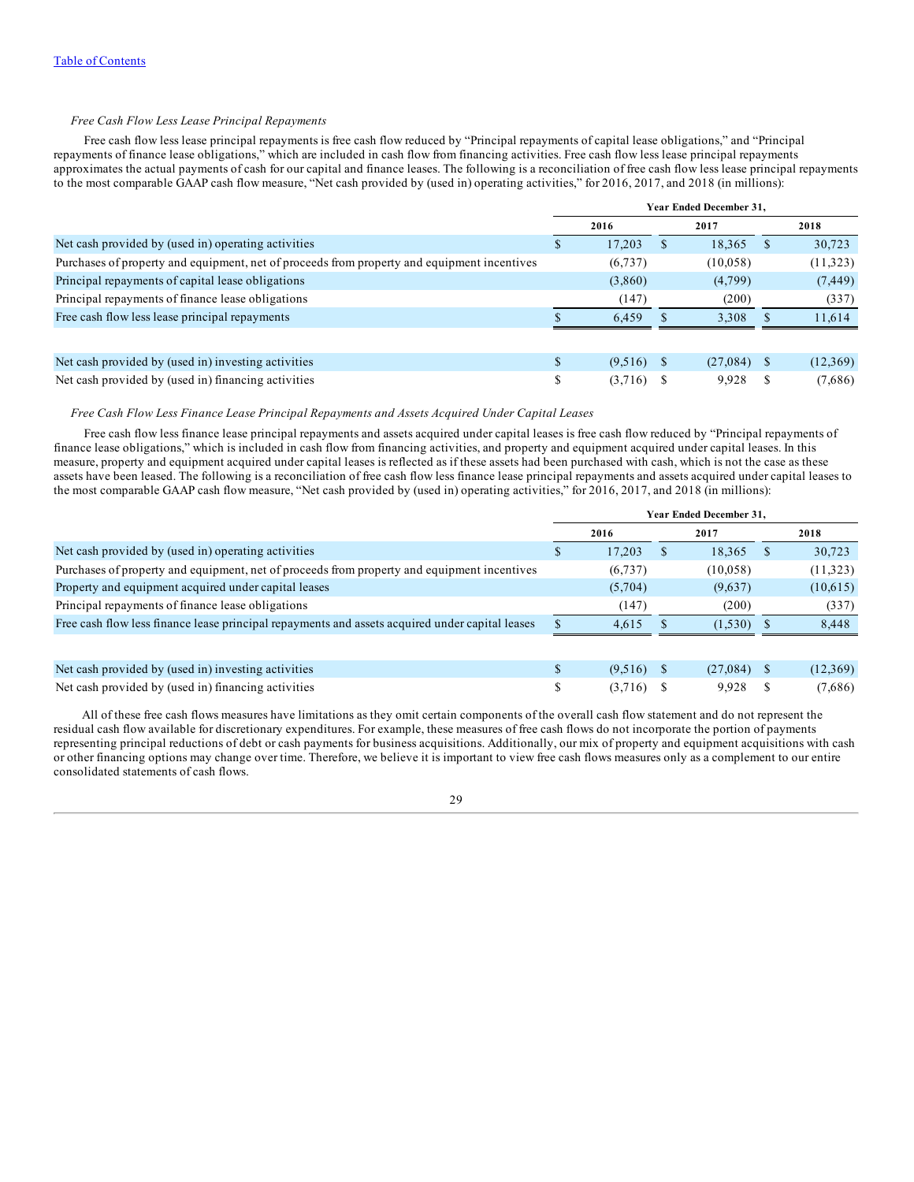*Free Cash Flow Less Lease Principal Repayments*

Free cash flow less lease principal repayments is free cash flow reduced by "Principal repayments of capital lease obligations," and "Principal repayments of finance lease obligations," which are included in cash flow from financing activities. Free cash flow less lease principal repayments approximates the actual payments of cash for our capital and finance leases. The following is a reconciliation of free cash flow less lease principal repayments to the most comparable GAAP cash flow measure, "Net cash provided by (used in) operating activities," for 2016, 2017, and 2018 (in millions):

| | Year Ended December 31, | | |
|---|---|---|---|
| | 2016 | 2017 | 2018 |
| Net cash provided by (used in) operating activities | $ 17,203 | $ 18,365 | $ 30,723 |
| Purchases of property and equipment, net of proceeds from property and equipment incentives | (6,737) | (10,058) | (11,323) |
| Principal repayments of capital lease obligations | (3,860) | (4,799) | (7,449) |
| Principal repayments of finance lease obligations | (147) | (200) | (337) |
| Free cash flow less lease principal repayments | $ 6,459 | $ 3,308 | $ 11,614 |
| | | | |
| Net cash provided by (used in) investing activities | $ (9,516) | $ (27,084) | $ (12,369) |
| Net cash provided by (used in) financing activities | $ (3,716) | $ 9,928 | $ (7,686) |

*Free Cash Flow Less Finance Lease Principal Repayments and Assets Acquired Under Capital Leases*

Free cash flow less finance lease principal repayments and assets acquired under capital leases is free cash flow reduced by "Principal repayments of finance lease obligations," which is included in cash flow from financing activities, and property and equipment acquired under capital leases. In this measure, property and equipment acquired under capital leases is reflected as if these assets had been purchased with cash, which is not the case as these assets have been leased. The following is a reconciliation of free cash flow less finance lease principal repayments and assets acquired under capital leases to the most comparable GAAP cash flow measure, "Net cash provided by (used in) operating activities," for 2016, 2017, and 2018 (in millions):

| | Year Ended December 31, | | |
|---|---|---|---|
| | 2016 | 2017 | 2018 |
| Net cash provided by (used in) operating activities | $ 17,203 | $ 18,365 | $ 30,723 |
| Purchases of property and equipment, net of proceeds from property and equipment incentives | (6,737) | (10,058) | (11,323) |
| Property and equipment acquired under capital leases | (5,704) | (9,637) | (10,615) |
| Principal repayments of finance lease obligations | (147) | (200) | (337) |
| Free cash flow less finance lease principal repayments and assets acquired under capital leases | $ 4,615 | $ (1,530) | $ 8,448 |
| | | | |
| Net cash provided by (used in) investing activities | $ (9,516) | $ (27,084) | $ (12,369) |
| Net cash provided by (used in) financing activities | $ (3,716) | $ 9,928 | $ (7,686) |

All of these free cash flows measures have limitations as they omit certain components of the overall cash flow statement and do not represent the residual cash flow available for discretionary expenditures. For example, these measures of free cash flows do not incorporate the portion of payments representing principal reductions of debt or cash payments for business acquisitions. Additionally, our mix of property and equipment acquisitions with cash or other financing options may change over time. Therefore, we believe it is important to view free cash flows measures only as a complement to our entire consolidated statements of cash flows.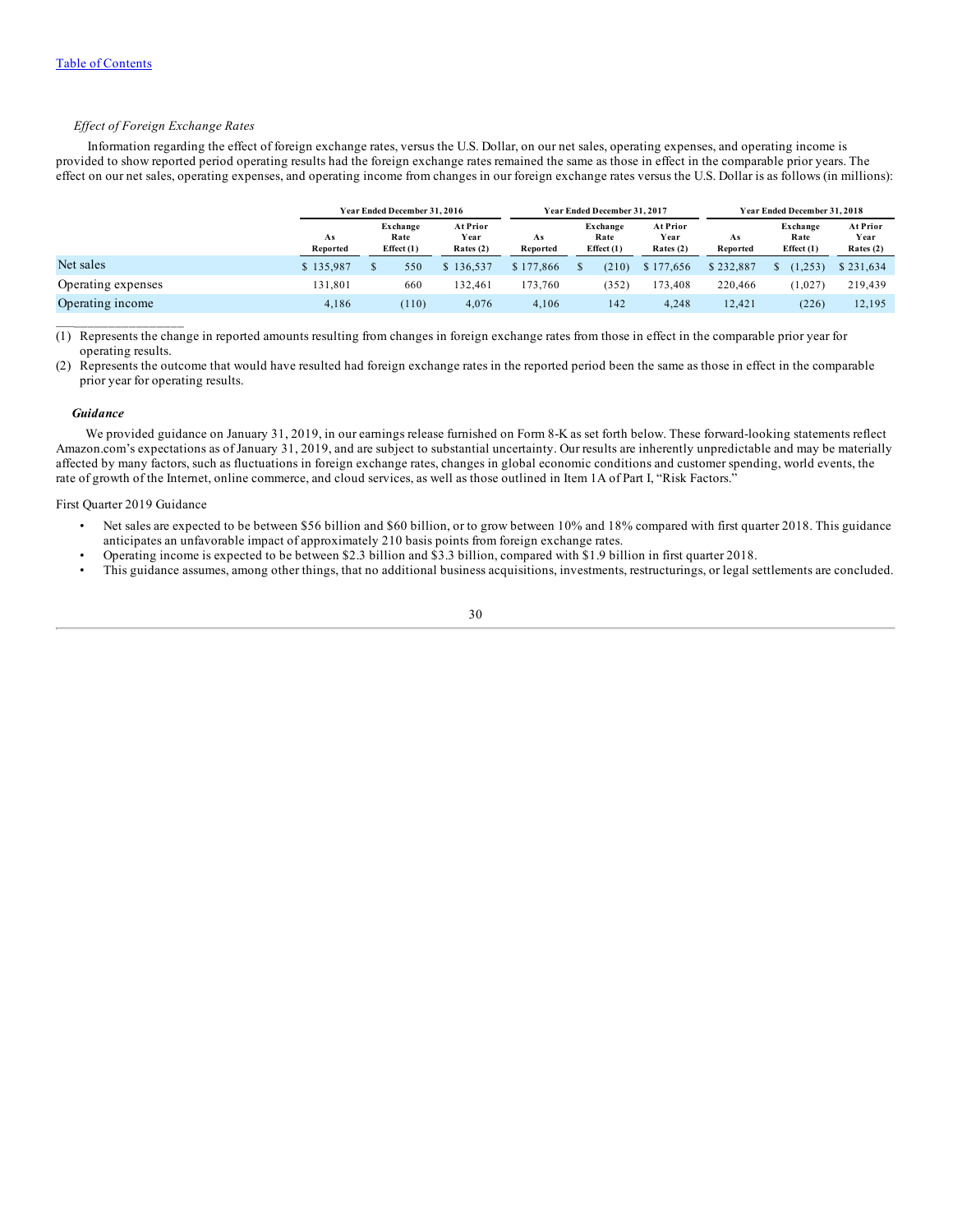*Effect of Foreign Exchange Rates*

Information regarding the effect of foreign exchange rates, versus the U.S. Dollar, on our net sales, operating expenses, and operating income is provided to show reported period operating results had the foreign exchange rates remained the same as those in effect in the comparable prior years. The effect on our net sales, operating expenses, and operating income from changes in our foreign exchange rates versus the U.S. Dollar is as follows (in millions):

| | Year Ended December 31, 2016 | | | Year Ended December 31, 2017 | | | Year Ended December 31, 2018 | | |
|---|---|---|---|---|---|---|---|---|---|
| | As Reported | Exchange Rate Effect (1) | At Prior Year Rates (2) | As Reported | Exchange Rate Effect (1) | At Prior Year Rates (2) | As Reported | Exchange Rate Effect (1) | At Prior Year Rates (2) |
| Net sales | $ 135,987 | $ 550 | $ 136,537 | $ 177,866 | $ (210) | $ 177,656 | $ 232,887 | $ (1,253) | $ 231,634 |
| Operating expenses | 131,801 | 660 | 132,461 | 173,760 | (352) | 173,408 | 220,466 | (1,027) | 219,439 |
| Operating income | 4,186 | (110) | 4,076 | 4,106 | 142 | 4,248 | 12,421 | (226) | 12,195 |

___________________

(1) Represents the change in reported amounts resulting from changes in foreign exchange rates from those in effect in the comparable prior year for operating results.

(2) Represents the outcome that would have resulted had foreign exchange rates in the reported period been the same as those in effect in the comparable prior year for operating results.

***Guidance***

We provided guidance on January 31, 2019, in our earnings release furnished on Form 8-K as set forth below. These forward-looking statements reflect Amazon.com's expectations as of January 31, 2019, and are subject to substantial uncertainty. Our results are inherently unpredictable and may be materially affected by many factors, such as fluctuations in foreign exchange rates, changes in global economic conditions and customer spending, world events, the rate of growth of the Internet, online commerce, and cloud services, as well as those outlined in Item 1A of Part I, "Risk Factors."

First Quarter 2019 Guidance

- Net sales are expected to be between $56 billion and $60 billion, or to grow between 10% and 18% compared with first quarter 2018. This guidance anticipates an unfavorable impact of approximately 210 basis points from foreign exchange rates.
- Operating income is expected to be between $2.3 billion and $3.3 billion, compared with $1.9 billion in first quarter 2018.
- This guidance assumes, among other things, that no additional business acquisitions, investments, restructurings, or legal settlements are concluded.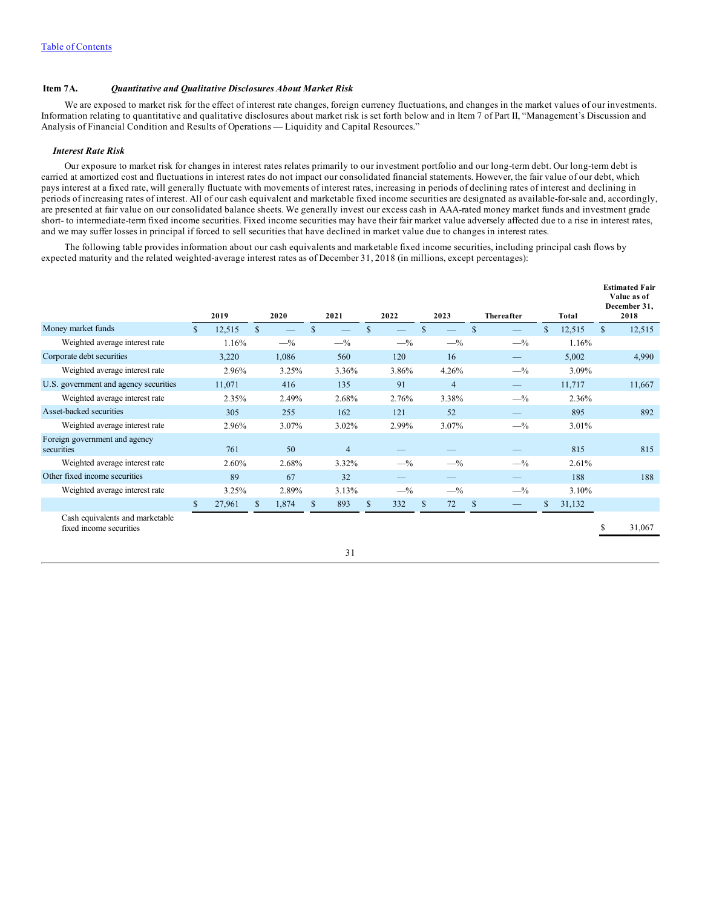Table of Contents

## Item 7A. *Quantitative and Qualitative Disclosures About Market Risk*

We are exposed to market risk for the effect of interest rate changes, foreign currency fluctuations, and changes in the market values of our investments. Information relating to quantitative and qualitative disclosures about market risk is set forth below and in Item 7 of Part II, "Management's Discussion and Analysis of Financial Condition and Results of Operations — Liquidity and Capital Resources."

### *Interest Rate Risk*

Our exposure to market risk for changes in interest rates relates primarily to our investment portfolio and our long-term debt. Our long-term debt is carried at amortized cost and fluctuations in interest rates do not impact our consolidated financial statements. However, the fair value of our debt, which pays interest at a fixed rate, will generally fluctuate with movements of interest rates, increasing in periods of declining rates of interest and declining in periods of increasing rates of interest. All of our cash equivalent and marketable fixed income securities are designated as available-for-sale and, accordingly, are presented at fair value on our consolidated balance sheets. We generally invest our excess cash in AAA-rated money market funds and investment grade short- to intermediate-term fixed income securities. Fixed income securities may have their fair market value adversely affected due to a rise in interest rates, and we may suffer losses in principal if forced to sell securities that have declined in market value due to changes in interest rates.

The following table provides information about our cash equivalents and marketable fixed income securities, including principal cash flows by expected maturity and the related weighted-average interest rates as of December 31, 2018 (in millions, except percentages):

| | 2019 | 2020 | 2021 | 2022 | 2023 | Thereafter | Total | Estimated Fair Value as of December 31, 2018 |
|---|---|---|---|---|---|---|---|---|
| Money market funds | $ 12,515 | $ — | $ — | $ — | $ — | $ — | $ 12,515 | $ 12,515 |
| Weighted average interest rate | 1.16% | —% | —% | —% | —% | —% | 1.16% | |
| Corporate debt securities | 3,220 | 1,086 | 560 | 120 | 16 | — | 5,002 | 4,990 |
| Weighted average interest rate | 2.96% | 3.25% | 3.36% | 3.86% | 4.26% | —% | 3.09% | |
| U.S. government and agency securities | 11,071 | 416 | 135 | 91 | 4 | — | 11,717 | 11,667 |
| Weighted average interest rate | 2.35% | 2.49% | 2.68% | 2.76% | 3.38% | —% | 2.36% | |
| Asset-backed securities | 305 | 255 | 162 | 121 | 52 | — | 895 | 892 |
| Weighted average interest rate | 2.96% | 3.07% | 3.02% | 2.99% | 3.07% | —% | 3.01% | |
| Foreign government and agency securities | 761 | 50 | 4 | — | — | — | 815 | 815 |
| Weighted average interest rate | 2.60% | 2.68% | 3.32% | —% | —% | —% | 2.61% | |
| Other fixed income securities | 89 | 67 | 32 | — | — | — | 188 | 188 |
| Weighted average interest rate | 3.25% | 2.89% | 3.13% | —% | —% | —% | 3.10% | |
| | $ 27,961 | $ 1,874 | $ 893 | $ 332 | $ 72 | $ — | $ 31,132 | |
| Cash equivalents and marketable fixed income securities | | | | | | | | $ 31,067 |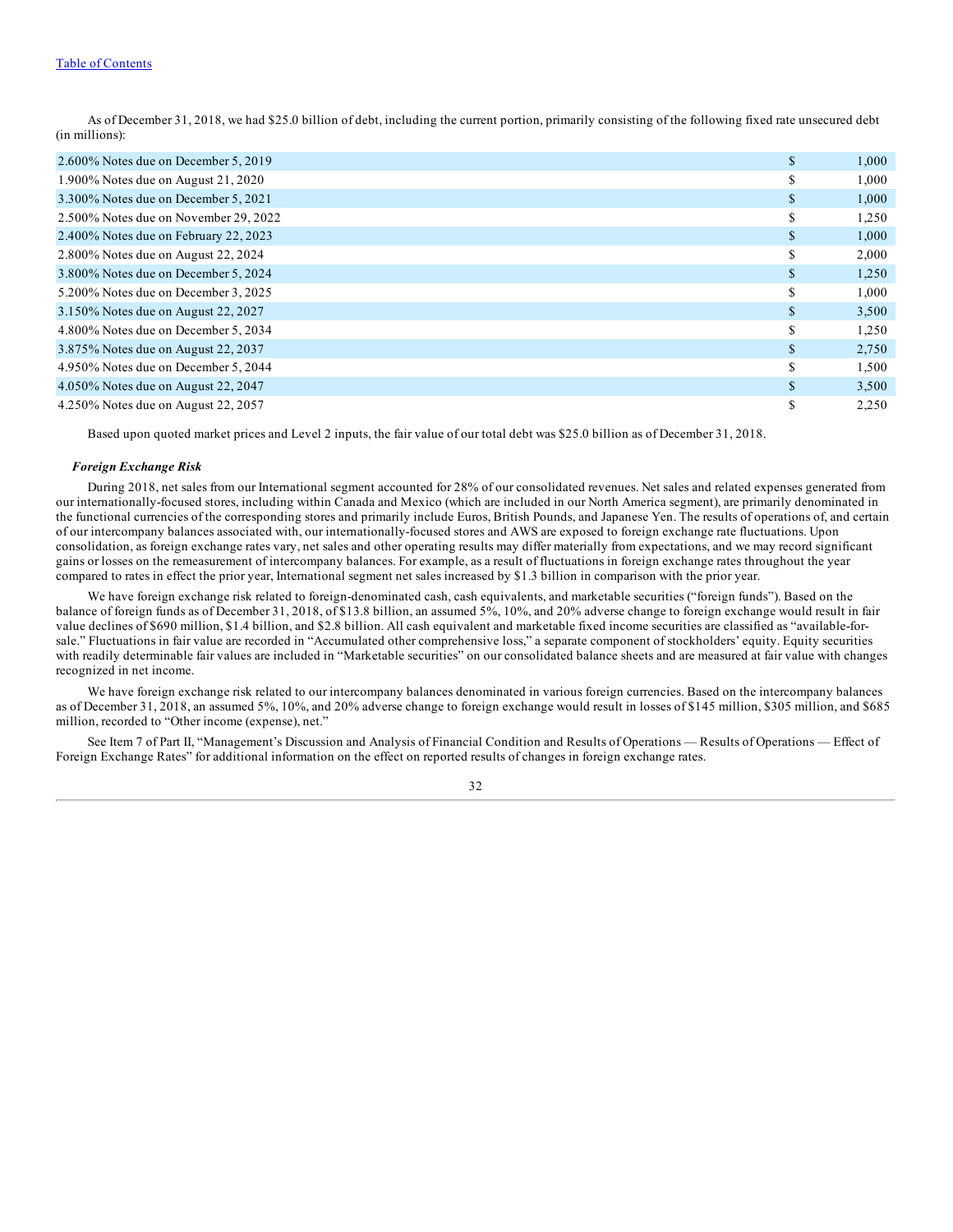As of December 31, 2018, we had $25.0 billion of debt, including the current portion, primarily consisting of the following fixed rate unsecured debt (in millions):

| | | |
|---|---|---|
| 2.600% Notes due on December 5, 2019 | $ | 1,000 |
| 1.900% Notes due on August 21, 2020 | $ | 1,000 |
| 3.300% Notes due on December 5, 2021 | $ | 1,000 |
| 2.500% Notes due on November 29, 2022 | $ | 1,250 |
| 2.400% Notes due on February 22, 2023 | $ | 1,000 |
| 2.800% Notes due on August 22, 2024 | $ | 2,000 |
| 3.800% Notes due on December 5, 2024 | $ | 1,250 |
| 5.200% Notes due on December 3, 2025 | $ | 1,000 |
| 3.150% Notes due on August 22, 2027 | $ | 3,500 |
| 4.800% Notes due on December 5, 2034 | $ | 1,250 |
| 3.875% Notes due on August 22, 2037 | $ | 2,750 |
| 4.950% Notes due on December 5, 2044 | $ | 1,500 |
| 4.050% Notes due on August 22, 2047 | $ | 3,500 |
| 4.250% Notes due on August 22, 2057 | $ | 2,250 |

Based upon quoted market prices and Level 2 inputs, the fair value of our total debt was $25.0 billion as of December 31, 2018.

***Foreign Exchange Risk***

During 2018, net sales from our International segment accounted for 28% of our consolidated revenues. Net sales and related expenses generated from our internationally-focused stores, including within Canada and Mexico (which are included in our North America segment), are primarily denominated in the functional currencies of the corresponding stores and primarily include Euros, British Pounds, and Japanese Yen. The results of operations of, and certain of our intercompany balances associated with, our internationally-focused stores and AWS are exposed to foreign exchange rate fluctuations. Upon consolidation, as foreign exchange rates vary, net sales and other operating results may differ materially from expectations, and we may record significant gains or losses on the remeasurement of intercompany balances. For example, as a result of fluctuations in foreign exchange rates throughout the year compared to rates in effect the prior year, International segment net sales increased by $1.3 billion in comparison with the prior year.

We have foreign exchange risk related to foreign-denominated cash, cash equivalents, and marketable securities ("foreign funds"). Based on the balance of foreign funds as of December 31, 2018, of $13.8 billion, an assumed 5%, 10%, and 20% adverse change to foreign exchange would result in fair value declines of $690 million, $1.4 billion, and $2.8 billion. All cash equivalent and marketable fixed income securities are classified as "available-for-sale." Fluctuations in fair value are recorded in "Accumulated other comprehensive loss," a separate component of stockholders' equity. Equity securities with readily determinable fair values are included in "Marketable securities" on our consolidated balance sheets and are measured at fair value with changes recognized in net income.

We have foreign exchange risk related to our intercompany balances denominated in various foreign currencies. Based on the intercompany balances as of December 31, 2018, an assumed 5%, 10%, and 20% adverse change to foreign exchange would result in losses of $145 million, $305 million, and $685 million, recorded to "Other income (expense), net."

See Item 7 of Part II, "Management's Discussion and Analysis of Financial Condition and Results of Operations — Results of Operations — Effect of Foreign Exchange Rates" for additional information on the effect on reported results of changes in foreign exchange rates.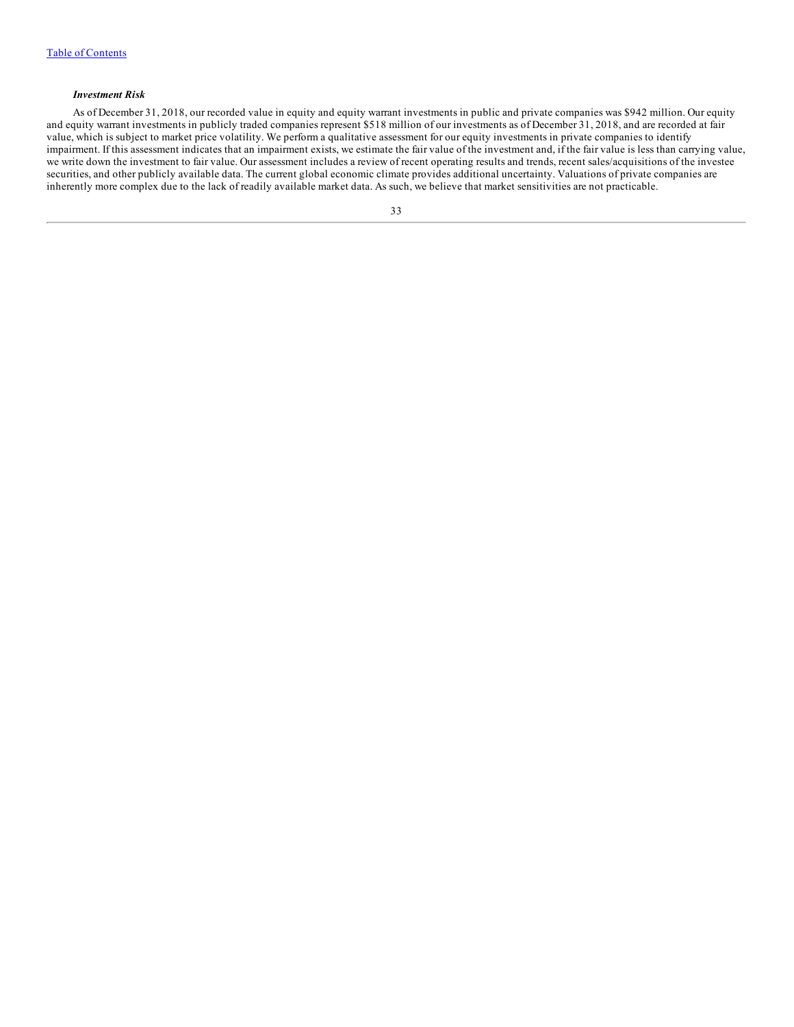### *Investment Risk*

As of December 31, 2018, our recorded value in equity and equity warrant investments in public and private companies was $942 million. Our equity and equity warrant investments in publicly traded companies represent $518 million of our investments as of December 31, 2018, and are recorded at fair value, which is subject to market price volatility. We perform a qualitative assessment for our equity investments in private companies to identify impairment. If this assessment indicates that an impairment exists, we estimate the fair value of the investment and, if the fair value is less than carrying value, we write down the investment to fair value. Our assessment includes a review of recent operating results and trends, recent sales/acquisitions of the investee securities, and other publicly available data. The current global economic climate provides additional uncertainty. Valuations of private companies are inherently more complex due to the lack of readily available market data. As such, we believe that market sensitivities are not practicable.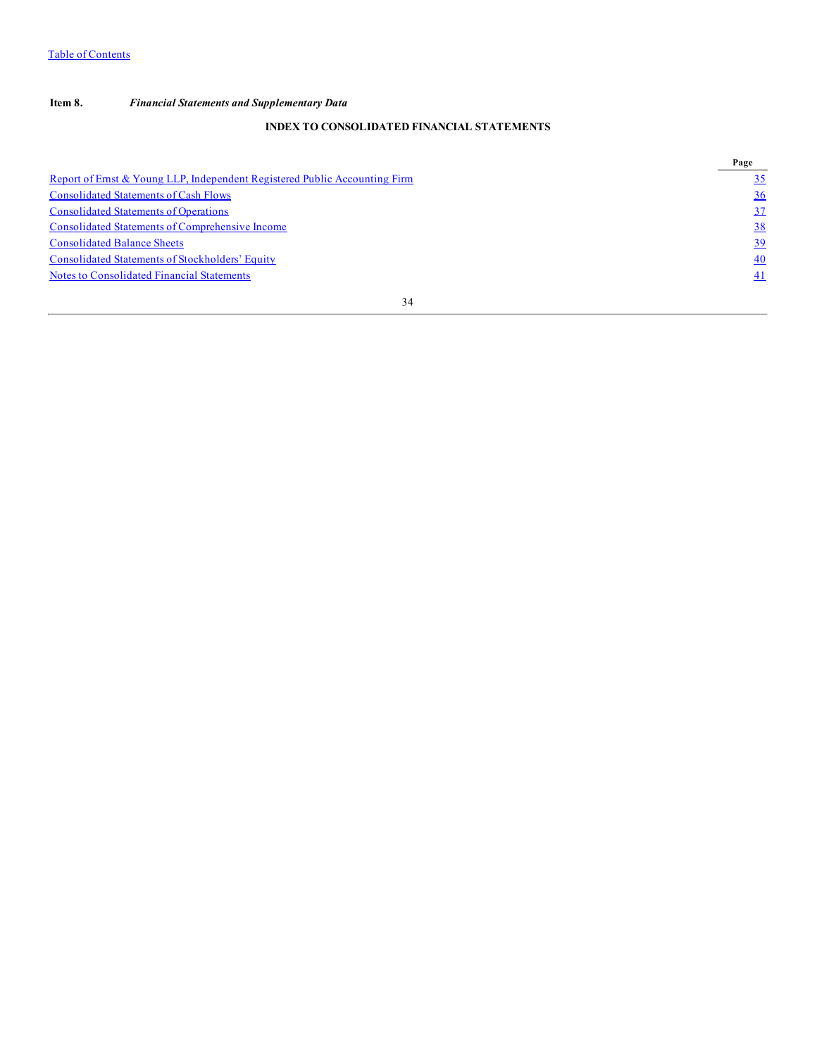**Item 8.** ***Financial Statements and Supplementary Data***

## INDEX TO CONSOLIDATED FINANCIAL STATEMENTS

| | Page |
|---|---|
| Report of Ernst & Young LLP, Independent Registered Public Accounting Firm | 35 |
| Consolidated Statements of Cash Flows | 36 |
| Consolidated Statements of Operations | 37 |
| Consolidated Statements of Comprehensive Income | 38 |
| Consolidated Balance Sheets | 39 |
| Consolidated Statements of Stockholders' Equity | 40 |
| Notes to Consolidated Financial Statements | 41 |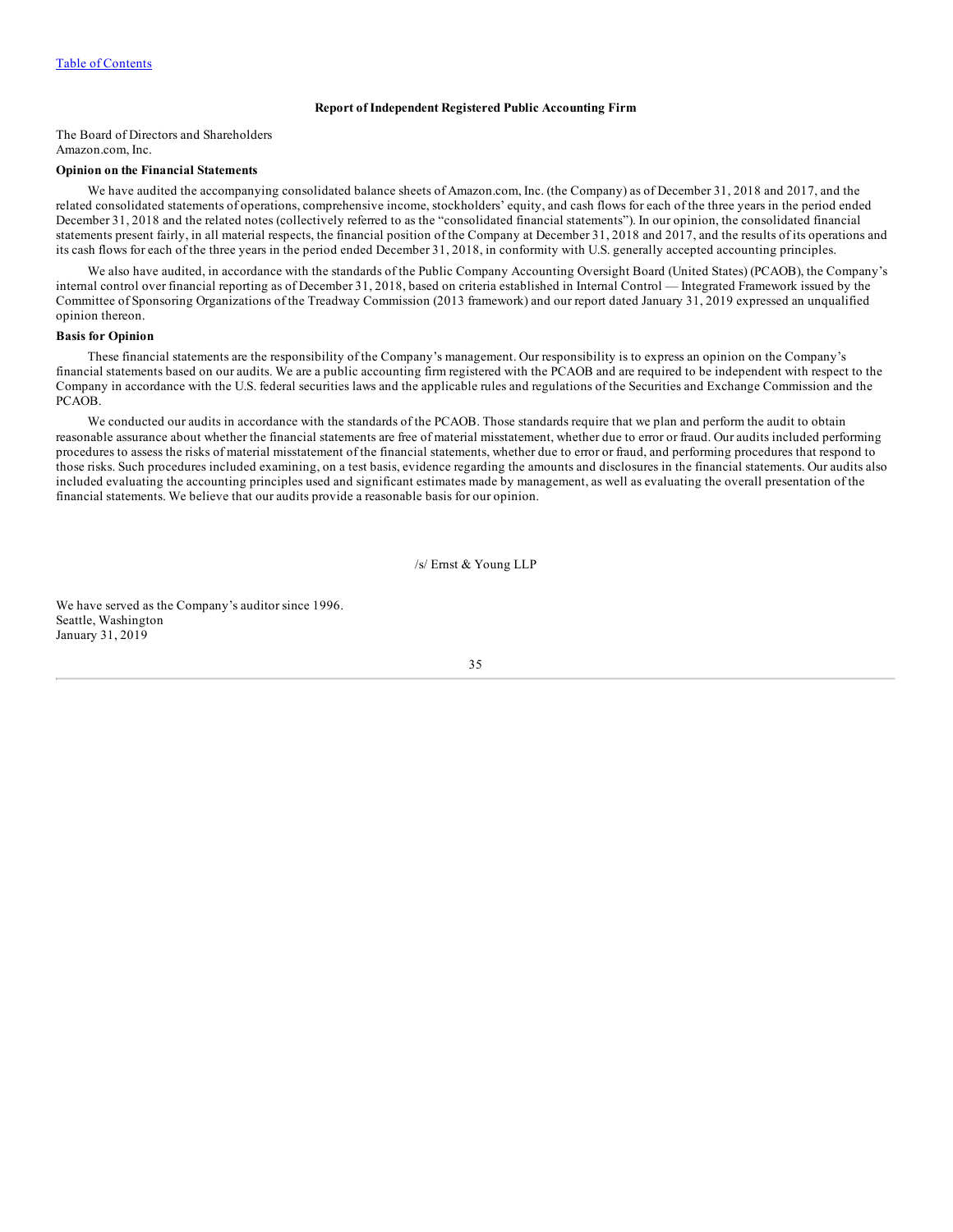[Table of Contents](#)

## Report of Independent Registered Public Accounting Firm

The Board of Directors and Shareholders
Amazon.com, Inc.

**Opinion on the Financial Statements**

We have audited the accompanying consolidated balance sheets of Amazon.com, Inc. (the Company) as of December 31, 2018 and 2017, and the related consolidated statements of operations, comprehensive income, stockholders' equity, and cash flows for each of the three years in the period ended December 31, 2018 and the related notes (collectively referred to as the "consolidated financial statements"). In our opinion, the consolidated financial statements present fairly, in all material respects, the financial position of the Company at December 31, 2018 and 2017, and the results of its operations and its cash flows for each of the three years in the period ended December 31, 2018, in conformity with U.S. generally accepted accounting principles.

We also have audited, in accordance with the standards of the Public Company Accounting Oversight Board (United States) (PCAOB), the Company's internal control over financial reporting as of December 31, 2018, based on criteria established in Internal Control — Integrated Framework issued by the Committee of Sponsoring Organizations of the Treadway Commission (2013 framework) and our report dated January 31, 2019 expressed an unqualified opinion thereon.

**Basis for Opinion**

These financial statements are the responsibility of the Company's management. Our responsibility is to express an opinion on the Company's financial statements based on our audits. We are a public accounting firm registered with the PCAOB and are required to be independent with respect to the Company in accordance with the U.S. federal securities laws and the applicable rules and regulations of the Securities and Exchange Commission and the PCAOB.

We conducted our audits in accordance with the standards of the PCAOB. Those standards require that we plan and perform the audit to obtain reasonable assurance about whether the financial statements are free of material misstatement, whether due to error or fraud. Our audits included performing procedures to assess the risks of material misstatement of the financial statements, whether due to error or fraud, and performing procedures that respond to those risks. Such procedures included examining, on a test basis, evidence regarding the amounts and disclosures in the financial statements. Our audits also included evaluating the accounting principles used and significant estimates made by management, as well as evaluating the overall presentation of the financial statements. We believe that our audits provide a reasonable basis for our opinion.

/s/ Ernst & Young LLP

We have served as the Company's auditor since 1996.
Seattle, Washington
January 31, 2019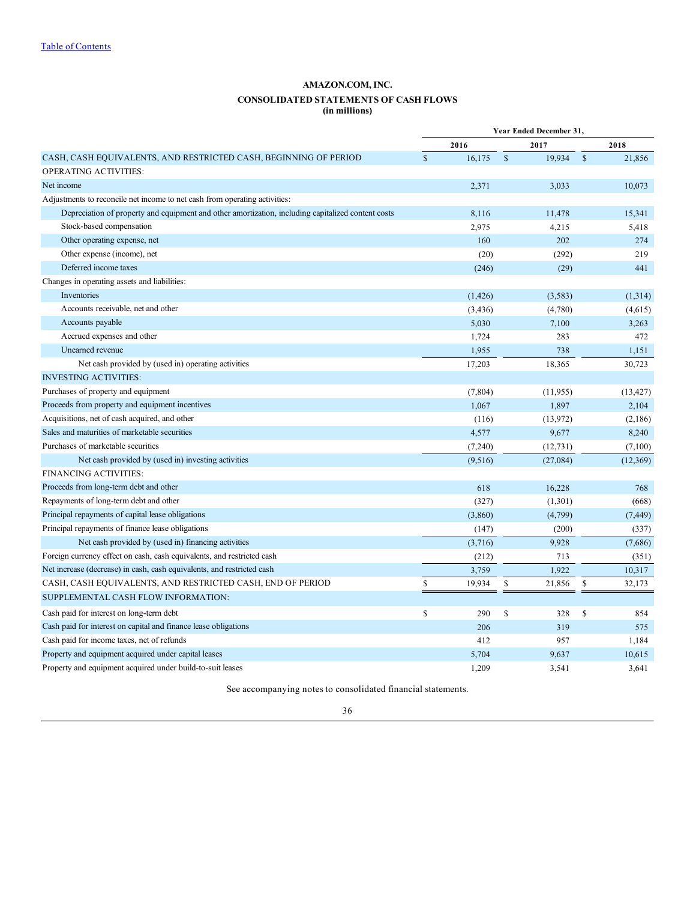# AMAZON.COM, INC.

## CONSOLIDATED STATEMENTS OF CASH FLOWS
### (in millions)

| | Year Ended December 31, | | |
|---|---|---|---|
| | 2016 | 2017 | 2018 |
| CASH, CASH EQUIVALENTS, AND RESTRICTED CASH, BEGINNING OF PERIOD | $ 16,175 | $ 19,934 | $ 21,856 |
| OPERATING ACTIVITIES: | | | |
| Net income | 2,371 | 3,033 | 10,073 |
| Adjustments to reconcile net income to net cash from operating activities: | | | |
| Depreciation of property and equipment and other amortization, including capitalized content costs | 8,116 | 11,478 | 15,341 |
| Stock-based compensation | 2,975 | 4,215 | 5,418 |
| Other operating expense, net | 160 | 202 | 274 |
| Other expense (income), net | (20) | (292) | 219 |
| Deferred income taxes | (246) | (29) | 441 |
| Changes in operating assets and liabilities: | | | |
| Inventories | (1,426) | (3,583) | (1,314) |
| Accounts receivable, net and other | (3,436) | (4,780) | (4,615) |
| Accounts payable | 5,030 | 7,100 | 3,263 |
| Accrued expenses and other | 1,724 | 283 | 472 |
| Unearned revenue | 1,955 | 738 | 1,151 |
| Net cash provided by (used in) operating activities | 17,203 | 18,365 | 30,723 |
| INVESTING ACTIVITIES: | | | |
| Purchases of property and equipment | (7,804) | (11,955) | (13,427) |
| Proceeds from property and equipment incentives | 1,067 | 1,897 | 2,104 |
| Acquisitions, net of cash acquired, and other | (116) | (13,972) | (2,186) |
| Sales and maturities of marketable securities | 4,577 | 9,677 | 8,240 |
| Purchases of marketable securities | (7,240) | (12,731) | (7,100) |
| Net cash provided by (used in) investing activities | (9,516) | (27,084) | (12,369) |
| FINANCING ACTIVITIES: | | | |
| Proceeds from long-term debt and other | 618 | 16,228 | 768 |
| Repayments of long-term debt and other | (327) | (1,301) | (668) |
| Principal repayments of capital lease obligations | (3,860) | (4,799) | (7,449) |
| Principal repayments of finance lease obligations | (147) | (200) | (337) |
| Net cash provided by (used in) financing activities | (3,716) | 9,928 | (7,686) |
| Foreign currency effect on cash, cash equivalents, and restricted cash | (212) | 713 | (351) |
| Net increase (decrease) in cash, cash equivalents, and restricted cash | 3,759 | 1,922 | 10,317 |
| CASH, CASH EQUIVALENTS, AND RESTRICTED CASH, END OF PERIOD | $ 19,934 | $ 21,856 | $ 32,173 |
| SUPPLEMENTAL CASH FLOW INFORMATION: | | | |
| Cash paid for interest on long-term debt | $ 290 | $ 328 | $ 854 |
| Cash paid for interest on capital and finance lease obligations | 206 | 319 | 575 |
| Cash paid for income taxes, net of refunds | 412 | 957 | 1,184 |
| Property and equipment acquired under capital leases | 5,704 | 9,637 | 10,615 |
| Property and equipment acquired under build-to-suit leases | 1,209 | 3,541 | 3,641 |

See accompanying notes to consolidated financial statements.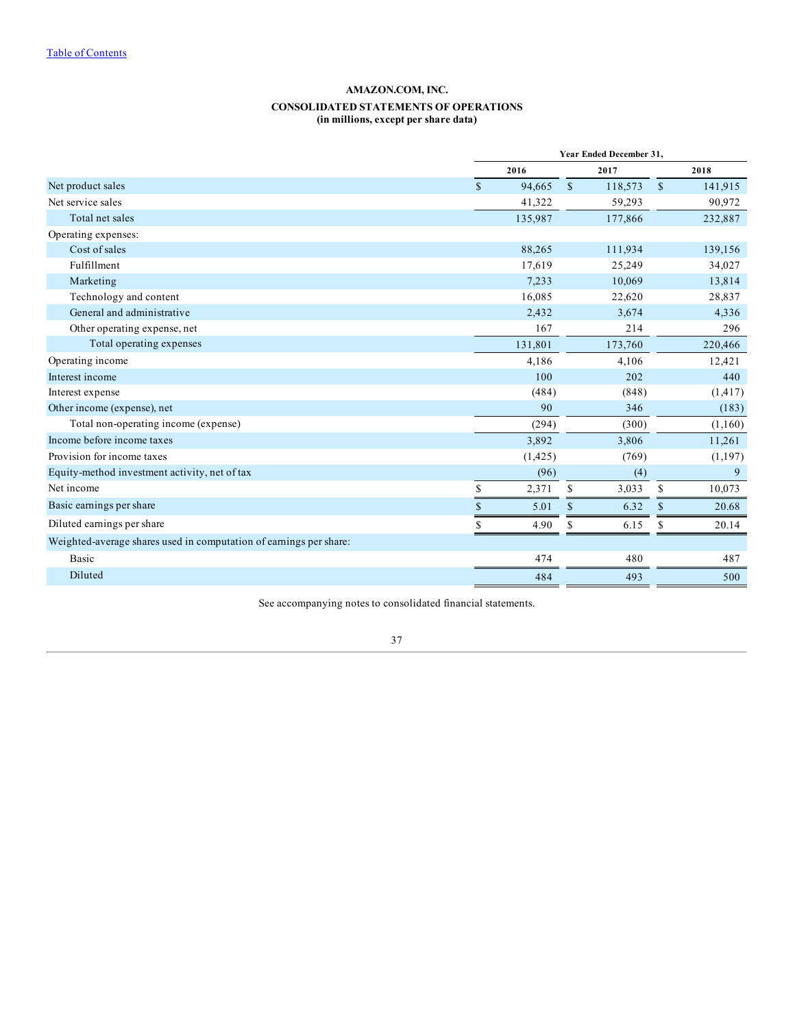[Table of Contents](#)

# AMAZON.COM, INC.

## CONSOLIDATED STATEMENTS OF OPERATIONS
**(in millions, except per share data)**

| | Year Ended December 31, | | |
|---|---|---|---|
| | 2016 | 2017 | 2018 |
| Net product sales | $ 94,665 | $ 118,573 | $ 141,915 |
| Net service sales | 41,322 | 59,293 | 90,972 |
| Total net sales | 135,987 | 177,866 | 232,887 |
| Operating expenses: | | | |
| Cost of sales | 88,265 | 111,934 | 139,156 |
| Fulfillment | 17,619 | 25,249 | 34,027 |
| Marketing | 7,233 | 10,069 | 13,814 |
| Technology and content | 16,085 | 22,620 | 28,837 |
| General and administrative | 2,432 | 3,674 | 4,336 |
| Other operating expense, net | 167 | 214 | 296 |
| Total operating expenses | 131,801 | 173,760 | 220,466 |
| Operating income | 4,186 | 4,106 | 12,421 |
| Interest income | 100 | 202 | 440 |
| Interest expense | (484) | (848) | (1,417) |
| Other income (expense), net | 90 | 346 | (183) |
| Total non-operating income (expense) | (294) | (300) | (1,160) |
| Income before income taxes | 3,892 | 3,806 | 11,261 |
| Provision for income taxes | (1,425) | (769) | (1,197) |
| Equity-method investment activity, net of tax | (96) | (4) | 9 |
| Net income | $ 2,371 | $ 3,033 | $ 10,073 |
| Basic earnings per share | $ 5.01 | $ 6.32 | $ 20.68 |
| Diluted earnings per share | $ 4.90 | $ 6.15 | $ 20.14 |
| Weighted-average shares used in computation of earnings per share: | | | |
| Basic | 474 | 480 | 487 |
| Diluted | 484 | 493 | 500 |

See accompanying notes to consolidated financial statements.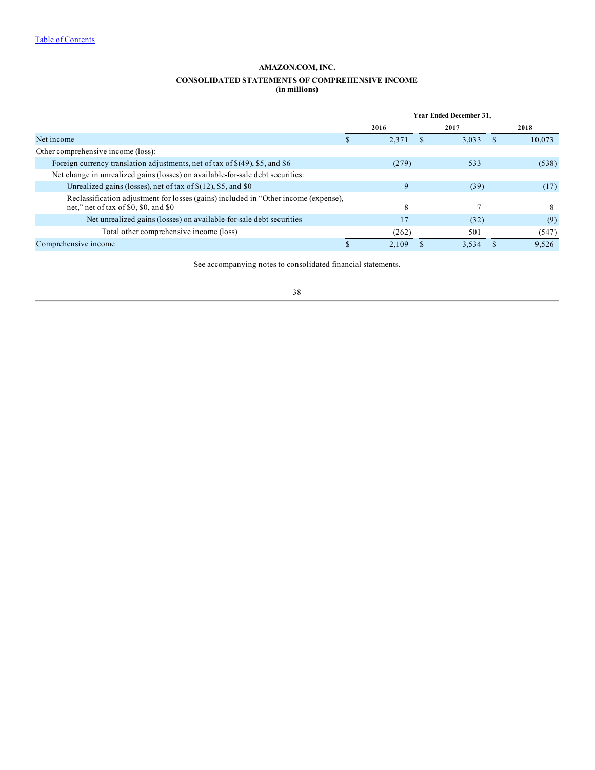[Table of Contents](#)

**AMAZON.COM, INC.**

**CONSOLIDATED STATEMENTS OF COMPREHENSIVE INCOME**
**(in millions)**

| | Year Ended December 31, | | |
|---|---|---|---|
| | 2016 | 2017 | 2018 |
| Net income | $ 2,371 | $ 3,033 | $ 10,073 |
| Other comprehensive income (loss): | | | |
| Foreign currency translation adjustments, net of tax of $(49), $5, and $6 | (279) | 533 | (538) |
| Net change in unrealized gains (losses) on available-for-sale debt securities: | | | |
| Unrealized gains (losses), net of tax of $(12), $5, and $0 | 9 | (39) | (17) |
| Reclassification adjustment for losses (gains) included in "Other income (expense), net," net of tax of $0, $0, and $0 | 8 | 7 | 8 |
| Net unrealized gains (losses) on available-for-sale debt securities | 17 | (32) | (9) |
| Total other comprehensive income (loss) | (262) | 501 | (547) |
| Comprehensive income | $ 2,109 | $ 3,534 | $ 9,526 |

See accompanying notes to consolidated financial statements.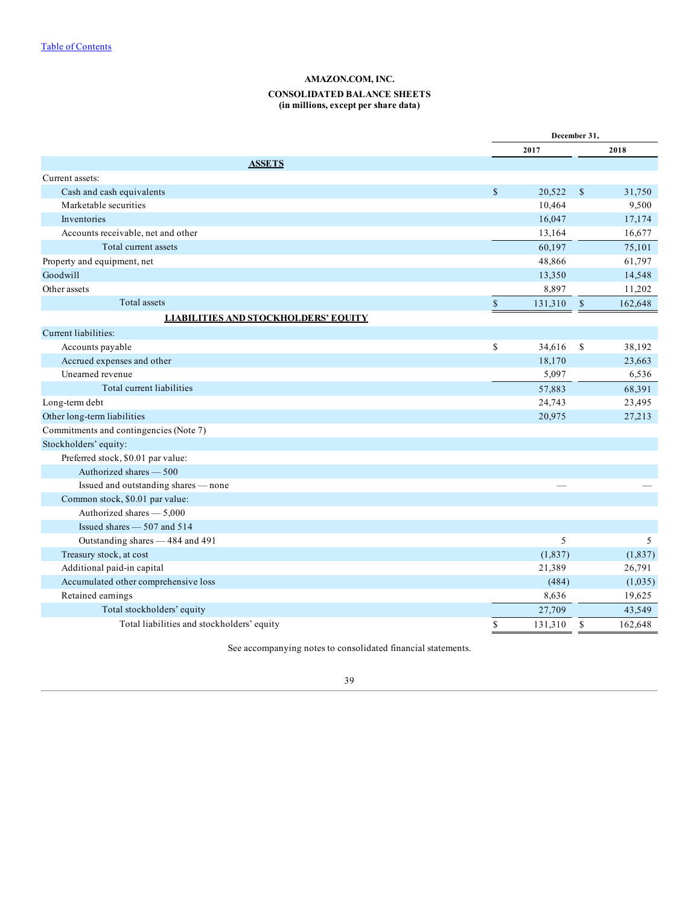Table of Contents

**AMAZON.COM, INC.**

**CONSOLIDATED BALANCE SHEETS**
**(in millions, except per share data)**

| | December 31, | |
|---|---|---|
| | 2017 | 2018 |
| **ASSETS** | | |
| Current assets: | | |
| Cash and cash equivalents | $ 20,522 | $ 31,750 |
| Marketable securities | 10,464 | 9,500 |
| Inventories | 16,047 | 17,174 |
| Accounts receivable, net and other | 13,164 | 16,677 |
| Total current assets | 60,197 | 75,101 |
| Property and equipment, net | 48,866 | 61,797 |
| Goodwill | 13,350 | 14,548 |
| Other assets | 8,897 | 11,202 |
| Total assets | $ 131,310 | $ 162,648 |
| **LIABILITIES AND STOCKHOLDERS' EQUITY** | | |
| Current liabilities: | | |
| Accounts payable | $ 34,616 | $ 38,192 |
| Accrued expenses and other | 18,170 | 23,663 |
| Unearned revenue | 5,097 | 6,536 |
| Total current liabilities | 57,883 | 68,391 |
| Long-term debt | 24,743 | 23,495 |
| Other long-term liabilities | 20,975 | 27,213 |
| Commitments and contingencies (Note 7) | | |
| Stockholders' equity: | | |
| Preferred stock, $0.01 par value: | | |
| Authorized shares — 500 | | |
| Issued and outstanding shares — none | — | — |
| Common stock, $0.01 par value: | | |
| Authorized shares — 5,000 | | |
| Issued shares — 507 and 514 | | |
| Outstanding shares — 484 and 491 | 5 | 5 |
| Treasury stock, at cost | (1,837) | (1,837) |
| Additional paid-in capital | 21,389 | 26,791 |
| Accumulated other comprehensive loss | (484) | (1,035) |
| Retained earnings | 8,636 | 19,625 |
| Total stockholders' equity | 27,709 | 43,549 |
| Total liabilities and stockholders' equity | $ 131,310 | $ 162,648 |

See accompanying notes to consolidated financial statements.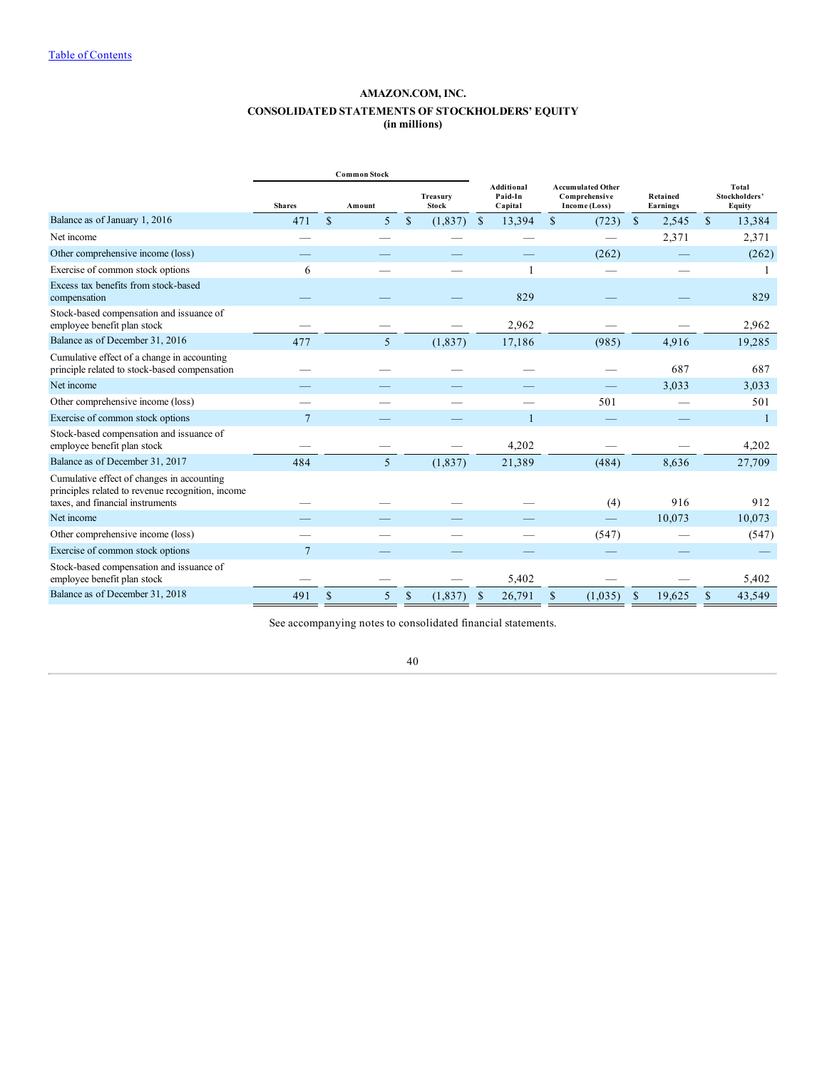Table of Contents

# AMAZON.COM, INC.

## CONSOLIDATED STATEMENTS OF STOCKHOLDERS' EQUITY

**(in millions)**

| | Common Stock | | | | | | |
|---|---|---|---|---|---|---|---|
| | Shares | Amount | Treasury Stock | Additional Paid-In Capital | Accumulated Other Comprehensive Income (Loss) | Retained Earnings | Total Stockholders' Equity |
| Balance as of January 1, 2016 | 471 | $ 5 | $ (1,837) | $ 13,394 | $ (723) | $ 2,545 | $ 13,384 |
| Net income | — | — | — | — | — | 2,371 | 2,371 |
| Other comprehensive income (loss) | — | — | — | — | (262) | — | (262) |
| Exercise of common stock options | 6 | — | — | 1 | — | — | 1 |
| Excess tax benefits from stock-based compensation | — | — | — | 829 | — | — | 829 |
| Stock-based compensation and issuance of employee benefit plan stock | — | — | — | 2,962 | — | — | 2,962 |
| Balance as of December 31, 2016 | 477 | 5 | (1,837) | 17,186 | (985) | 4,916 | 19,285 |
| Cumulative effect of a change in accounting principle related to stock-based compensation | — | — | — | — | — | 687 | 687 |
| Net income | — | — | — | — | — | 3,033 | 3,033 |
| Other comprehensive income (loss) | — | — | — | — | 501 | — | 501 |
| Exercise of common stock options | 7 | — | — | 1 | — | — | 1 |
| Stock-based compensation and issuance of employee benefit plan stock | — | — | — | 4,202 | — | — | 4,202 |
| Balance as of December 31, 2017 | 484 | 5 | (1,837) | 21,389 | (484) | 8,636 | 27,709 |
| Cumulative effect of changes in accounting principles related to revenue recognition, income taxes, and financial instruments | — | — | — | — | (4) | 916 | 912 |
| Net income | — | — | — | — | — | 10,073 | 10,073 |
| Other comprehensive income (loss) | — | — | — | — | (547) | — | (547) |
| Exercise of common stock options | 7 | — | — | — | — | — | — |
| Stock-based compensation and issuance of employee benefit plan stock | — | — | — | 5,402 | — | — | 5,402 |
| Balance as of December 31, 2018 | 491 | $ 5 | $ (1,837) | $ 26,791 | $ (1,035) | $ 19,625 | $ 43,549 |

See accompanying notes to consolidated financial statements.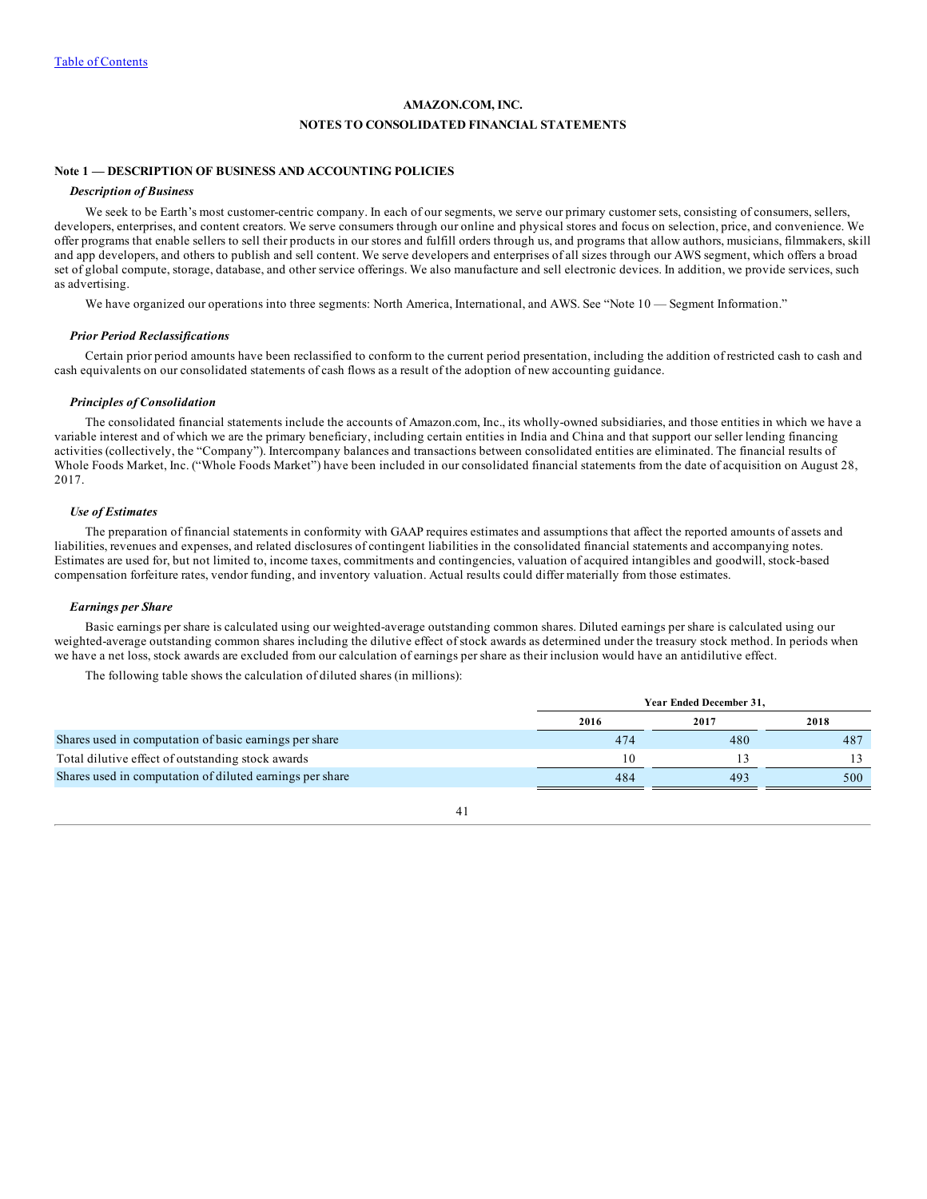AMAZON.COM, INC.

NOTES TO CONSOLIDATED FINANCIAL STATEMENTS

## Note 1 — DESCRIPTION OF BUSINESS AND ACCOUNTING POLICIES

### *Description of Business*

We seek to be Earth's most customer-centric company. In each of our segments, we serve our primary customer sets, consisting of consumers, sellers, developers, enterprises, and content creators. We serve consumers through our online and physical stores and focus on selection, price, and convenience. We offer programs that enable sellers to sell their products in our stores and fulfill orders through us, and programs that allow authors, musicians, filmmakers, skill and app developers, and others to publish and sell content. We serve developers and enterprises of all sizes through our AWS segment, which offers a broad set of global compute, storage, database, and other service offerings. We also manufacture and sell electronic devices. In addition, we provide services, such as advertising.

We have organized our operations into three segments: North America, International, and AWS. See "Note 10 — Segment Information."

### *Prior Period Reclassifications*

Certain prior period amounts have been reclassified to conform to the current period presentation, including the addition of restricted cash to cash and cash equivalents on our consolidated statements of cash flows as a result of the adoption of new accounting guidance.

### *Principles of Consolidation*

The consolidated financial statements include the accounts of Amazon.com, Inc., its wholly-owned subsidiaries, and those entities in which we have a variable interest and of which we are the primary beneficiary, including certain entities in India and China and that support our seller lending financing activities (collectively, the "Company"). Intercompany balances and transactions between consolidated entities are eliminated. The financial results of Whole Foods Market, Inc. ("Whole Foods Market") have been included in our consolidated financial statements from the date of acquisition on August 28, 2017.

### *Use of Estimates*

The preparation of financial statements in conformity with GAAP requires estimates and assumptions that affect the reported amounts of assets and liabilities, revenues and expenses, and related disclosures of contingent liabilities in the consolidated financial statements and accompanying notes. Estimates are used for, but not limited to, income taxes, commitments and contingencies, valuation of acquired intangibles and goodwill, stock-based compensation forfeiture rates, vendor funding, and inventory valuation. Actual results could differ materially from those estimates.

### *Earnings per Share*

Basic earnings per share is calculated using our weighted-average outstanding common shares. Diluted earnings per share is calculated using our weighted-average outstanding common shares including the dilutive effect of stock awards as determined under the treasury stock method. In periods when we have a net loss, stock awards are excluded from our calculation of earnings per share as their inclusion would have an antidilutive effect.

The following table shows the calculation of diluted shares (in millions):

| | Year Ended December 31, | | |
|---|---|---|---|
| | 2016 | 2017 | 2018 |
| Shares used in computation of basic earnings per share | 474 | 480 | 487 |
| Total dilutive effect of outstanding stock awards | 10 | 13 | 13 |
| Shares used in computation of diluted earnings per share | 484 | 493 | 500 |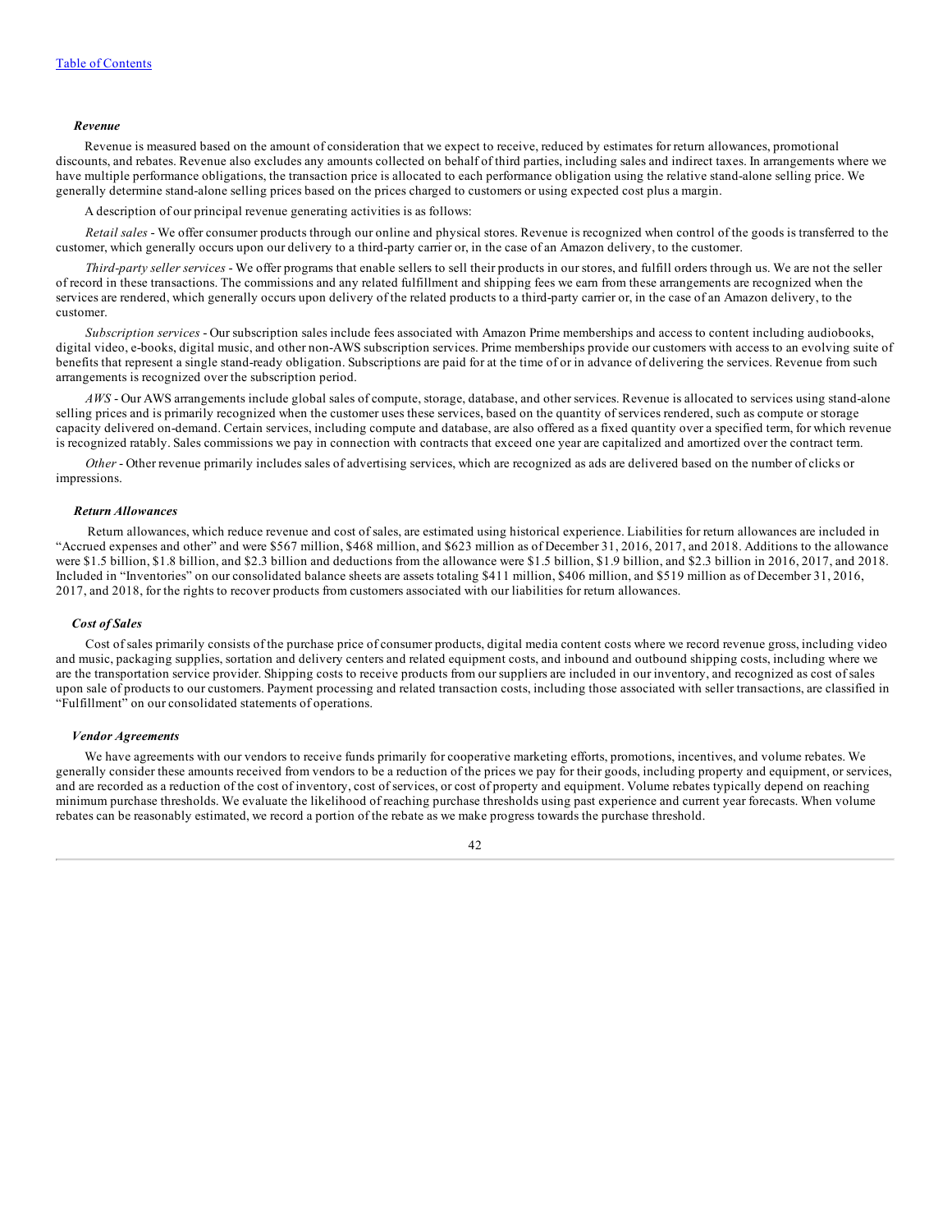[Table of Contents](#)

***Revenue***

Revenue is measured based on the amount of consideration that we expect to receive, reduced by estimates for return allowances, promotional discounts, and rebates. Revenue also excludes any amounts collected on behalf of third parties, including sales and indirect taxes. In arrangements where we have multiple performance obligations, the transaction price is allocated to each performance obligation using the relative stand-alone selling price. We generally determine stand-alone selling prices based on the prices charged to customers or using expected cost plus a margin.

A description of our principal revenue generating activities is as follows:

*Retail sales* - We offer consumer products through our online and physical stores. Revenue is recognized when control of the goods is transferred to the customer, which generally occurs upon our delivery to a third-party carrier or, in the case of an Amazon delivery, to the customer.

*Third-party seller services* - We offer programs that enable sellers to sell their products in our stores, and fulfill orders through us. We are not the seller of record in these transactions. The commissions and any related fulfillment and shipping fees we earn from these arrangements are recognized when the services are rendered, which generally occurs upon delivery of the related products to a third-party carrier or, in the case of an Amazon delivery, to the customer.

*Subscription services* - Our subscription sales include fees associated with Amazon Prime memberships and access to content including audiobooks, digital video, e-books, digital music, and other non-AWS subscription services. Prime memberships provide our customers with access to an evolving suite of benefits that represent a single stand-ready obligation. Subscriptions are paid for at the time of or in advance of delivering the services. Revenue from such arrangements is recognized over the subscription period.

*AWS* - Our AWS arrangements include global sales of compute, storage, database, and other services. Revenue is allocated to services using stand-alone selling prices and is primarily recognized when the customer uses these services, based on the quantity of services rendered, such as compute or storage capacity delivered on-demand. Certain services, including compute and database, are also offered as a fixed quantity over a specified term, for which revenue is recognized ratably. Sales commissions we pay in connection with contracts that exceed one year are capitalized and amortized over the contract term.

*Other* - Other revenue primarily includes sales of advertising services, which are recognized as ads are delivered based on the number of clicks or impressions.

***Return Allowances***

Return allowances, which reduce revenue and cost of sales, are estimated using historical experience. Liabilities for return allowances are included in "Accrued expenses and other" and were $567 million, $468 million, and $623 million as of December 31, 2016, 2017, and 2018. Additions to the allowance were $1.5 billion, $1.8 billion, and $2.3 billion and deductions from the allowance were $1.5 billion, $1.9 billion, and $2.3 billion in 2016, 2017, and 2018. Included in "Inventories" on our consolidated balance sheets are assets totaling $411 million, $406 million, and $519 million as of December 31, 2016, 2017, and 2018, for the rights to recover products from customers associated with our liabilities for return allowances.

***Cost of Sales***

Cost of sales primarily consists of the purchase price of consumer products, digital media content costs where we record revenue gross, including video and music, packaging supplies, sortation and delivery centers and related equipment costs, and inbound and outbound shipping costs, including where we are the transportation service provider. Shipping costs to receive products from our suppliers are included in our inventory, and recognized as cost of sales upon sale of products to our customers. Payment processing and related transaction costs, including those associated with seller transactions, are classified in "Fulfillment" on our consolidated statements of operations.

***Vendor Agreements***

We have agreements with our vendors to receive funds primarily for cooperative marketing efforts, promotions, incentives, and volume rebates. We generally consider these amounts received from vendors to be a reduction of the prices we pay for their goods, including property and equipment, or services, and are recorded as a reduction of the cost of inventory, cost of services, or cost of property and equipment. Volume rebates typically depend on reaching minimum purchase thresholds. We evaluate the likelihood of reaching purchase thresholds using past experience and current year forecasts. When volume rebates can be reasonably estimated, we record a portion of the rebate as we make progress towards the purchase threshold.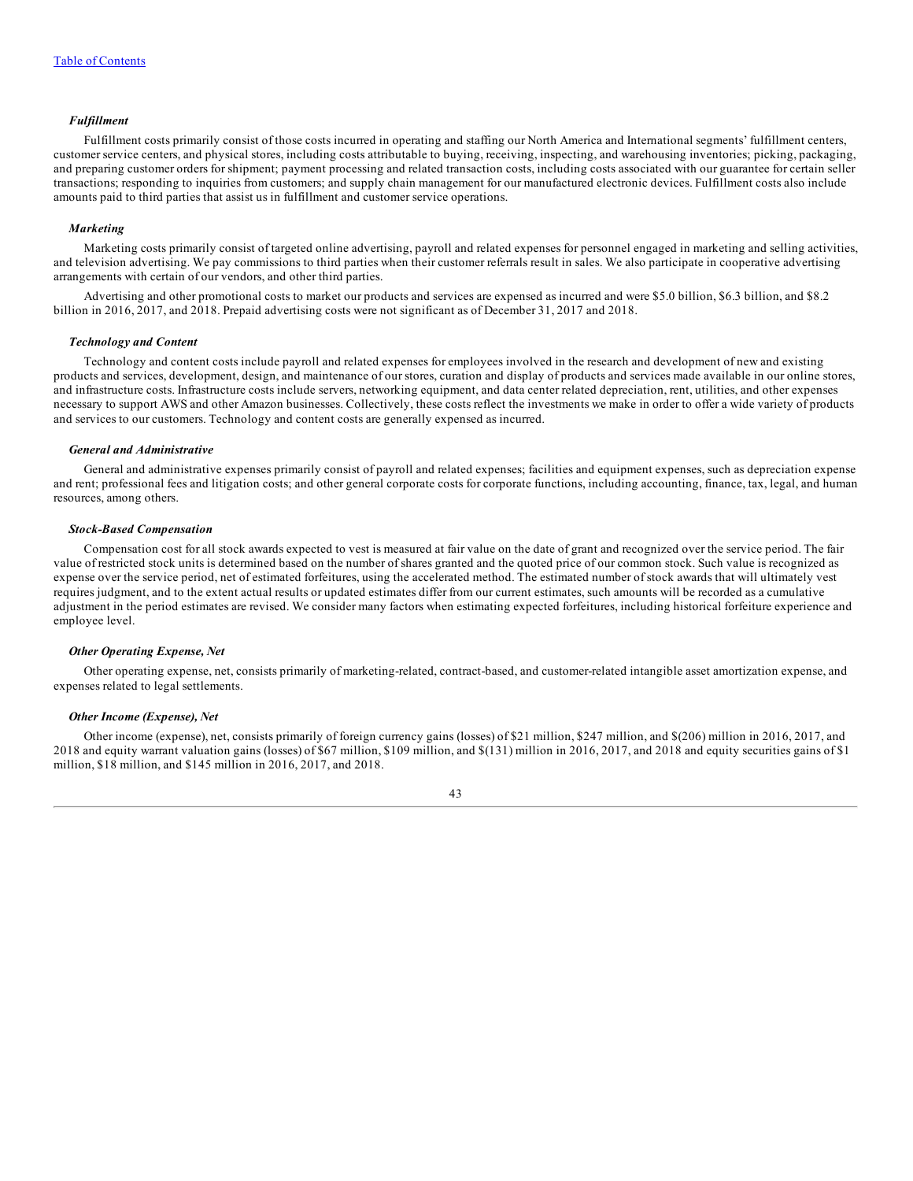***Fulfillment***

Fulfillment costs primarily consist of those costs incurred in operating and staffing our North America and International segments' fulfillment centers, customer service centers, and physical stores, including costs attributable to buying, receiving, inspecting, and warehousing inventories; picking, packaging, and preparing customer orders for shipment; payment processing and related transaction costs, including costs associated with our guarantee for certain seller transactions; responding to inquiries from customers; and supply chain management for our manufactured electronic devices. Fulfillment costs also include amounts paid to third parties that assist us in fulfillment and customer service operations.

***Marketing***

Marketing costs primarily consist of targeted online advertising, payroll and related expenses for personnel engaged in marketing and selling activities, and television advertising. We pay commissions to third parties when their customer referrals result in sales. We also participate in cooperative advertising arrangements with certain of our vendors, and other third parties.

Advertising and other promotional costs to market our products and services are expensed as incurred and were $5.0 billion, $6.3 billion, and $8.2 billion in 2016, 2017, and 2018. Prepaid advertising costs were not significant as of December 31, 2017 and 2018.

***Technology and Content***

Technology and content costs include payroll and related expenses for employees involved in the research and development of new and existing products and services, development, design, and maintenance of our stores, curation and display of products and services made available in our online stores, and infrastructure costs. Infrastructure costs include servers, networking equipment, and data center related depreciation, rent, utilities, and other expenses necessary to support AWS and other Amazon businesses. Collectively, these costs reflect the investments we make in order to offer a wide variety of products and services to our customers. Technology and content costs are generally expensed as incurred.

***General and Administrative***

General and administrative expenses primarily consist of payroll and related expenses; facilities and equipment expenses, such as depreciation expense and rent; professional fees and litigation costs; and other general corporate costs for corporate functions, including accounting, finance, tax, legal, and human resources, among others.

***Stock-Based Compensation***

Compensation cost for all stock awards expected to vest is measured at fair value on the date of grant and recognized over the service period. The fair value of restricted stock units is determined based on the number of shares granted and the quoted price of our common stock. Such value is recognized as expense over the service period, net of estimated forfeitures, using the accelerated method. The estimated number of stock awards that will ultimately vest requires judgment, and to the extent actual results or updated estimates differ from our current estimates, such amounts will be recorded as a cumulative adjustment in the period estimates are revised. We consider many factors when estimating expected forfeitures, including historical forfeiture experience and employee level.

***Other Operating Expense, Net***

Other operating expense, net, consists primarily of marketing-related, contract-based, and customer-related intangible asset amortization expense, and expenses related to legal settlements.

***Other Income (Expense), Net***

Other income (expense), net, consists primarily of foreign currency gains (losses) of $21 million, $247 million, and $(206) million in 2016, 2017, and 2018 and equity warrant valuation gains (losses) of $67 million, $109 million, and $(131) million in 2016, 2017, and 2018 and equity securities gains of $1 million, $18 million, and $145 million in 2016, 2017, and 2018.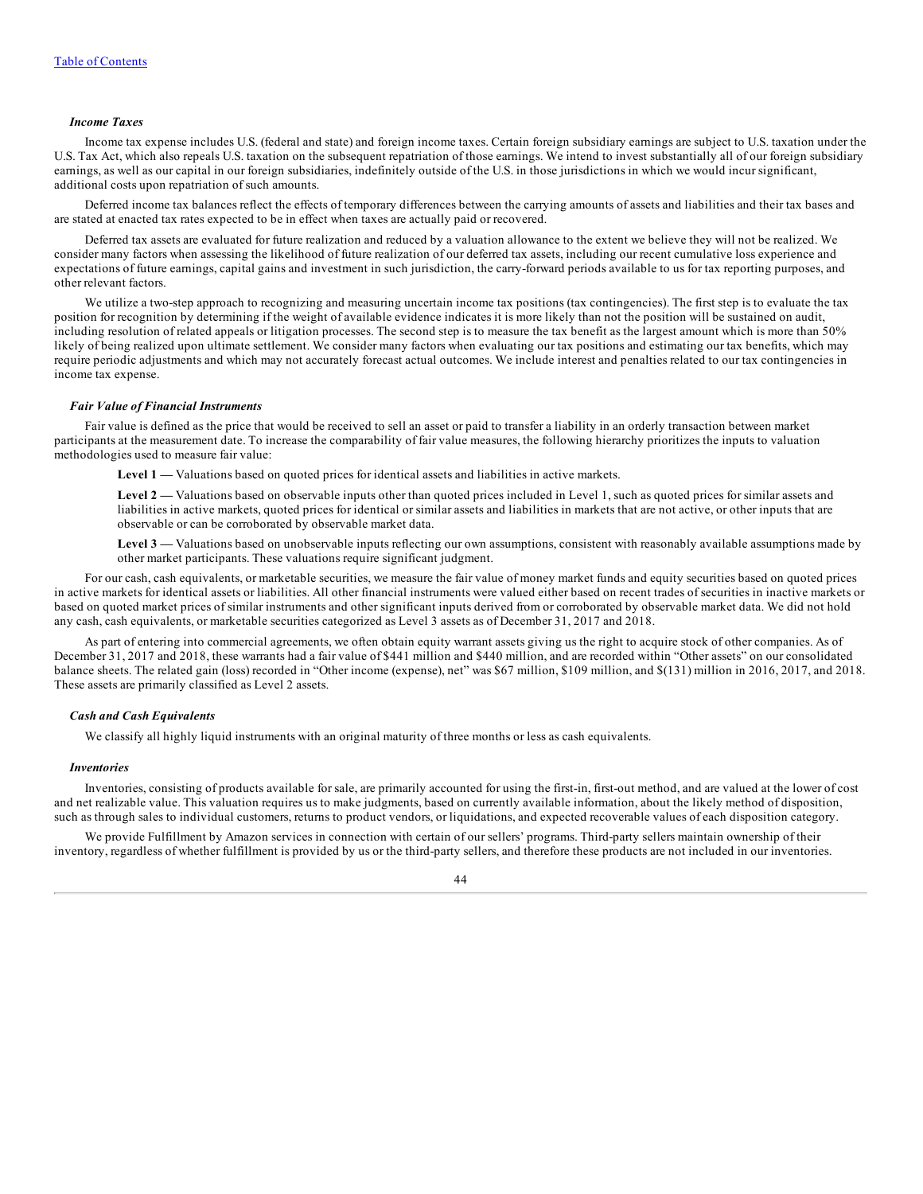*Income Taxes*

Income tax expense includes U.S. (federal and state) and foreign income taxes. Certain foreign subsidiary earnings are subject to U.S. taxation under the U.S. Tax Act, which also repeals U.S. taxation on the subsequent repatriation of those earnings. We intend to invest substantially all of our foreign subsidiary earnings, as well as our capital in our foreign subsidiaries, indefinitely outside of the U.S. in those jurisdictions in which we would incur significant, additional costs upon repatriation of such amounts.

Deferred income tax balances reflect the effects of temporary differences between the carrying amounts of assets and liabilities and their tax bases and are stated at enacted tax rates expected to be in effect when taxes are actually paid or recovered.

Deferred tax assets are evaluated for future realization and reduced by a valuation allowance to the extent we believe they will not be realized. We consider many factors when assessing the likelihood of future realization of our deferred tax assets, including our recent cumulative loss experience and expectations of future earnings, capital gains and investment in such jurisdiction, the carry-forward periods available to us for tax reporting purposes, and other relevant factors.

We utilize a two-step approach to recognizing and measuring uncertain income tax positions (tax contingencies). The first step is to evaluate the tax position for recognition by determining if the weight of available evidence indicates it is more likely than not the position will be sustained on audit, including resolution of related appeals or litigation processes. The second step is to measure the tax benefit as the largest amount which is more than 50% likely of being realized upon ultimate settlement. We consider many factors when evaluating our tax positions and estimating our tax benefits, which may require periodic adjustments and which may not accurately forecast actual outcomes. We include interest and penalties related to our tax contingencies in income tax expense.

*Fair Value of Financial Instruments*

Fair value is defined as the price that would be received to sell an asset or paid to transfer a liability in an orderly transaction between market participants at the measurement date. To increase the comparability of fair value measures, the following hierarchy prioritizes the inputs to valuation methodologies used to measure fair value:

**Level 1 —** Valuations based on quoted prices for identical assets and liabilities in active markets.

**Level 2 —** Valuations based on observable inputs other than quoted prices included in Level 1, such as quoted prices for similar assets and liabilities in active markets, quoted prices for identical or similar assets and liabilities in markets that are not active, or other inputs that are observable or can be corroborated by observable market data.

**Level 3 —** Valuations based on unobservable inputs reflecting our own assumptions, consistent with reasonably available assumptions made by other market participants. These valuations require significant judgment.

For our cash, cash equivalents, or marketable securities, we measure the fair value of money market funds and equity securities based on quoted prices in active markets for identical assets or liabilities. All other financial instruments were valued either based on recent trades of securities in inactive markets or based on quoted market prices of similar instruments and other significant inputs derived from or corroborated by observable market data. We did not hold any cash, cash equivalents, or marketable securities categorized as Level 3 assets as of December 31, 2017 and 2018.

As part of entering into commercial agreements, we often obtain equity warrant assets giving us the right to acquire stock of other companies. As of December 31, 2017 and 2018, these warrants had a fair value of $441 million and $440 million, and are recorded within "Other assets" on our consolidated balance sheets. The related gain (loss) recorded in "Other income (expense), net" was $67 million, $109 million, and $(131) million in 2016, 2017, and 2018. These assets are primarily classified as Level 2 assets.

*Cash and Cash Equivalents*

We classify all highly liquid instruments with an original maturity of three months or less as cash equivalents.

*Inventories*

Inventories, consisting of products available for sale, are primarily accounted for using the first-in, first-out method, and are valued at the lower of cost and net realizable value. This valuation requires us to make judgments, based on currently available information, about the likely method of disposition, such as through sales to individual customers, returns to product vendors, or liquidations, and expected recoverable values of each disposition category.

We provide Fulfillment by Amazon services in connection with certain of our sellers' programs. Third-party sellers maintain ownership of their inventory, regardless of whether fulfillment is provided by us or the third-party sellers, and therefore these products are not included in our inventories.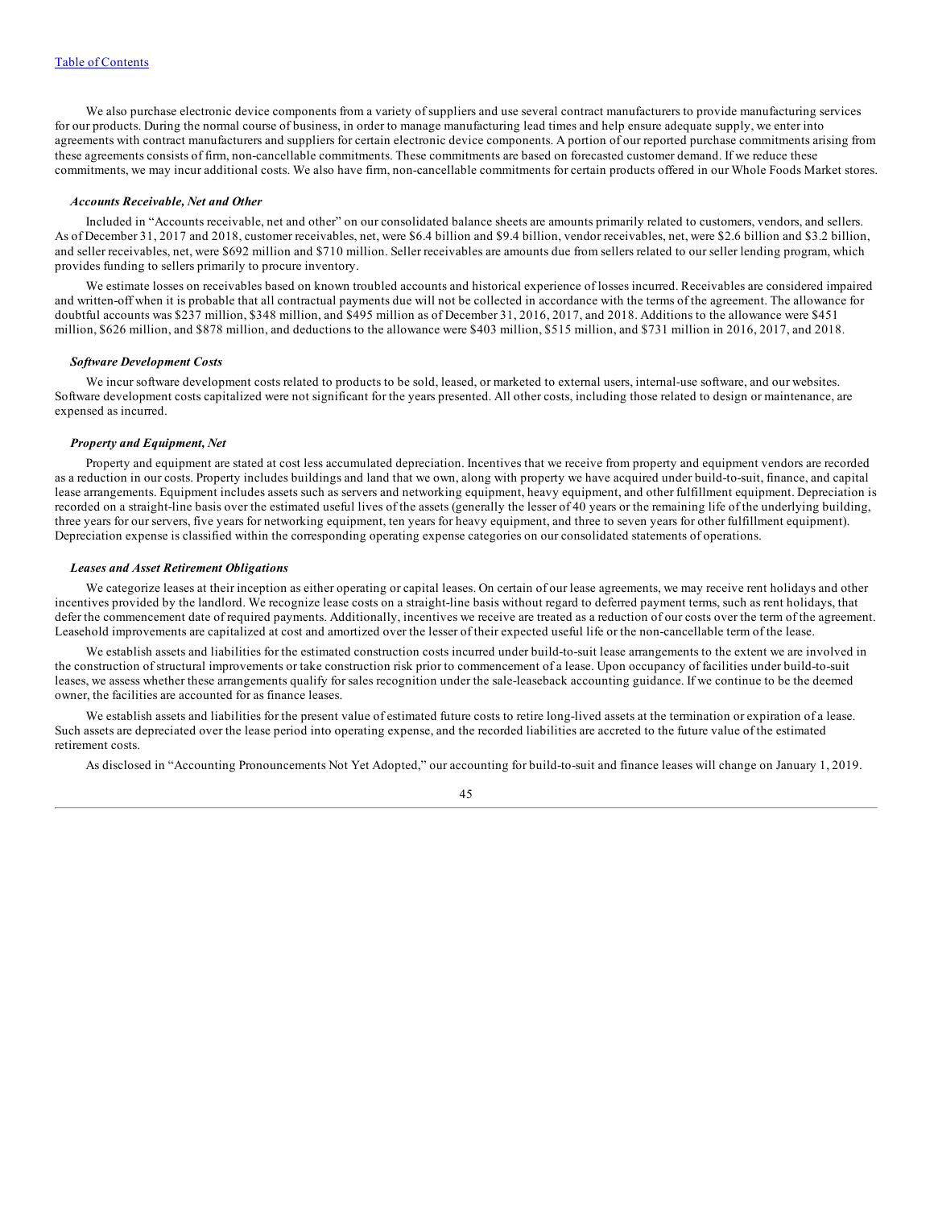We also purchase electronic device components from a variety of suppliers and use several contract manufacturers to provide manufacturing services for our products. During the normal course of business, in order to manage manufacturing lead times and help ensure adequate supply, we enter into agreements with contract manufacturers and suppliers for certain electronic device components. A portion of our reported purchase commitments arising from these agreements consists of firm, non-cancellable commitments. These commitments are based on forecasted customer demand. If we reduce these commitments, we may incur additional costs. We also have firm, non-cancellable commitments for certain products offered in our Whole Foods Market stores.

***Accounts Receivable, Net and Other***

Included in "Accounts receivable, net and other" on our consolidated balance sheets are amounts primarily related to customers, vendors, and sellers. As of December 31, 2017 and 2018, customer receivables, net, were $6.4 billion and $9.4 billion, vendor receivables, net, were $2.6 billion and $3.2 billion, and seller receivables, net, were $692 million and $710 million. Seller receivables are amounts due from sellers related to our seller lending program, which provides funding to sellers primarily to procure inventory.

We estimate losses on receivables based on known troubled accounts and historical experience of losses incurred. Receivables are considered impaired and written-off when it is probable that all contractual payments due will not be collected in accordance with the terms of the agreement. The allowance for doubtful accounts was $237 million, $348 million, and $495 million as of December 31, 2016, 2017, and 2018. Additions to the allowance were $451 million, $626 million, and $878 million, and deductions to the allowance were $403 million, $515 million, and $731 million in 2016, 2017, and 2018.

***Software Development Costs***

We incur software development costs related to products to be sold, leased, or marketed to external users, internal-use software, and our websites. Software development costs capitalized were not significant for the years presented. All other costs, including those related to design or maintenance, are expensed as incurred.

***Property and Equipment, Net***

Property and equipment are stated at cost less accumulated depreciation. Incentives that we receive from property and equipment vendors are recorded as a reduction in our costs. Property includes buildings and land that we own, along with property we have acquired under build-to-suit, finance, and capital lease arrangements. Equipment includes assets such as servers and networking equipment, heavy equipment, and other fulfillment equipment. Depreciation is recorded on a straight-line basis over the estimated useful lives of the assets (generally the lesser of 40 years or the remaining life of the underlying building, three years for our servers, five years for networking equipment, ten years for heavy equipment, and three to seven years for other fulfillment equipment). Depreciation expense is classified within the corresponding operating expense categories on our consolidated statements of operations.

***Leases and Asset Retirement Obligations***

We categorize leases at their inception as either operating or capital leases. On certain of our lease agreements, we may receive rent holidays and other incentives provided by the landlord. We recognize lease costs on a straight-line basis without regard to deferred payment terms, such as rent holidays, that defer the commencement date of required payments. Additionally, incentives we receive are treated as a reduction of our costs over the term of the agreement. Leasehold improvements are capitalized at cost and amortized over the lesser of their expected useful life or the non-cancellable term of the lease.

We establish assets and liabilities for the estimated construction costs incurred under build-to-suit lease arrangements to the extent we are involved in the construction of structural improvements or take construction risk prior to commencement of a lease. Upon occupancy of facilities under build-to-suit leases, we assess whether these arrangements qualify for sales recognition under the sale-leaseback accounting guidance. If we continue to be the deemed owner, the facilities are accounted for as finance leases.

We establish assets and liabilities for the present value of estimated future costs to retire long-lived assets at the termination or expiration of a lease. Such assets are depreciated over the lease period into operating expense, and the recorded liabilities are accreted to the future value of the estimated retirement costs.

As disclosed in "Accounting Pronouncements Not Yet Adopted," our accounting for build-to-suit and finance leases will change on January 1, 2019.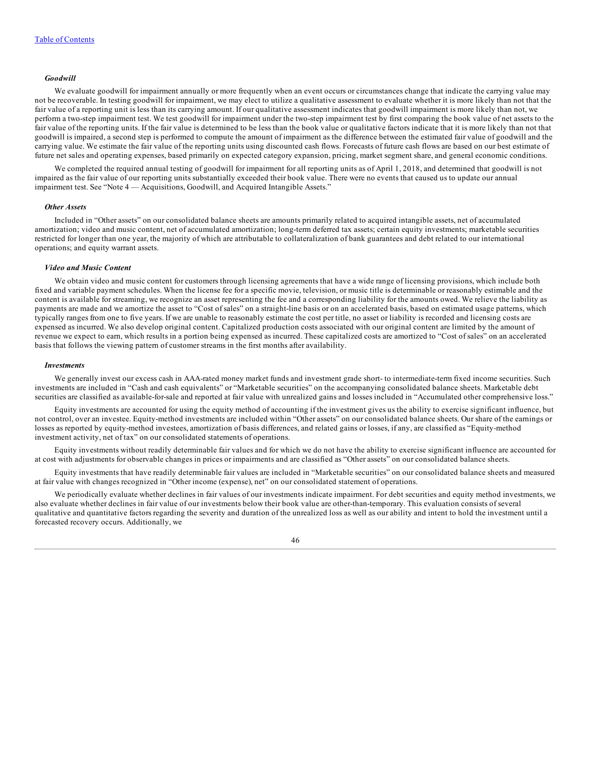*Goodwill*

We evaluate goodwill for impairment annually or more frequently when an event occurs or circumstances change that indicate the carrying value may not be recoverable. In testing goodwill for impairment, we may elect to utilize a qualitative assessment to evaluate whether it is more likely than not that the fair value of a reporting unit is less than its carrying amount. If our qualitative assessment indicates that goodwill impairment is more likely than not, we perform a two-step impairment test. We test goodwill for impairment under the two-step impairment test by first comparing the book value of net assets to the fair value of the reporting units. If the fair value is determined to be less than the book value or qualitative factors indicate that it is more likely than not that goodwill is impaired, a second step is performed to compute the amount of impairment as the difference between the estimated fair value of goodwill and the carrying value. We estimate the fair value of the reporting units using discounted cash flows. Forecasts of future cash flows are based on our best estimate of future net sales and operating expenses, based primarily on expected category expansion, pricing, market segment share, and general economic conditions.

We completed the required annual testing of goodwill for impairment for all reporting units as of April 1, 2018, and determined that goodwill is not impaired as the fair value of our reporting units substantially exceeded their book value. There were no events that caused us to update our annual impairment test. See "Note 4 — Acquisitions, Goodwill, and Acquired Intangible Assets."

*Other Assets*

Included in "Other assets" on our consolidated balance sheets are amounts primarily related to acquired intangible assets, net of accumulated amortization; video and music content, net of accumulated amortization; long-term deferred tax assets; certain equity investments; marketable securities restricted for longer than one year, the majority of which are attributable to collateralization of bank guarantees and debt related to our international operations; and equity warrant assets.

*Video and Music Content*

We obtain video and music content for customers through licensing agreements that have a wide range of licensing provisions, which include both fixed and variable payment schedules. When the license fee for a specific movie, television, or music title is determinable or reasonably estimable and the content is available for streaming, we recognize an asset representing the fee and a corresponding liability for the amounts owed. We relieve the liability as payments are made and we amortize the asset to "Cost of sales" on a straight-line basis or on an accelerated basis, based on estimated usage patterns, which typically ranges from one to five years. If we are unable to reasonably estimate the cost per title, no asset or liability is recorded and licensing costs are expensed as incurred. We also develop original content. Capitalized production costs associated with our original content are limited by the amount of revenue we expect to earn, which results in a portion being expensed as incurred. These capitalized costs are amortized to "Cost of sales" on an accelerated basis that follows the viewing pattern of customer streams in the first months after availability.

*Investments*

We generally invest our excess cash in AAA-rated money market funds and investment grade short- to intermediate-term fixed income securities. Such investments are included in "Cash and cash equivalents" or "Marketable securities" on the accompanying consolidated balance sheets. Marketable debt securities are classified as available-for-sale and reported at fair value with unrealized gains and losses included in "Accumulated other comprehensive loss."

Equity investments are accounted for using the equity method of accounting if the investment gives us the ability to exercise significant influence, but not control, over an investee. Equity-method investments are included within "Other assets" on our consolidated balance sheets. Our share of the earnings or losses as reported by equity-method investees, amortization of basis differences, and related gains or losses, if any, are classified as "Equity-method investment activity, net of tax" on our consolidated statements of operations.

Equity investments without readily determinable fair values and for which we do not have the ability to exercise significant influence are accounted for at cost with adjustments for observable changes in prices or impairments and are classified as "Other assets" on our consolidated balance sheets.

Equity investments that have readily determinable fair values are included in "Marketable securities" on our consolidated balance sheets and measured at fair value with changes recognized in "Other income (expense), net" on our consolidated statement of operations.

We periodically evaluate whether declines in fair values of our investments indicate impairment. For debt securities and equity method investments, we also evaluate whether declines in fair value of our investments below their book value are other-than-temporary. This evaluation consists of several qualitative and quantitative factors regarding the severity and duration of the unrealized loss as well as our ability and intent to hold the investment until a forecasted recovery occurs. Additionally, we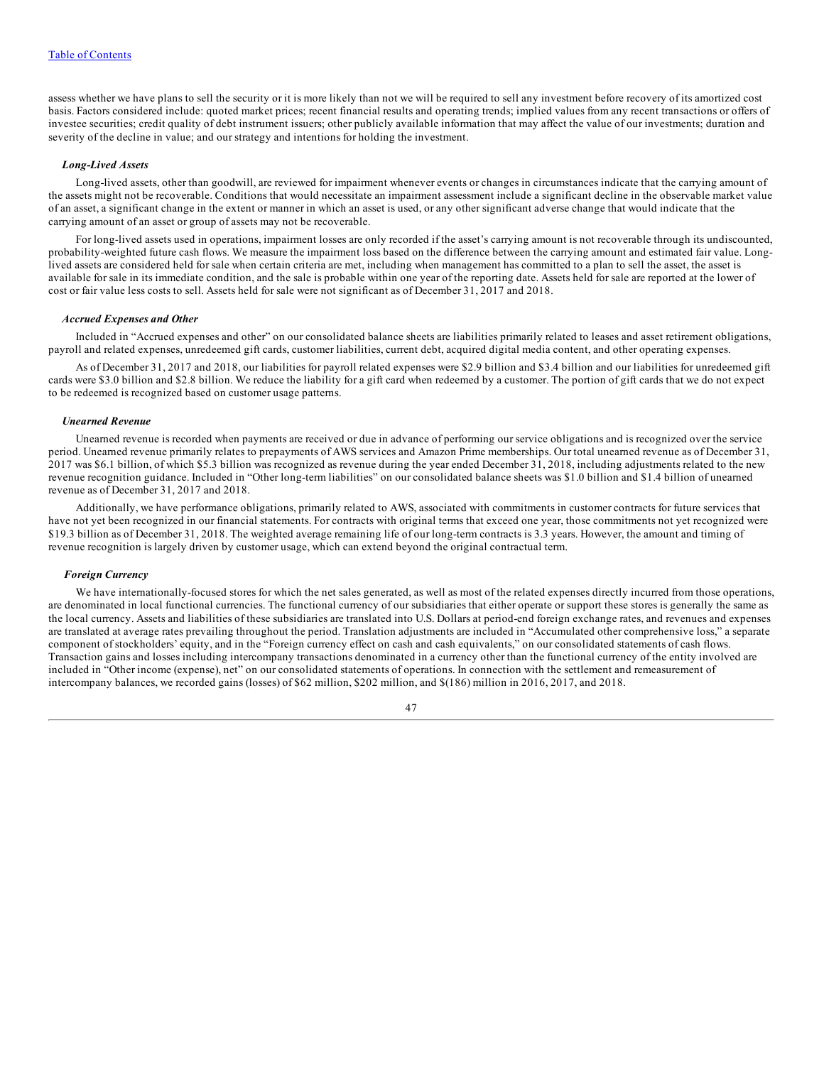assess whether we have plans to sell the security or it is more likely than not we will be required to sell any investment before recovery of its amortized cost basis. Factors considered include: quoted market prices; recent financial results and operating trends; implied values from any recent transactions or offers of investee securities; credit quality of debt instrument issuers; other publicly available information that may affect the value of our investments; duration and severity of the decline in value; and our strategy and intentions for holding the investment.

#### *Long-Lived Assets*

Long-lived assets, other than goodwill, are reviewed for impairment whenever events or changes in circumstances indicate that the carrying amount of the assets might not be recoverable. Conditions that would necessitate an impairment assessment include a significant decline in the observable market value of an asset, a significant change in the extent or manner in which an asset is used, or any other significant adverse change that would indicate that the carrying amount of an asset or group of assets may not be recoverable.

For long-lived assets used in operations, impairment losses are only recorded if the asset's carrying amount is not recoverable through its undiscounted, probability-weighted future cash flows. We measure the impairment loss based on the difference between the carrying amount and estimated fair value. Long-lived assets are considered held for sale when certain criteria are met, including when management has committed to a plan to sell the asset, the asset is available for sale in its immediate condition, and the sale is probable within one year of the reporting date. Assets held for sale are reported at the lower of cost or fair value less costs to sell. Assets held for sale were not significant as of December 31, 2017 and 2018.

#### *Accrued Expenses and Other*

Included in "Accrued expenses and other" on our consolidated balance sheets are liabilities primarily related to leases and asset retirement obligations, payroll and related expenses, unredeemed gift cards, customer liabilities, current debt, acquired digital media content, and other operating expenses.

As of December 31, 2017 and 2018, our liabilities for payroll related expenses were $2.9 billion and $3.4 billion and our liabilities for unredeemed gift cards were $3.0 billion and $2.8 billion. We reduce the liability for a gift card when redeemed by a customer. The portion of gift cards that we do not expect to be redeemed is recognized based on customer usage patterns.

#### *Unearned Revenue*

Unearned revenue is recorded when payments are received or due in advance of performing our service obligations and is recognized over the service period. Unearned revenue primarily relates to prepayments of AWS services and Amazon Prime memberships. Our total unearned revenue as of December 31, 2017 was $6.1 billion, of which $5.3 billion was recognized as revenue during the year ended December 31, 2018, including adjustments related to the new revenue recognition guidance. Included in "Other long-term liabilities" on our consolidated balance sheets was $1.0 billion and $1.4 billion of unearned revenue as of December 31, 2017 and 2018.

Additionally, we have performance obligations, primarily related to AWS, associated with commitments in customer contracts for future services that have not yet been recognized in our financial statements. For contracts with original terms that exceed one year, those commitments not yet recognized were $19.3 billion as of December 31, 2018. The weighted average remaining life of our long-term contracts is 3.3 years. However, the amount and timing of revenue recognition is largely driven by customer usage, which can extend beyond the original contractual term.

#### *Foreign Currency*

We have internationally-focused stores for which the net sales generated, as well as most of the related expenses directly incurred from those operations, are denominated in local functional currencies. The functional currency of our subsidiaries that either operate or support these stores is generally the same as the local currency. Assets and liabilities of these subsidiaries are translated into U.S. Dollars at period-end foreign exchange rates, and revenues and expenses are translated at average rates prevailing throughout the period. Translation adjustments are included in "Accumulated other comprehensive loss," a separate component of stockholders' equity, and in the "Foreign currency effect on cash and cash equivalents," on our consolidated statements of cash flows. Transaction gains and losses including intercompany transactions denominated in a currency other than the functional currency of the entity involved are included in "Other income (expense), net" on our consolidated statements of operations. In connection with the settlement and remeasurement of intercompany balances, we recorded gains (losses) of $62 million, $202 million, and $(186) million in 2016, 2017, and 2018.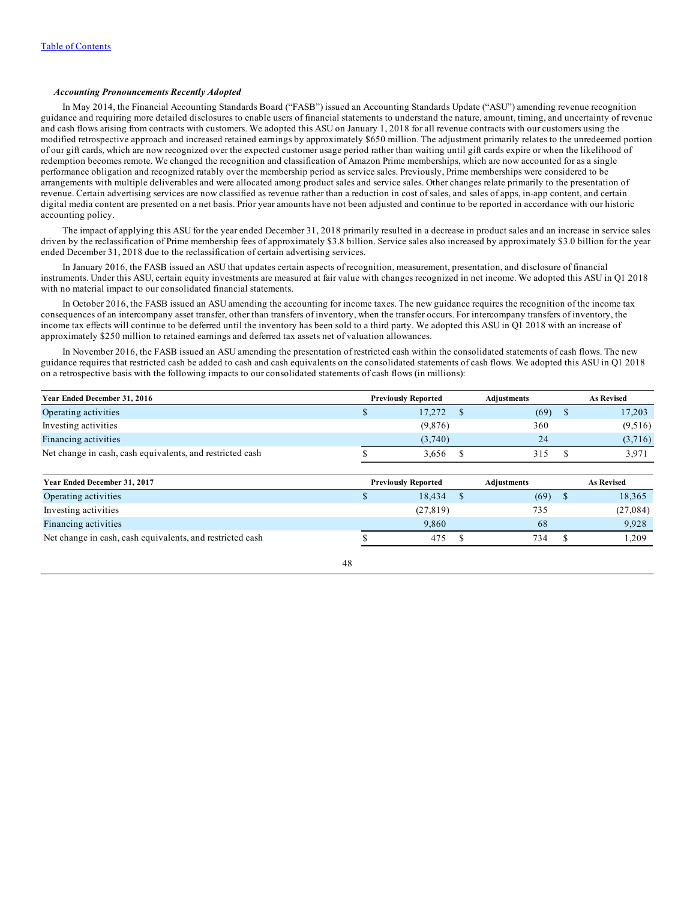*Accounting Pronouncements Recently Adopted*

In May 2014, the Financial Accounting Standards Board ("FASB") issued an Accounting Standards Update ("ASU") amending revenue recognition guidance and requiring more detailed disclosures to enable users of financial statements to understand the nature, amount, timing, and uncertainty of revenue and cash flows arising from contracts with customers. We adopted this ASU on January 1, 2018 for all revenue contracts with our customers using the modified retrospective approach and increased retained earnings by approximately $650 million. The adjustment primarily relates to the unredeemed portion of our gift cards, which are now recognized over the expected customer usage period rather than waiting until gift cards expire or when the likelihood of redemption becomes remote. We changed the recognition and classification of Amazon Prime memberships, which are now accounted for as a single performance obligation and recognized ratably over the membership period as service sales. Previously, Prime memberships were considered to be arrangements with multiple deliverables and were allocated among product sales and service sales. Other changes relate primarily to the presentation of revenue. Certain advertising services are now classified as revenue rather than a reduction in cost of sales, and sales of apps, in-app content, and certain digital media content are presented on a net basis. Prior year amounts have not been adjusted and continue to be reported in accordance with our historic accounting policy.

The impact of applying this ASU for the year ended December 31, 2018 primarily resulted in a decrease in product sales and an increase in service sales driven by the reclassification of Prime membership fees of approximately $3.8 billion. Service sales also increased by approximately $3.0 billion for the year ended December 31, 2018 due to the reclassification of certain advertising services.

In January 2016, the FASB issued an ASU that updates certain aspects of recognition, measurement, presentation, and disclosure of financial instruments. Under this ASU, certain equity investments are measured at fair value with changes recognized in net income. We adopted this ASU in Q1 2018 with no material impact to our consolidated financial statements.

In October 2016, the FASB issued an ASU amending the accounting for income taxes. The new guidance requires the recognition of the income tax consequences of an intercompany asset transfer, other than transfers of inventory, when the transfer occurs. For intercompany transfers of inventory, the income tax effects will continue to be deferred until the inventory has been sold to a third party. We adopted this ASU in Q1 2018 with an increase of approximately $250 million to retained earnings and deferred tax assets net of valuation allowances.

In November 2016, the FASB issued an ASU amending the presentation of restricted cash within the consolidated statements of cash flows. The new guidance requires that restricted cash be added to cash and cash equivalents on the consolidated statements of cash flows. We adopted this ASU in Q1 2018 on a retrospective basis with the following impacts to our consolidated statements of cash flows (in millions):

| Year Ended December 31, 2016 | Previously Reported | Adjustments | As Revised |
|---|---|---|---|
| Operating activities | $ 17,272 | $ (69) | $ 17,203 |
| Investing activities | (9,876) | 360 | (9,516) |
| Financing activities | (3,740) | 24 | (3,716) |
| Net change in cash, cash equivalents, and restricted cash | $ 3,656 | $ 315 | $ 3,971 |

| Year Ended December 31, 2017 | Previously Reported | Adjustments | As Revised |
|---|---|---|---|
| Operating activities | $ 18,434 | $ (69) | $ 18,365 |
| Investing activities | (27,819) | 735 | (27,084) |
| Financing activities | 9,860 | 68 | 9,928 |
| Net change in cash, cash equivalents, and restricted cash | $ 475 | $ 734 | $ 1,209 |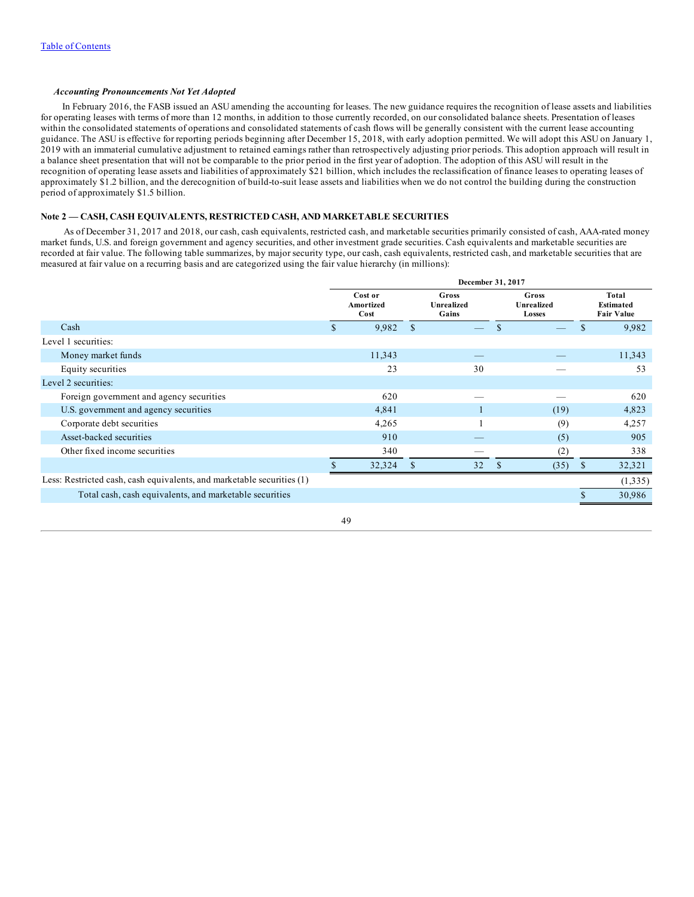### *Accounting Pronouncements Not Yet Adopted*

In February 2016, the FASB issued an ASU amending the accounting for leases. The new guidance requires the recognition of lease assets and liabilities for operating leases with terms of more than 12 months, in addition to those currently recorded, on our consolidated balance sheets. Presentation of leases within the consolidated statements of operations and consolidated statements of cash flows will be generally consistent with the current lease accounting guidance. The ASU is effective for reporting periods beginning after December 15, 2018, with early adoption permitted. We will adopt this ASU on January 1, 2019 with an immaterial cumulative adjustment to retained earnings rather than retrospectively adjusting prior periods. This adoption approach will result in a balance sheet presentation that will not be comparable to the prior period in the first year of adoption. The adoption of this ASU will result in the recognition of operating lease assets and liabilities of approximately $21 billion, which includes the reclassification of finance leases to operating leases of approximately $1.2 billion, and the derecognition of build-to-suit lease assets and liabilities when we do not control the building during the construction period of approximately $1.5 billion.

## Note 2 — CASH, CASH EQUIVALENTS, RESTRICTED CASH, AND MARKETABLE SECURITIES

As of December 31, 2017 and 2018, our cash, cash equivalents, restricted cash, and marketable securities primarily consisted of cash, AAA-rated money market funds, U.S. and foreign government and agency securities, and other investment grade securities. Cash equivalents and marketable securities are recorded at fair value. The following table summarizes, by major security type, our cash, cash equivalents, restricted cash, and marketable securities that are measured at fair value on a recurring basis and are categorized using the fair value hierarchy (in millions):

| | December 31, 2017 | | | |
|---|---|---|---|---|
| | Cost or Amortized Cost | Gross Unrealized Gains | Gross Unrealized Losses | Total Estimated Fair Value |
| Cash | $ 9,982 | $ — | $ — | $ 9,982 |
| Level 1 securities: | | | | |
| Money market funds | 11,343 | — | — | 11,343 |
| Equity securities | 23 | 30 | — | 53 |
| Level 2 securities: | | | | |
| Foreign government and agency securities | 620 | — | — | 620 |
| U.S. government and agency securities | 4,841 | 1 | (19) | 4,823 |
| Corporate debt securities | 4,265 | 1 | (9) | 4,257 |
| Asset-backed securities | 910 | — | (5) | 905 |
| Other fixed income securities | 340 | — | (2) | 338 |
| | $ 32,324 | $ 32 | $ (35) | $ 32,321 |
| Less: Restricted cash, cash equivalents, and marketable securities (1) | | | | (1,335) |
| Total cash, cash equivalents, and marketable securities | | | | $ 30,986 |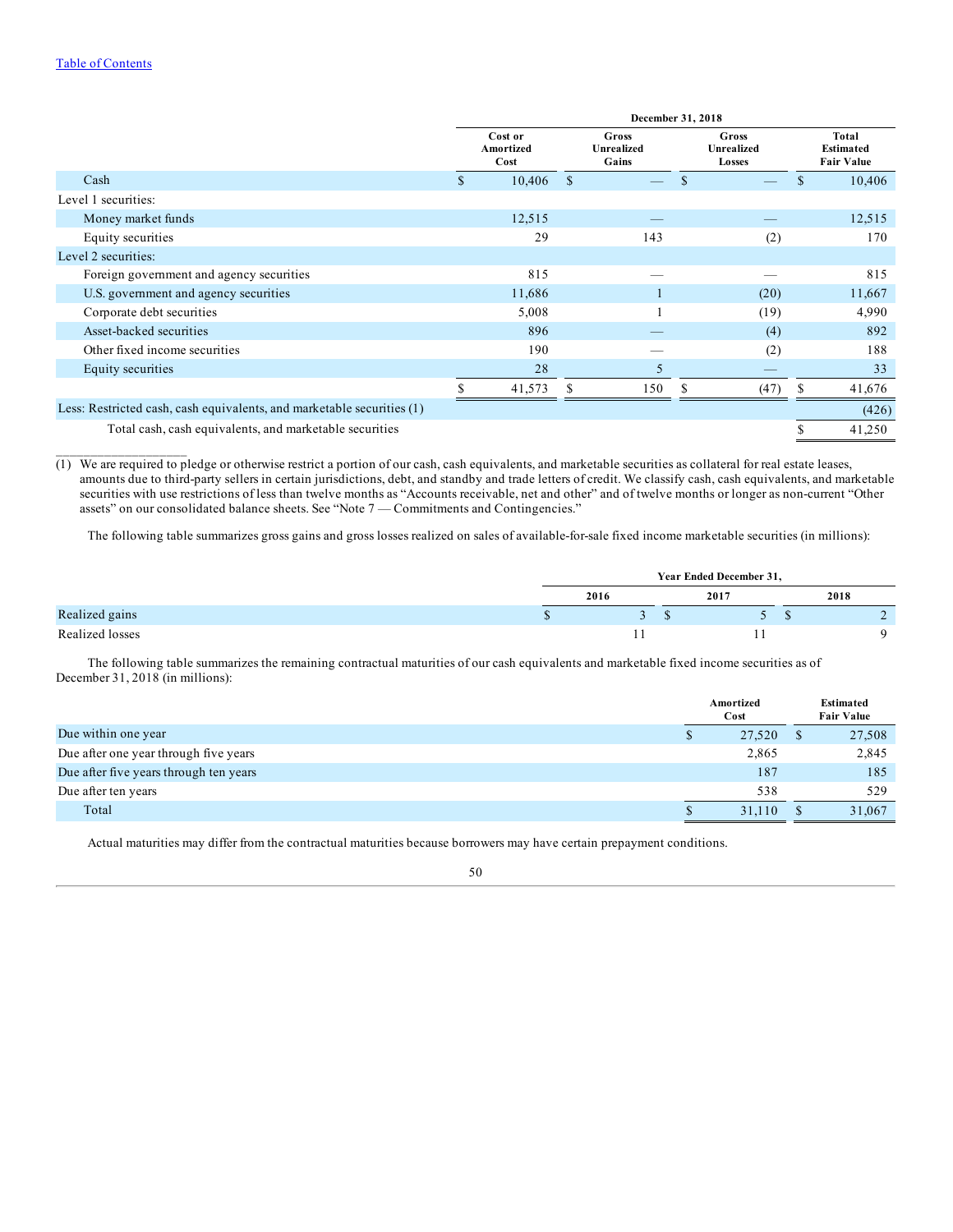| | December 31, 2018 | | | |
|---|---|---|---|---|
| | Cost or Amortized Cost | Gross Unrealized Gains | Gross Unrealized Losses | Total Estimated Fair Value |
| Cash | $ 10,406 | $ — | $ — | $ 10,406 |
| Level 1 securities: | | | | |
| Money market funds | 12,515 | — | — | 12,515 |
| Equity securities | 29 | 143 | (2) | 170 |
| Level 2 securities: | | | | |
| Foreign government and agency securities | 815 | — | — | 815 |
| U.S. government and agency securities | 11,686 | 1 | (20) | 11,667 |
| Corporate debt securities | 5,008 | 1 | (19) | 4,990 |
| Asset-backed securities | 896 | — | (4) | 892 |
| Other fixed income securities | 190 | — | (2) | 188 |
| Equity securities | 28 | 5 | — | 33 |
| | $ 41,573 | $ 150 | $ (47) | $ 41,676 |
| Less: Restricted cash, cash equivalents, and marketable securities (1) | | | | (426) |
| Total cash, cash equivalents, and marketable securities | | | | $ 41,250 |

(1) We are required to pledge or otherwise restrict a portion of our cash, cash equivalents, and marketable securities as collateral for real estate leases, amounts due to third-party sellers in certain jurisdictions, debt, and standby and trade letters of credit. We classify cash, cash equivalents, and marketable securities with use restrictions of less than twelve months as "Accounts receivable, net and other" and of twelve months or longer as non-current "Other assets" on our consolidated balance sheets. See "Note 7 — Commitments and Contingencies."

The following table summarizes gross gains and gross losses realized on sales of available-for-sale fixed income marketable securities (in millions):

| | Year Ended December 31, | | |
|---|---|---|---|
| | 2016 | 2017 | 2018 |
| Realized gains | $ 3 | $ 5 | $ 2 |
| Realized losses | 11 | 11 | 9 |

The following table summarizes the remaining contractual maturities of our cash equivalents and marketable fixed income securities as of December 31, 2018 (in millions):

| | Amortized Cost | Estimated Fair Value |
|---|---|---|
| Due within one year | $ 27,520 | $ 27,508 |
| Due after one year through five years | 2,865 | 2,845 |
| Due after five years through ten years | 187 | 185 |
| Due after ten years | 538 | 529 |
| Total | $ 31,110 | $ 31,067 |

Actual maturities may differ from the contractual maturities because borrowers may have certain prepayment conditions.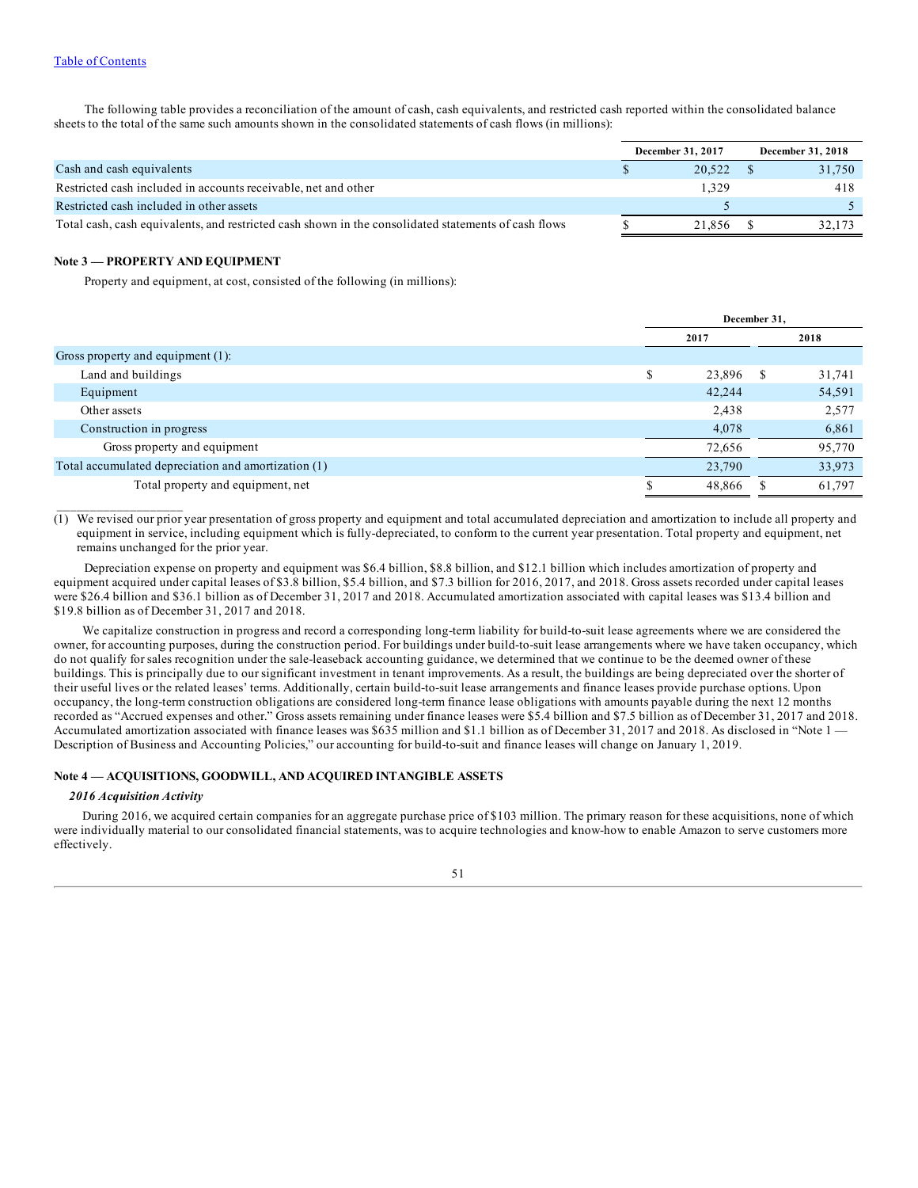The following table provides a reconciliation of the amount of cash, cash equivalents, and restricted cash reported within the consolidated balance sheets to the total of the same such amounts shown in the consolidated statements of cash flows (in millions):

| | December 31, 2017 | December 31, 2018 |
|---|---|---|
| Cash and cash equivalents | $ 20,522 | $ 31,750 |
| Restricted cash included in accounts receivable, net and other | 1,329 | 418 |
| Restricted cash included in other assets | 5 | 5 |
| Total cash, cash equivalents, and restricted cash shown in the consolidated statements of cash flows | $ 21,856 | $ 32,173 |

### Note 3 — PROPERTY AND EQUIPMENT

Property and equipment, at cost, consisted of the following (in millions):

| | December 31, | |
|---|---|---|
| | 2017 | 2018 |
| Gross property and equipment (1): | | |
| Land and buildings | $ 23,896 | $ 31,741 |
| Equipment | 42,244 | 54,591 |
| Other assets | 2,438 | 2,577 |
| Construction in progress | 4,078 | 6,861 |
| Gross property and equipment | 72,656 | 95,770 |
| Total accumulated depreciation and amortization (1) | 23,790 | 33,973 |
| Total property and equipment, net | $ 48,866 | $ 61,797 |

(1) We revised our prior year presentation of gross property and equipment and total accumulated depreciation and amortization to include all property and equipment in service, including equipment which is fully-depreciated, to conform to the current year presentation. Total property and equipment, net remains unchanged for the prior year.

Depreciation expense on property and equipment was $6.4 billion, $8.8 billion, and $12.1 billion which includes amortization of property and equipment acquired under capital leases of $3.8 billion, $5.4 billion, and $7.3 billion for 2016, 2017, and 2018. Gross assets recorded under capital leases were $26.4 billion and $36.1 billion as of December 31, 2017 and 2018. Accumulated amortization associated with capital leases was $13.4 billion and $19.8 billion as of December 31, 2017 and 2018.

We capitalize construction in progress and record a corresponding long-term liability for build-to-suit lease agreements where we are considered the owner, for accounting purposes, during the construction period. For buildings under build-to-suit lease arrangements where we have taken occupancy, which do not qualify for sales recognition under the sale-leaseback accounting guidance, we determined that we continue to be the deemed owner of these buildings. This is principally due to our significant investment in tenant improvements. As a result, the buildings are being depreciated over the shorter of their useful lives or the related leases' terms. Additionally, certain build-to-suit lease arrangements and finance leases provide purchase options. Upon occupancy, the long-term construction obligations are considered long-term finance lease obligations with amounts payable during the next 12 months recorded as "Accrued expenses and other." Gross assets remaining under finance leases were $5.4 billion and $7.5 billion as of December 31, 2017 and 2018. Accumulated amortization associated with finance leases was $635 million and $1.1 billion as of December 31, 2017 and 2018. As disclosed in "Note 1 — Description of Business and Accounting Policies," our accounting for build-to-suit and finance leases will change on January 1, 2019.

### Note 4 — ACQUISITIONS, GOODWILL, AND ACQUIRED INTANGIBLE ASSETS

#### *2016 Acquisition Activity*

During 2016, we acquired certain companies for an aggregate purchase price of $103 million. The primary reason for these acquisitions, none of which were individually material to our consolidated financial statements, was to acquire technologies and know-how to enable Amazon to serve customers more effectively.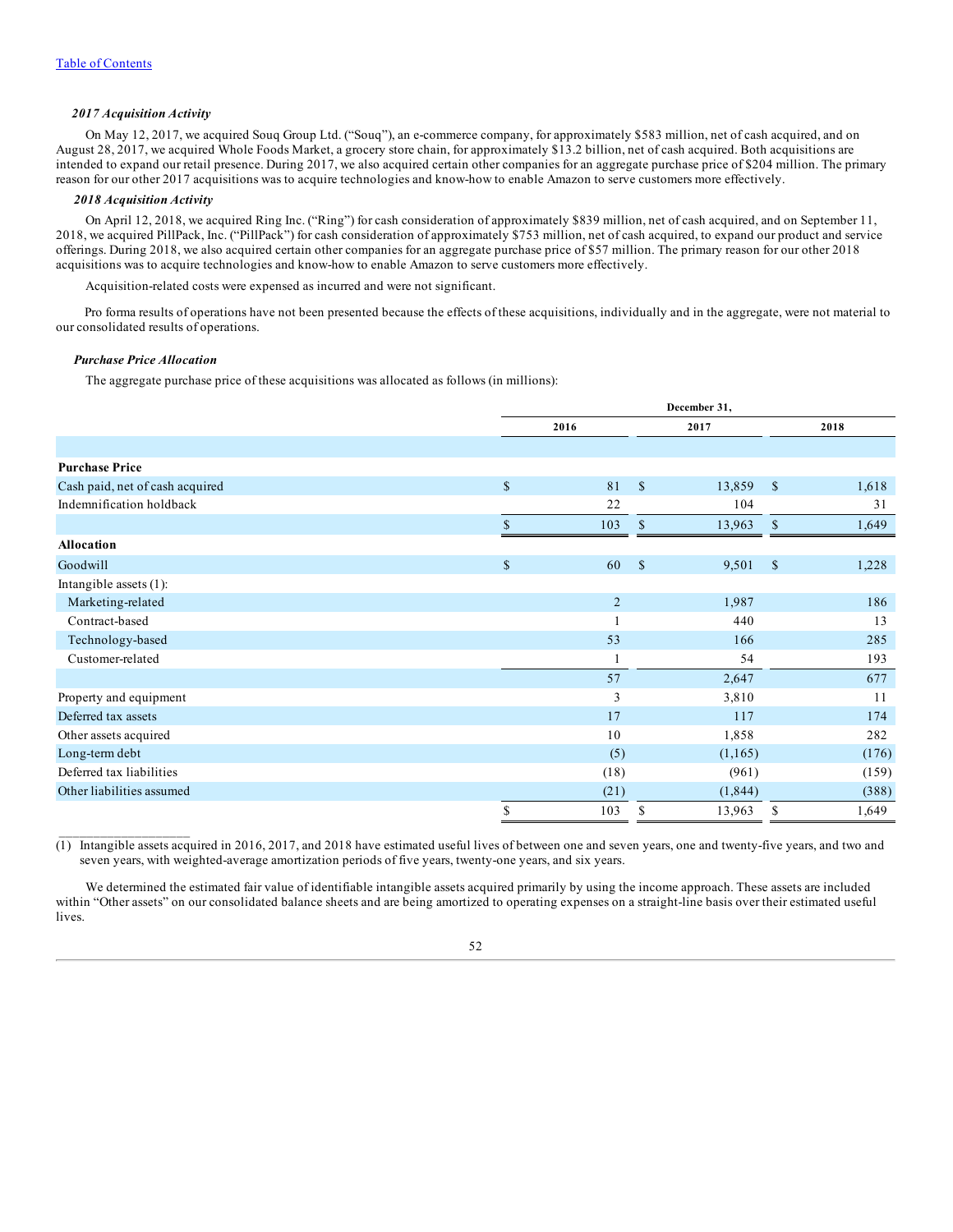*2017 Acquisition Activity*

On May 12, 2017, we acquired Souq Group Ltd. ("Souq"), an e-commerce company, for approximately $583 million, net of cash acquired, and on August 28, 2017, we acquired Whole Foods Market, a grocery store chain, for approximately $13.2 billion, net of cash acquired. Both acquisitions are intended to expand our retail presence. During 2017, we also acquired certain other companies for an aggregate purchase price of $204 million. The primary reason for our other 2017 acquisitions was to acquire technologies and know-how to enable Amazon to serve customers more effectively.

*2018 Acquisition Activity*

On April 12, 2018, we acquired Ring Inc. ("Ring") for cash consideration of approximately $839 million, net of cash acquired, and on September 11, 2018, we acquired PillPack, Inc. ("PillPack") for cash consideration of approximately $753 million, net of cash acquired, to expand our product and service offerings. During 2018, we also acquired certain other companies for an aggregate purchase price of $57 million. The primary reason for our other 2018 acquisitions was to acquire technologies and know-how to enable Amazon to serve customers more effectively.

Acquisition-related costs were expensed as incurred and were not significant.

Pro forma results of operations have not been presented because the effects of these acquisitions, individually and in the aggregate, were not material to our consolidated results of operations.

*Purchase Price Allocation*

The aggregate purchase price of these acquisitions was allocated as follows (in millions):

| | December 31, | | |
|---|---|---|---|
| | 2016 | 2017 | 2018 |
| **Purchase Price** | | | |
| Cash paid, net of cash acquired | $ 81 | $ 13,859 | $ 1,618 |
| Indemnification holdback | 22 | 104 | 31 |
| | $ 103 | $ 13,963 | $ 1,649 |
| **Allocation** | | | |
| Goodwill | $ 60 | $ 9,501 | $ 1,228 |
| Intangible assets (1): | | | |
| Marketing-related | 2 | 1,987 | 186 |
| Contract-based | 1 | 440 | 13 |
| Technology-based | 53 | 166 | 285 |
| Customer-related | 1 | 54 | 193 |
| | 57 | 2,647 | 677 |
| Property and equipment | 3 | 3,810 | 11 |
| Deferred tax assets | 17 | 117 | 174 |
| Other assets acquired | 10 | 1,858 | 282 |
| Long-term debt | (5) | (1,165) | (176) |
| Deferred tax liabilities | (18) | (961) | (159) |
| Other liabilities assumed | (21) | (1,844) | (388) |
| | $ 103 | $ 13,963 | $ 1,649 |

(1) Intangible assets acquired in 2016, 2017, and 2018 have estimated useful lives of between one and seven years, one and twenty-five years, and two and seven years, with weighted-average amortization periods of five years, twenty-one years, and six years.

We determined the estimated fair value of identifiable intangible assets acquired primarily by using the income approach. These assets are included within "Other assets" on our consolidated balance sheets and are being amortized to operating expenses on a straight-line basis over their estimated useful lives.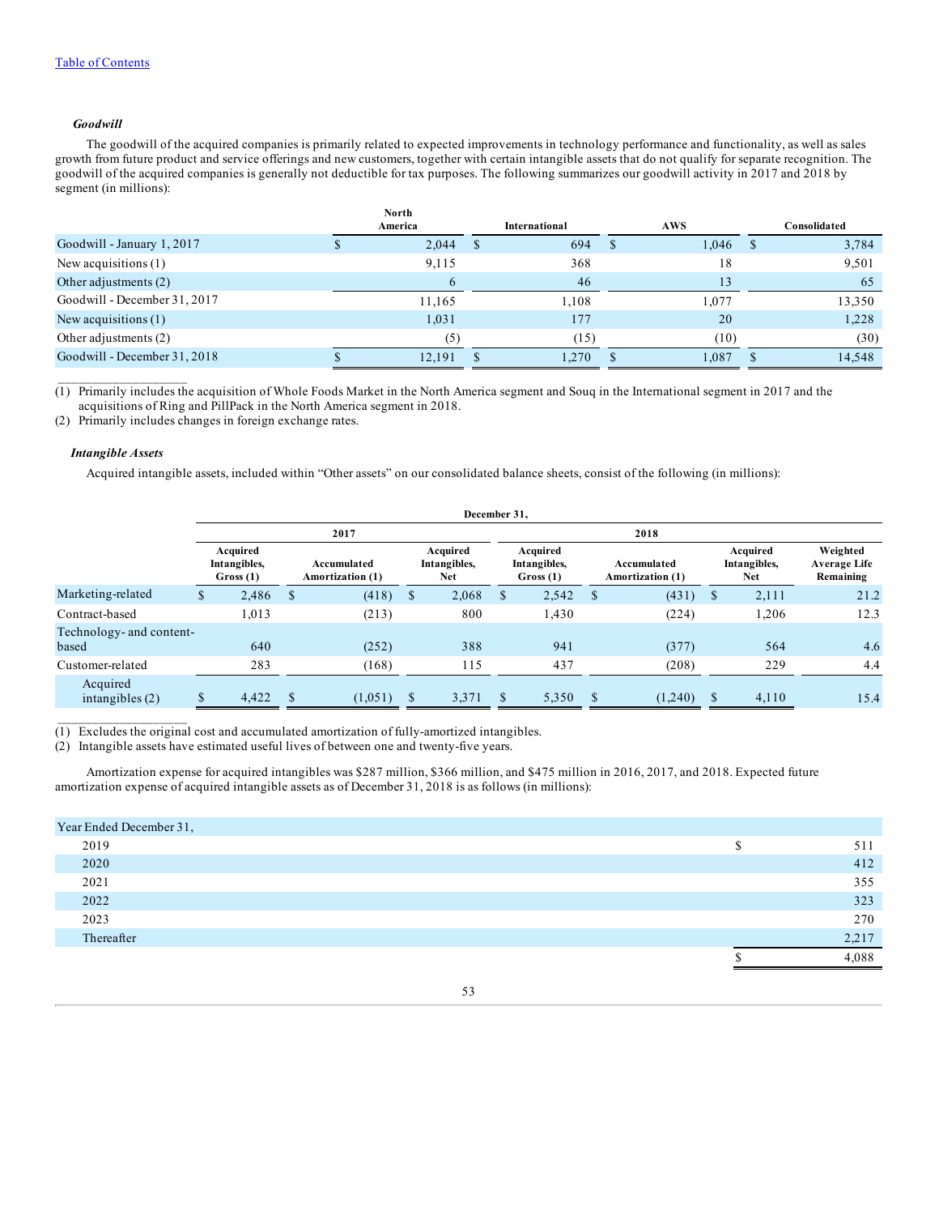Table of Contents

***Goodwill***

The goodwill of the acquired companies is primarily related to expected improvements in technology performance and functionality, as well as sales growth from future product and service offerings and new customers, together with certain intangible assets that do not qualify for separate recognition. The goodwill of the acquired companies is generally not deductible for tax purposes. The following summarizes our goodwill activity in 2017 and 2018 by segment (in millions):

| | North America | International | AWS | Consolidated |
|---|---|---|---|---|
| Goodwill - January 1, 2017 | $ 2,044 | $ 694 | $ 1,046 | $ 3,784 |
| New acquisitions (1) | 9,115 | 368 | 18 | 9,501 |
| Other adjustments (2) | 6 | 46 | 13 | 65 |
| Goodwill - December 31, 2017 | 11,165 | 1,108 | 1,077 | 13,350 |
| New acquisitions (1) | 1,031 | 177 | 20 | 1,228 |
| Other adjustments (2) | (5) | (15) | (10) | (30) |
| Goodwill - December 31, 2018 | $ 12,191 | $ 1,270 | $ 1,087 | $ 14,548 |

(1) Primarily includes the acquisition of Whole Foods Market in the North America segment and Souq in the International segment in 2017 and the acquisitions of Ring and PillPack in the North America segment in 2018.
(2) Primarily includes changes in foreign exchange rates.

***Intangible Assets***

Acquired intangible assets, included within "Other assets" on our consolidated balance sheets, consist of the following (in millions):

| | December 31, | | | | | | |
|---|---|---|---|---|---|---|---|
| | 2017 | | | 2018 | | | |
| | Acquired Intangibles, Gross (1) | Accumulated Amortization (1) | Acquired Intangibles, Net | Acquired Intangibles, Gross (1) | Accumulated Amortization (1) | Acquired Intangibles, Net | Weighted Average Life Remaining |
| Marketing-related | $ 2,486 | $ (418) | $ 2,068 | $ 2,542 | $ (431) | $ 2,111 | 21.2 |
| Contract-based | 1,013 | (213) | 800 | 1,430 | (224) | 1,206 | 12.3 |
| Technology- and content-based | 640 | (252) | 388 | 941 | (377) | 564 | 4.6 |
| Customer-related | 283 | (168) | 115 | 437 | (208) | 229 | 4.4 |
| Acquired intangibles (2) | $ 4,422 | $ (1,051) | $ 3,371 | $ 5,350 | $ (1,240) | $ 4,110 | 15.4 |

(1) Excludes the original cost and accumulated amortization of fully-amortized intangibles.
(2) Intangible assets have estimated useful lives of between one and twenty-five years.

Amortization expense for acquired intangibles was $287 million, $366 million, and $475 million in 2016, 2017, and 2018. Expected future amortization expense of acquired intangible assets as of December 31, 2018 is as follows (in millions):

| Year Ended December 31, | |
|---|---|
| 2019 | $ 511 |
| 2020 | 412 |
| 2021 | 355 |
| 2022 | 323 |
| 2023 | 270 |
| Thereafter | 2,217 |
| | $ 4,088 |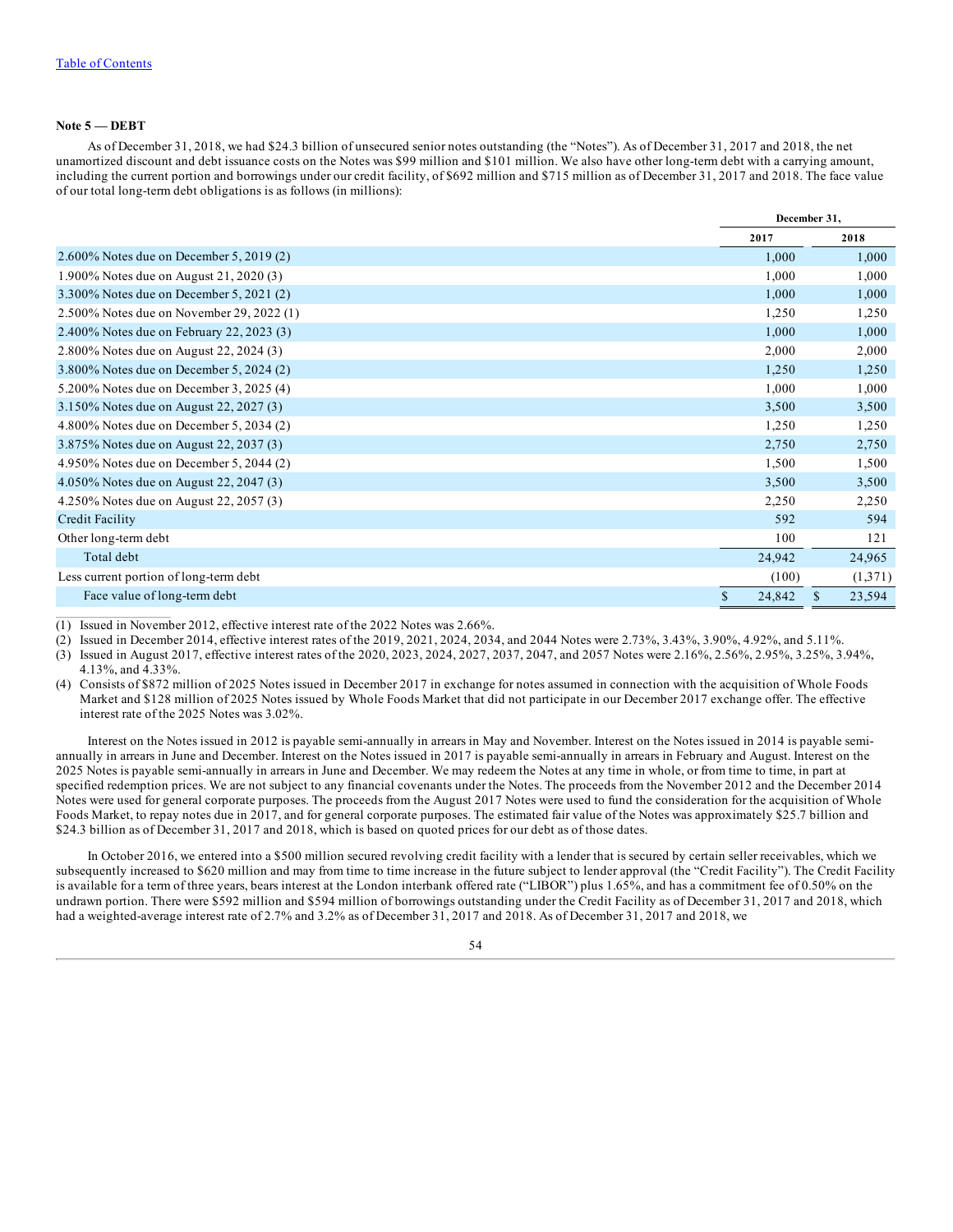Table of Contents

**Note 5 — DEBT**

As of December 31, 2018, we had $24.3 billion of unsecured senior notes outstanding (the "Notes"). As of December 31, 2017 and 2018, the net unamortized discount and debt issuance costs on the Notes was $99 million and $101 million. We also have other long-term debt with a carrying amount, including the current portion and borrowings under our credit facility, of $692 million and $715 million as of December 31, 2017 and 2018. The face value of our total long-term debt obligations is as follows (in millions):

| | December 31, | |
|---|---|---|
| | 2017 | 2018 |
| 2.600% Notes due on December 5, 2019 (2) | 1,000 | 1,000 |
| 1.900% Notes due on August 21, 2020 (3) | 1,000 | 1,000 |
| 3.300% Notes due on December 5, 2021 (2) | 1,000 | 1,000 |
| 2.500% Notes due on November 29, 2022 (1) | 1,250 | 1,250 |
| 2.400% Notes due on February 22, 2023 (3) | 1,000 | 1,000 |
| 2.800% Notes due on August 22, 2024 (3) | 2,000 | 2,000 |
| 3.800% Notes due on December 5, 2024 (2) | 1,250 | 1,250 |
| 5.200% Notes due on December 3, 2025 (4) | 1,000 | 1,000 |
| 3.150% Notes due on August 22, 2027 (3) | 3,500 | 3,500 |
| 4.800% Notes due on December 5, 2034 (2) | 1,250 | 1,250 |
| 3.875% Notes due on August 22, 2037 (3) | 2,750 | 2,750 |
| 4.950% Notes due on December 5, 2044 (2) | 1,500 | 1,500 |
| 4.050% Notes due on August 22, 2047 (3) | 3,500 | 3,500 |
| 4.250% Notes due on August 22, 2057 (3) | 2,250 | 2,250 |
| Credit Facility | 592 | 594 |
| Other long-term debt | 100 | 121 |
| Total debt | 24,942 | 24,965 |
| Less current portion of long-term debt | (100) | (1,371) |
| Face value of long-term debt | $ 24,842 | $ 23,594 |

(1) Issued in November 2012, effective interest rate of the 2022 Notes was 2.66%.

(2) Issued in December 2014, effective interest rates of the 2019, 2021, 2024, 2034, and 2044 Notes were 2.73%, 3.43%, 3.90%, 4.92%, and 5.11%.

(3) Issued in August 2017, effective interest rates of the 2020, 2023, 2024, 2027, 2037, 2047, and 2057 Notes were 2.16%, 2.56%, 2.95%, 3.25%, 3.94%, 4.13%, and 4.33%.

(4) Consists of $872 million of 2025 Notes issued in December 2017 in exchange for notes assumed in connection with the acquisition of Whole Foods Market and $128 million of 2025 Notes issued by Whole Foods Market that did not participate in our December 2017 exchange offer. The effective interest rate of the 2025 Notes was 3.02%.

Interest on the Notes issued in 2012 is payable semi-annually in arrears in May and November. Interest on the Notes issued in 2014 is payable semi-annually in arrears in June and December. Interest on the Notes issued in 2017 is payable semi-annually in arrears in February and August. Interest on the 2025 Notes is payable semi-annually in arrears in June and December. We may redeem the Notes at any time in whole, or from time to time, in part at specified redemption prices. We are not subject to any financial covenants under the Notes. The proceeds from the November 2012 and the December 2014 Notes were used for general corporate purposes. The proceeds from the August 2017 Notes were used to fund the consideration for the acquisition of Whole Foods Market, to repay notes due in 2017, and for general corporate purposes. The estimated fair value of the Notes was approximately $25.7 billion and $24.3 billion as of December 31, 2017 and 2018, which is based on quoted prices for our debt as of those dates.

In October 2016, we entered into a $500 million secured revolving credit facility with a lender that is secured by certain seller receivables, which we subsequently increased to $620 million and may from time to time increase in the future subject to lender approval (the "Credit Facility"). The Credit Facility is available for a term of three years, bears interest at the London interbank offered rate ("LIBOR") plus 1.65%, and has a commitment fee of 0.50% on the undrawn portion. There were $592 million and $594 million of borrowings outstanding under the Credit Facility as of December 31, 2017 and 2018, which had a weighted-average interest rate of 2.7% and 3.2% as of December 31, 2017 and 2018. As of December 31, 2017 and 2018, we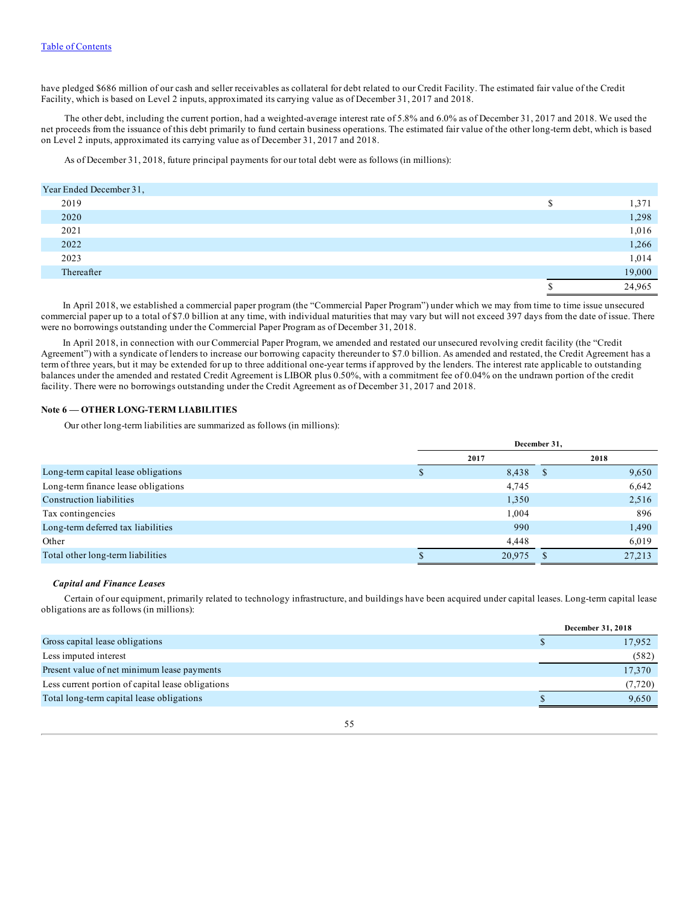have pledged $686 million of our cash and seller receivables as collateral for debt related to our Credit Facility. The estimated fair value of the Credit Facility, which is based on Level 2 inputs, approximated its carrying value as of December 31, 2017 and 2018.

The other debt, including the current portion, had a weighted-average interest rate of 5.8% and 6.0% as of December 31, 2017 and 2018. We used the net proceeds from the issuance of this debt primarily to fund certain business operations. The estimated fair value of the other long-term debt, which is based on Level 2 inputs, approximated its carrying value as of December 31, 2017 and 2018.

As of December 31, 2018, future principal payments for our total debt were as follows (in millions):

| Year Ended December 31, | |
|---|---|
| 2019 | $ 1,371 |
| 2020 | 1,298 |
| 2021 | 1,016 |
| 2022 | 1,266 |
| 2023 | 1,014 |
| Thereafter | 19,000 |
| | $ 24,965 |

In April 2018, we established a commercial paper program (the "Commercial Paper Program") under which we may from time to time issue unsecured commercial paper up to a total of $7.0 billion at any time, with individual maturities that may vary but will not exceed 397 days from the date of issue. There were no borrowings outstanding under the Commercial Paper Program as of December 31, 2018.

In April 2018, in connection with our Commercial Paper Program, we amended and restated our unsecured revolving credit facility (the "Credit Agreement") with a syndicate of lenders to increase our borrowing capacity thereunder to $7.0 billion. As amended and restated, the Credit Agreement has a term of three years, but it may be extended for up to three additional one-year terms if approved by the lenders. The interest rate applicable to outstanding balances under the amended and restated Credit Agreement is LIBOR plus 0.50%, with a commitment fee of 0.04% on the undrawn portion of the credit facility. There were no borrowings outstanding under the Credit Agreement as of December 31, 2017 and 2018.

### Note 6 — OTHER LONG-TERM LIABILITIES

Our other long-term liabilities are summarized as follows (in millions):

| | December 31, | |
|---|---|---|
| | 2017 | 2018 |
| Long-term capital lease obligations | $ 8,438 | $ 9,650 |
| Long-term finance lease obligations | 4,745 | 6,642 |
| Construction liabilities | 1,350 | 2,516 |
| Tax contingencies | 1,004 | 896 |
| Long-term deferred tax liabilities | 990 | 1,490 |
| Other | 4,448 | 6,019 |
| Total other long-term liabilities | $ 20,975 | $ 27,213 |

*Capital and Finance Leases*

Certain of our equipment, primarily related to technology infrastructure, and buildings have been acquired under capital leases. Long-term capital lease obligations are as follows (in millions):

| | December 31, 2018 |
|---|---|
| Gross capital lease obligations | $ 17,952 |
| Less imputed interest | (582) |
| Present value of net minimum lease payments | 17,370 |
| Less current portion of capital lease obligations | (7,720) |
| Total long-term capital lease obligations | $ 9,650 |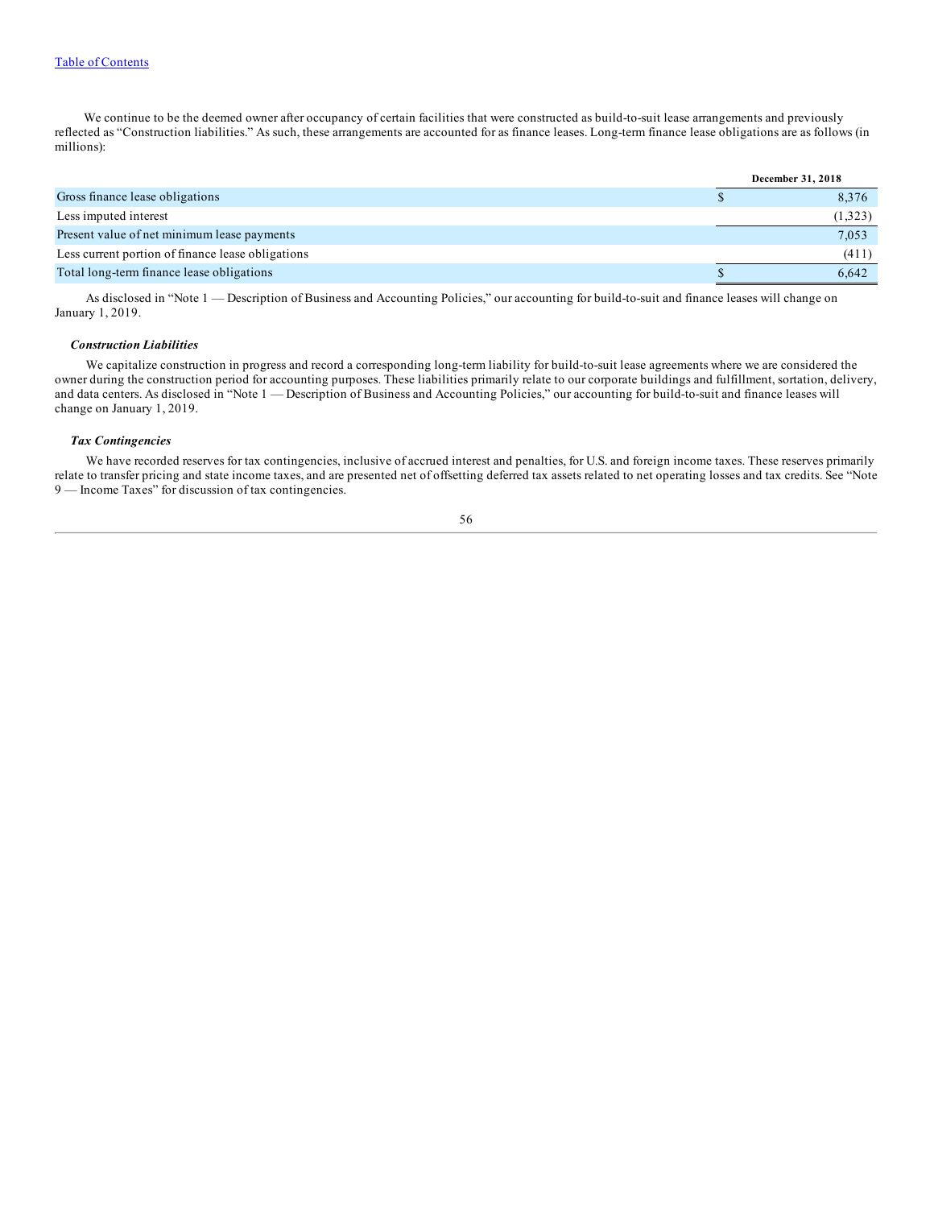We continue to be the deemed owner after occupancy of certain facilities that were constructed as build-to-suit lease arrangements and previously reflected as "Construction liabilities." As such, these arrangements are accounted for as finance leases. Long-term finance lease obligations are as follows (in millions):

| | December 31, 2018 |
|---|---|
| Gross finance lease obligations | $ 8,376 |
| Less imputed interest | (1,323) |
| Present value of net minimum lease payments | 7,053 |
| Less current portion of finance lease obligations | (411) |
| Total long-term finance lease obligations | $ 6,642 |

As disclosed in "Note 1 — Description of Business and Accounting Policies," our accounting for build-to-suit and finance leases will change on January 1, 2019.

***Construction Liabilities***

We capitalize construction in progress and record a corresponding long-term liability for build-to-suit lease agreements where we are considered the owner during the construction period for accounting purposes. These liabilities primarily relate to our corporate buildings and fulfillment, sortation, delivery, and data centers. As disclosed in "Note 1 — Description of Business and Accounting Policies," our accounting for build-to-suit and finance leases will change on January 1, 2019.

***Tax Contingencies***

We have recorded reserves for tax contingencies, inclusive of accrued interest and penalties, for U.S. and foreign income taxes. These reserves primarily relate to transfer pricing and state income taxes, and are presented net of offsetting deferred tax assets related to net operating losses and tax credits. See "Note 9 — Income Taxes" for discussion of tax contingencies.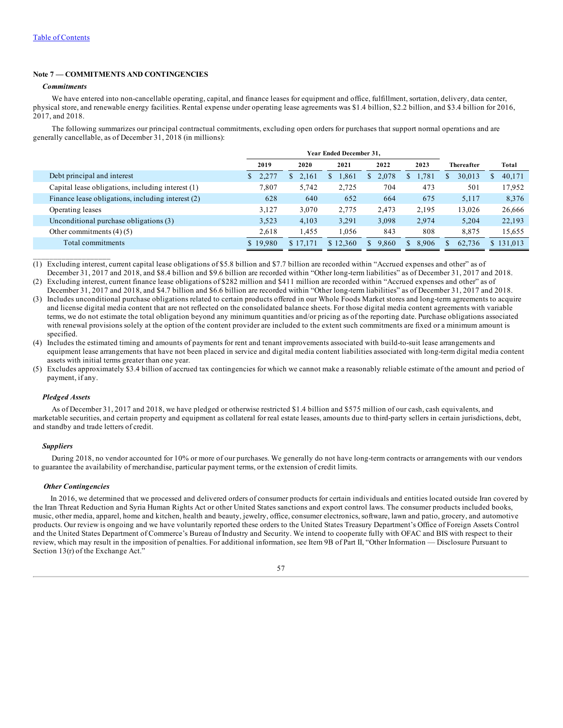Table of Contents

## Note 7 — COMMITMENTS AND CONTINGENCIES

***Commitments***

We have entered into non-cancellable operating, capital, and finance leases for equipment and office, fulfillment, sortation, delivery, data center, physical store, and renewable energy facilities. Rental expense under operating lease agreements was $1.4 billion, $2.2 billion, and $3.4 billion for 2016, 2017, and 2018.

The following summarizes our principal contractual commitments, excluding open orders for purchases that support normal operations and are generally cancellable, as of December 31, 2018 (in millions):

| | Year Ended December 31, | | | | | | |
|---|---|---|---|---|---|---|---|
| | 2019 | 2020 | 2021 | 2022 | 2023 | Thereafter | Total |
| Debt principal and interest | $ 2,277 | $ 2,161 | $ 1,861 | $ 2,078 | $ 1,781 | $ 30,013 | $ 40,171 |
| Capital lease obligations, including interest (1) | 7,807 | 5,742 | 2,725 | 704 | 473 | 501 | 17,952 |
| Finance lease obligations, including interest (2) | 628 | 640 | 652 | 664 | 675 | 5,117 | 8,376 |
| Operating leases | 3,127 | 3,070 | 2,775 | 2,473 | 2,195 | 13,026 | 26,666 |
| Unconditional purchase obligations (3) | 3,523 | 4,103 | 3,291 | 3,098 | 2,974 | 5,204 | 22,193 |
| Other commitments (4) (5) | 2,618 | 1,455 | 1,056 | 843 | 808 | 8,875 | 15,655 |
| Total commitments | $ 19,980 | $ 17,171 | $ 12,360 | $ 9,860 | $ 8,906 | $ 62,736 | $ 131,013 |

(1) Excluding interest, current capital lease obligations of $5.8 billion and $7.7 billion are recorded within "Accrued expenses and other" as of December 31, 2017 and 2018, and $8.4 billion and $9.6 billion are recorded within "Other long-term liabilities" as of December 31, 2017 and 2018.

(2) Excluding interest, current finance lease obligations of $282 million and $411 million are recorded within "Accrued expenses and other" as of December 31, 2017 and 2018, and $4.7 billion and $6.6 billion are recorded within "Other long-term liabilities" as of December 31, 2017 and 2018.

(3) Includes unconditional purchase obligations related to certain products offered in our Whole Foods Market stores and long-term agreements to acquire and license digital media content that are not reflected on the consolidated balance sheets. For those digital media content agreements with variable terms, we do not estimate the total obligation beyond any minimum quantities and/or pricing as of the reporting date. Purchase obligations associated with renewal provisions solely at the option of the content provider are included to the extent such commitments are fixed or a minimum amount is specified.

(4) Includes the estimated timing and amounts of payments for rent and tenant improvements associated with build-to-suit lease arrangements and equipment lease arrangements that have not been placed in service and digital media content liabilities associated with long-term digital media content assets with initial terms greater than one year.

(5) Excludes approximately $3.4 billion of accrued tax contingencies for which we cannot make a reasonably reliable estimate of the amount and period of payment, if any.

***Pledged Assets***

As of December 31, 2017 and 2018, we have pledged or otherwise restricted $1.4 billion and $575 million of our cash, cash equivalents, and marketable securities, and certain property and equipment as collateral for real estate leases, amounts due to third-party sellers in certain jurisdictions, debt, and standby and trade letters of credit.

***Suppliers***

During 2018, no vendor accounted for 10% or more of our purchases. We generally do not have long-term contracts or arrangements with our vendors to guarantee the availability of merchandise, particular payment terms, or the extension of credit limits.

***Other Contingencies***

In 2016, we determined that we processed and delivered orders of consumer products for certain individuals and entities located outside Iran covered by the Iran Threat Reduction and Syria Human Rights Act or other United States sanctions and export control laws. The consumer products included books, music, other media, apparel, home and kitchen, health and beauty, jewelry, office, consumer electronics, software, lawn and patio, grocery, and automotive products. Our review is ongoing and we have voluntarily reported these orders to the United States Treasury Department's Office of Foreign Assets Control and the United States Department of Commerce's Bureau of Industry and Security. We intend to cooperate fully with OFAC and BIS with respect to their review, which may result in the imposition of penalties. For additional information, see Item 9B of Part II, "Other Information — Disclosure Pursuant to Section 13(r) of the Exchange Act."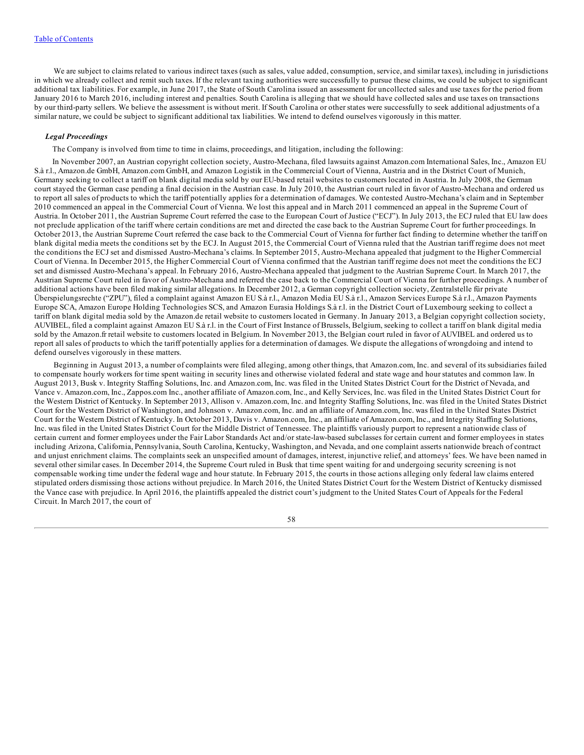We are subject to claims related to various indirect taxes (such as sales, value added, consumption, service, and similar taxes), including in jurisdictions in which we already collect and remit such taxes. If the relevant taxing authorities were successfully to pursue these claims, we could be subject to significant additional tax liabilities. For example, in June 2017, the State of South Carolina issued an assessment for uncollected sales and use taxes for the period from January 2016 to March 2016, including interest and penalties. South Carolina is alleging that we should have collected sales and use taxes on transactions by our third-party sellers. We believe the assessment is without merit. If South Carolina or other states were successfully to seek additional adjustments of a similar nature, we could be subject to significant additional tax liabilities. We intend to defend ourselves vigorously in this matter.

### *Legal Proceedings*

The Company is involved from time to time in claims, proceedings, and litigation, including the following:

In November 2007, an Austrian copyright collection society, Austro-Mechana, filed lawsuits against Amazon.com International Sales, Inc., Amazon EU S.à r.l., Amazon.de GmbH, Amazon.com GmbH, and Amazon Logistik in the Commercial Court of Vienna, Austria and in the District Court of Munich, Germany seeking to collect a tariff on blank digital media sold by our EU-based retail websites to customers located in Austria. In July 2008, the German court stayed the German case pending a final decision in the Austrian case. In July 2010, the Austrian court ruled in favor of Austro-Mechana and ordered us to report all sales of products to which the tariff potentially applies for a determination of damages. We contested Austro-Mechana's claim and in September 2010 commenced an appeal in the Commercial Court of Vienna. We lost this appeal and in March 2011 commenced an appeal in the Supreme Court of Austria. In October 2011, the Austrian Supreme Court referred the case to the European Court of Justice ("ECJ"). In July 2013, the ECJ ruled that EU law does not preclude application of the tariff where certain conditions are met and directed the case back to the Austrian Supreme Court for further proceedings. In October 2013, the Austrian Supreme Court referred the case back to the Commercial Court of Vienna for further fact finding to determine whether the tariff on blank digital media meets the conditions set by the ECJ. In August 2015, the Commercial Court of Vienna ruled that the Austrian tariff regime does not meet the conditions the ECJ set and dismissed Austro-Mechana's claims. In September 2015, Austro-Mechana appealed that judgment to the Higher Commercial Court of Vienna. In December 2015, the Higher Commercial Court of Vienna confirmed that the Austrian tariff regime does not meet the conditions the ECJ set and dismissed Austro-Mechana's appeal. In February 2016, Austro-Mechana appealed that judgment to the Austrian Supreme Court. In March 2017, the Austrian Supreme Court ruled in favor of Austro-Mechana and referred the case back to the Commercial Court of Vienna for further proceedings. A number of additional actions have been filed making similar allegations. In December 2012, a German copyright collection society, Zentralstelle für private Überspielungsrechte ("ZPU"), filed a complaint against Amazon EU S.à r.l., Amazon Media EU S.à r.l., Amazon Services Europe S.à r.l., Amazon Payments Europe SCA, Amazon Europe Holding Technologies SCS, and Amazon Eurasia Holdings S.à r.l. in the District Court of Luxembourg seeking to collect a tariff on blank digital media sold by the Amazon.de retail website to customers located in Germany. In January 2013, a Belgian copyright collection society, AUVIBEL, filed a complaint against Amazon EU S.à r.l. in the Court of First Instance of Brussels, Belgium, seeking to collect a tariff on blank digital media sold by the Amazon.fr retail website to customers located in Belgium. In November 2013, the Belgian court ruled in favor of AUVIBEL and ordered us to report all sales of products to which the tariff potentially applies for a determination of damages. We dispute the allegations of wrongdoing and intend to defend ourselves vigorously in these matters.

Beginning in August 2013, a number of complaints were filed alleging, among other things, that Amazon.com, Inc. and several of its subsidiaries failed to compensate hourly workers for time spent waiting in security lines and otherwise violated federal and state wage and hour statutes and common law. In August 2013, Busk v. Integrity Staffing Solutions, Inc. and Amazon.com, Inc. was filed in the United States District Court for the District of Nevada, and Vance v. Amazon.com, Inc., Zappos.com Inc., another affiliate of Amazon.com, Inc., and Kelly Services, Inc. was filed in the United States District Court for the Western District of Kentucky. In September 2013, Allison v. Amazon.com, Inc. and Integrity Staffing Solutions, Inc. was filed in the United States District Court for the Western District of Washington, and Johnson v. Amazon.com, Inc. and an affiliate of Amazon.com, Inc. was filed in the United States District Court for the Western District of Kentucky. In October 2013, Davis v. Amazon.com, Inc., an affiliate of Amazon.com, Inc., and Integrity Staffing Solutions, Inc. was filed in the United States District Court for the Middle District of Tennessee. The plaintiffs variously purport to represent a nationwide class of certain current and former employees under the Fair Labor Standards Act and/or state-law-based subclasses for certain current and former employees in states including Arizona, California, Pennsylvania, South Carolina, Kentucky, Washington, and Nevada, and one complaint asserts nationwide breach of contract and unjust enrichment claims. The complaints seek an unspecified amount of damages, interest, injunctive relief, and attorneys' fees. We have been named in several other similar cases. In December 2014, the Supreme Court ruled in Busk that time spent waiting for and undergoing security screening is not compensable working time under the federal wage and hour statute. In February 2015, the courts in those actions alleging only federal law claims entered stipulated orders dismissing those actions without prejudice. In March 2016, the United States District Court for the Western District of Kentucky dismissed the Vance case with prejudice. In April 2016, the plaintiffs appealed the district court's judgment to the United States Court of Appeals for the Federal Circuit. In March 2017, the court of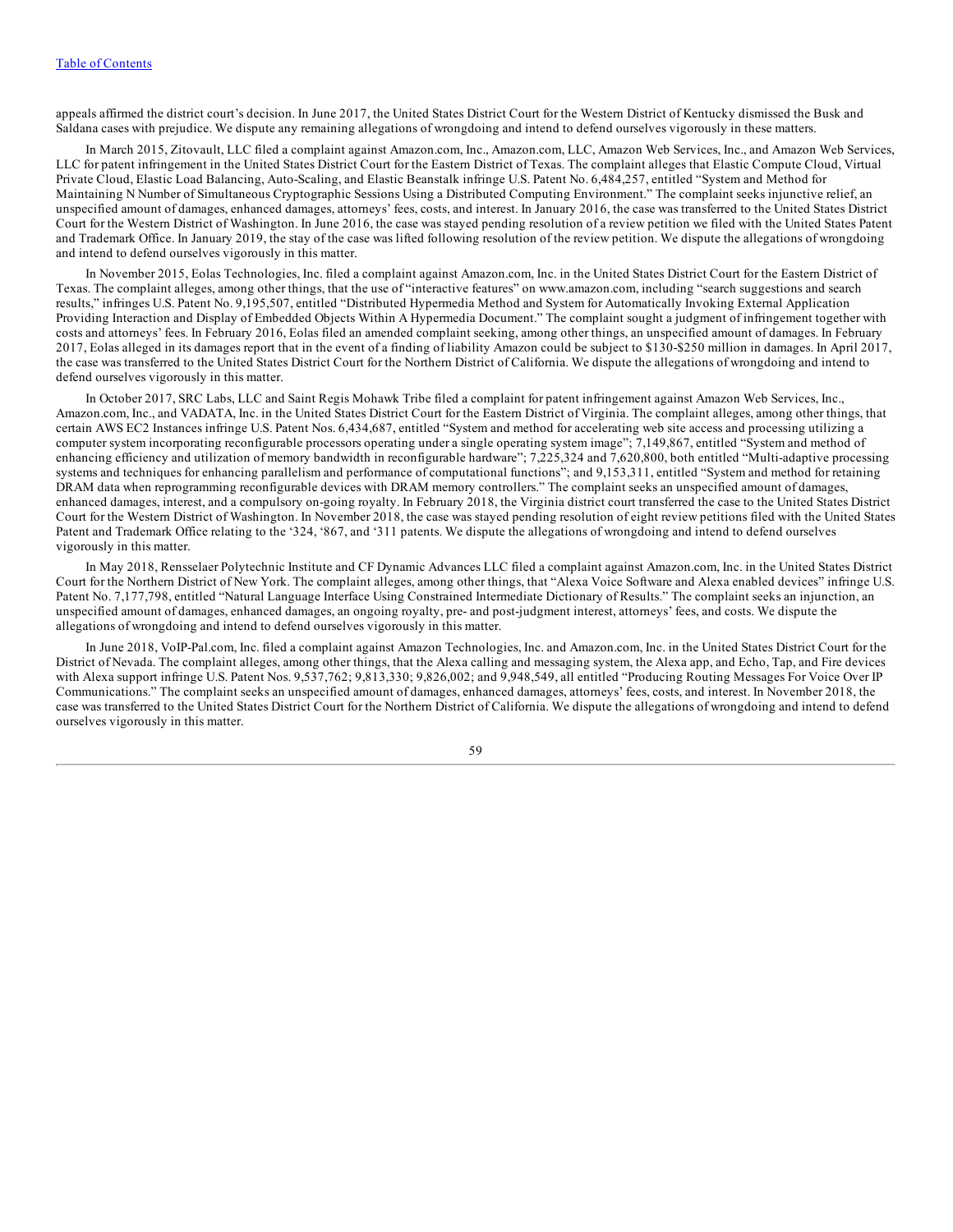appeals affirmed the district court's decision. In June 2017, the United States District Court for the Western District of Kentucky dismissed the Busk and Saldana cases with prejudice. We dispute any remaining allegations of wrongdoing and intend to defend ourselves vigorously in these matters.

In March 2015, Zitovault, LLC filed a complaint against Amazon.com, Inc., Amazon.com, LLC, Amazon Web Services, Inc., and Amazon Web Services, LLC for patent infringement in the United States District Court for the Eastern District of Texas. The complaint alleges that Elastic Compute Cloud, Virtual Private Cloud, Elastic Load Balancing, Auto-Scaling, and Elastic Beanstalk infringe U.S. Patent No. 6,484,257, entitled "System and Method for Maintaining N Number of Simultaneous Cryptographic Sessions Using a Distributed Computing Environment." The complaint seeks injunctive relief, an unspecified amount of damages, enhanced damages, attorneys' fees, costs, and interest. In January 2016, the case was transferred to the United States District Court for the Western District of Washington. In June 2016, the case was stayed pending resolution of a review petition we filed with the United States Patent and Trademark Office. In January 2019, the stay of the case was lifted following resolution of the review petition. We dispute the allegations of wrongdoing and intend to defend ourselves vigorously in this matter.

In November 2015, Eolas Technologies, Inc. filed a complaint against Amazon.com, Inc. in the United States District Court for the Eastern District of Texas. The complaint alleges, among other things, that the use of "interactive features" on www.amazon.com, including "search suggestions and search results," infringes U.S. Patent No. 9,195,507, entitled "Distributed Hypermedia Method and System for Automatically Invoking External Application Providing Interaction and Display of Embedded Objects Within A Hypermedia Document." The complaint sought a judgment of infringement together with costs and attorneys' fees. In February 2016, Eolas filed an amended complaint seeking, among other things, an unspecified amount of damages. In February 2017, Eolas alleged in its damages report that in the event of a finding of liability Amazon could be subject to $130-$250 million in damages. In April 2017, the case was transferred to the United States District Court for the Northern District of California. We dispute the allegations of wrongdoing and intend to defend ourselves vigorously in this matter.

In October 2017, SRC Labs, LLC and Saint Regis Mohawk Tribe filed a complaint for patent infringement against Amazon Web Services, Inc., Amazon.com, Inc., and VADATA, Inc. in the United States District Court for the Eastern District of Virginia. The complaint alleges, among other things, that certain AWS EC2 Instances infringe U.S. Patent Nos. 6,434,687, entitled "System and method for accelerating web site access and processing utilizing a computer system incorporating reconfigurable processors operating under a single operating system image"; 7,149,867, entitled "System and method of enhancing efficiency and utilization of memory bandwidth in reconfigurable hardware"; 7,225,324 and 7,620,800, both entitled "Multi-adaptive processing systems and techniques for enhancing parallelism and performance of computational functions"; and 9,153,311, entitled "System and method for retaining DRAM data when reprogramming reconfigurable devices with DRAM memory controllers." The complaint seeks an unspecified amount of damages, enhanced damages, interest, and a compulsory on-going royalty. In February 2018, the Virginia district court transferred the case to the United States District Court for the Western District of Washington. In November 2018, the case was stayed pending resolution of eight review petitions filed with the United States Patent and Trademark Office relating to the '324, '867, and '311 patents. We dispute the allegations of wrongdoing and intend to defend ourselves vigorously in this matter.

In May 2018, Rensselaer Polytechnic Institute and CF Dynamic Advances LLC filed a complaint against Amazon.com, Inc. in the United States District Court for the Northern District of New York. The complaint alleges, among other things, that "Alexa Voice Software and Alexa enabled devices" infringe U.S. Patent No. 7,177,798, entitled "Natural Language Interface Using Constrained Intermediate Dictionary of Results." The complaint seeks an injunction, an unspecified amount of damages, enhanced damages, an ongoing royalty, pre- and post-judgment interest, attorneys' fees, and costs. We dispute the allegations of wrongdoing and intend to defend ourselves vigorously in this matter.

In June 2018, VoIP-Pal.com, Inc. filed a complaint against Amazon Technologies, Inc. and Amazon.com, Inc. in the United States District Court for the District of Nevada. The complaint alleges, among other things, that the Alexa calling and messaging system, the Alexa app, and Echo, Tap, and Fire devices with Alexa support infringe U.S. Patent Nos. 9,537,762; 9,813,330; 9,826,002; and 9,948,549, all entitled "Producing Routing Messages For Voice Over IP Communications." The complaint seeks an unspecified amount of damages, enhanced damages, attorneys' fees, costs, and interest. In November 2018, the case was transferred to the United States District Court for the Northern District of California. We dispute the allegations of wrongdoing and intend to defend ourselves vigorously in this matter.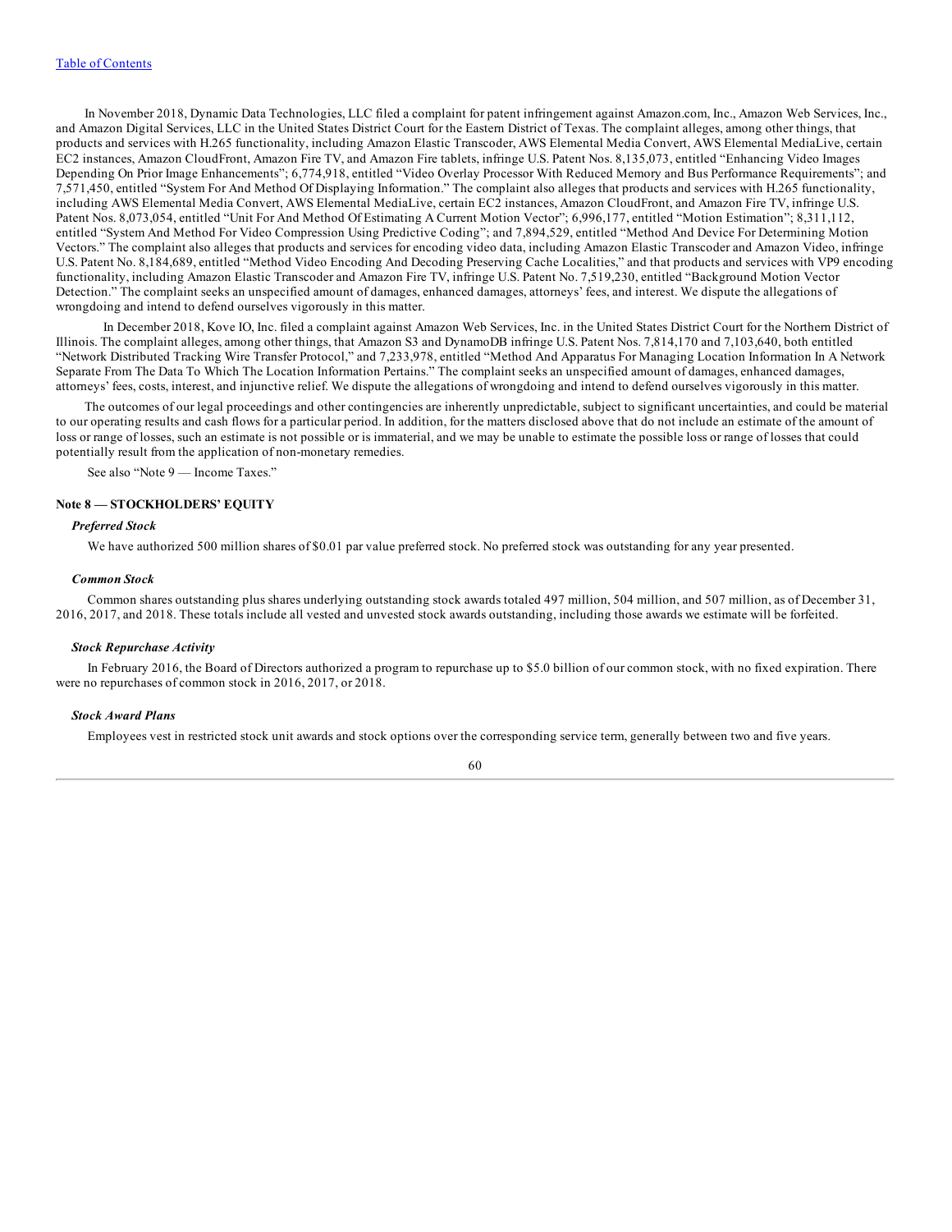In November 2018, Dynamic Data Technologies, LLC filed a complaint for patent infringement against Amazon.com, Inc., Amazon Web Services, Inc., and Amazon Digital Services, LLC in the United States District Court for the Eastern District of Texas. The complaint alleges, among other things, that products and services with H.265 functionality, including Amazon Elastic Transcoder, AWS Elemental Media Convert, AWS Elemental MediaLive, certain EC2 instances, Amazon CloudFront, Amazon Fire TV, and Amazon Fire tablets, infringe U.S. Patent Nos. 8,135,073, entitled "Enhancing Video Images Depending On Prior Image Enhancements"; 6,774,918, entitled "Video Overlay Processor With Reduced Memory and Bus Performance Requirements"; and 7,571,450, entitled "System For And Method Of Displaying Information." The complaint also alleges that products and services with H.265 functionality, including AWS Elemental Media Convert, AWS Elemental MediaLive, certain EC2 instances, Amazon CloudFront, and Amazon Fire TV, infringe U.S. Patent Nos. 8,073,054, entitled "Unit For And Method Of Estimating A Current Motion Vector"; 6,996,177, entitled "Motion Estimation"; 8,311,112, entitled "System And Method For Video Compression Using Predictive Coding"; and 7,894,529, entitled "Method And Device For Determining Motion Vectors." The complaint also alleges that products and services for encoding video data, including Amazon Elastic Transcoder and Amazon Video, infringe U.S. Patent No. 8,184,689, entitled "Method Video Encoding And Decoding Preserving Cache Localities," and that products and services with VP9 encoding functionality, including Amazon Elastic Transcoder and Amazon Fire TV, infringe U.S. Patent No. 7,519,230, entitled "Background Motion Vector Detection." The complaint seeks an unspecified amount of damages, enhanced damages, attorneys' fees, and interest. We dispute the allegations of wrongdoing and intend to defend ourselves vigorously in this matter.

In December 2018, Kove IO, Inc. filed a complaint against Amazon Web Services, Inc. in the United States District Court for the Northern District of Illinois. The complaint alleges, among other things, that Amazon S3 and DynamoDB infringe U.S. Patent Nos. 7,814,170 and 7,103,640, both entitled "Network Distributed Tracking Wire Transfer Protocol," and 7,233,978, entitled "Method And Apparatus For Managing Location Information In A Network Separate From The Data To Which The Location Information Pertains." The complaint seeks an unspecified amount of damages, enhanced damages, attorneys' fees, costs, interest, and injunctive relief. We dispute the allegations of wrongdoing and intend to defend ourselves vigorously in this matter.

The outcomes of our legal proceedings and other contingencies are inherently unpredictable, subject to significant uncertainties, and could be material to our operating results and cash flows for a particular period. In addition, for the matters disclosed above that do not include an estimate of the amount of loss or range of losses, such an estimate is not possible or is immaterial, and we may be unable to estimate the possible loss or range of losses that could potentially result from the application of non-monetary remedies.

See also "Note 9 — Income Taxes."

## Note 8 — STOCKHOLDERS' EQUITY

### *Preferred Stock*

We have authorized 500 million shares of $0.01 par value preferred stock. No preferred stock was outstanding for any year presented.

### *Common Stock*

Common shares outstanding plus shares underlying outstanding stock awards totaled 497 million, 504 million, and 507 million, as of December 31, 2016, 2017, and 2018. These totals include all vested and unvested stock awards outstanding, including those awards we estimate will be forfeited.

### *Stock Repurchase Activity*

In February 2016, the Board of Directors authorized a program to repurchase up to $5.0 billion of our common stock, with no fixed expiration. There were no repurchases of common stock in 2016, 2017, or 2018.

### *Stock Award Plans*

Employees vest in restricted stock unit awards and stock options over the corresponding service term, generally between two and five years.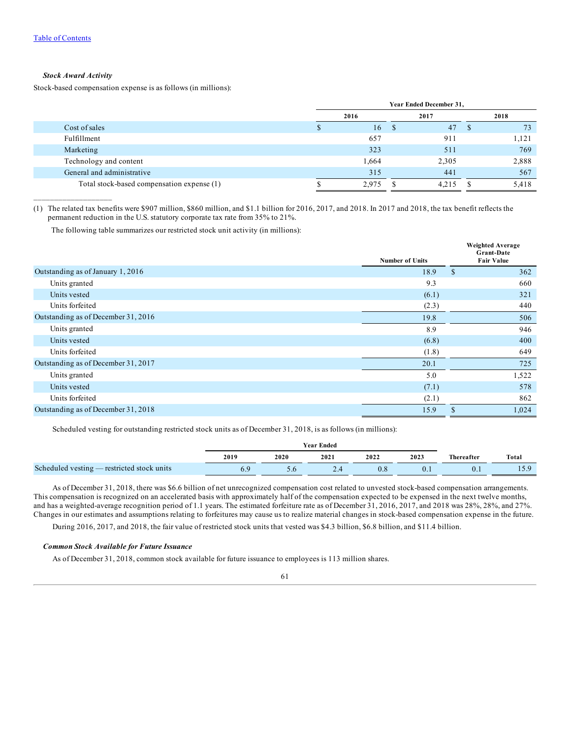Table of Contents

***Stock Award Activity***

Stock-based compensation expense is as follows (in millions):

| | Year Ended December 31, | | |
|---|---|---|---|
| | 2016 | 2017 | 2018 |
| Cost of sales | $ 16 | $ 47 | $ 73 |
| Fulfillment | 657 | 911 | 1,121 |
| Marketing | 323 | 511 | 769 |
| Technology and content | 1,664 | 2,305 | 2,888 |
| General and administrative | 315 | 441 | 567 |
| Total stock-based compensation expense (1) | $ 2,975 | $ 4,215 | $ 5,418 |

(1) The related tax benefits were $907 million, $860 million, and $1.1 billion for 2016, 2017, and 2018. In 2017 and 2018, the tax benefit reflects the permanent reduction in the U.S. statutory corporate tax rate from 35% to 21%.

The following table summarizes our restricted stock unit activity (in millions):

| | Number of Units | Weighted Average Grant-Date Fair Value |
|---|---|---|
| Outstanding as of January 1, 2016 | 18.9 | $ 362 |
| Units granted | 9.3 | 660 |
| Units vested | (6.1) | 321 |
| Units forfeited | (2.3) | 440 |
| Outstanding as of December 31, 2016 | 19.8 | 506 |
| Units granted | 8.9 | 946 |
| Units vested | (6.8) | 400 |
| Units forfeited | (1.8) | 649 |
| Outstanding as of December 31, 2017 | 20.1 | 725 |
| Units granted | 5.0 | 1,522 |
| Units vested | (7.1) | 578 |
| Units forfeited | (2.1) | 862 |
| Outstanding as of December 31, 2018 | 15.9 | $ 1,024 |

Scheduled vesting for outstanding restricted stock units as of December 31, 2018, is as follows (in millions):

| | Year Ended | | | | | | |
|---|---|---|---|---|---|---|---|
| | 2019 | 2020 | 2021 | 2022 | 2023 | Thereafter | Total |
| Scheduled vesting — restricted stock units | 6.9 | 5.6 | 2.4 | 0.8 | 0.1 | 0.1 | 15.9 |

As of December 31, 2018, there was $6.6 billion of net unrecognized compensation cost related to unvested stock-based compensation arrangements. This compensation is recognized on an accelerated basis with approximately half of the compensation expected to be expensed in the next twelve months, and has a weighted-average recognition period of 1.1 years. The estimated forfeiture rate as of December 31, 2016, 2017, and 2018 was 28%, 28%, and 27%. Changes in our estimates and assumptions relating to forfeitures may cause us to realize material changes in stock-based compensation expense in the future.

During 2016, 2017, and 2018, the fair value of restricted stock units that vested was $4.3 billion, $6.8 billion, and $11.4 billion.

***Common Stock Available for Future Issuance***

As of December 31, 2018, common stock available for future issuance to employees is 113 million shares.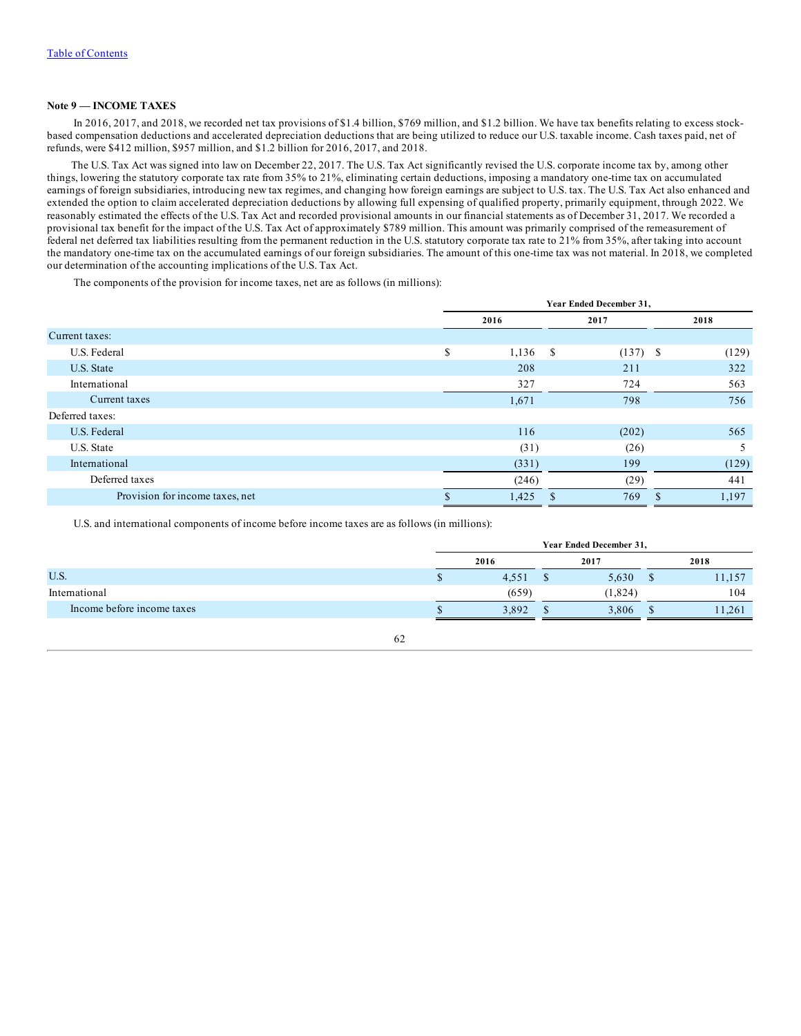[Table of Contents](#)

**Note 9 — INCOME TAXES**

In 2016, 2017, and 2018, we recorded net tax provisions of $1.4 billion, $769 million, and $1.2 billion. We have tax benefits relating to excess stock-based compensation deductions and accelerated depreciation deductions that are being utilized to reduce our U.S. taxable income. Cash taxes paid, net of refunds, were $412 million, $957 million, and $1.2 billion for 2016, 2017, and 2018.

The U.S. Tax Act was signed into law on December 22, 2017. The U.S. Tax Act significantly revised the U.S. corporate income tax by, among other things, lowering the statutory corporate tax rate from 35% to 21%, eliminating certain deductions, imposing a mandatory one-time tax on accumulated earnings of foreign subsidiaries, introducing new tax regimes, and changing how foreign earnings are subject to U.S. tax. The U.S. Tax Act also enhanced and extended the option to claim accelerated depreciation deductions by allowing full expensing of qualified property, primarily equipment, through 2022. We reasonably estimated the effects of the U.S. Tax Act and recorded provisional amounts in our financial statements as of December 31, 2017. We recorded a provisional tax benefit for the impact of the U.S. Tax Act of approximately $789 million. This amount was primarily comprised of the remeasurement of federal net deferred tax liabilities resulting from the permanent reduction in the U.S. statutory corporate tax rate to 21% from 35%, after taking into account the mandatory one-time tax on the accumulated earnings of our foreign subsidiaries. The amount of this one-time tax was not material. In 2018, we completed our determination of the accounting implications of the U.S. Tax Act.

The components of the provision for income taxes, net are as follows (in millions):

| | Year Ended December 31, | | |
|---|---|---|---|
| | 2016 | 2017 | 2018 |
| Current taxes: | | | |
| U.S. Federal | $ 1,136 | $ (137) | $ (129) |
| U.S. State | 208 | 211 | 322 |
| International | 327 | 724 | 563 |
| Current taxes | 1,671 | 798 | 756 |
| Deferred taxes: | | | |
| U.S. Federal | 116 | (202) | 565 |
| U.S. State | (31) | (26) | 5 |
| International | (331) | 199 | (129) |
| Deferred taxes | (246) | (29) | 441 |
| Provision for income taxes, net | $ 1,425 | $ 769 | $ 1,197 |

U.S. and international components of income before income taxes are as follows (in millions):

| | Year Ended December 31, | | |
|---|---|---|---|
| | 2016 | 2017 | 2018 |
| U.S. | $ 4,551 | $ 5,630 | $ 11,157 |
| International | (659) | (1,824) | 104 |
| Income before income taxes | $ 3,892 | $ 3,806 | $ 11,261 |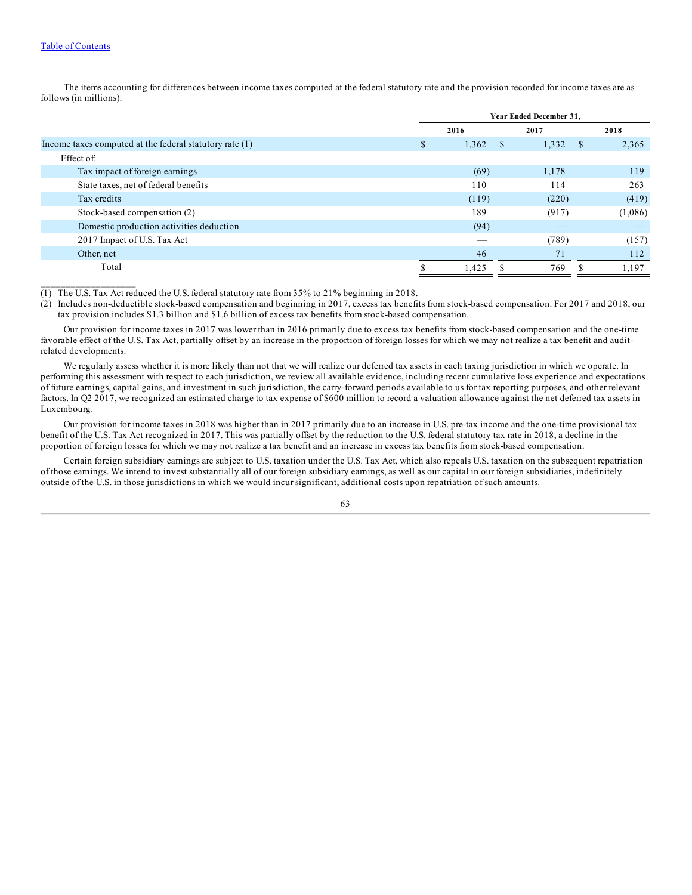The items accounting for differences between income taxes computed at the federal statutory rate and the provision recorded for income taxes are as follows (in millions):

| | Year Ended December 31, | | |
|---|---|---|---|
| | 2016 | 2017 | 2018 |
| Income taxes computed at the federal statutory rate (1) | $ 1,362 | $ 1,332 | $ 2,365 |
| Effect of: | | | |
| Tax impact of foreign earnings | (69) | 1,178 | 119 |
| State taxes, net of federal benefits | 110 | 114 | 263 |
| Tax credits | (119) | (220) | (419) |
| Stock-based compensation (2) | 189 | (917) | (1,086) |
| Domestic production activities deduction | (94) | — | — |
| 2017 Impact of U.S. Tax Act | — | (789) | (157) |
| Other, net | 46 | 71 | 112 |
| Total | $ 1,425 | $ 769 | $ 1,197 |

(1) The U.S. Tax Act reduced the U.S. federal statutory rate from 35% to 21% beginning in 2018.

(2) Includes non-deductible stock-based compensation and beginning in 2017, excess tax benefits from stock-based compensation. For 2017 and 2018, our tax provision includes $1.3 billion and $1.6 billion of excess tax benefits from stock-based compensation.

Our provision for income taxes in 2017 was lower than in 2016 primarily due to excess tax benefits from stock-based compensation and the one-time favorable effect of the U.S. Tax Act, partially offset by an increase in the proportion of foreign losses for which we may not realize a tax benefit and audit-related developments.

We regularly assess whether it is more likely than not that we will realize our deferred tax assets in each taxing jurisdiction in which we operate. In performing this assessment with respect to each jurisdiction, we review all available evidence, including recent cumulative loss experience and expectations of future earnings, capital gains, and investment in such jurisdiction, the carry-forward periods available to us for tax reporting purposes, and other relevant factors. In Q2 2017, we recognized an estimated charge to tax expense of $600 million to record a valuation allowance against the net deferred tax assets in Luxembourg.

Our provision for income taxes in 2018 was higher than in 2017 primarily due to an increase in U.S. pre-tax income and the one-time provisional tax benefit of the U.S. Tax Act recognized in 2017. This was partially offset by the reduction to the U.S. federal statutory tax rate in 2018, a decline in the proportion of foreign losses for which we may not realize a tax benefit and an increase in excess tax benefits from stock-based compensation.

Certain foreign subsidiary earnings are subject to U.S. taxation under the U.S. Tax Act, which also repeals U.S. taxation on the subsequent repatriation of those earnings. We intend to invest substantially all of our foreign subsidiary earnings, as well as our capital in our foreign subsidiaries, indefinitely outside of the U.S. in those jurisdictions in which we would incur significant, additional costs upon repatriation of such amounts.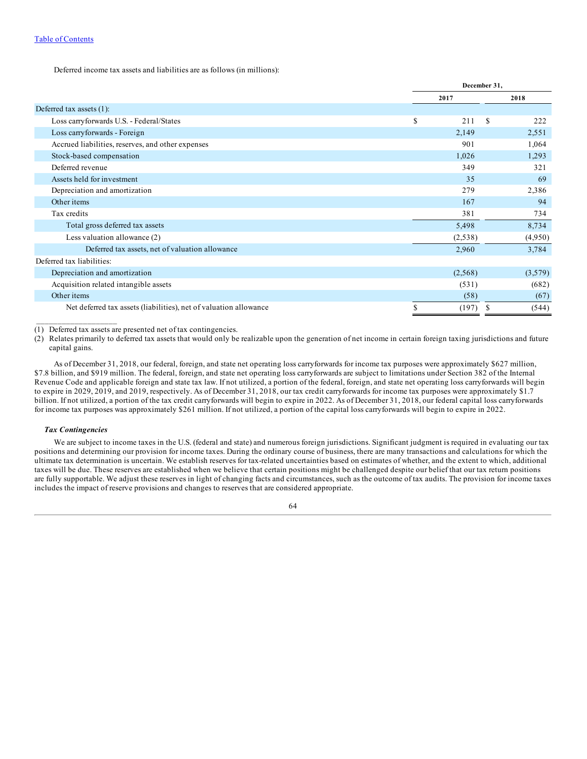[Table of Contents](#)

Deferred income tax assets and liabilities are as follows (in millions):

| | December 31, | |
|---|---|---|
| | 2017 | 2018 |
| Deferred tax assets (1): | | |
| Loss carryforwards U.S. - Federal/States | $ 211 | $ 222 |
| Loss carryforwards - Foreign | 2,149 | 2,551 |
| Accrued liabilities, reserves, and other expenses | 901 | 1,064 |
| Stock-based compensation | 1,026 | 1,293 |
| Deferred revenue | 349 | 321 |
| Assets held for investment | 35 | 69 |
| Depreciation and amortization | 279 | 2,386 |
| Other items | 167 | 94 |
| Tax credits | 381 | 734 |
| Total gross deferred tax assets | 5,498 | 8,734 |
| Less valuation allowance (2) | (2,538) | (4,950) |
| Deferred tax assets, net of valuation allowance | 2,960 | 3,784 |
| Deferred tax liabilities: | | |
| Depreciation and amortization | (2,568) | (3,579) |
| Acquisition related intangible assets | (531) | (682) |
| Other items | (58) | (67) |
| Net deferred tax assets (liabilities), net of valuation allowance | $ (197) | $ (544) |

(1) Deferred tax assets are presented net of tax contingencies.

(2) Relates primarily to deferred tax assets that would only be realizable upon the generation of net income in certain foreign taxing jurisdictions and future capital gains.

As of December 31, 2018, our federal, foreign, and state net operating loss carryforwards for income tax purposes were approximately $627 million, $7.8 billion, and $919 million. The federal, foreign, and state net operating loss carryforwards are subject to limitations under Section 382 of the Internal Revenue Code and applicable foreign and state tax law. If not utilized, a portion of the federal, foreign, and state net operating loss carryforwards will begin to expire in 2029, 2019, and 2019, respectively. As of December 31, 2018, our tax credit carryforwards for income tax purposes were approximately $1.7 billion. If not utilized, a portion of the tax credit carryforwards will begin to expire in 2022. As of December 31, 2018, our federal capital loss carryforwards for income tax purposes was approximately $261 million. If not utilized, a portion of the capital loss carryforwards will begin to expire in 2022.

***Tax Contingencies***

We are subject to income taxes in the U.S. (federal and state) and numerous foreign jurisdictions. Significant judgment is required in evaluating our tax positions and determining our provision for income taxes. During the ordinary course of business, there are many transactions and calculations for which the ultimate tax determination is uncertain. We establish reserves for tax-related uncertainties based on estimates of whether, and the extent to which, additional taxes will be due. These reserves are established when we believe that certain positions might be challenged despite our belief that our tax return positions are fully supportable. We adjust these reserves in light of changing facts and circumstances, such as the outcome of tax audits. The provision for income taxes includes the impact of reserve provisions and changes to reserves that are considered appropriate.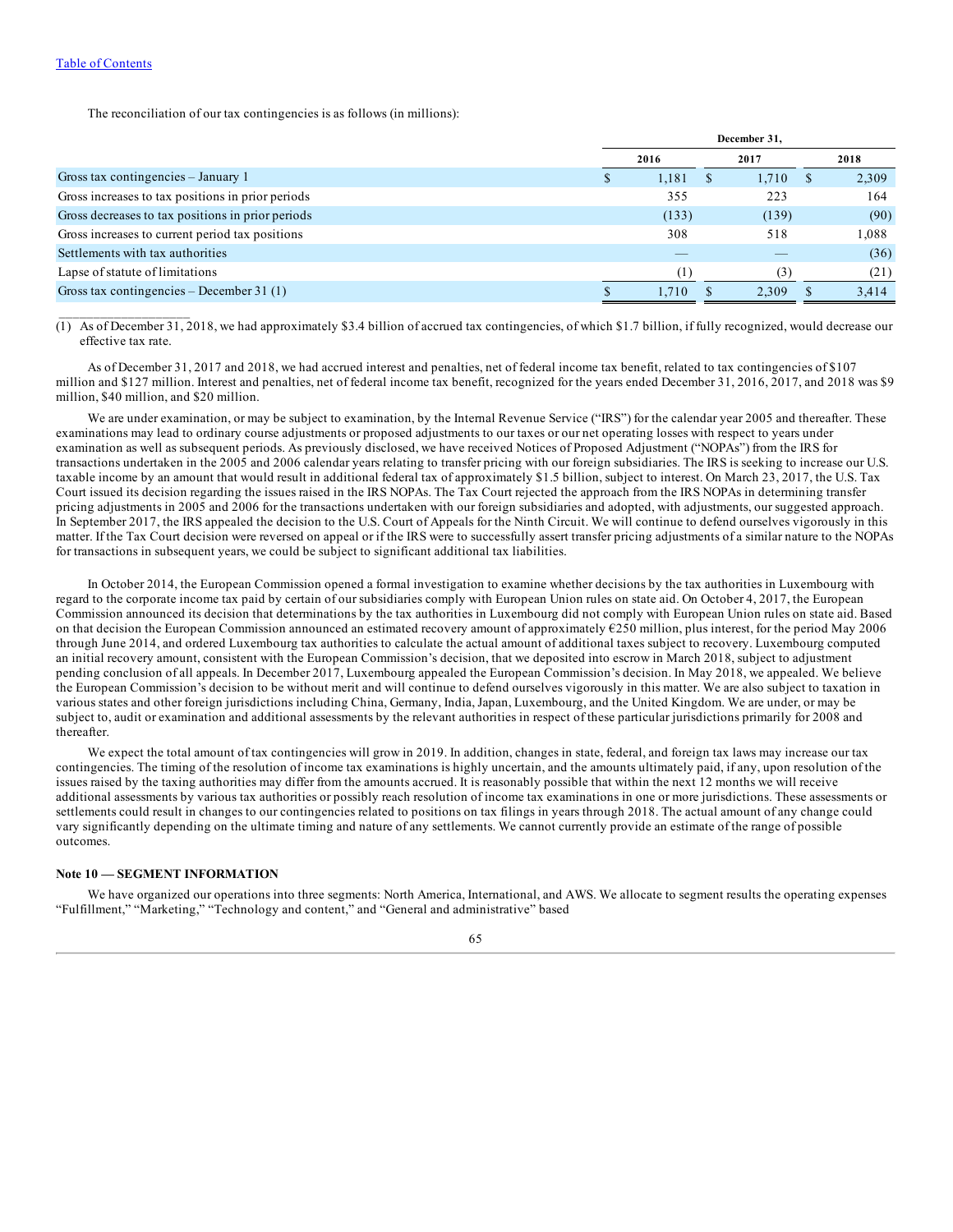The reconciliation of our tax contingencies is as follows (in millions):

| | December 31, | | |
|---|---|---|---|
| | 2016 | 2017 | 2018 |
| Gross tax contingencies – January 1 | $ 1,181 | $ 1,710 | $ 2,309 |
| Gross increases to tax positions in prior periods | 355 | 223 | 164 |
| Gross decreases to tax positions in prior periods | (133) | (139) | (90) |
| Gross increases to current period tax positions | 308 | 518 | 1,088 |
| Settlements with tax authorities | — | — | (36) |
| Lapse of statute of limitations | (1) | (3) | (21) |
| Gross tax contingencies – December 31 (1) | $ 1,710 | $ 2,309 | $ 3,414 |

(1) As of December 31, 2018, we had approximately $3.4 billion of accrued tax contingencies, of which $1.7 billion, if fully recognized, would decrease our effective tax rate.

As of December 31, 2017 and 2018, we had accrued interest and penalties, net of federal income tax benefit, related to tax contingencies of $107 million and $127 million. Interest and penalties, net of federal income tax benefit, recognized for the years ended December 31, 2016, 2017, and 2018 was $9 million, $40 million, and $20 million.

We are under examination, or may be subject to examination, by the Internal Revenue Service ("IRS") for the calendar year 2005 and thereafter. These examinations may lead to ordinary course adjustments or proposed adjustments to our taxes or our net operating losses with respect to years under examination as well as subsequent periods. As previously disclosed, we have received Notices of Proposed Adjustment ("NOPAs") from the IRS for transactions undertaken in the 2005 and 2006 calendar years relating to transfer pricing with our foreign subsidiaries. The IRS is seeking to increase our U.S. taxable income by an amount that would result in additional federal tax of approximately $1.5 billion, subject to interest. On March 23, 2017, the U.S. Tax Court issued its decision regarding the issues raised in the IRS NOPAs. The Tax Court rejected the approach from the IRS NOPAs in determining transfer pricing adjustments in 2005 and 2006 for the transactions undertaken with our foreign subsidiaries and adopted, with adjustments, our suggested approach. In September 2017, the IRS appealed the decision to the U.S. Court of Appeals for the Ninth Circuit. We will continue to defend ourselves vigorously in this matter. If the Tax Court decision were reversed on appeal or if the IRS were to successfully assert transfer pricing adjustments of a similar nature to the NOPAs for transactions in subsequent years, we could be subject to significant additional tax liabilities.

In October 2014, the European Commission opened a formal investigation to examine whether decisions by the tax authorities in Luxembourg with regard to the corporate income tax paid by certain of our subsidiaries comply with European Union rules on state aid. On October 4, 2017, the European Commission announced its decision that determinations by the tax authorities in Luxembourg did not comply with European Union rules on state aid. Based on that decision the European Commission announced an estimated recovery amount of approximately €250 million, plus interest, for the period May 2006 through June 2014, and ordered Luxembourg tax authorities to calculate the actual amount of additional taxes subject to recovery. Luxembourg computed an initial recovery amount, consistent with the European Commission's decision, that we deposited into escrow in March 2018, subject to adjustment pending conclusion of all appeals. In December 2017, Luxembourg appealed the European Commission's decision. In May 2018, we appealed. We believe the European Commission's decision to be without merit and will continue to defend ourselves vigorously in this matter. We are also subject to taxation in various states and other foreign jurisdictions including China, Germany, India, Japan, Luxembourg, and the United Kingdom. We are under, or may be subject to, audit or examination and additional assessments by the relevant authorities in respect of these particular jurisdictions primarily for 2008 and thereafter.

We expect the total amount of tax contingencies will grow in 2019. In addition, changes in state, federal, and foreign tax laws may increase our tax contingencies. The timing of the resolution of income tax examinations is highly uncertain, and the amounts ultimately paid, if any, upon resolution of the issues raised by the taxing authorities may differ from the amounts accrued. It is reasonably possible that within the next 12 months we will receive additional assessments by various tax authorities or possibly reach resolution of income tax examinations in one or more jurisdictions. These assessments or settlements could result in changes to our contingencies related to positions on tax filings in years through 2018. The actual amount of any change could vary significantly depending on the ultimate timing and nature of any settlements. We cannot currently provide an estimate of the range of possible outcomes.

## Note 10 — SEGMENT INFORMATION

We have organized our operations into three segments: North America, International, and AWS. We allocate to segment results the operating expenses "Fulfillment," "Marketing," "Technology and content," and "General and administrative" based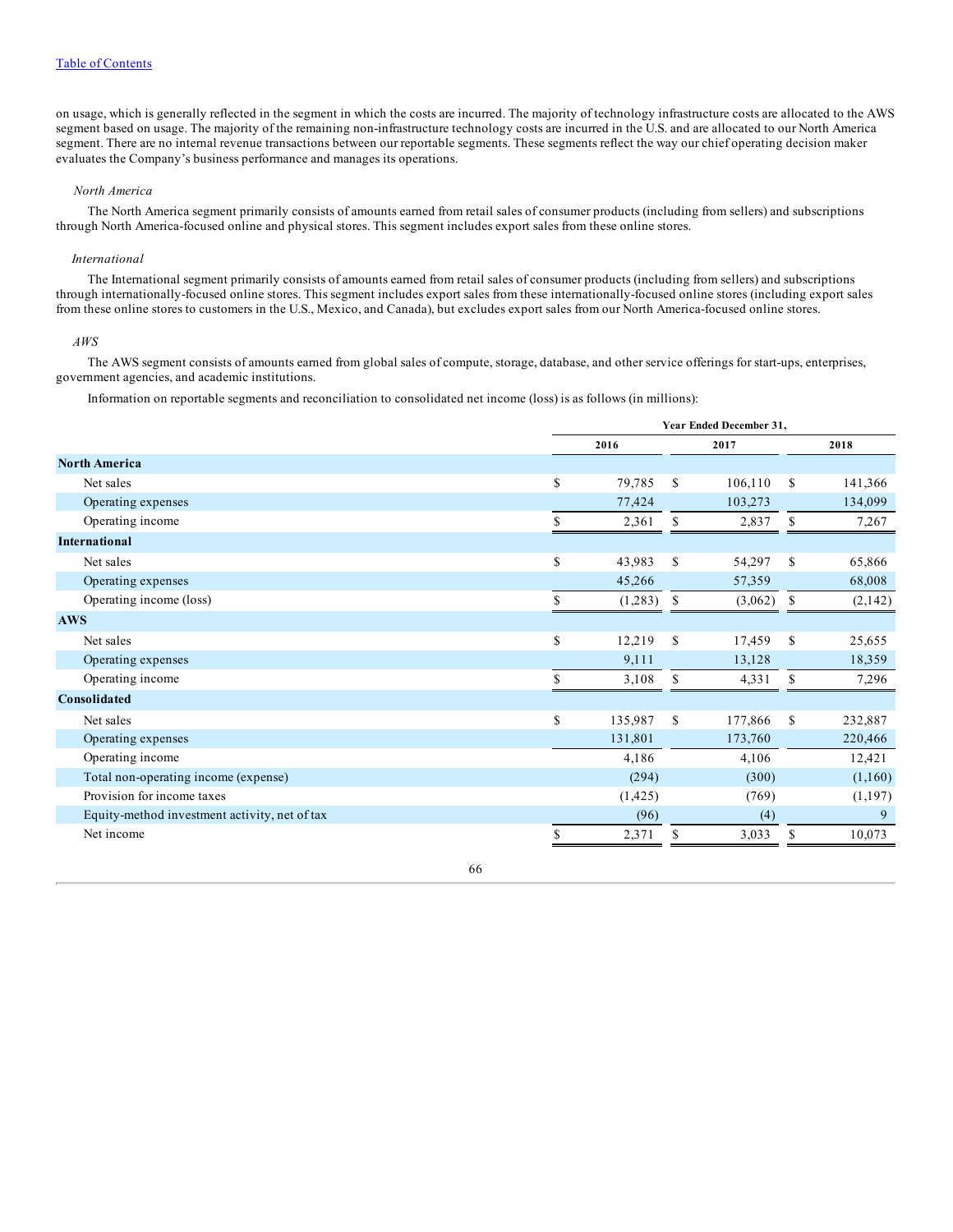on usage, which is generally reflected in the segment in which the costs are incurred. The majority of technology infrastructure costs are allocated to the AWS segment based on usage. The majority of the remaining non-infrastructure technology costs are incurred in the U.S. and are allocated to our North America segment. There are no internal revenue transactions between our reportable segments. These segments reflect the way our chief operating decision maker evaluates the Company's business performance and manages its operations.

*North America*

The North America segment primarily consists of amounts earned from retail sales of consumer products (including from sellers) and subscriptions through North America-focused online and physical stores. This segment includes export sales from these online stores.

*International*

The International segment primarily consists of amounts earned from retail sales of consumer products (including from sellers) and subscriptions through internationally-focused online stores. This segment includes export sales from these internationally-focused online stores (including export sales from these online stores to customers in the U.S., Mexico, and Canada), but excludes export sales from our North America-focused online stores.

*AWS*

The AWS segment consists of amounts earned from global sales of compute, storage, database, and other service offerings for start-ups, enterprises, government agencies, and academic institutions.

Information on reportable segments and reconciliation to consolidated net income (loss) is as follows (in millions):

| | Year Ended December 31, | | |
|---|---|---|---|
| | 2016 | 2017 | 2018 |
| **North America** | | | |
| Net sales | $ 79,785 | $ 106,110 | $ 141,366 |
| Operating expenses | 77,424 | 103,273 | 134,099 |
| Operating income | $ 2,361 | $ 2,837 | $ 7,267 |
| **International** | | | |
| Net sales | $ 43,983 | $ 54,297 | $ 65,866 |
| Operating expenses | 45,266 | 57,359 | 68,008 |
| Operating income (loss) | $ (1,283) | $ (3,062) | $ (2,142) |
| **AWS** | | | |
| Net sales | $ 12,219 | $ 17,459 | $ 25,655 |
| Operating expenses | 9,111 | 13,128 | 18,359 |
| Operating income | $ 3,108 | $ 4,331 | $ 7,296 |
| **Consolidated** | | | |
| Net sales | $ 135,987 | $ 177,866 | $ 232,887 |
| Operating expenses | 131,801 | 173,760 | 220,466 |
| Operating income | 4,186 | 4,106 | 12,421 |
| Total non-operating income (expense) | (294) | (300) | (1,160) |
| Provision for income taxes | (1,425) | (769) | (1,197) |
| Equity-method investment activity, net of tax | (96) | (4) | 9 |
| Net income | $ 2,371 | $ 3,033 | $ 10,073 |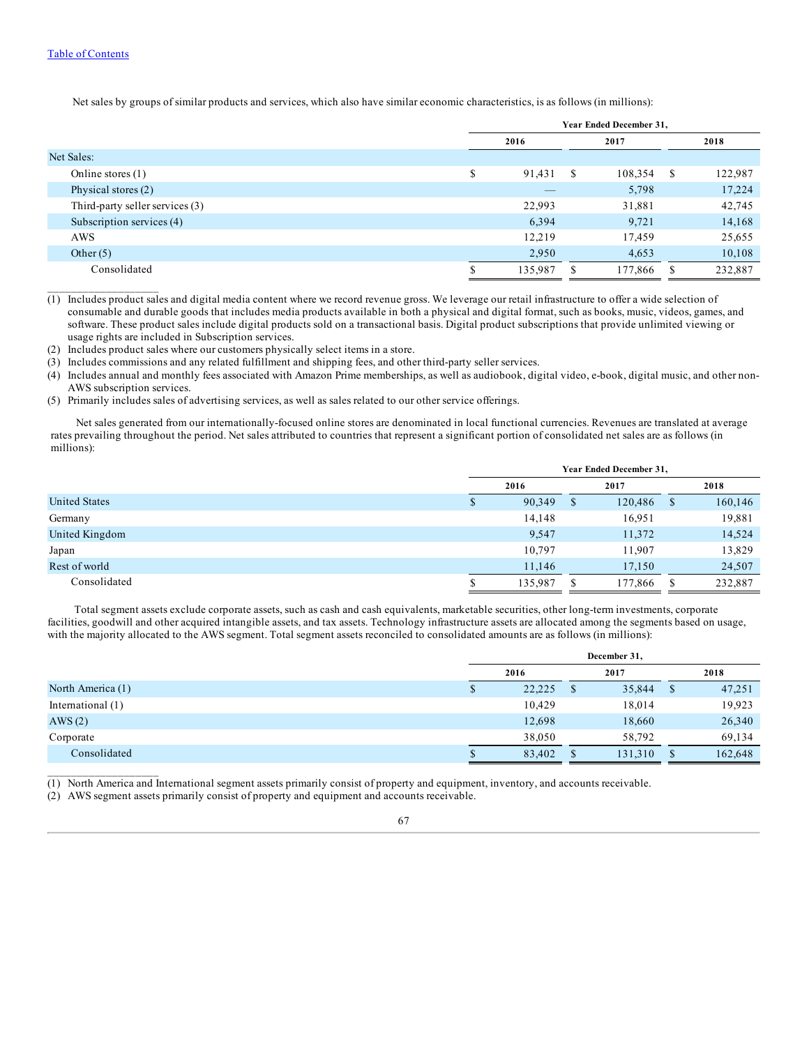Net sales by groups of similar products and services, which also have similar economic characteristics, is as follows (in millions):

| | Year Ended December 31, | | |
|---|---|---|---|
| | 2016 | 2017 | 2018 |
| Net Sales: | | | |
| Online stores (1) | $ 91,431 | $ 108,354 | $ 122,987 |
| Physical stores (2) | — | 5,798 | 17,224 |
| Third-party seller services (3) | 22,993 | 31,881 | 42,745 |
| Subscription services (4) | 6,394 | 9,721 | 14,168 |
| AWS | 12,219 | 17,459 | 25,655 |
| Other (5) | 2,950 | 4,653 | 10,108 |
| Consolidated | $ 135,987 | $ 177,866 | $ 232,887 |

(1) Includes product sales and digital media content where we record revenue gross. We leverage our retail infrastructure to offer a wide selection of consumable and durable goods that includes media products available in both a physical and digital format, such as books, music, videos, games, and software. These product sales include digital products sold on a transactional basis. Digital product subscriptions that provide unlimited viewing or usage rights are included in Subscription services.

(2) Includes product sales where our customers physically select items in a store.

(3) Includes commissions and any related fulfillment and shipping fees, and other third-party seller services.

(4) Includes annual and monthly fees associated with Amazon Prime memberships, as well as audiobook, digital video, e-book, digital music, and other non-AWS subscription services.

(5) Primarily includes sales of advertising services, as well as sales related to our other service offerings.

Net sales generated from our internationally-focused online stores are denominated in local functional currencies. Revenues are translated at average rates prevailing throughout the period. Net sales attributed to countries that represent a significant portion of consolidated net sales are as follows (in millions):

| | Year Ended December 31, | | |
|---|---|---|---|
| | 2016 | 2017 | 2018 |
| United States | $ 90,349 | $ 120,486 | $ 160,146 |
| Germany | 14,148 | 16,951 | 19,881 |
| United Kingdom | 9,547 | 11,372 | 14,524 |
| Japan | 10,797 | 11,907 | 13,829 |
| Rest of world | 11,146 | 17,150 | 24,507 |
| Consolidated | $ 135,987 | $ 177,866 | $ 232,887 |

Total segment assets exclude corporate assets, such as cash and cash equivalents, marketable securities, other long-term investments, corporate facilities, goodwill and other acquired intangible assets, and tax assets. Technology infrastructure assets are allocated among the segments based on usage, with the majority allocated to the AWS segment. Total segment assets reconciled to consolidated amounts are as follows (in millions):

| | December 31, | | |
|---|---|---|---|
| | 2016 | 2017 | 2018 |
| North America (1) | $ 22,225 | $ 35,844 | $ 47,251 |
| International (1) | 10,429 | 18,014 | 19,923 |
| AWS (2) | 12,698 | 18,660 | 26,340 |
| Corporate | 38,050 | 58,792 | 69,134 |
| Consolidated | $ 83,402 | $ 131,310 | $ 162,648 |

(1) North America and International segment assets primarily consist of property and equipment, inventory, and accounts receivable.

(2) AWS segment assets primarily consist of property and equipment and accounts receivable.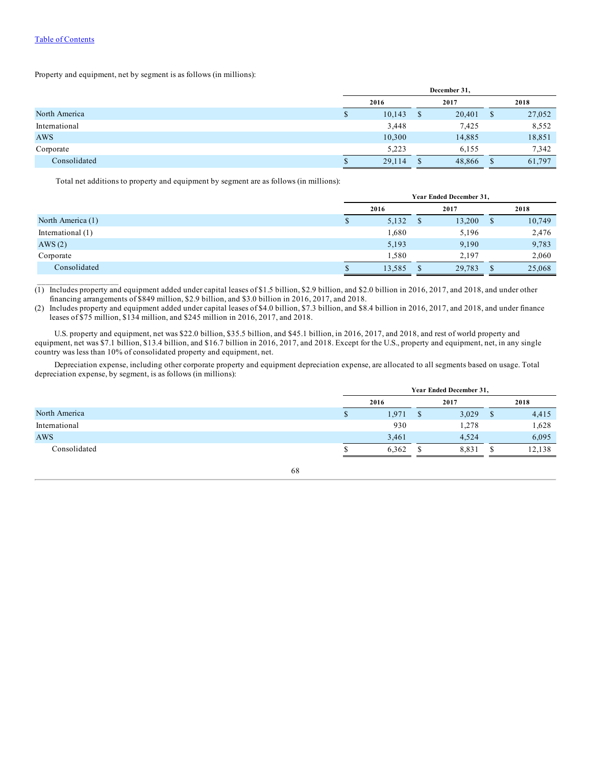Property and equipment, net by segment is as follows (in millions):

| | December 31, | | |
|---|---|---|---|
| | 2016 | 2017 | 2018 |
| North America | $ 10,143 | $ 20,401 | $ 27,052 |
| International | 3,448 | 7,425 | 8,552 |
| AWS | 10,300 | 14,885 | 18,851 |
| Corporate | 5,223 | 6,155 | 7,342 |
| Consolidated | $ 29,114 | $ 48,866 | $ 61,797 |

Total net additions to property and equipment by segment are as follows (in millions):

| | Year Ended December 31, | | |
|---|---|---|---|
| | 2016 | 2017 | 2018 |
| North America (1) | $ 5,132 | $ 13,200 | $ 10,749 |
| International (1) | 1,680 | 5,196 | 2,476 |
| AWS (2) | 5,193 | 9,190 | 9,783 |
| Corporate | 1,580 | 2,197 | 2,060 |
| Consolidated | $ 13,585 | $ 29,783 | $ 25,068 |

___________________

(1) Includes property and equipment added under capital leases of $1.5 billion, $2.9 billion, and $2.0 billion in 2016, 2017, and 2018, and under other financing arrangements of $849 million, $2.9 billion, and $3.0 billion in 2016, 2017, and 2018.

(2) Includes property and equipment added under capital leases of $4.0 billion, $7.3 billion, and $8.4 billion in 2016, 2017, and 2018, and under finance leases of $75 million, $134 million, and $245 million in 2016, 2017, and 2018.

U.S. property and equipment, net was $22.0 billion, $35.5 billion, and $45.1 billion, in 2016, 2017, and 2018, and rest of world property and equipment, net was $7.1 billion, $13.4 billion, and $16.7 billion in 2016, 2017, and 2018. Except for the U.S., property and equipment, net, in any single country was less than 10% of consolidated property and equipment, net.

Depreciation expense, including other corporate property and equipment depreciation expense, are allocated to all segments based on usage. Total depreciation expense, by segment, is as follows (in millions):

| | Year Ended December 31, | | |
|---|---|---|---|
| | 2016 | 2017 | 2018 |
| North America | $ 1,971 | $ 3,029 | $ 4,415 |
| International | 930 | 1,278 | 1,628 |
| AWS | 3,461 | 4,524 | 6,095 |
| Consolidated | $ 6,362 | $ 8,831 | $ 12,138 |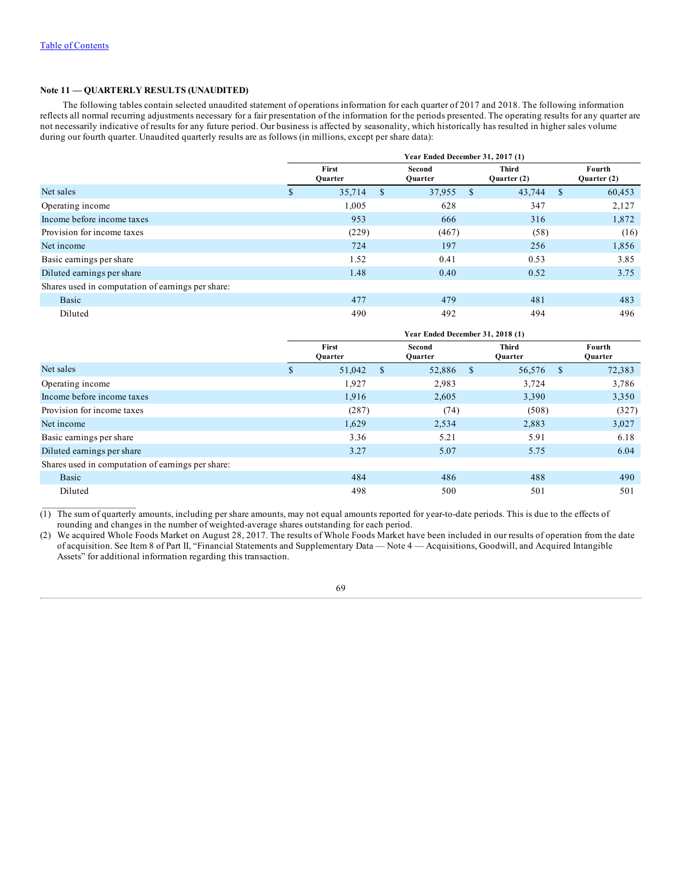[Table of Contents](#)

### Note 11 — QUARTERLY RESULTS (UNAUDITED)

The following tables contain selected unaudited statement of operations information for each quarter of 2017 and 2018. The following information reflects all normal recurring adjustments necessary for a fair presentation of the information for the periods presented. The operating results for any quarter are not necessarily indicative of results for any future period. Our business is affected by seasonality, which historically has resulted in higher sales volume during our fourth quarter. Unaudited quarterly results are as follows (in millions, except per share data):

| | Year Ended December 31, 2017 (1) | | | |
|---|---|---|---|---|
| | First Quarter | Second Quarter | Third Quarter (2) | Fourth Quarter (2) |
| Net sales | $ 35,714 | $ 37,955 | $ 43,744 | $ 60,453 |
| Operating income | 1,005 | 628 | 347 | 2,127 |
| Income before income taxes | 953 | 666 | 316 | 1,872 |
| Provision for income taxes | (229) | (467) | (58) | (16) |
| Net income | 724 | 197 | 256 | 1,856 |
| Basic earnings per share | 1.52 | 0.41 | 0.53 | 3.85 |
| Diluted earnings per share | 1.48 | 0.40 | 0.52 | 3.75 |
| Shares used in computation of earnings per share: | | | | |
| Basic | 477 | 479 | 481 | 483 |
| Diluted | 490 | 492 | 494 | 496 |

| | Year Ended December 31, 2018 (1) | | | |
|---|---|---|---|---|
| | First Quarter | Second Quarter | Third Quarter | Fourth Quarter |
| Net sales | $ 51,042 | $ 52,886 | $ 56,576 | $ 72,383 |
| Operating income | 1,927 | 2,983 | 3,724 | 3,786 |
| Income before income taxes | 1,916 | 2,605 | 3,390 | 3,350 |
| Provision for income taxes | (287) | (74) | (508) | (327) |
| Net income | 1,629 | 2,534 | 2,883 | 3,027 |
| Basic earnings per share | 3.36 | 5.21 | 5.91 | 6.18 |
| Diluted earnings per share | 3.27 | 5.07 | 5.75 | 6.04 |
| Shares used in computation of earnings per share: | | | | |
| Basic | 484 | 486 | 488 | 490 |
| Diluted | 498 | 500 | 501 | 501 |

(1) The sum of quarterly amounts, including per share amounts, may not equal amounts reported for year-to-date periods. This is due to the effects of rounding and changes in the number of weighted-average shares outstanding for each period.

(2) We acquired Whole Foods Market on August 28, 2017. The results of Whole Foods Market have been included in our results of operation from the date of acquisition. See Item 8 of Part II, "Financial Statements and Supplementary Data — Note 4 — Acquisitions, Goodwill, and Acquired Intangible Assets" for additional information regarding this transaction.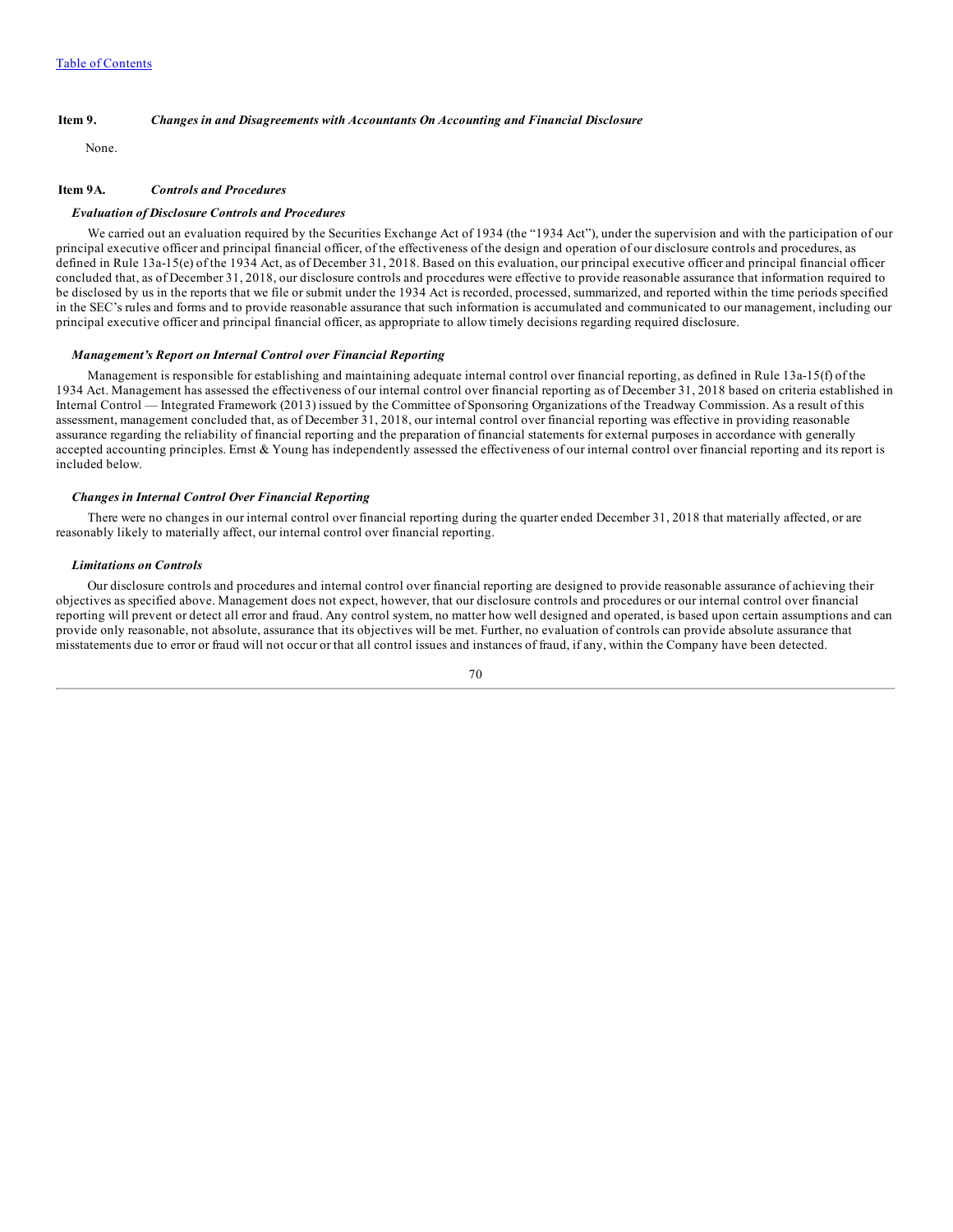**Item 9.** ***Changes in and Disagreements with Accountants On Accounting and Financial Disclosure***

None.

**Item 9A.** ***Controls and Procedures***

***Evaluation of Disclosure Controls and Procedures***

We carried out an evaluation required by the Securities Exchange Act of 1934 (the "1934 Act"), under the supervision and with the participation of our principal executive officer and principal financial officer, of the effectiveness of the design and operation of our disclosure controls and procedures, as defined in Rule 13a-15(e) of the 1934 Act, as of December 31, 2018. Based on this evaluation, our principal executive officer and principal financial officer concluded that, as of December 31, 2018, our disclosure controls and procedures were effective to provide reasonable assurance that information required to be disclosed by us in the reports that we file or submit under the 1934 Act is recorded, processed, summarized, and reported within the time periods specified in the SEC's rules and forms and to provide reasonable assurance that such information is accumulated and communicated to our management, including our principal executive officer and principal financial officer, as appropriate to allow timely decisions regarding required disclosure.

***Management's Report on Internal Control over Financial Reporting***

Management is responsible for establishing and maintaining adequate internal control over financial reporting, as defined in Rule 13a-15(f) of the 1934 Act. Management has assessed the effectiveness of our internal control over financial reporting as of December 31, 2018 based on criteria established in Internal Control — Integrated Framework (2013) issued by the Committee of Sponsoring Organizations of the Treadway Commission. As a result of this assessment, management concluded that, as of December 31, 2018, our internal control over financial reporting was effective in providing reasonable assurance regarding the reliability of financial reporting and the preparation of financial statements for external purposes in accordance with generally accepted accounting principles. Ernst & Young has independently assessed the effectiveness of our internal control over financial reporting and its report is included below.

***Changes in Internal Control Over Financial Reporting***

There were no changes in our internal control over financial reporting during the quarter ended December 31, 2018 that materially affected, or are reasonably likely to materially affect, our internal control over financial reporting.

***Limitations on Controls***

Our disclosure controls and procedures and internal control over financial reporting are designed to provide reasonable assurance of achieving their objectives as specified above. Management does not expect, however, that our disclosure controls and procedures or our internal control over financial reporting will prevent or detect all error and fraud. Any control system, no matter how well designed and operated, is based upon certain assumptions and can provide only reasonable, not absolute, assurance that its objectives will be met. Further, no evaluation of controls can provide absolute assurance that misstatements due to error or fraud will not occur or that all control issues and instances of fraud, if any, within the Company have been detected.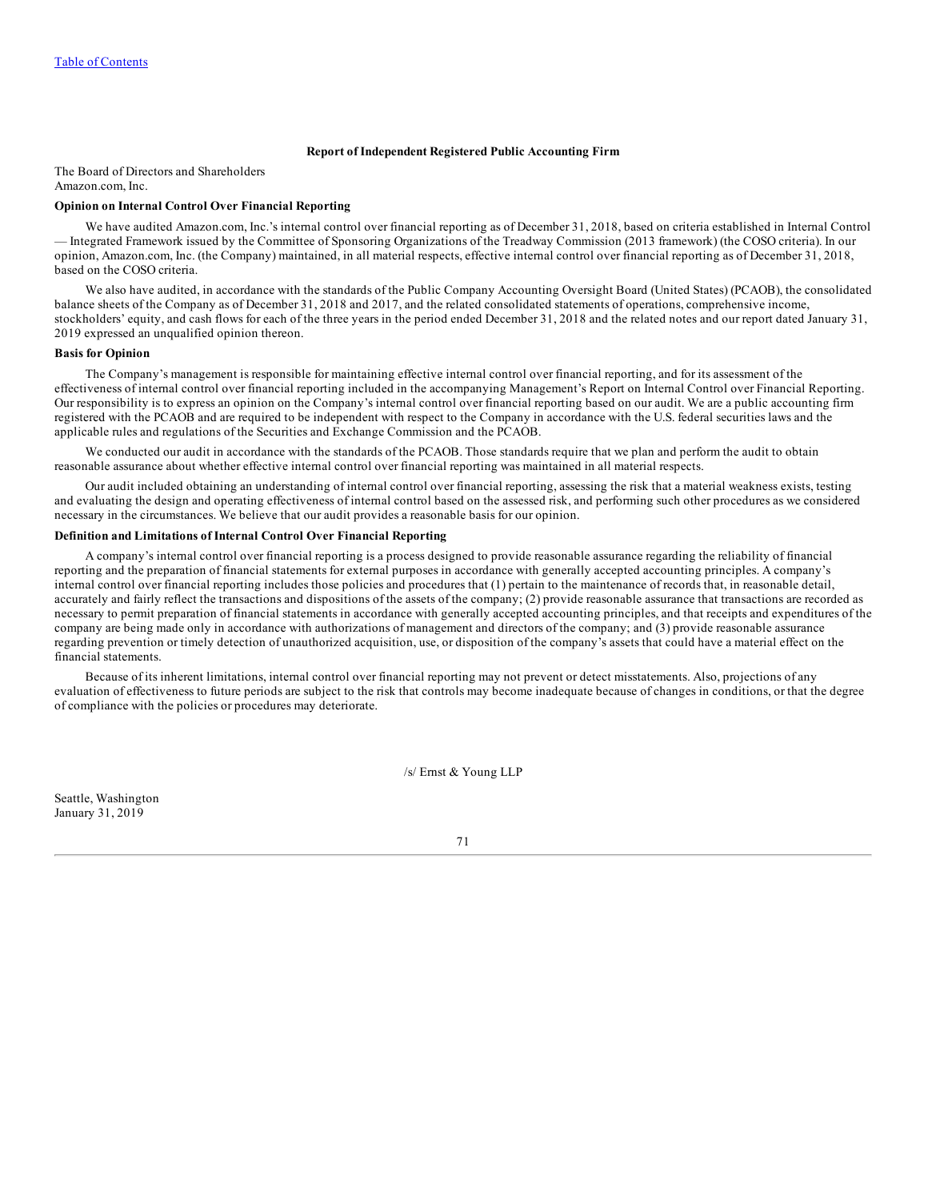[Table of Contents](#)

**Report of Independent Registered Public Accounting Firm**

The Board of Directors and Shareholders
Amazon.com, Inc.

**Opinion on Internal Control Over Financial Reporting**

We have audited Amazon.com, Inc.'s internal control over financial reporting as of December 31, 2018, based on criteria established in Internal Control — Integrated Framework issued by the Committee of Sponsoring Organizations of the Treadway Commission (2013 framework) (the COSO criteria). In our opinion, Amazon.com, Inc. (the Company) maintained, in all material respects, effective internal control over financial reporting as of December 31, 2018, based on the COSO criteria.

We also have audited, in accordance with the standards of the Public Company Accounting Oversight Board (United States) (PCAOB), the consolidated balance sheets of the Company as of December 31, 2018 and 2017, and the related consolidated statements of operations, comprehensive income, stockholders' equity, and cash flows for each of the three years in the period ended December 31, 2018 and the related notes and our report dated January 31, 2019 expressed an unqualified opinion thereon.

**Basis for Opinion**

The Company's management is responsible for maintaining effective internal control over financial reporting, and for its assessment of the effectiveness of internal control over financial reporting included in the accompanying Management's Report on Internal Control over Financial Reporting. Our responsibility is to express an opinion on the Company's internal control over financial reporting based on our audit. We are a public accounting firm registered with the PCAOB and are required to be independent with respect to the Company in accordance with the U.S. federal securities laws and the applicable rules and regulations of the Securities and Exchange Commission and the PCAOB.

We conducted our audit in accordance with the standards of the PCAOB. Those standards require that we plan and perform the audit to obtain reasonable assurance about whether effective internal control over financial reporting was maintained in all material respects.

Our audit included obtaining an understanding of internal control over financial reporting, assessing the risk that a material weakness exists, testing and evaluating the design and operating effectiveness of internal control based on the assessed risk, and performing such other procedures as we considered necessary in the circumstances. We believe that our audit provides a reasonable basis for our opinion.

**Definition and Limitations of Internal Control Over Financial Reporting**

A company's internal control over financial reporting is a process designed to provide reasonable assurance regarding the reliability of financial reporting and the preparation of financial statements for external purposes in accordance with generally accepted accounting principles. A company's internal control over financial reporting includes those policies and procedures that (1) pertain to the maintenance of records that, in reasonable detail, accurately and fairly reflect the transactions and dispositions of the assets of the company; (2) provide reasonable assurance that transactions are recorded as necessary to permit preparation of financial statements in accordance with generally accepted accounting principles, and that receipts and expenditures of the company are being made only in accordance with authorizations of management and directors of the company; and (3) provide reasonable assurance regarding prevention or timely detection of unauthorized acquisition, use, or disposition of the company's assets that could have a material effect on the financial statements.

Because of its inherent limitations, internal control over financial reporting may not prevent or detect misstatements. Also, projections of any evaluation of effectiveness to future periods are subject to the risk that controls may become inadequate because of changes in conditions, or that the degree of compliance with the policies or procedures may deteriorate.

/s/ Ernst & Young LLP

Seattle, Washington
January 31, 2019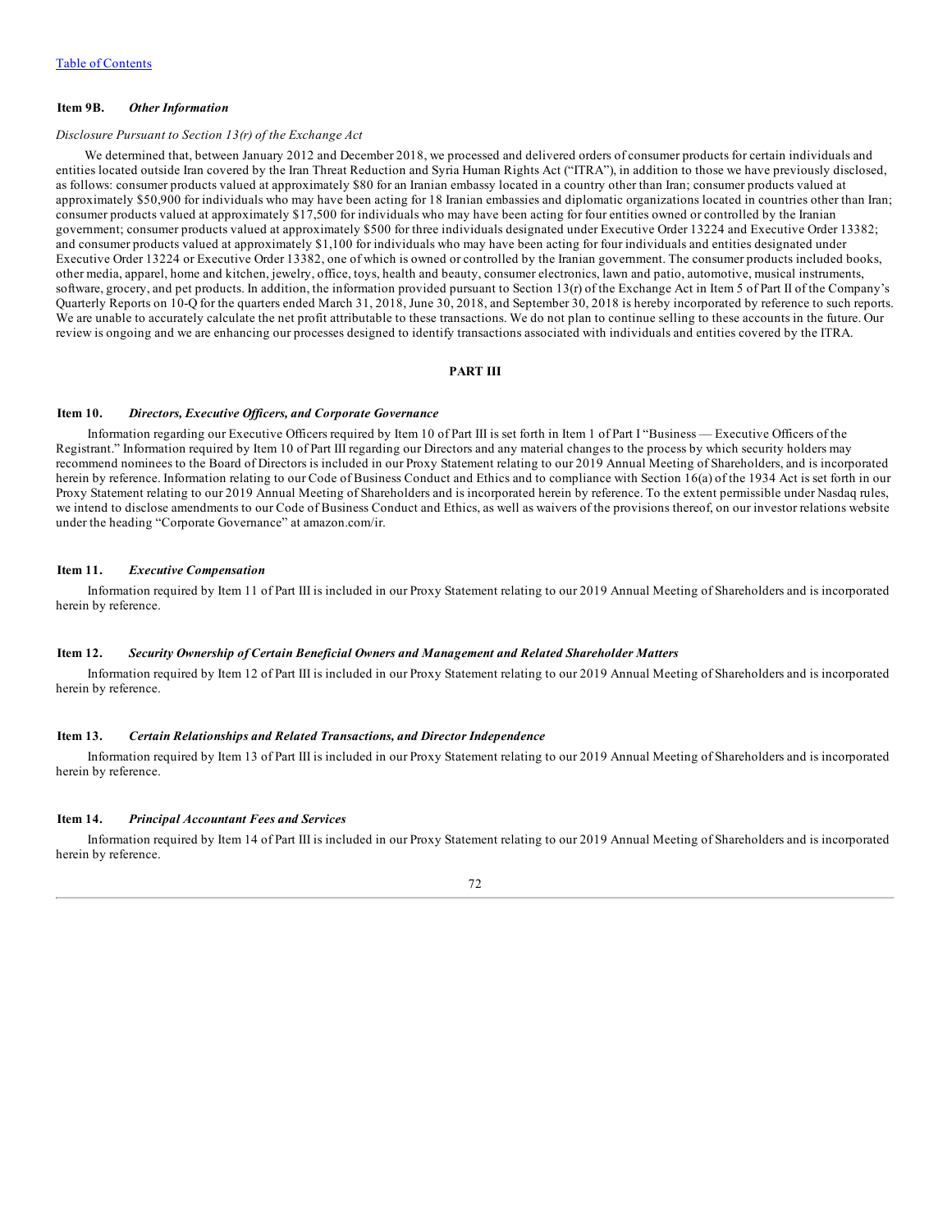[Table of Contents](#)

### Item 9B. *Other Information*

*Disclosure Pursuant to Section 13(r) of the Exchange Act*

We determined that, between January 2012 and December 2018, we processed and delivered orders of consumer products for certain individuals and entities located outside Iran covered by the Iran Threat Reduction and Syria Human Rights Act ("ITRA"), in addition to those we have previously disclosed, as follows: consumer products valued at approximately $80 for an Iranian embassy located in a country other than Iran; consumer products valued at approximately $50,900 for individuals who may have been acting for 18 Iranian embassies and diplomatic organizations located in countries other than Iran; consumer products valued at approximately $17,500 for individuals who may have been acting for four entities owned or controlled by the Iranian government; consumer products valued at approximately $500 for three individuals designated under Executive Order 13224 and Executive Order 13382; and consumer products valued at approximately $1,100 for individuals who may have been acting for four individuals and entities designated under Executive Order 13224 or Executive Order 13382, one of which is owned or controlled by the Iranian government. The consumer products included books, other media, apparel, home and kitchen, jewelry, office, toys, health and beauty, consumer electronics, lawn and patio, automotive, musical instruments, software, grocery, and pet products. In addition, the information provided pursuant to Section 13(r) of the Exchange Act in Item 5 of Part II of the Company's Quarterly Reports on 10-Q for the quarters ended March 31, 2018, June 30, 2018, and September 30, 2018 is hereby incorporated by reference to such reports. We are unable to accurately calculate the net profit attributable to these transactions. We do not plan to continue selling to these accounts in the future. Our review is ongoing and we are enhancing our processes designed to identify transactions associated with individuals and entities covered by the ITRA.

## PART III

### Item 10. *Directors, Executive Officers, and Corporate Governance*

Information regarding our Executive Officers required by Item 10 of Part III is set forth in Item 1 of Part I "Business — Executive Officers of the Registrant." Information required by Item 10 of Part III regarding our Directors and any material changes to the process by which security holders may recommend nominees to the Board of Directors is included in our Proxy Statement relating to our 2019 Annual Meeting of Shareholders, and is incorporated herein by reference. Information relating to our Code of Business Conduct and Ethics and to compliance with Section 16(a) of the 1934 Act is set forth in our Proxy Statement relating to our 2019 Annual Meeting of Shareholders and is incorporated herein by reference. To the extent permissible under Nasdaq rules, we intend to disclose amendments to our Code of Business Conduct and Ethics, as well as waivers of the provisions thereof, on our investor relations website under the heading "Corporate Governance" at amazon.com/ir.

### Item 11. *Executive Compensation*

Information required by Item 11 of Part III is included in our Proxy Statement relating to our 2019 Annual Meeting of Shareholders and is incorporated herein by reference.

### Item 12. *Security Ownership of Certain Beneficial Owners and Management and Related Shareholder Matters*

Information required by Item 12 of Part III is included in our Proxy Statement relating to our 2019 Annual Meeting of Shareholders and is incorporated herein by reference.

### Item 13. *Certain Relationships and Related Transactions, and Director Independence*

Information required by Item 13 of Part III is included in our Proxy Statement relating to our 2019 Annual Meeting of Shareholders and is incorporated herein by reference.

### Item 14. *Principal Accountant Fees and Services*

Information required by Item 14 of Part III is included in our Proxy Statement relating to our 2019 Annual Meeting of Shareholders and is incorporated herein by reference.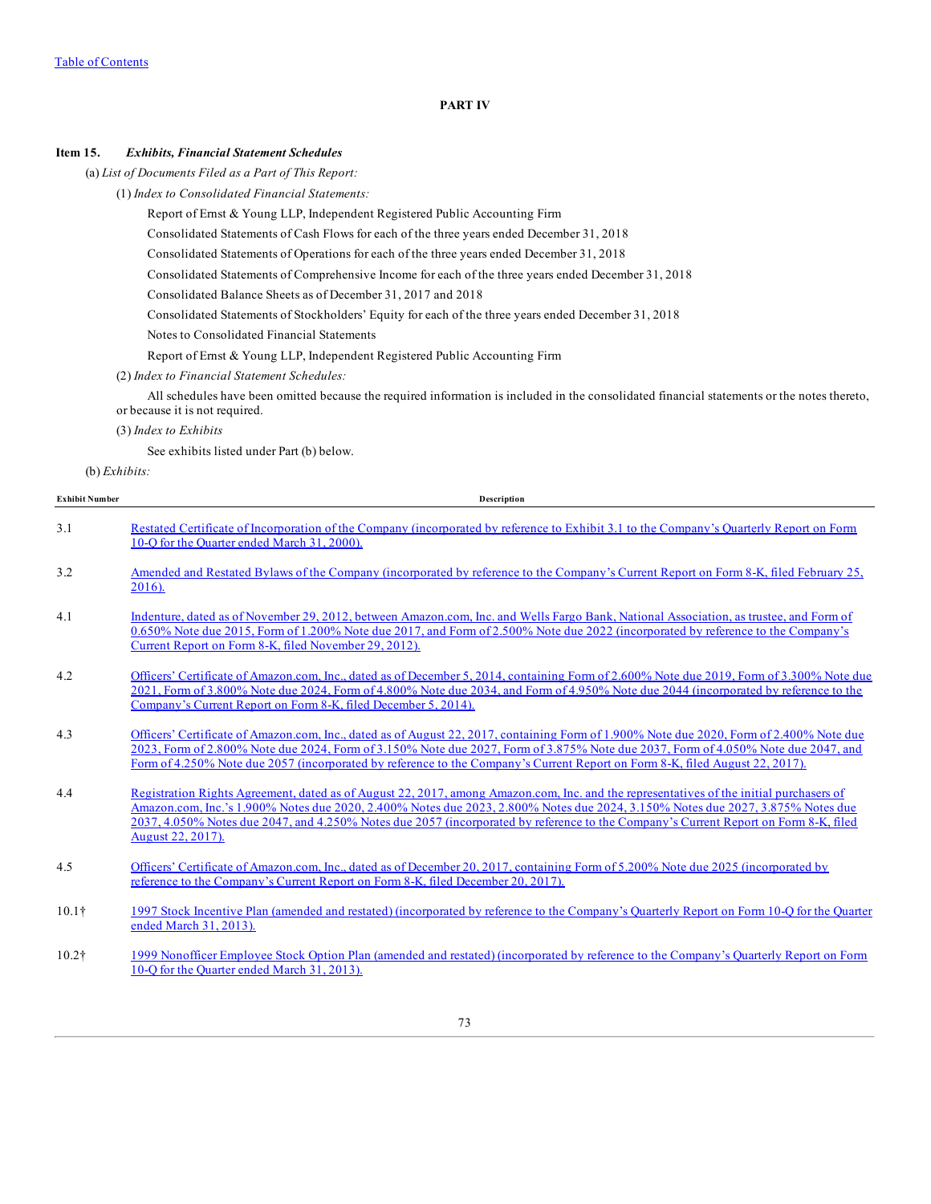## PART IV

**Item 15.** ***Exhibits, Financial Statement Schedules***

(a) *List of Documents Filed as a Part of This Report:*

(1) *Index to Consolidated Financial Statements:*

Report of Ernst & Young LLP, Independent Registered Public Accounting Firm

Consolidated Statements of Cash Flows for each of the three years ended December 31, 2018

Consolidated Statements of Operations for each of the three years ended December 31, 2018

Consolidated Statements of Comprehensive Income for each of the three years ended December 31, 2018

Consolidated Balance Sheets as of December 31, 2017 and 2018

Consolidated Statements of Stockholders' Equity for each of the three years ended December 31, 2018

Notes to Consolidated Financial Statements

Report of Ernst & Young LLP, Independent Registered Public Accounting Firm

(2) *Index to Financial Statement Schedules:*

All schedules have been omitted because the required information is included in the consolidated financial statements or the notes thereto, or because it is not required.

(3) *Index to Exhibits*

See exhibits listed under Part (b) below.

(b) *Exhibits:*

| Exhibit Number | Description |
|---|---|
| 3.1 | Restated Certificate of Incorporation of the Company (incorporated by reference to Exhibit 3.1 to the Company's Quarterly Report on Form 10-Q for the Quarter ended March 31, 2000). |
| 3.2 | Amended and Restated Bylaws of the Company (incorporated by reference to the Company's Current Report on Form 8-K, filed February 25, 2016). |
| 4.1 | Indenture, dated as of November 29, 2012, between Amazon.com, Inc. and Wells Fargo Bank, National Association, as trustee, and Form of 0.650% Note due 2015, Form of 1.200% Note due 2017, and Form of 2.500% Note due 2022 (incorporated by reference to the Company's Current Report on Form 8-K, filed November 29, 2012). |
| 4.2 | Officers' Certificate of Amazon.com, Inc., dated as of December 5, 2014, containing Form of 2.600% Note due 2019, Form of 3.300% Note due 2021, Form of 3.800% Note due 2024, Form of 4.800% Note due 2034, and Form of 4.950% Note due 2044 (incorporated by reference to the Company's Current Report on Form 8-K, filed December 5, 2014). |
| 4.3 | Officers' Certificate of Amazon.com, Inc., dated as of August 22, 2017, containing Form of 1.900% Note due 2020, Form of 2.400% Note due 2023, Form of 2.800% Note due 2024, Form of 3.150% Note due 2027, Form of 3.875% Note due 2037, Form of 4.050% Note due 2047, and Form of 4.250% Note due 2057 (incorporated by reference to the Company's Current Report on Form 8-K, filed August 22, 2017). |
| 4.4 | Registration Rights Agreement, dated as of August 22, 2017, among Amazon.com, Inc. and the representatives of the initial purchasers of Amazon.com, Inc.'s 1.900% Notes due 2020, 2.400% Notes due 2023, 2.800% Notes due 2024, 3.150% Notes due 2027, 3.875% Notes due 2037, 4.050% Notes due 2047, and 4.250% Notes due 2057 (incorporated by reference to the Company's Current Report on Form 8-K, filed August 22, 2017). |
| 4.5 | Officers' Certificate of Amazon.com, Inc., dated as of December 20, 2017, containing Form of 5.200% Note due 2025 (incorporated by reference to the Company's Current Report on Form 8-K, filed December 20, 2017). |
| 10.1† | 1997 Stock Incentive Plan (amended and restated) (incorporated by reference to the Company's Quarterly Report on Form 10-Q for the Quarter ended March 31, 2013). |
| 10.2† | 1999 Nonofficer Employee Stock Option Plan (amended and restated) (incorporated by reference to the Company's Quarterly Report on Form 10-Q for the Quarter ended March 31, 2013). |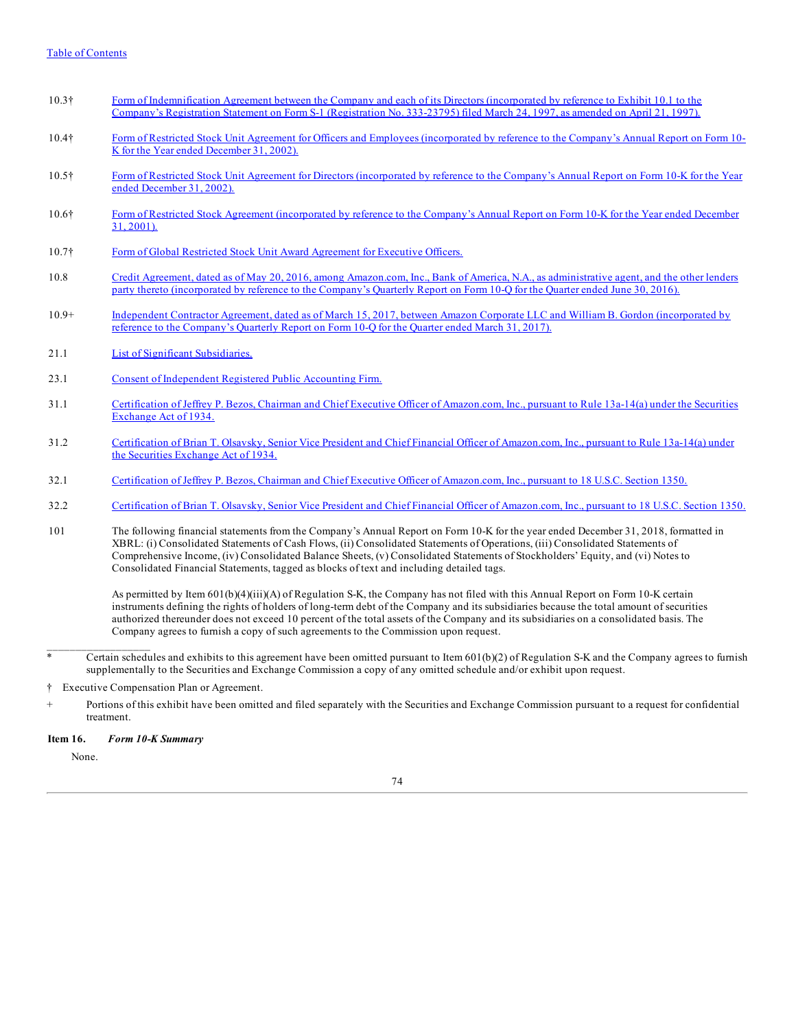| | |
|---|---|
| 10.3† | Form of Indemnification Agreement between the Company and each of its Directors (incorporated by reference to Exhibit 10.1 to the Company's Registration Statement on Form S-1 (Registration No. 333-23795) filed March 24, 1997, as amended on April 21, 1997). |
| 10.4† | Form of Restricted Stock Unit Agreement for Officers and Employees (incorporated by reference to the Company's Annual Report on Form 10-K for the Year ended December 31, 2002). |
| 10.5† | Form of Restricted Stock Unit Agreement for Directors (incorporated by reference to the Company's Annual Report on Form 10-K for the Year ended December 31, 2002). |
| 10.6† | Form of Restricted Stock Agreement (incorporated by reference to the Company's Annual Report on Form 10-K for the Year ended December 31, 2001). |
| 10.7† | Form of Global Restricted Stock Unit Award Agreement for Executive Officers. |
| 10.8 | Credit Agreement, dated as of May 20, 2016, among Amazon.com, Inc., Bank of America, N.A., as administrative agent, and the other lenders party thereto (incorporated by reference to the Company's Quarterly Report on Form 10-Q for the Quarter ended June 30, 2016). |
| 10.9+ | Independent Contractor Agreement, dated as of March 15, 2017, between Amazon Corporate LLC and William B. Gordon (incorporated by reference to the Company's Quarterly Report on Form 10-Q for the Quarter ended March 31, 2017). |
| 21.1 | List of Significant Subsidiaries. |
| 23.1 | Consent of Independent Registered Public Accounting Firm. |
| 31.1 | Certification of Jeffrey P. Bezos, Chairman and Chief Executive Officer of Amazon.com, Inc., pursuant to Rule 13a-14(a) under the Securities Exchange Act of 1934. |
| 31.2 | Certification of Brian T. Olsavsky, Senior Vice President and Chief Financial Officer of Amazon.com, Inc., pursuant to Rule 13a-14(a) under the Securities Exchange Act of 1934. |
| 32.1 | Certification of Jeffrey P. Bezos, Chairman and Chief Executive Officer of Amazon.com, Inc., pursuant to 18 U.S.C. Section 1350. |
| 32.2 | Certification of Brian T. Olsavsky, Senior Vice President and Chief Financial Officer of Amazon.com, Inc., pursuant to 18 U.S.C. Section 1350. |
| 101 | The following financial statements from the Company's Annual Report on Form 10-K for the year ended December 31, 2018, formatted in XBRL: (i) Consolidated Statements of Cash Flows, (ii) Consolidated Statements of Operations, (iii) Consolidated Statements of Comprehensive Income, (iv) Consolidated Balance Sheets, (v) Consolidated Statements of Stockholders' Equity, and (vi) Notes to Consolidated Financial Statements, tagged as blocks of text and including detailed tags. |

As permitted by Item 601(b)(4)(iii)(A) of Regulation S-K, the Company has not filed with this Annual Report on Form 10-K certain instruments defining the rights of holders of long-term debt of the Company and its subsidiaries because the total amount of securities authorized thereunder does not exceed 10 percent of the total assets of the Company and its subsidiaries on a consolidated basis. The Company agrees to furnish a copy of such agreements to the Commission upon request.

---

\* Certain schedules and exhibits to this agreement have been omitted pursuant to Item 601(b)(2) of Regulation S-K and the Company agrees to furnish supplementally to the Securities and Exchange Commission a copy of any omitted schedule and/or exhibit upon request.

† Executive Compensation Plan or Agreement.

\+ Portions of this exhibit have been omitted and filed separately with the Securities and Exchange Commission pursuant to a request for confidential treatment.

**Item 16.** ***Form 10-K Summary***

None.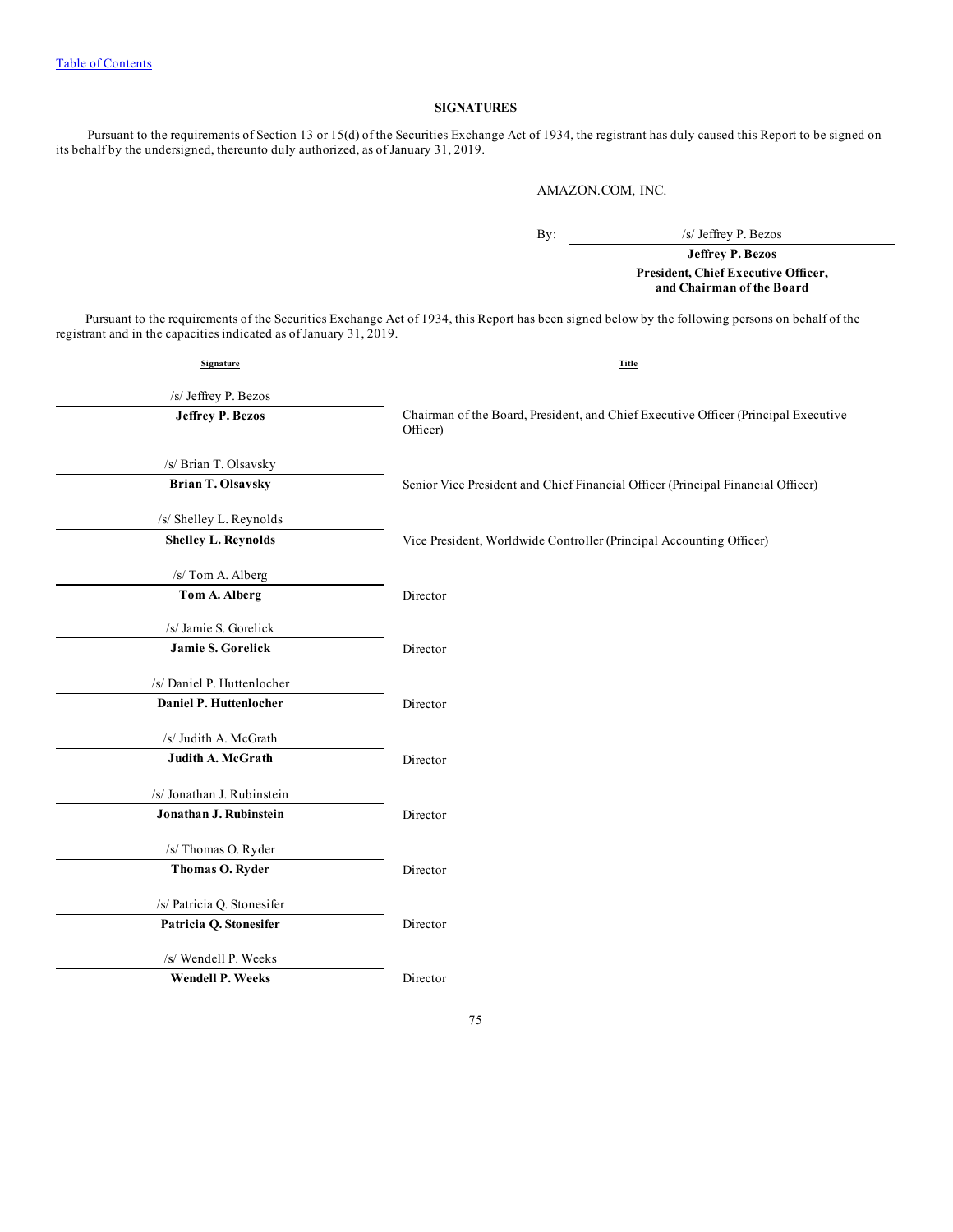## SIGNATURES

Pursuant to the requirements of Section 13 or 15(d) of the Securities Exchange Act of 1934, the registrant has duly caused this Report to be signed on its behalf by the undersigned, thereunto duly authorized, as of January 31, 2019.

AMAZON.COM, INC.

By: /s/ Jeffrey P. Bezos

**Jeffrey P. Bezos**
**President, Chief Executive Officer, and Chairman of the Board**

Pursuant to the requirements of the Securities Exchange Act of 1934, this Report has been signed below by the following persons on behalf of the registrant and in the capacities indicated as of January 31, 2019.

| Signature | Title |
|---|---|
| /s/ Jeffrey P. Bezos<br>**Jeffrey P. Bezos** | Chairman of the Board, President, and Chief Executive Officer (Principal Executive Officer) |
| /s/ Brian T. Olsavsky<br>**Brian T. Olsavsky** | Senior Vice President and Chief Financial Officer (Principal Financial Officer) |
| /s/ Shelley L. Reynolds<br>**Shelley L. Reynolds** | Vice President, Worldwide Controller (Principal Accounting Officer) |
| /s/ Tom A. Alberg<br>**Tom A. Alberg** | Director |
| /s/ Jamie S. Gorelick<br>**Jamie S. Gorelick** | Director |
| /s/ Daniel P. Huttenlocher<br>**Daniel P. Huttenlocher** | Director |
| /s/ Judith A. McGrath<br>**Judith A. McGrath** | Director |
| /s/ Jonathan J. Rubinstein<br>**Jonathan J. Rubinstein** | Director |
| /s/ Thomas O. Ryder<br>**Thomas O. Ryder** | Director |
| /s/ Patricia Q. Stonesifer<br>**Patricia Q. Stonesifer** | Director |
| /s/ Wendell P. Weeks<br>**Wendell P. Weeks** | Director |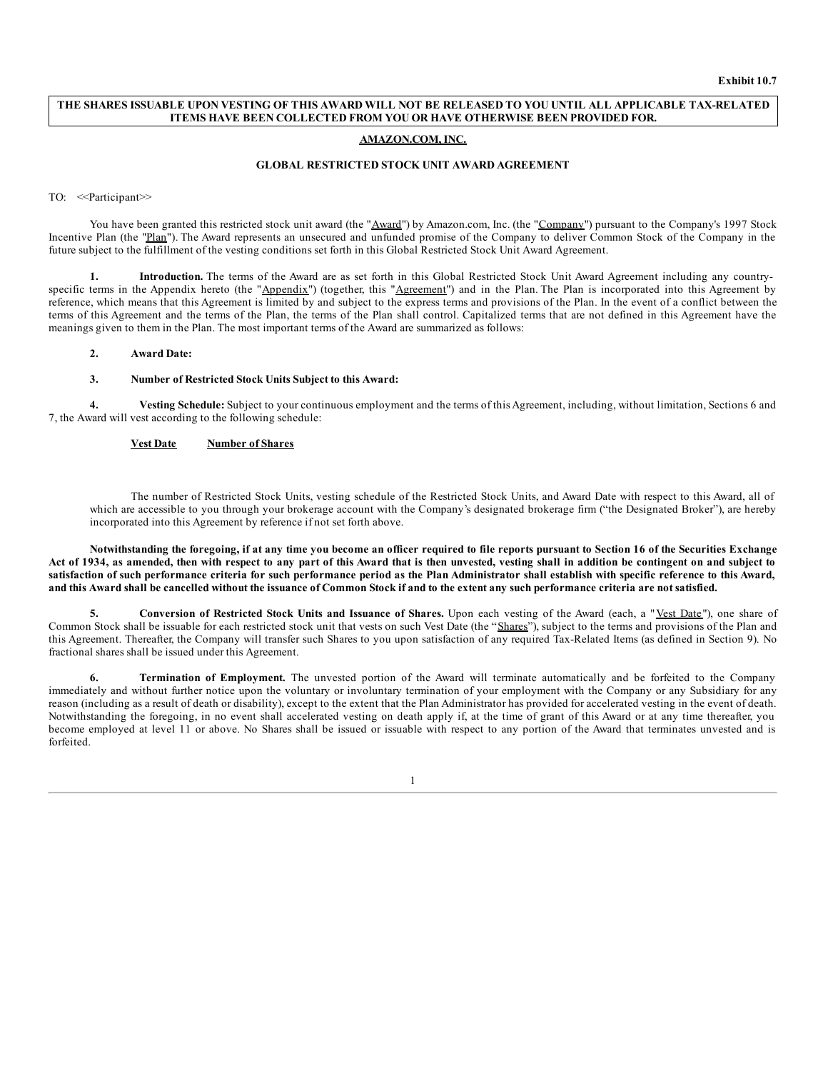Exhibit 10.7

**THE SHARES ISSUABLE UPON VESTING OF THIS AWARD WILL NOT BE RELEASED TO YOU UNTIL ALL APPLICABLE TAX-RELATED ITEMS HAVE BEEN COLLECTED FROM YOU OR HAVE OTHERWISE BEEN PROVIDED FOR.**

**AMAZON.COM, INC.**

**GLOBAL RESTRICTED STOCK UNIT AWARD AGREEMENT**

TO: <<Participant>>

You have been granted this restricted stock unit award (the "Award") by Amazon.com, Inc. (the "Company") pursuant to the Company's 1997 Stock Incentive Plan (the "Plan"). The Award represents an unsecured and unfunded promise of the Company to deliver Common Stock of the Company in the future subject to the fulfillment of the vesting conditions set forth in this Global Restricted Stock Unit Award Agreement.

**1. Introduction.** The terms of the Award are as set forth in this Global Restricted Stock Unit Award Agreement including any country-specific terms in the Appendix hereto (the "Appendix") (together, this "Agreement") and in the Plan. The Plan is incorporated into this Agreement by reference, which means that this Agreement is limited by and subject to the express terms and provisions of the Plan. In the event of a conflict between the terms of this Agreement and the terms of the Plan, the terms of the Plan shall control. Capitalized terms that are not defined in this Agreement have the meanings given to them in the Plan. The most important terms of the Award are summarized as follows:

**2. Award Date:**

**3. Number of Restricted Stock Units Subject to this Award:**

**4. Vesting Schedule:** Subject to your continuous employment and the terms of this Agreement, including, without limitation, Sections 6 and 7, the Award will vest according to the following schedule:

| Vest Date | Number of Shares |
| --- | --- |

The number of Restricted Stock Units, vesting schedule of the Restricted Stock Units, and Award Date with respect to this Award, all of which are accessible to you through your brokerage account with the Company's designated brokerage firm ("the Designated Broker"), are hereby incorporated into this Agreement by reference if not set forth above.

**Notwithstanding the foregoing, if at any time you become an officer required to file reports pursuant to Section 16 of the Securities Exchange Act of 1934, as amended, then with respect to any part of this Award that is then unvested, vesting shall in addition be contingent on and subject to satisfaction of such performance criteria for such performance period as the Plan Administrator shall establish with specific reference to this Award, and this Award shall be cancelled without the issuance of Common Stock if and to the extent any such performance criteria are not satisfied.**

**5. Conversion of Restricted Stock Units and Issuance of Shares.** Upon each vesting of the Award (each, a "Vest Date"), one share of Common Stock shall be issuable for each restricted stock unit that vests on such Vest Date (the "Shares"), subject to the terms and provisions of the Plan and this Agreement. Thereafter, the Company will transfer such Shares to you upon satisfaction of any required Tax-Related Items (as defined in Section 9). No fractional shares shall be issued under this Agreement.

**6. Termination of Employment.** The unvested portion of the Award will terminate automatically and be forfeited to the Company immediately and without further notice upon the voluntary or involuntary termination of your employment with the Company or any Subsidiary for any reason (including as a result of death or disability), except to the extent that the Plan Administrator has provided for accelerated vesting in the event of death. Notwithstanding the foregoing, in no event shall accelerated vesting on death apply if, at the time of grant of this Award or at any time thereafter, you become employed at level 11 or above. No Shares shall be issued or issuable with respect to any portion of the Award that terminates unvested and is forfeited.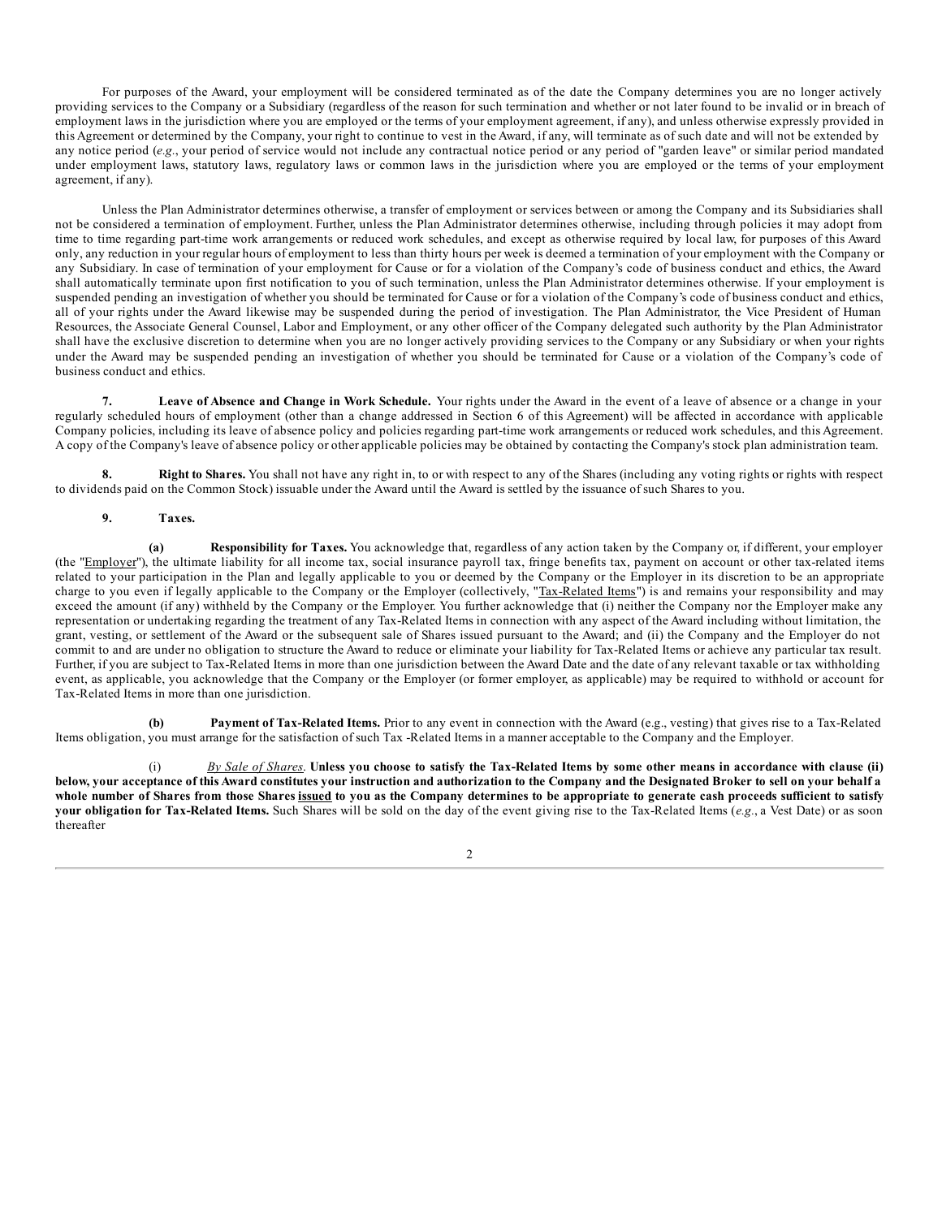For purposes of the Award, your employment will be considered terminated as of the date the Company determines you are no longer actively providing services to the Company or a Subsidiary (regardless of the reason for such termination and whether or not later found to be invalid or in breach of employment laws in the jurisdiction where you are employed or the terms of your employment agreement, if any), and unless otherwise expressly provided in this Agreement or determined by the Company, your right to continue to vest in the Award, if any, will terminate as of such date and will not be extended by any notice period (*e.g.*, your period of service would not include any contractual notice period or any period of "garden leave" or similar period mandated under employment laws, statutory laws, regulatory laws or common laws in the jurisdiction where you are employed or the terms of your employment agreement, if any).

Unless the Plan Administrator determines otherwise, a transfer of employment or services between or among the Company and its Subsidiaries shall not be considered a termination of employment. Further, unless the Plan Administrator determines otherwise, including through policies it may adopt from time to time regarding part-time work arrangements or reduced work schedules, and except as otherwise required by local law, for purposes of this Award only, any reduction in your regular hours of employment to less than thirty hours per week is deemed a termination of your employment with the Company or any Subsidiary. In case of termination of your employment for Cause or for a violation of the Company's code of business conduct and ethics, the Award shall automatically terminate upon first notification to you of such termination, unless the Plan Administrator determines otherwise. If your employment is suspended pending an investigation of whether you should be terminated for Cause or for a violation of the Company's code of business conduct and ethics, all of your rights under the Award likewise may be suspended during the period of investigation. The Plan Administrator, the Vice President of Human Resources, the Associate General Counsel, Labor and Employment, or any other officer of the Company delegated such authority by the Plan Administrator shall have the exclusive discretion to determine when you are no longer actively providing services to the Company or any Subsidiary or when your rights under the Award may be suspended pending an investigation of whether you should be terminated for Cause or a violation of the Company's code of business conduct and ethics.

**7. Leave of Absence and Change in Work Schedule.** Your rights under the Award in the event of a leave of absence or a change in your regularly scheduled hours of employment (other than a change addressed in Section 6 of this Agreement) will be affected in accordance with applicable Company policies, including its leave of absence policy and policies regarding part-time work arrangements or reduced work schedules, and this Agreement. A copy of the Company's leave of absence policy or other applicable policies may be obtained by contacting the Company's stock plan administration team.

**8. Right to Shares.** You shall not have any right in, to or with respect to any of the Shares (including any voting rights or rights with respect to dividends paid on the Common Stock) issuable under the Award until the Award is settled by the issuance of such Shares to you.

**9. Taxes.**

**(a) Responsibility for Taxes.** You acknowledge that, regardless of any action taken by the Company or, if different, your employer (the "Employer"), the ultimate liability for all income tax, social insurance payroll tax, fringe benefits tax, payment on account or other tax-related items related to your participation in the Plan and legally applicable to you or deemed by the Company or the Employer in its discretion to be an appropriate charge to you even if legally applicable to the Company or the Employer (collectively, "Tax-Related Items") is and remains your responsibility and may exceed the amount (if any) withheld by the Company or the Employer. You further acknowledge that (i) neither the Company nor the Employer make any representation or undertaking regarding the treatment of any Tax-Related Items in connection with any aspect of the Award including without limitation, the grant, vesting, or settlement of the Award or the subsequent sale of Shares issued pursuant to the Award; and (ii) the Company and the Employer do not commit to and are under no obligation to structure the Award to reduce or eliminate your liability for Tax-Related Items or achieve any particular tax result. Further, if you are subject to Tax-Related Items in more than one jurisdiction between the Award Date and the date of any relevant taxable or tax withholding event, as applicable, you acknowledge that the Company or the Employer (or former employer, as applicable) may be required to withhold or account for Tax-Related Items in more than one jurisdiction.

**(b) Payment of Tax-Related Items.** Prior to any event in connection with the Award (e.g., vesting) that gives rise to a Tax-Related Items obligation, you must arrange for the satisfaction of such Tax -Related Items in a manner acceptable to the Company and the Employer.

(i) *By Sale of Shares*. **Unless you choose to satisfy the Tax-Related Items by some other means in accordance with clause (ii) below, your acceptance of this Award constitutes your instruction and authorization to the Company and the Designated Broker to sell on your behalf a whole number of Shares from those Shares issued to you as the Company determines to be appropriate to generate cash proceeds sufficient to satisfy your obligation for Tax-Related Items.** Such Shares will be sold on the day of the event giving rise to the Tax-Related Items (*e.g.*, a Vest Date) or as soon thereafter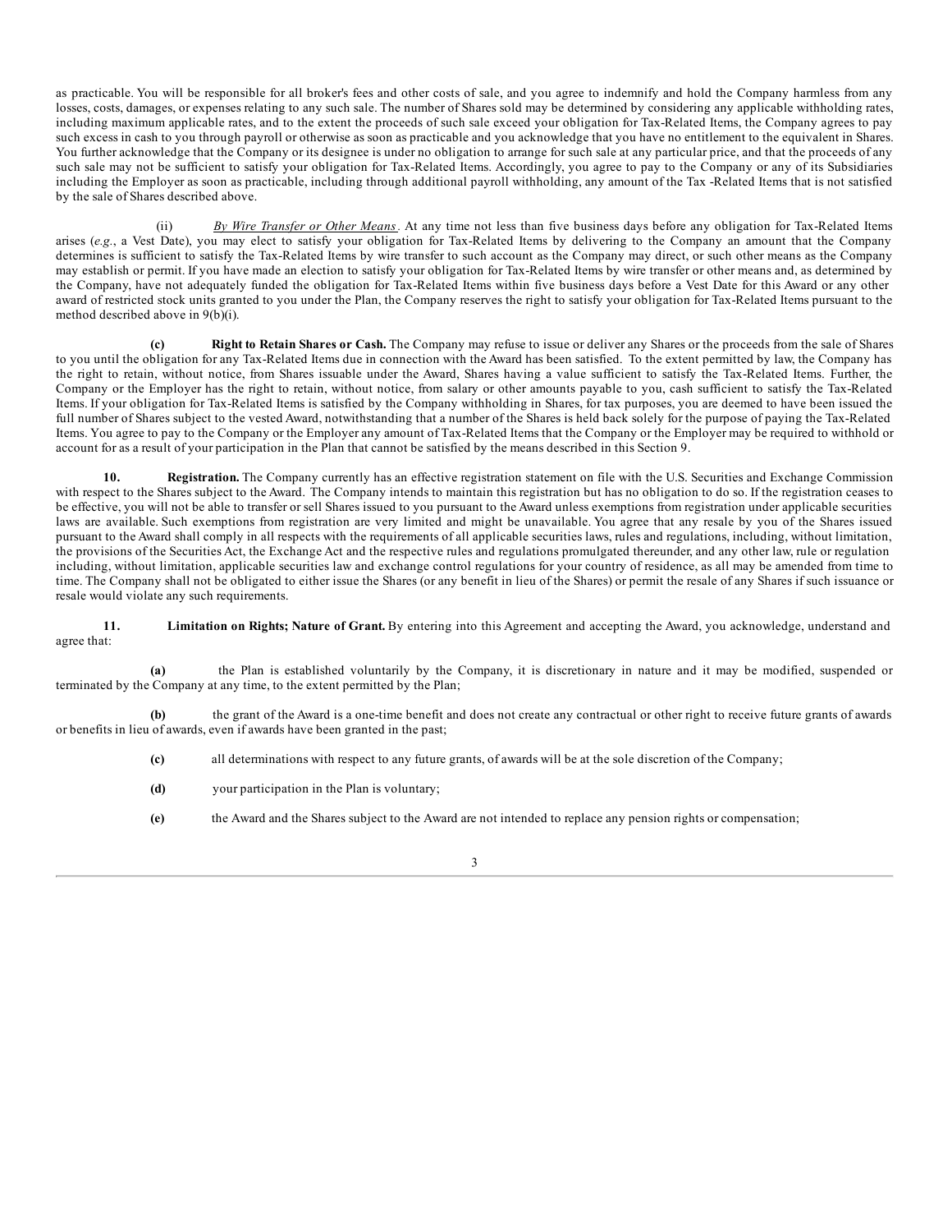as practicable. You will be responsible for all broker's fees and other costs of sale, and you agree to indemnify and hold the Company harmless from any losses, costs, damages, or expenses relating to any such sale. The number of Shares sold may be determined by considering any applicable withholding rates, including maximum applicable rates, and to the extent the proceeds of such sale exceed your obligation for Tax-Related Items, the Company agrees to pay such excess in cash to you through payroll or otherwise as soon as practicable and you acknowledge that you have no entitlement to the equivalent in Shares. You further acknowledge that the Company or its designee is under no obligation to arrange for such sale at any particular price, and that the proceeds of any such sale may not be sufficient to satisfy your obligation for Tax-Related Items. Accordingly, you agree to pay to the Company or any of its Subsidiaries including the Employer as soon as practicable, including through additional payroll withholding, any amount of the Tax -Related Items that is not satisfied by the sale of Shares described above.

(ii) *By Wire Transfer or Other Means*. At any time not less than five business days before any obligation for Tax-Related Items arises (*e.g.*, a Vest Date), you may elect to satisfy your obligation for Tax-Related Items by delivering to the Company an amount that the Company determines is sufficient to satisfy the Tax-Related Items by wire transfer to such account as the Company may direct, or such other means as the Company may establish or permit. If you have made an election to satisfy your obligation for Tax-Related Items by wire transfer or other means and, as determined by the Company, have not adequately funded the obligation for Tax-Related Items within five business days before a Vest Date for this Award or any other award of restricted stock units granted to you under the Plan, the Company reserves the right to satisfy your obligation for Tax-Related Items pursuant to the method described above in 9(b)(i).

**(c) Right to Retain Shares or Cash.** The Company may refuse to issue or deliver any Shares or the proceeds from the sale of Shares to you until the obligation for any Tax-Related Items due in connection with the Award has been satisfied. To the extent permitted by law, the Company has the right to retain, without notice, from Shares issuable under the Award, Shares having a value sufficient to satisfy the Tax-Related Items. Further, the Company or the Employer has the right to retain, without notice, from salary or other amounts payable to you, cash sufficient to satisfy the Tax-Related Items. If your obligation for Tax-Related Items is satisfied by the Company withholding in Shares, for tax purposes, you are deemed to have been issued the full number of Shares subject to the vested Award, notwithstanding that a number of the Shares is held back solely for the purpose of paying the Tax-Related Items. You agree to pay to the Company or the Employer any amount of Tax-Related Items that the Company or the Employer may be required to withhold or account for as a result of your participation in the Plan that cannot be satisfied by the means described in this Section 9.

**10. Registration.** The Company currently has an effective registration statement on file with the U.S. Securities and Exchange Commission with respect to the Shares subject to the Award. The Company intends to maintain this registration but has no obligation to do so. If the registration ceases to be effective, you will not be able to transfer or sell Shares issued to you pursuant to the Award unless exemptions from registration under applicable securities laws are available. Such exemptions from registration are very limited and might be unavailable. You agree that any resale by you of the Shares issued pursuant to the Award shall comply in all respects with the requirements of all applicable securities laws, rules and regulations, including, without limitation, the provisions of the Securities Act, the Exchange Act and the respective rules and regulations promulgated thereunder, and any other law, rule or regulation including, without limitation, applicable securities law and exchange control regulations for your country of residence, as all may be amended from time to time. The Company shall not be obligated to either issue the Shares (or any benefit in lieu of the Shares) or permit the resale of any Shares if such issuance or resale would violate any such requirements.

**11. Limitation on Rights; Nature of Grant.** By entering into this Agreement and accepting the Award, you acknowledge, understand and agree that:

**(a)** the Plan is established voluntarily by the Company, it is discretionary in nature and it may be modified, suspended or terminated by the Company at any time, to the extent permitted by the Plan;

**(b)** the grant of the Award is a one-time benefit and does not create any contractual or other right to receive future grants of awards or benefits in lieu of awards, even if awards have been granted in the past;

**(c)** all determinations with respect to any future grants, of awards will be at the sole discretion of the Company;

**(d)** your participation in the Plan is voluntary;

**(e)** the Award and the Shares subject to the Award are not intended to replace any pension rights or compensation;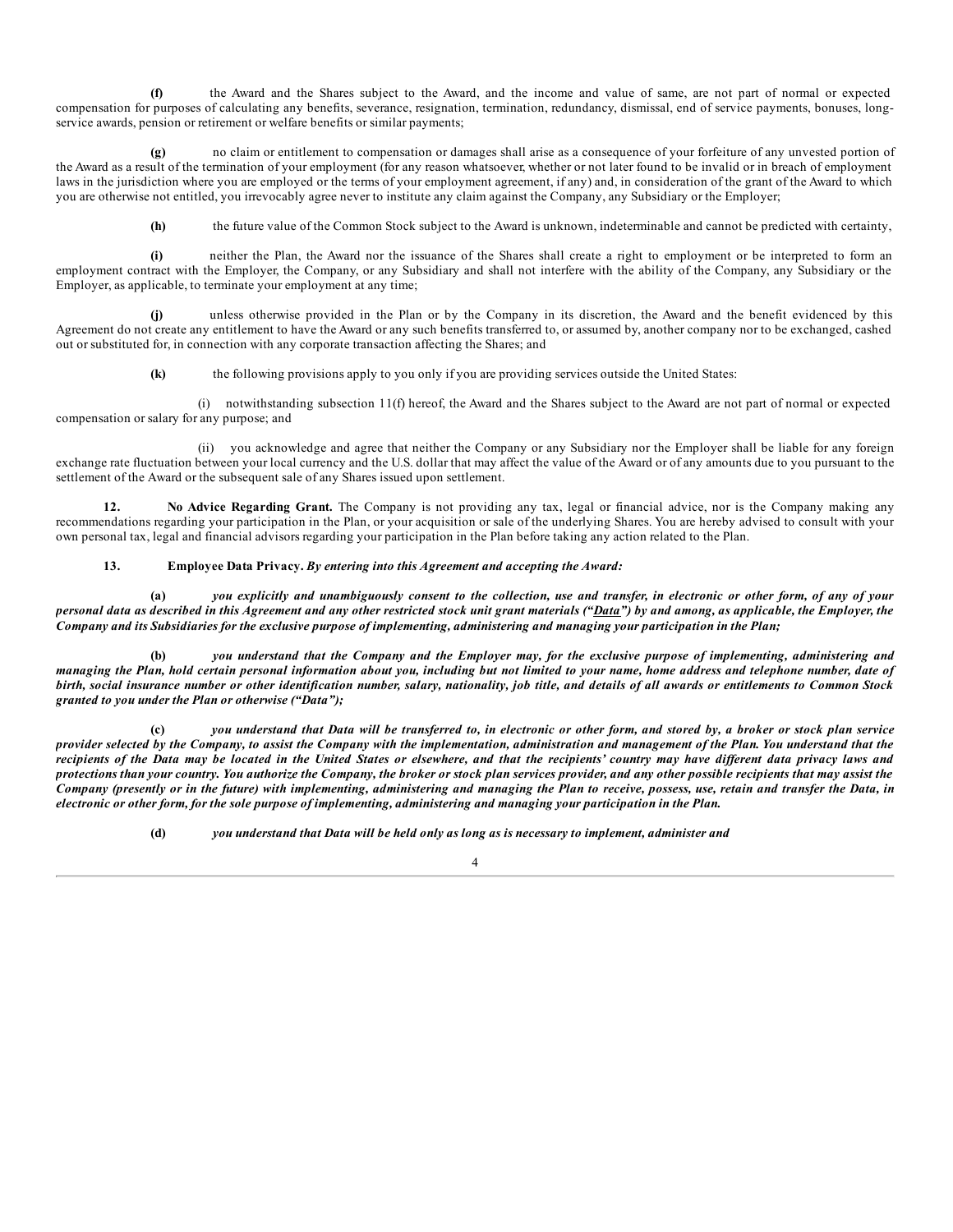**(f)** the Award and the Shares subject to the Award, and the income and value of same, are not part of normal or expected compensation for purposes of calculating any benefits, severance, resignation, termination, redundancy, dismissal, end of service payments, bonuses, long-service awards, pension or retirement or welfare benefits or similar payments;

**(g)** no claim or entitlement to compensation or damages shall arise as a consequence of your forfeiture of any unvested portion of the Award as a result of the termination of your employment (for any reason whatsoever, whether or not later found to be invalid or in breach of employment laws in the jurisdiction where you are employed or the terms of your employment agreement, if any) and, in consideration of the grant of the Award to which you are otherwise not entitled, you irrevocably agree never to institute any claim against the Company, any Subsidiary or the Employer;

**(h)** the future value of the Common Stock subject to the Award is unknown, indeterminable and cannot be predicted with certainty,

**(i)** neither the Plan, the Award nor the issuance of the Shares shall create a right to employment or be interpreted to form an employment contract with the Employer, the Company, or any Subsidiary and shall not interfere with the ability of the Company, any Subsidiary or the Employer, as applicable, to terminate your employment at any time;

**(j)** unless otherwise provided in the Plan or by the Company in its discretion, the Award and the benefit evidenced by this Agreement do not create any entitlement to have the Award or any such benefits transferred to, or assumed by, another company nor to be exchanged, cashed out or substituted for, in connection with any corporate transaction affecting the Shares; and

**(k)** the following provisions apply to you only if you are providing services outside the United States:

(i) notwithstanding subsection 11(f) hereof, the Award and the Shares subject to the Award are not part of normal or expected compensation or salary for any purpose; and

(ii) you acknowledge and agree that neither the Company or any Subsidiary nor the Employer shall be liable for any foreign exchange rate fluctuation between your local currency and the U.S. dollar that may affect the value of the Award or of any amounts due to you pursuant to the settlement of the Award or the subsequent sale of any Shares issued upon settlement.

**12. No Advice Regarding Grant.** The Company is not providing any tax, legal or financial advice, nor is the Company making any recommendations regarding your participation in the Plan, or your acquisition or sale of the underlying Shares. You are hereby advised to consult with your own personal tax, legal and financial advisors regarding your participation in the Plan before taking any action related to the Plan.

**13. Employee Data Privacy.** ***By entering into this Agreement and accepting the Award:***

**(a)** ***you explicitly and unambiguously consent to the collection, use and transfer, in electronic or other form, of any of your personal data as described in this Agreement and any other restricted stock unit grant materials ("Data") by and among, as applicable, the Employer, the Company and its Subsidiaries for the exclusive purpose of implementing, administering and managing your participation in the Plan;***

**(b)** ***you understand that the Company and the Employer may, for the exclusive purpose of implementing, administering and managing the Plan, hold certain personal information about you, including but not limited to your name, home address and telephone number, date of birth, social insurance number or other identification number, salary, nationality, job title, and details of all awards or entitlements to Common Stock granted to you under the Plan or otherwise ("Data");***

**(c)** ***you understand that Data will be transferred to, in electronic or other form, and stored by, a broker or stock plan service provider selected by the Company, to assist the Company with the implementation, administration and management of the Plan. You understand that the recipients of the Data may be located in the United States or elsewhere, and that the recipients' country may have different data privacy laws and protections than your country. You authorize the Company, the broker or stock plan services provider, and any other possible recipients that may assist the Company (presently or in the future) with implementing, administering and managing the Plan to receive, possess, use, retain and transfer the Data, in electronic or other form, for the sole purpose of implementing, administering and managing your participation in the Plan.***

**(d)** ***you understand that Data will be held only as long as is necessary to implement, administer and***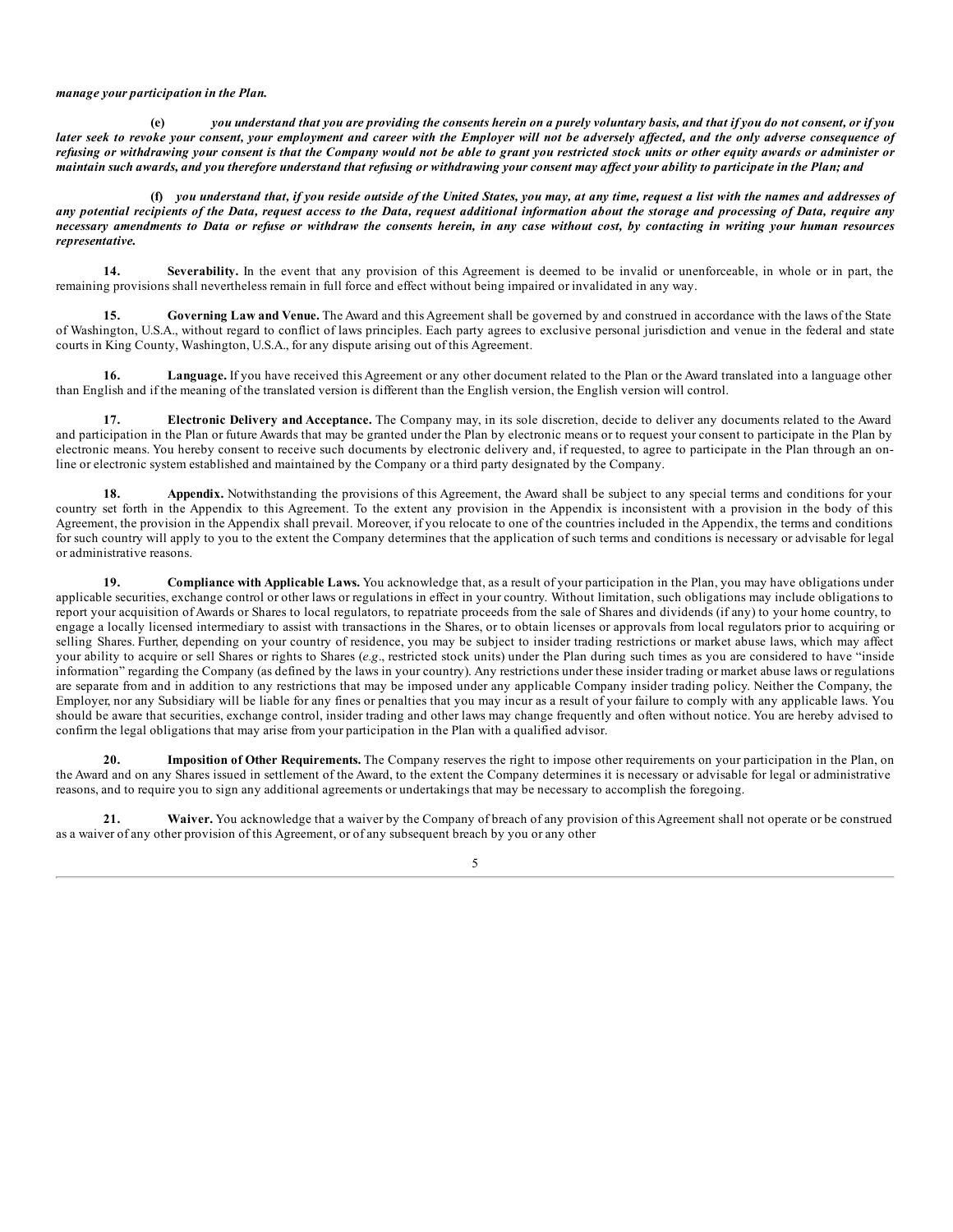***manage your participation in the Plan.***

**(e)** ***you understand that you are providing the consents herein on a purely voluntary basis, and that if you do not consent, or if you later seek to revoke your consent, your employment and career with the Employer will not be adversely affected, and the only adverse consequence of refusing or withdrawing your consent is that the Company would not be able to grant you restricted stock units or other equity awards or administer or maintain such awards, and you therefore understand that refusing or withdrawing your consent may affect your ability to participate in the Plan; and***

**(f)** ***you understand that, if you reside outside of the United States, you may, at any time, request a list with the names and addresses of any potential recipients of the Data, request access to the Data, request additional information about the storage and processing of Data, require any necessary amendments to Data or refuse or withdraw the consents herein, in any case without cost, by contacting in writing your human resources representative.***

**14. Severability.** In the event that any provision of this Agreement is deemed to be invalid or unenforceable, in whole or in part, the remaining provisions shall nevertheless remain in full force and effect without being impaired or invalidated in any way.

**15. Governing Law and Venue.** The Award and this Agreement shall be governed by and construed in accordance with the laws of the State of Washington, U.S.A., without regard to conflict of laws principles. Each party agrees to exclusive personal jurisdiction and venue in the federal and state courts in King County, Washington, U.S.A., for any dispute arising out of this Agreement.

**16. Language.** If you have received this Agreement or any other document related to the Plan or the Award translated into a language other than English and if the meaning of the translated version is different than the English version, the English version will control.

**17. Electronic Delivery and Acceptance.** The Company may, in its sole discretion, decide to deliver any documents related to the Award and participation in the Plan or future Awards that may be granted under the Plan by electronic means or to request your consent to participate in the Plan by electronic means. You hereby consent to receive such documents by electronic delivery and, if requested, to agree to participate in the Plan through an on-line or electronic system established and maintained by the Company or a third party designated by the Company.

**18. Appendix.** Notwithstanding the provisions of this Agreement, the Award shall be subject to any special terms and conditions for your country set forth in the Appendix to this Agreement. To the extent any provision in the Appendix is inconsistent with a provision in the body of this Agreement, the provision in the Appendix shall prevail. Moreover, if you relocate to one of the countries included in the Appendix, the terms and conditions for such country will apply to you to the extent the Company determines that the application of such terms and conditions is necessary or advisable for legal or administrative reasons.

**19. Compliance with Applicable Laws.** You acknowledge that, as a result of your participation in the Plan, you may have obligations under applicable securities, exchange control or other laws or regulations in effect in your country. Without limitation, such obligations may include obligations to report your acquisition of Awards or Shares to local regulators, to repatriate proceeds from the sale of Shares and dividends (if any) to your home country, to engage a locally licensed intermediary to assist with transactions in the Shares, or to obtain licenses or approvals from local regulators prior to acquiring or selling Shares. Further, depending on your country of residence, you may be subject to insider trading restrictions or market abuse laws, which may affect your ability to acquire or sell Shares or rights to Shares (*e.g*., restricted stock units) under the Plan during such times as you are considered to have "inside information" regarding the Company (as defined by the laws in your country). Any restrictions under these insider trading or market abuse laws or regulations are separate from and in addition to any restrictions that may be imposed under any applicable Company insider trading policy. Neither the Company, the Employer, nor any Subsidiary will be liable for any fines or penalties that you may incur as a result of your failure to comply with any applicable laws. You should be aware that securities, exchange control, insider trading and other laws may change frequently and often without notice. You are hereby advised to confirm the legal obligations that may arise from your participation in the Plan with a qualified advisor.

**20. Imposition of Other Requirements.** The Company reserves the right to impose other requirements on your participation in the Plan, on the Award and on any Shares issued in settlement of the Award, to the extent the Company determines it is necessary or advisable for legal or administrative reasons, and to require you to sign any additional agreements or undertakings that may be necessary to accomplish the foregoing.

**21. Waiver.** You acknowledge that a waiver by the Company of breach of any provision of this Agreement shall not operate or be construed as a waiver of any other provision of this Agreement, or of any subsequent breach by you or any other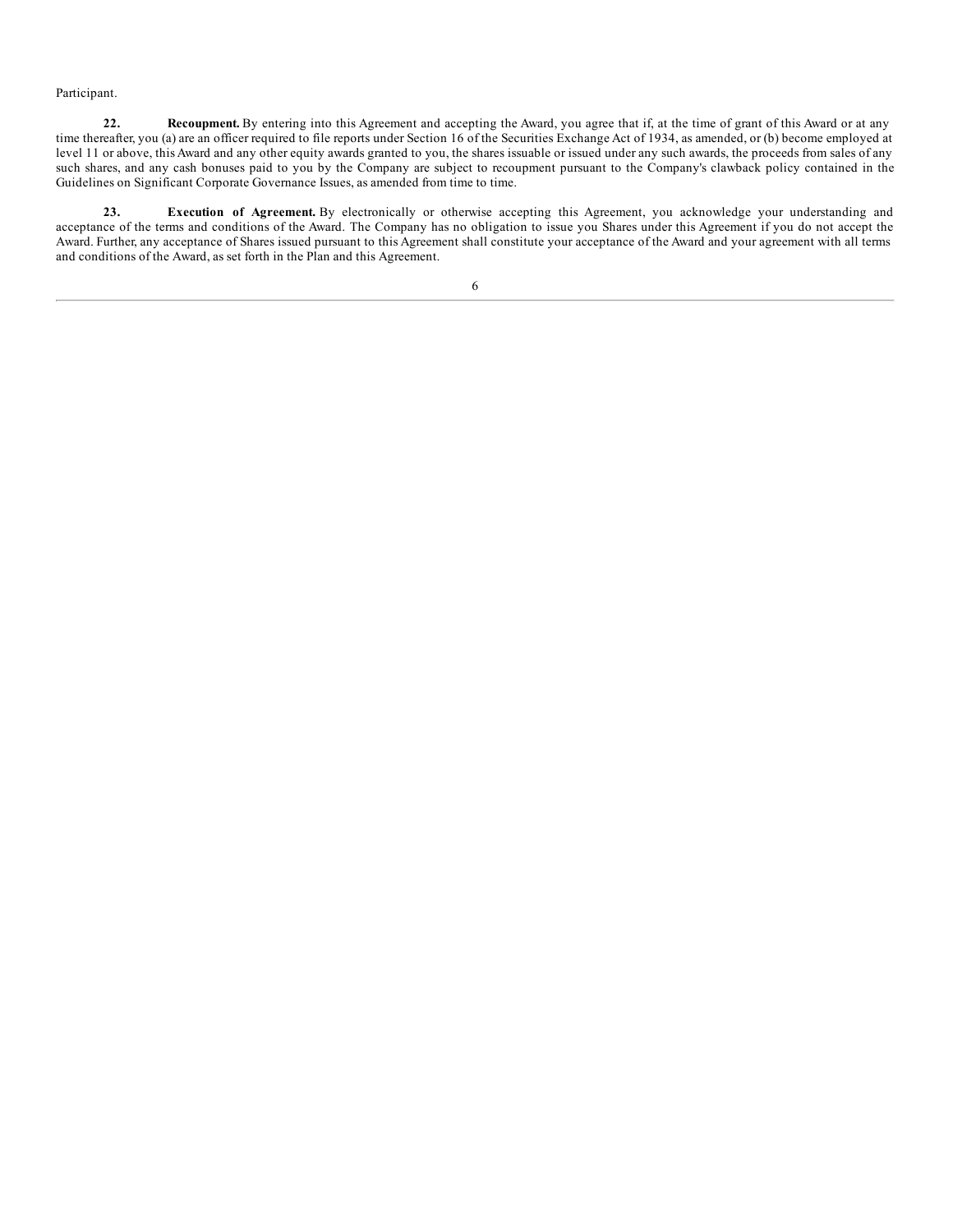Participant.

**22. Recoupment.** By entering into this Agreement and accepting the Award, you agree that if, at the time of grant of this Award or at any time thereafter, you (a) are an officer required to file reports under Section 16 of the Securities Exchange Act of 1934, as amended, or (b) become employed at level 11 or above, this Award and any other equity awards granted to you, the shares issuable or issued under any such awards, the proceeds from sales of any such shares, and any cash bonuses paid to you by the Company are subject to recoupment pursuant to the Company's clawback policy contained in the Guidelines on Significant Corporate Governance Issues, as amended from time to time.

**23. Execution of Agreement.** By electronically or otherwise accepting this Agreement, you acknowledge your understanding and acceptance of the terms and conditions of the Award. The Company has no obligation to issue you Shares under this Agreement if you do not accept the Award. Further, any acceptance of Shares issued pursuant to this Agreement shall constitute your acceptance of the Award and your agreement with all terms and conditions of the Award, as set forth in the Plan and this Agreement.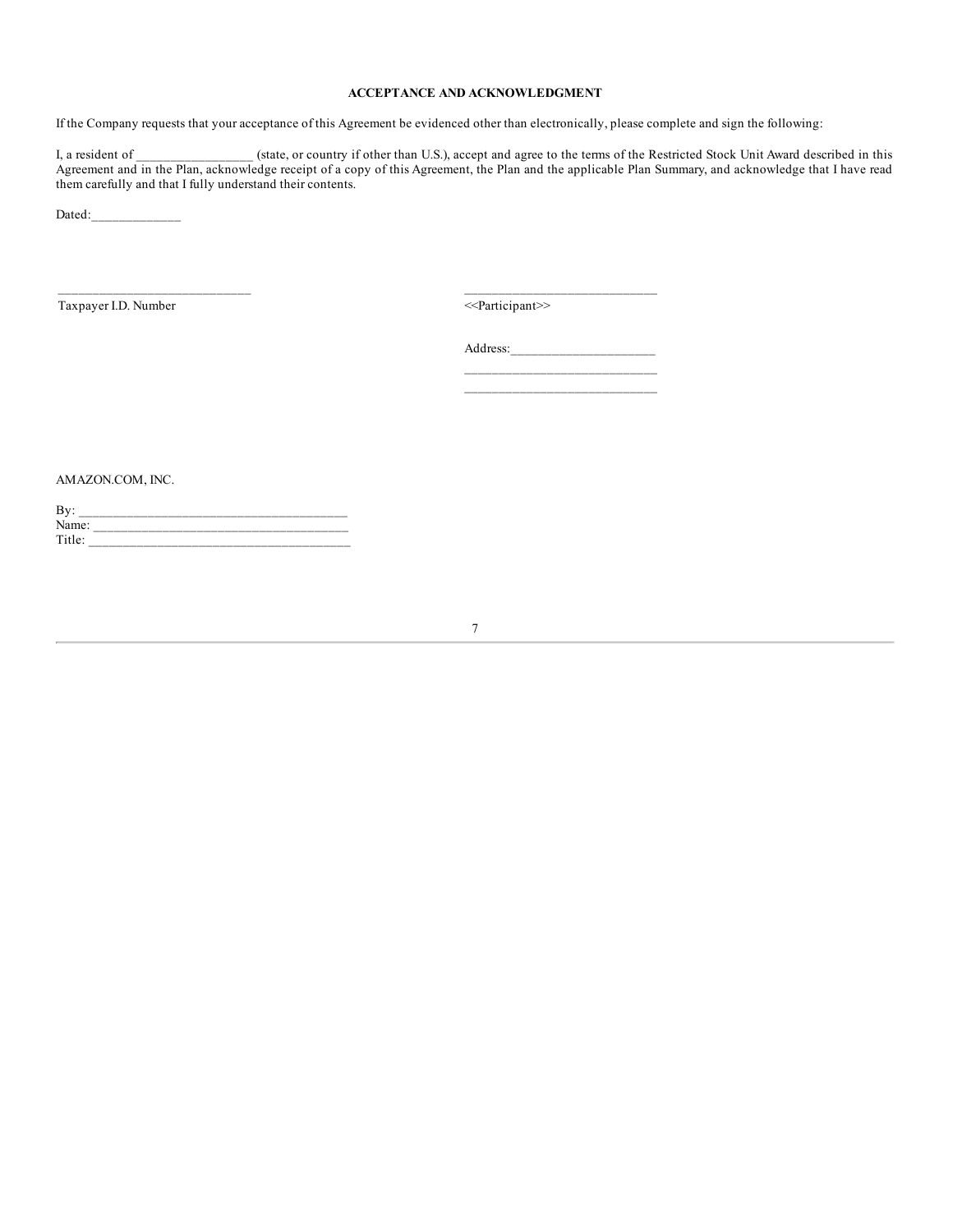**ACCEPTANCE AND ACKNOWLEDGMENT**

If the Company requests that your acceptance of this Agreement be evidenced other than electronically, please complete and sign the following:

I, a resident of _________________ (state, or country if other than U.S.), accept and agree to the terms of the Restricted Stock Unit Award described in this Agreement and in the Plan, acknowledge receipt of a copy of this Agreement, the Plan and the applicable Plan Summary, and acknowledge that I have read them carefully and that I fully understand their contents.

Dated:_____________

_____________________________
Taxpayer I.D. Number

_____________________________
<<Participant>>

Address:_____________________
_____________________________
_____________________________

AMAZON.COM, INC.

By: ______________________________________
Name: ____________________________________
Title: _____________________________________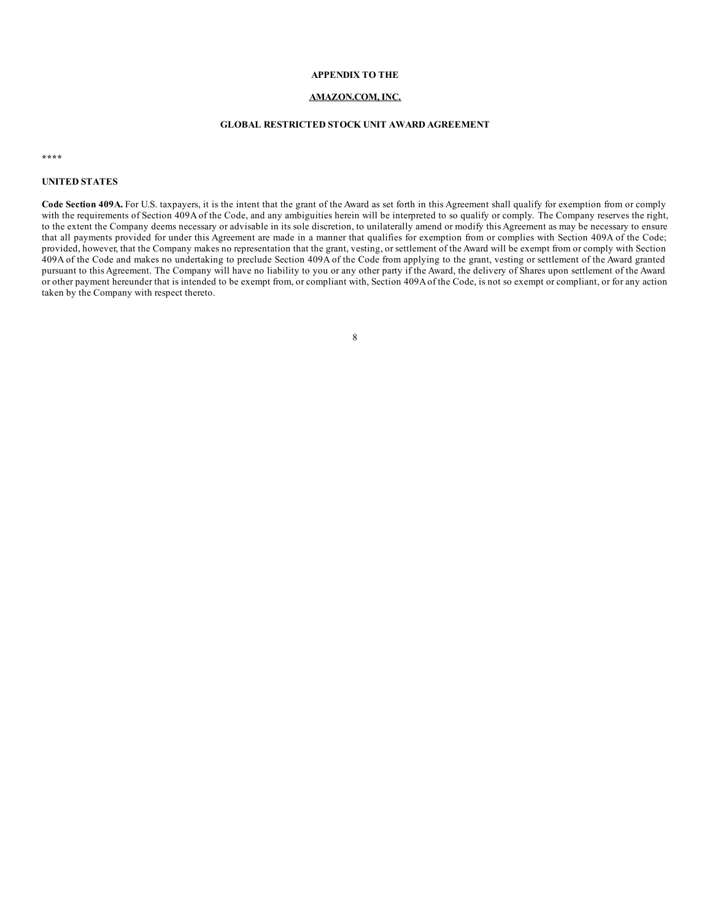**APPENDIX TO THE**

**AMAZON.COM, INC.**

**GLOBAL RESTRICTED STOCK UNIT AWARD AGREEMENT**

****

**UNITED STATES**

**Code Section 409A.** For U.S. taxpayers, it is the intent that the grant of the Award as set forth in this Agreement shall qualify for exemption from or comply with the requirements of Section 409A of the Code, and any ambiguities herein will be interpreted to so qualify or comply. The Company reserves the right, to the extent the Company deems necessary or advisable in its sole discretion, to unilaterally amend or modify this Agreement as may be necessary to ensure that all payments provided for under this Agreement are made in a manner that qualifies for exemption from or complies with Section 409A of the Code; provided, however, that the Company makes no representation that the grant, vesting, or settlement of the Award will be exempt from or comply with Section 409A of the Code and makes no undertaking to preclude Section 409A of the Code from applying to the grant, vesting or settlement of the Award granted pursuant to this Agreement. The Company will have no liability to you or any other party if the Award, the delivery of Shares upon settlement of the Award or other payment hereunder that is intended to be exempt from, or compliant with, Section 409A of the Code, is not so exempt or compliant, or for any action taken by the Company with respect thereto.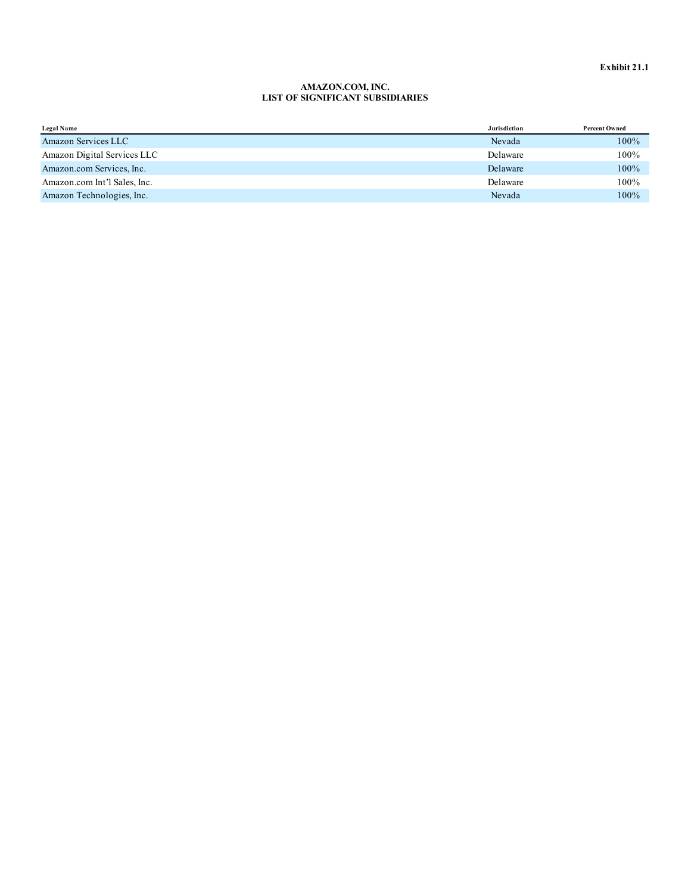**Exhibit 21.1**

**AMAZON.COM, INC.**
**LIST OF SIGNIFICANT SUBSIDIARIES**

| Legal Name | Jurisdiction | Percent Owned |
| --- | --- | --- |
| Amazon Services LLC | Nevada | 100% |
| Amazon Digital Services LLC | Delaware | 100% |
| Amazon.com Services, Inc. | Delaware | 100% |
| Amazon.com Int’l Sales, Inc. | Delaware | 100% |
| Amazon Technologies, Inc. | Nevada | 100% |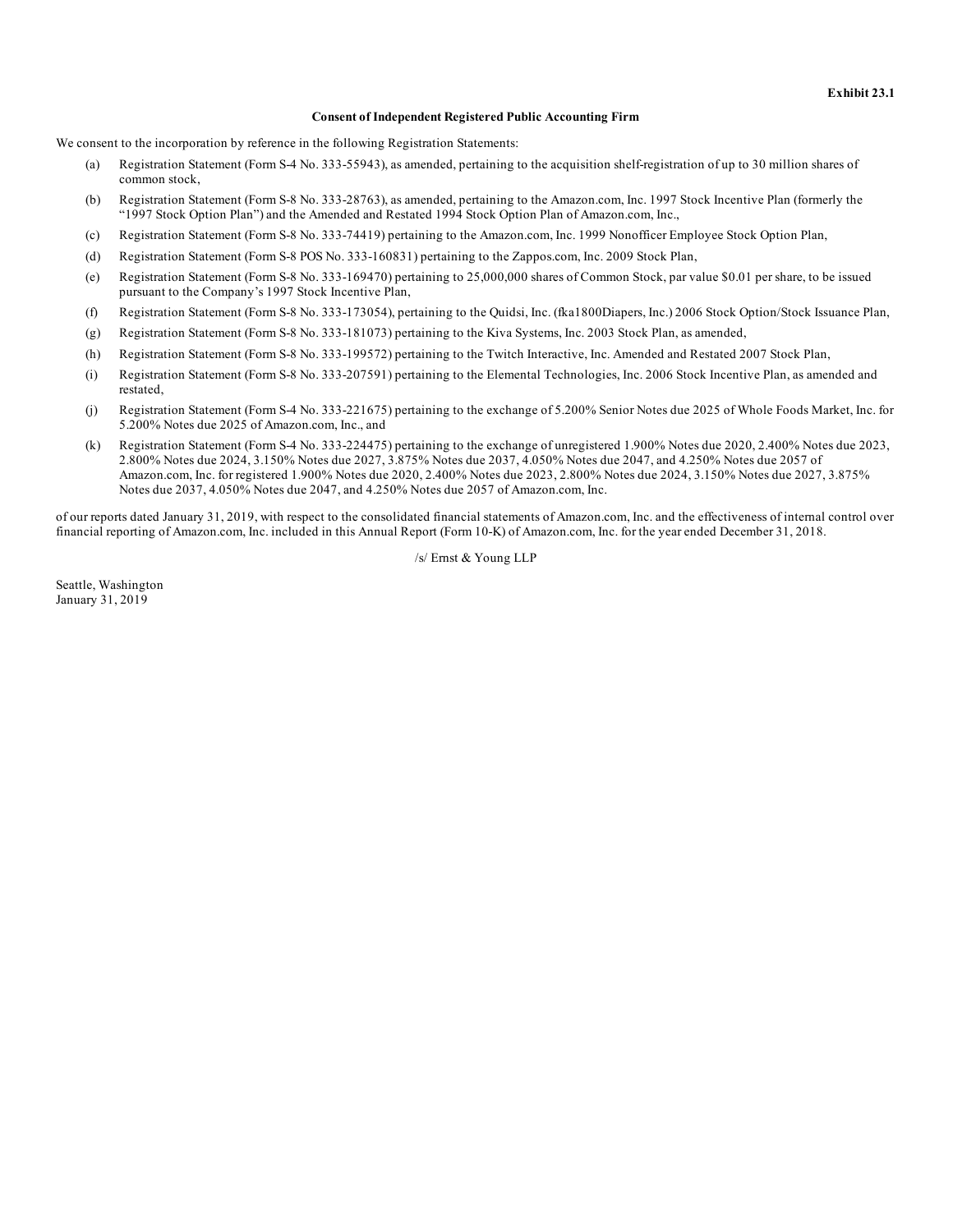**Exhibit 23.1**

**Consent of Independent Registered Public Accounting Firm**

We consent to the incorporation by reference in the following Registration Statements:

(a) Registration Statement (Form S-4 No. 333-55943), as amended, pertaining to the acquisition shelf-registration of up to 30 million shares of common stock,

(b) Registration Statement (Form S-8 No. 333-28763), as amended, pertaining to the Amazon.com, Inc. 1997 Stock Incentive Plan (formerly the "1997 Stock Option Plan") and the Amended and Restated 1994 Stock Option Plan of Amazon.com, Inc.,

(c) Registration Statement (Form S-8 No. 333-74419) pertaining to the Amazon.com, Inc. 1999 Nonofficer Employee Stock Option Plan,

(d) Registration Statement (Form S-8 POS No. 333-160831) pertaining to the Zappos.com, Inc. 2009 Stock Plan,

(e) Registration Statement (Form S-8 No. 333-169470) pertaining to 25,000,000 shares of Common Stock, par value $0.01 per share, to be issued pursuant to the Company's 1997 Stock Incentive Plan,

(f) Registration Statement (Form S-8 No. 333-173054), pertaining to the Quidsi, Inc. (fka1800Diapers, Inc.) 2006 Stock Option/Stock Issuance Plan,

(g) Registration Statement (Form S-8 No. 333-181073) pertaining to the Kiva Systems, Inc. 2003 Stock Plan, as amended,

(h) Registration Statement (Form S-8 No. 333-199572) pertaining to the Twitch Interactive, Inc. Amended and Restated 2007 Stock Plan,

(i) Registration Statement (Form S-8 No. 333-207591) pertaining to the Elemental Technologies, Inc. 2006 Stock Incentive Plan, as amended and restated,

(j) Registration Statement (Form S-4 No. 333-221675) pertaining to the exchange of 5.200% Senior Notes due 2025 of Whole Foods Market, Inc. for 5.200% Notes due 2025 of Amazon.com, Inc., and

(k) Registration Statement (Form S-4 No. 333-224475) pertaining to the exchange of unregistered 1.900% Notes due 2020, 2.400% Notes due 2023, 2.800% Notes due 2024, 3.150% Notes due 2027, 3.875% Notes due 2037, 4.050% Notes due 2047, and 4.250% Notes due 2057 of Amazon.com, Inc. for registered 1.900% Notes due 2020, 2.400% Notes due 2023, 2.800% Notes due 2024, 3.150% Notes due 2027, 3.875% Notes due 2037, 4.050% Notes due 2047, and 4.250% Notes due 2057 of Amazon.com, Inc.

of our reports dated January 31, 2019, with respect to the consolidated financial statements of Amazon.com, Inc. and the effectiveness of internal control over financial reporting of Amazon.com, Inc. included in this Annual Report (Form 10-K) of Amazon.com, Inc. for the year ended December 31, 2018.

/s/ Ernst & Young LLP

Seattle, Washington
January 31, 2019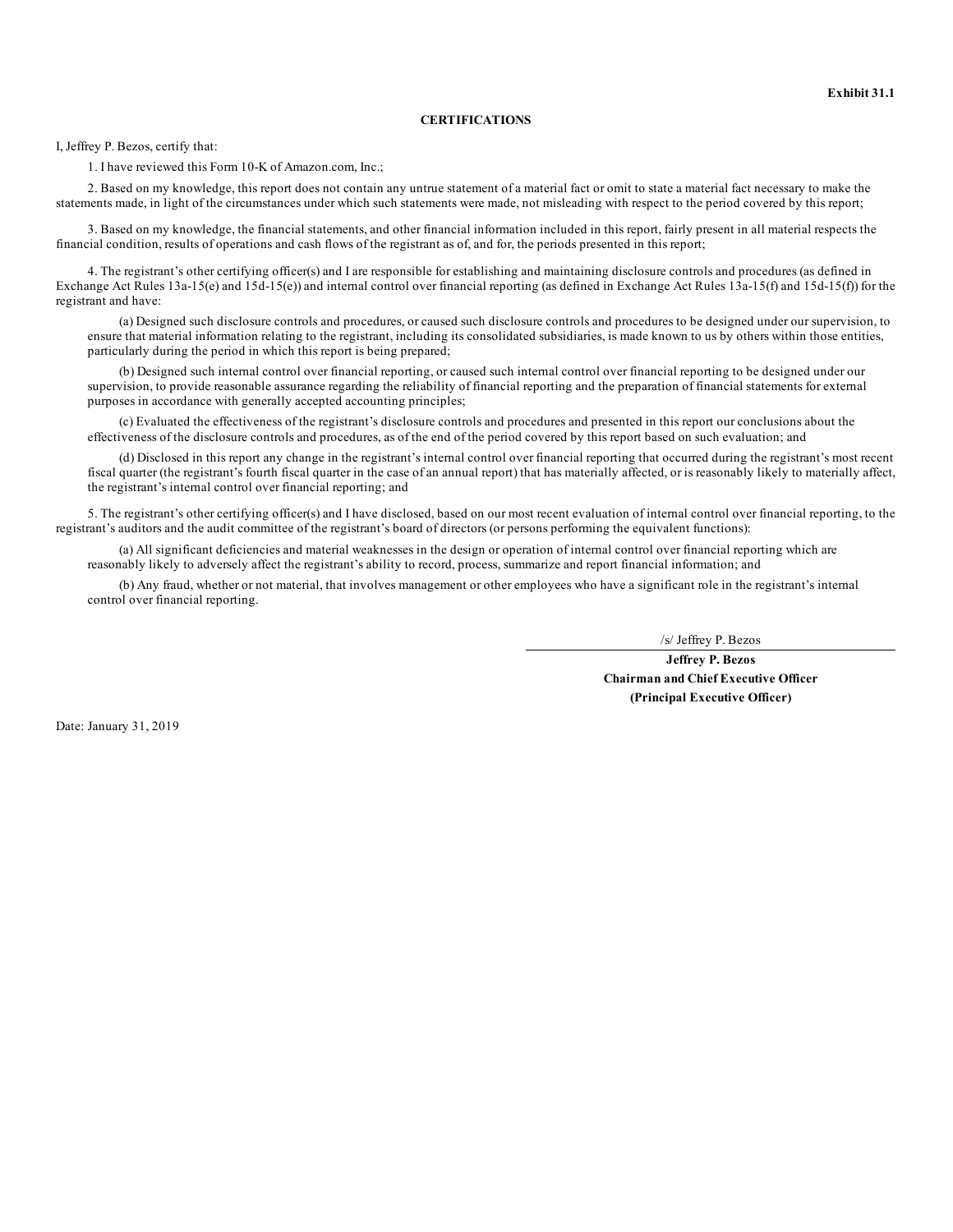**Exhibit 31.1**

**CERTIFICATIONS**

I, Jeffrey P. Bezos, certify that:

1. I have reviewed this Form 10-K of Amazon.com, Inc.;

2. Based on my knowledge, this report does not contain any untrue statement of a material fact or omit to state a material fact necessary to make the statements made, in light of the circumstances under which such statements were made, not misleading with respect to the period covered by this report;

3. Based on my knowledge, the financial statements, and other financial information included in this report, fairly present in all material respects the financial condition, results of operations and cash flows of the registrant as of, and for, the periods presented in this report;

4. The registrant's other certifying officer(s) and I are responsible for establishing and maintaining disclosure controls and procedures (as defined in Exchange Act Rules 13a-15(e) and 15d-15(e)) and internal control over financial reporting (as defined in Exchange Act Rules 13a-15(f) and 15d-15(f)) for the registrant and have:

(a) Designed such disclosure controls and procedures, or caused such disclosure controls and procedures to be designed under our supervision, to ensure that material information relating to the registrant, including its consolidated subsidiaries, is made known to us by others within those entities, particularly during the period in which this report is being prepared;

(b) Designed such internal control over financial reporting, or caused such internal control over financial reporting to be designed under our supervision, to provide reasonable assurance regarding the reliability of financial reporting and the preparation of financial statements for external purposes in accordance with generally accepted accounting principles;

(c) Evaluated the effectiveness of the registrant's disclosure controls and procedures and presented in this report our conclusions about the effectiveness of the disclosure controls and procedures, as of the end of the period covered by this report based on such evaluation; and

(d) Disclosed in this report any change in the registrant's internal control over financial reporting that occurred during the registrant's most recent fiscal quarter (the registrant's fourth fiscal quarter in the case of an annual report) that has materially affected, or is reasonably likely to materially affect, the registrant's internal control over financial reporting; and

5. The registrant's other certifying officer(s) and I have disclosed, based on our most recent evaluation of internal control over financial reporting, to the registrant's auditors and the audit committee of the registrant's board of directors (or persons performing the equivalent functions):

(a) All significant deficiencies and material weaknesses in the design or operation of internal control over financial reporting which are reasonably likely to adversely affect the registrant's ability to record, process, summarize and report financial information; and

(b) Any fraud, whether or not material, that involves management or other employees who have a significant role in the registrant's internal control over financial reporting.

/s/ Jeffrey P. Bezos

**Jeffrey P. Bezos**
**Chairman and Chief Executive Officer**
**(Principal Executive Officer)**

Date: January 31, 2019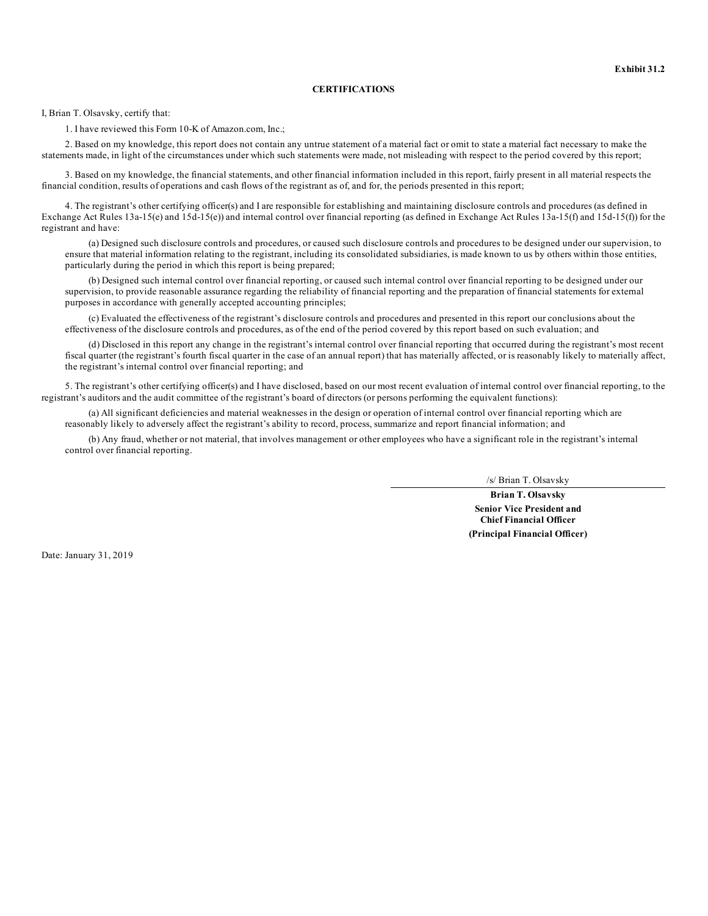**Exhibit 31.2**

**CERTIFICATIONS**

I, Brian T. Olsavsky, certify that:

1. I have reviewed this Form 10-K of Amazon.com, Inc.;

2. Based on my knowledge, this report does not contain any untrue statement of a material fact or omit to state a material fact necessary to make the statements made, in light of the circumstances under which such statements were made, not misleading with respect to the period covered by this report;

3. Based on my knowledge, the financial statements, and other financial information included in this report, fairly present in all material respects the financial condition, results of operations and cash flows of the registrant as of, and for, the periods presented in this report;

4. The registrant's other certifying officer(s) and I are responsible for establishing and maintaining disclosure controls and procedures (as defined in Exchange Act Rules 13a-15(e) and 15d-15(e)) and internal control over financial reporting (as defined in Exchange Act Rules 13a-15(f) and 15d-15(f)) for the registrant and have:

(a) Designed such disclosure controls and procedures, or caused such disclosure controls and procedures to be designed under our supervision, to ensure that material information relating to the registrant, including its consolidated subsidiaries, is made known to us by others within those entities, particularly during the period in which this report is being prepared;

(b) Designed such internal control over financial reporting, or caused such internal control over financial reporting to be designed under our supervision, to provide reasonable assurance regarding the reliability of financial reporting and the preparation of financial statements for external purposes in accordance with generally accepted accounting principles;

(c) Evaluated the effectiveness of the registrant's disclosure controls and procedures and presented in this report our conclusions about the effectiveness of the disclosure controls and procedures, as of the end of the period covered by this report based on such evaluation; and

(d) Disclosed in this report any change in the registrant's internal control over financial reporting that occurred during the registrant's most recent fiscal quarter (the registrant's fourth fiscal quarter in the case of an annual report) that has materially affected, or is reasonably likely to materially affect, the registrant's internal control over financial reporting; and

5. The registrant's other certifying officer(s) and I have disclosed, based on our most recent evaluation of internal control over financial reporting, to the registrant's auditors and the audit committee of the registrant's board of directors (or persons performing the equivalent functions):

(a) All significant deficiencies and material weaknesses in the design or operation of internal control over financial reporting which are reasonably likely to adversely affect the registrant's ability to record, process, summarize and report financial information; and

(b) Any fraud, whether or not material, that involves management or other employees who have a significant role in the registrant's internal control over financial reporting.

/s/ Brian T. Olsavsky

**Brian T. Olsavsky**
**Senior Vice President and**
**Chief Financial Officer**
**(Principal Financial Officer)**

Date: January 31, 2019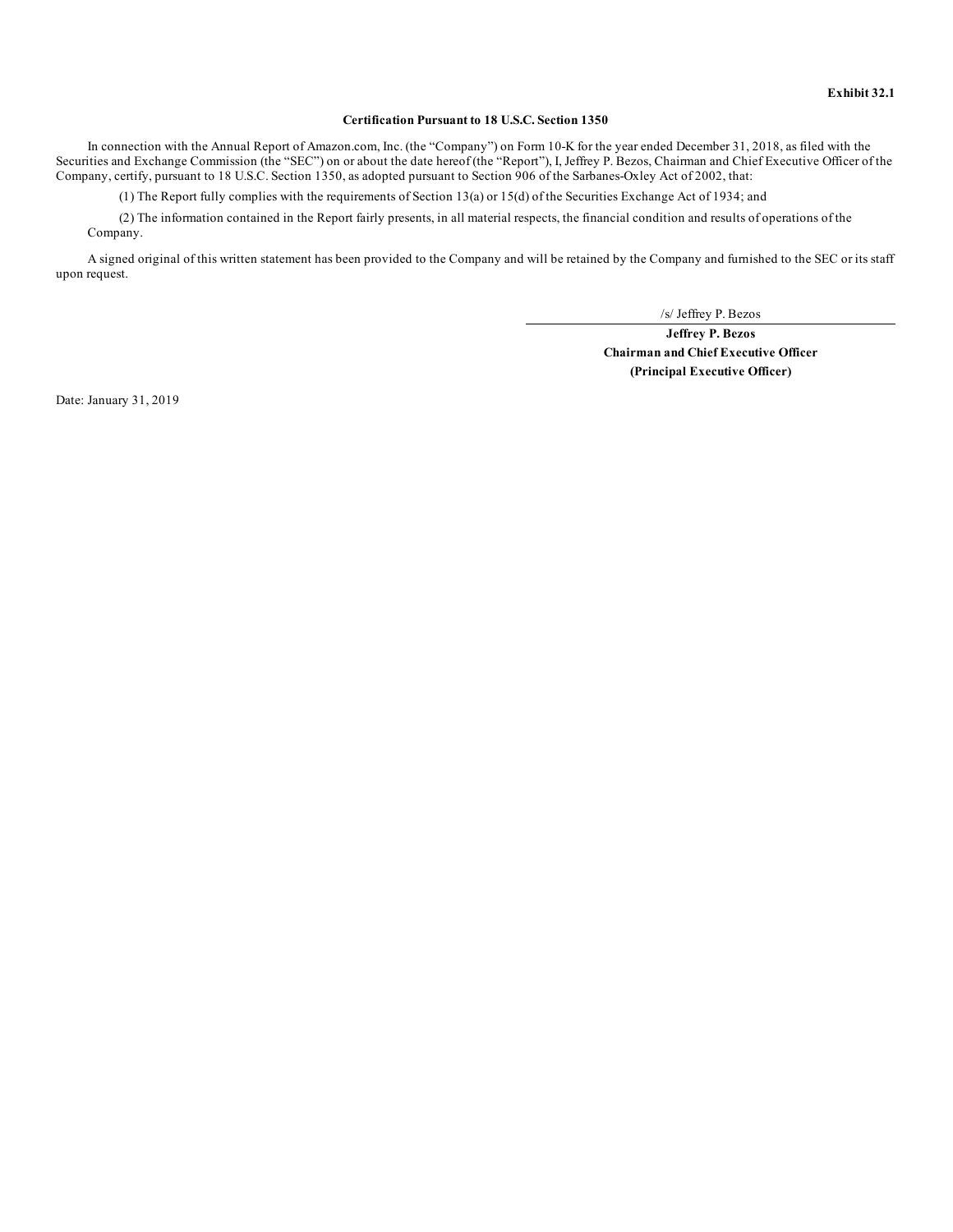**Exhibit 32.1**

**Certification Pursuant to 18 U.S.C. Section 1350**

In connection with the Annual Report of Amazon.com, Inc. (the "Company") on Form 10-K for the year ended December 31, 2018, as filed with the Securities and Exchange Commission (the "SEC") on or about the date hereof (the "Report"), I, Jeffrey P. Bezos, Chairman and Chief Executive Officer of the Company, certify, pursuant to 18 U.S.C. Section 1350, as adopted pursuant to Section 906 of the Sarbanes-Oxley Act of 2002, that:

(1) The Report fully complies with the requirements of Section 13(a) or 15(d) of the Securities Exchange Act of 1934; and

(2) The information contained in the Report fairly presents, in all material respects, the financial condition and results of operations of the Company.

A signed original of this written statement has been provided to the Company and will be retained by the Company and furnished to the SEC or its staff upon request.

/s/ Jeffrey P. Bezos

**Jeffrey P. Bezos**
**Chairman and Chief Executive Officer**
**(Principal Executive Officer)**

Date: January 31, 2019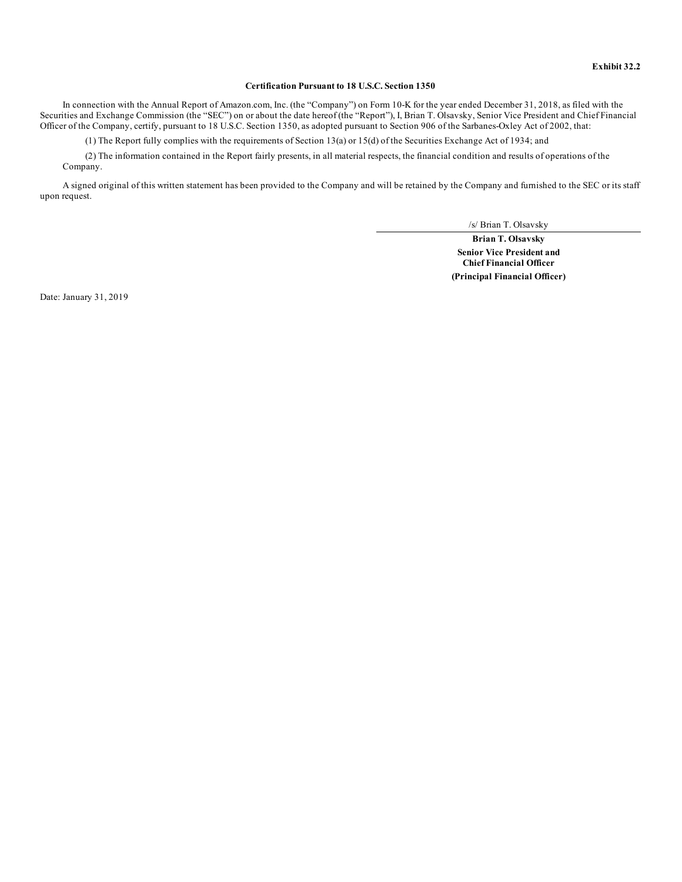**Exhibit 32.2**

**Certification Pursuant to 18 U.S.C. Section 1350**

In connection with the Annual Report of Amazon.com, Inc. (the "Company") on Form 10-K for the year ended December 31, 2018, as filed with the Securities and Exchange Commission (the "SEC") on or about the date hereof (the "Report"), I, Brian T. Olsavsky, Senior Vice President and Chief Financial Officer of the Company, certify, pursuant to 18 U.S.C. Section 1350, as adopted pursuant to Section 906 of the Sarbanes-Oxley Act of 2002, that:

(1) The Report fully complies with the requirements of Section 13(a) or 15(d) of the Securities Exchange Act of 1934; and

(2) The information contained in the Report fairly presents, in all material respects, the financial condition and results of operations of the Company.

A signed original of this written statement has been provided to the Company and will be retained by the Company and furnished to the SEC or its staff upon request.

/s/ Brian T. Olsavsky

**Brian T. Olsavsky**

**Senior Vice President and Chief Financial Officer**

**(Principal Financial Officer)**

Date: January 31, 2019